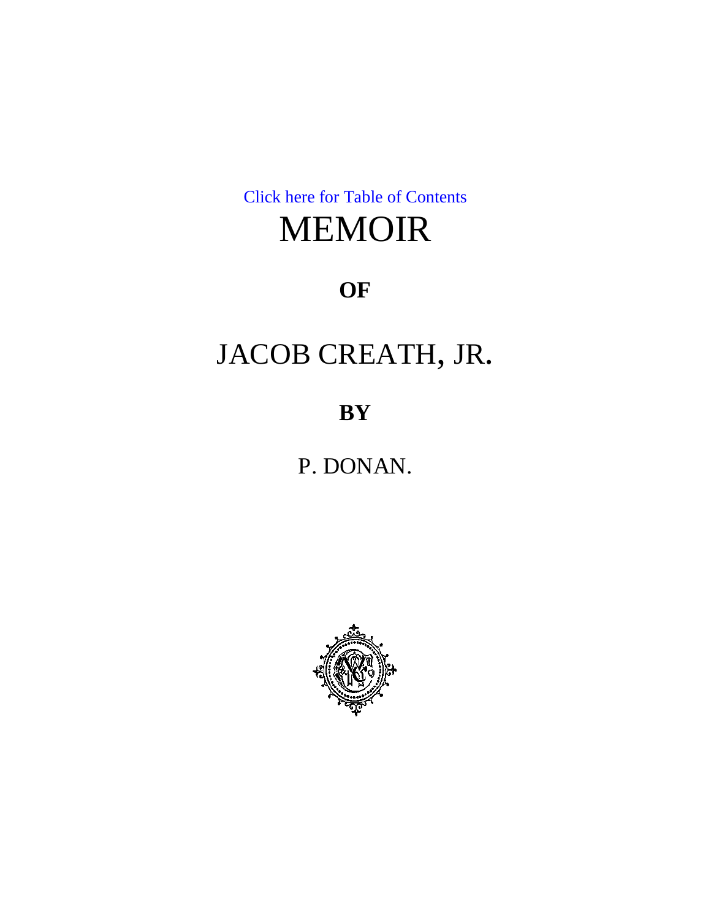Click here for Table of Contents

# MEMOIR

**OF**

# JACOB CREATH, JR.

**BY**

P. DONAN.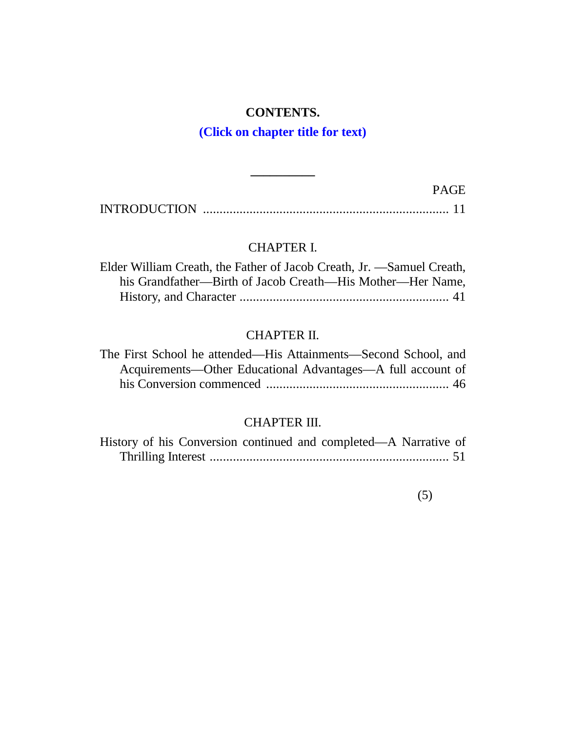# CONTENTS.

**(Click on chapter title for text)**

---

PAGE

INTRODUCTION ........................................................................ 11

CHAPTER I.

Elder William Creath, the Father of Jacob Creath, Jr. —Samuel Creath, his Grandfather—Birth of Jacob Creath—His Mother—Her Name, History, and Character ............................................................ 41

CHAPTER II.

The First School he attended—His Attainments—Second School, and Acquirements—Other Educational Advantages—A full account of his Conversion commenced ..................................................... 46

CHAPTER III.

History of his Conversion continued and completed—A Narrative of Thrilling Interest ....................................................................... 51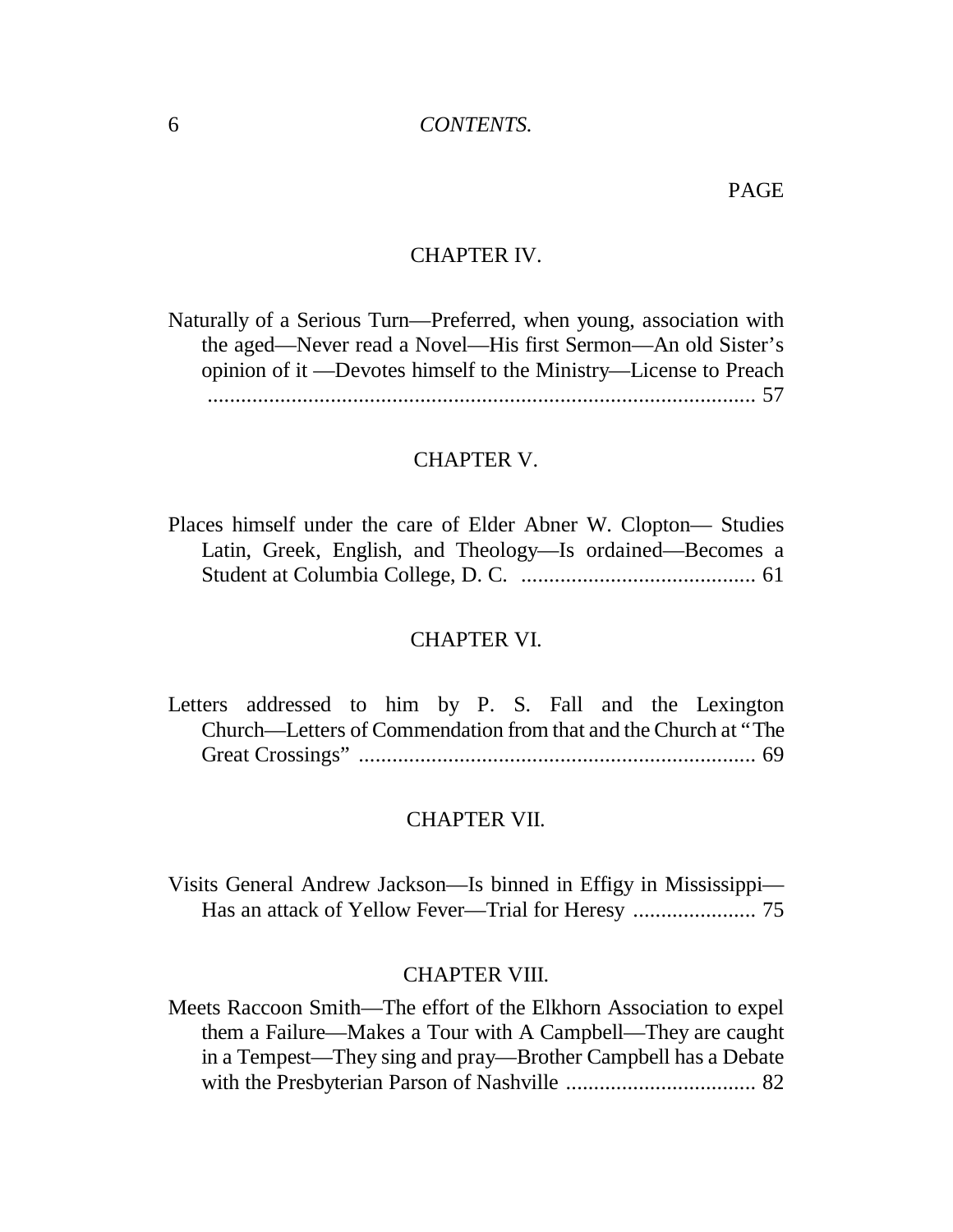PAGE

CHAPTER IV.

Naturally of a Serious Turn—Preferred, when young, association with the aged—Never read a Novel—His first Sermon—An old Sister's opinion of it —Devotes himself to the Ministry—License to Preach .................................................................................................. 57

CHAPTER V.

Places himself under the care of Elder Abner W. Clopton— Studies Latin, Greek, English, and Theology—Is ordained—Becomes a Student at Columbia College, D. C. .......................................... 61

CHAPTER VI.

Letters addressed to him by P. S. Fall and the Lexington Church—Letters of Commendation from that and the Church at "The Great Crossings" ....................................................................... 69

CHAPTER VII.

Visits General Andrew Jackson—Is binned in Effigy in Mississippi—Has an attack of Yellow Fever—Trial for Heresy ...................... 75

CHAPTER VIII.

Meets Raccoon Smith—The effort of the Elkhorn Association to expel them a Failure—Makes a Tour with A Campbell—They are caught in a Tempest—They sing and pray—Brother Campbell has a Debate with the Presbyterian Parson of Nashville .................................. 82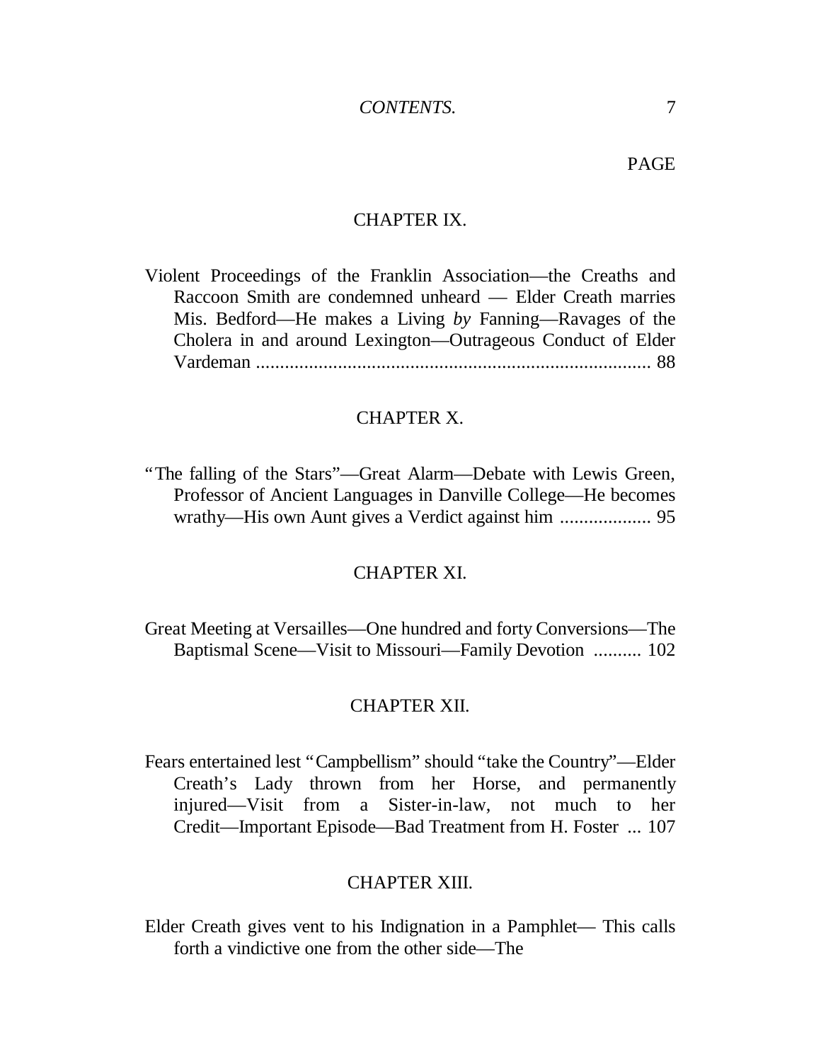PAGE

CHAPTER IX.

Violent Proceedings of the Franklin Association—the Creaths and Raccoon Smith are condemned unheard — Elder Creath marries Mis. Bedford—He makes a Living *by* Fanning—Ravages of the Cholera in and around Lexington—Outrageous Conduct of Elder Vardeman .................................................................................. 88

CHAPTER X.

"The falling of the Stars"—Great Alarm—Debate with Lewis Green, Professor of Ancient Languages in Danville College—He becomes wrathy—His own Aunt gives a Verdict against him ................... 95

CHAPTER XI.

Great Meeting at Versailles—One hundred and forty Conversions—The Baptismal Scene—Visit to Missouri—Family Devotion .......... 102

CHAPTER XII.

Fears entertained lest "Campbellism" should "take the Country"—Elder Creath's Lady thrown from her Horse, and permanently injured—Visit from a Sister-in-law, not much to her Credit—Important Episode—Bad Treatment from H. Foster ... 107

CHAPTER XIII.

Elder Creath gives vent to his Indignation in a Pamphlet— This calls forth a vindictive one from the other side—The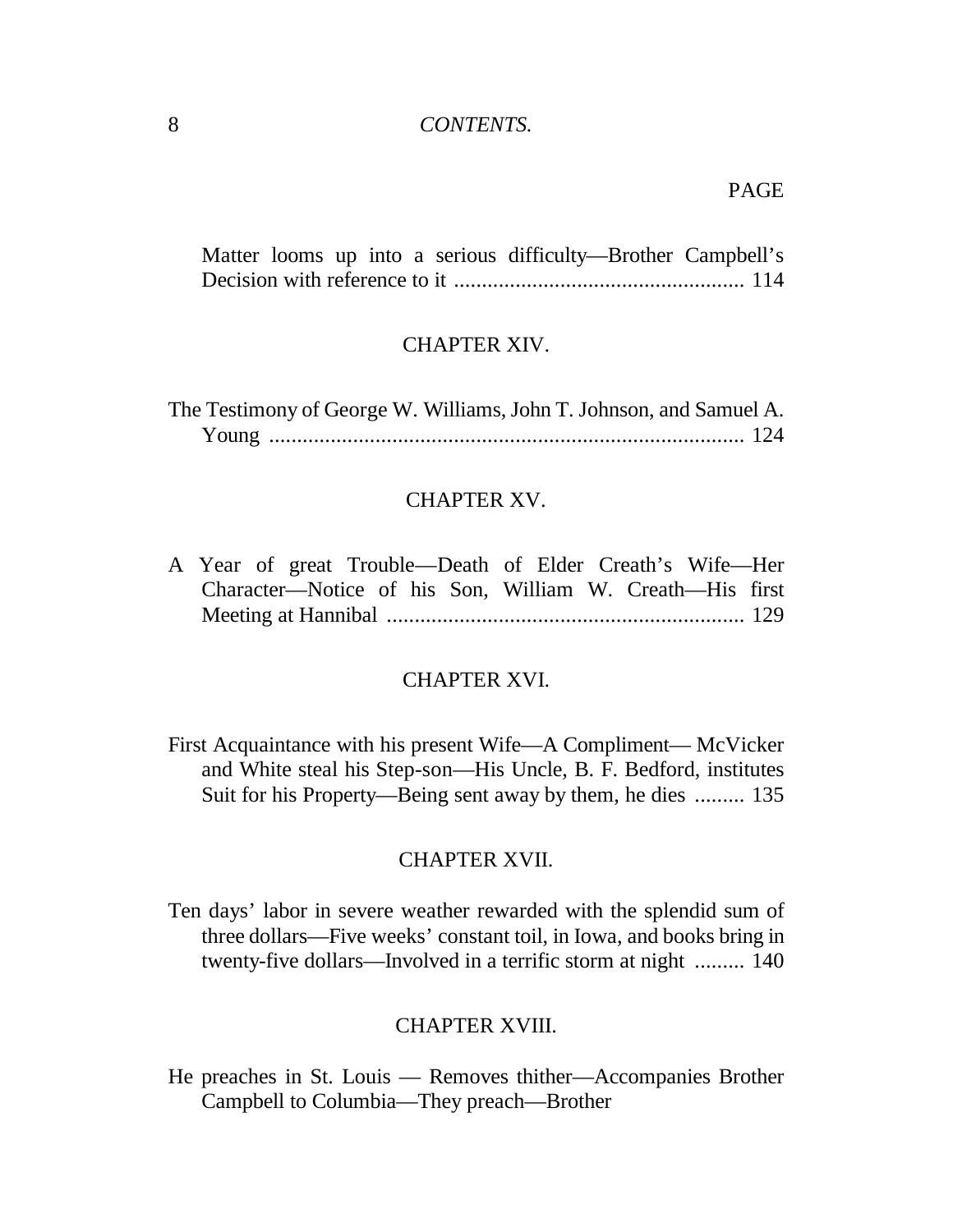PAGE

Matter looms up into a serious difficulty—Brother Campbell's Decision with reference to it .................................................... 114

CHAPTER XIV.

The Testimony of George W. Williams, John T. Johnson, and Samuel A. Young ..................................................................................... 124

CHAPTER XV.

A Year of great Trouble—Death of Elder Creath's Wife—Her Character—Notice of his Son, William W. Creath—His first Meeting at Hannibal ................................................................ 129

CHAPTER XVI.

First Acquaintance with his present Wife—A Compliment— McVicker and White steal his Step-son—His Uncle, B. F. Bedford, institutes Suit for his Property—Being sent away by them, he dies ......... 135

CHAPTER XVII.

Ten days' labor in severe weather rewarded with the splendid sum of three dollars—Five weeks' constant toil, in Iowa, and books bring in twenty-five dollars—Involved in a terrific storm at night ......... 140

CHAPTER XVIII.

He preaches in St. Louis — Removes thither—Accompanies Brother Campbell to Columbia—They preach—Brother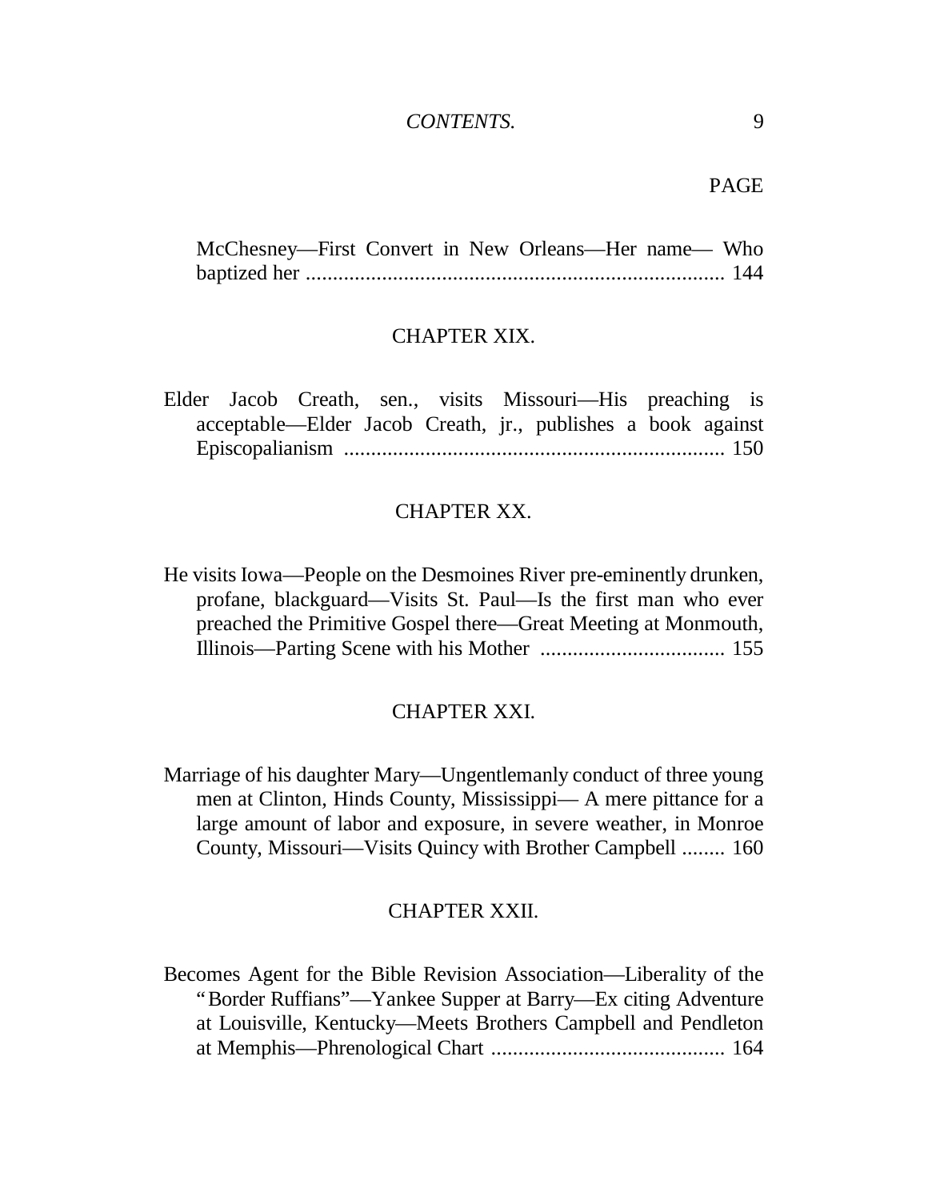PAGE

McChesney—First Convert in New Orleans—Her name— Who baptized her ........................................................................... 144

CHAPTER XIX.

Elder Jacob Creath, sen., visits Missouri—His preaching is acceptable—Elder Jacob Creath, jr., publishes a book against Episcopalianism ..................................................................... 150

CHAPTER XX.

He visits Iowa—People on the Desmoines River pre-eminently drunken, profane, blackguard—Visits St. Paul—Is the first man who ever preached the Primitive Gospel there—Great Meeting at Monmouth, Illinois—Parting Scene with his Mother .................................. 155

CHAPTER XXI.

Marriage of his daughter Mary—Ungentlemanly conduct of three young men at Clinton, Hinds County, Mississippi— A mere pittance for a large amount of labor and exposure, in severe weather, in Monroe County, Missouri—Visits Quincy with Brother Campbell ........ 160

CHAPTER XXII.

Becomes Agent for the Bible Revision Association—Liberality of the "Border Ruffians"—Yankee Supper at Barry—Ex citing Adventure at Louisville, Kentucky—Meets Brothers Campbell and Pendleton at Memphis—Phrenological Chart .......................................... 164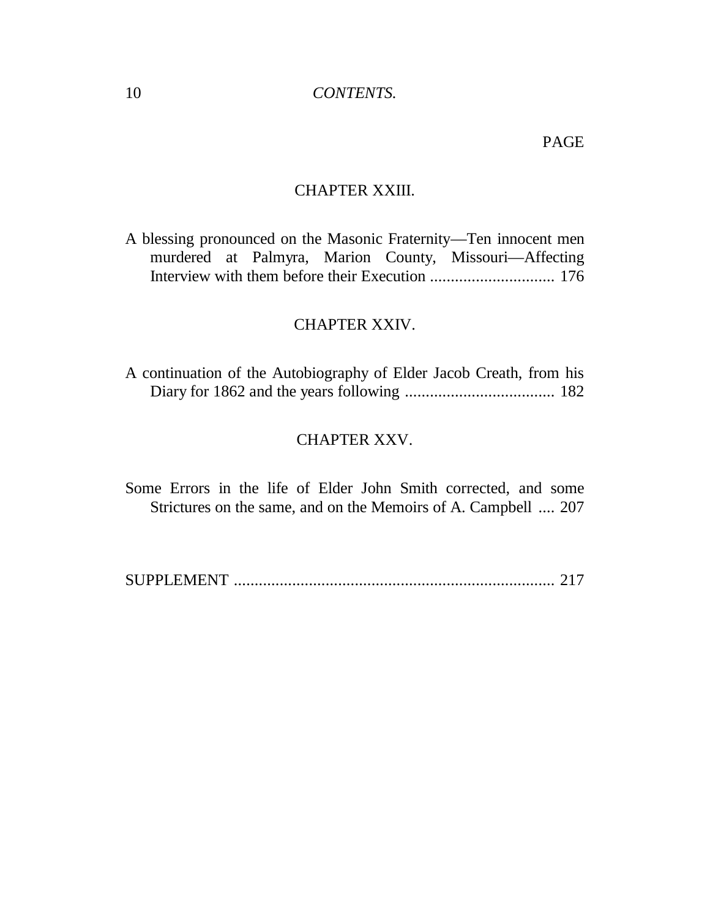PAGE

## CHAPTER XXIII.

A blessing pronounced on the Masonic Fraternity—Ten innocent men murdered at Palmyra, Marion County, Missouri—Affecting Interview with them before their Execution .............................. 176

## CHAPTER XXIV.

A continuation of the Autobiography of Elder Jacob Creath, from his Diary for 1862 and the years following .................................... 182

## CHAPTER XXV.

Some Errors in the life of Elder John Smith corrected, and some Strictures on the same, and on the Memoirs of A. Campbell .... 207

SUPPLEMENT ............................................................................. 217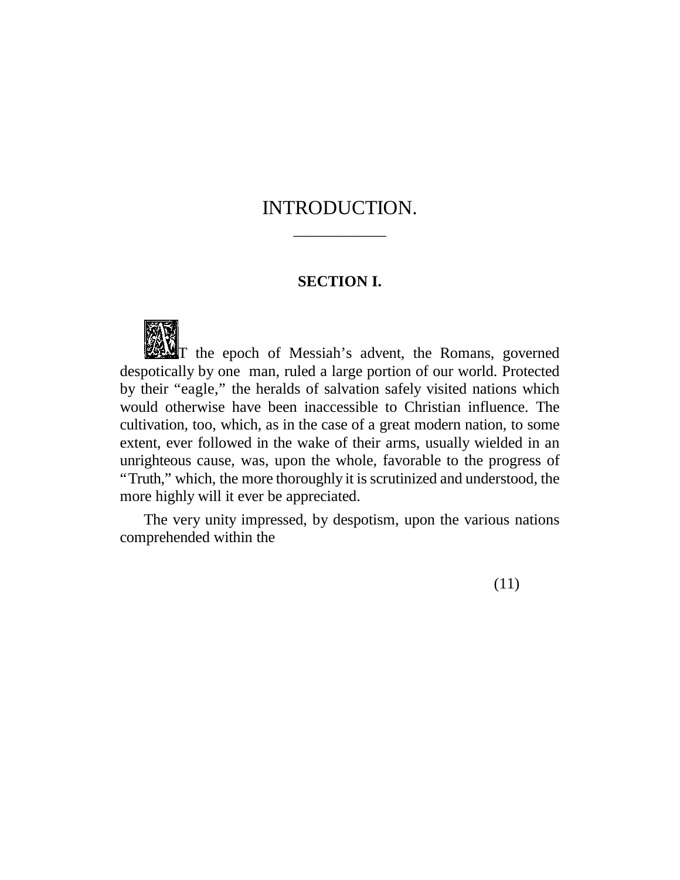# INTRODUCTION.

## SECTION I.

AT the epoch of Messiah's advent, the Romans, governed despotically by one man, ruled a large portion of our world. Protected by their "eagle," the heralds of salvation safely visited nations which would otherwise have been inaccessible to Christian influence. The cultivation, too, which, as in the case of a great modern nation, to some extent, ever followed in the wake of their arms, usually wielded in an unrighteous cause, was, upon the whole, favorable to the progress of "Truth," which, the more thoroughly it is scrutinized and understood, the more highly will it ever be appreciated.

The very unity impressed, by despotism, upon the various nations comprehended within the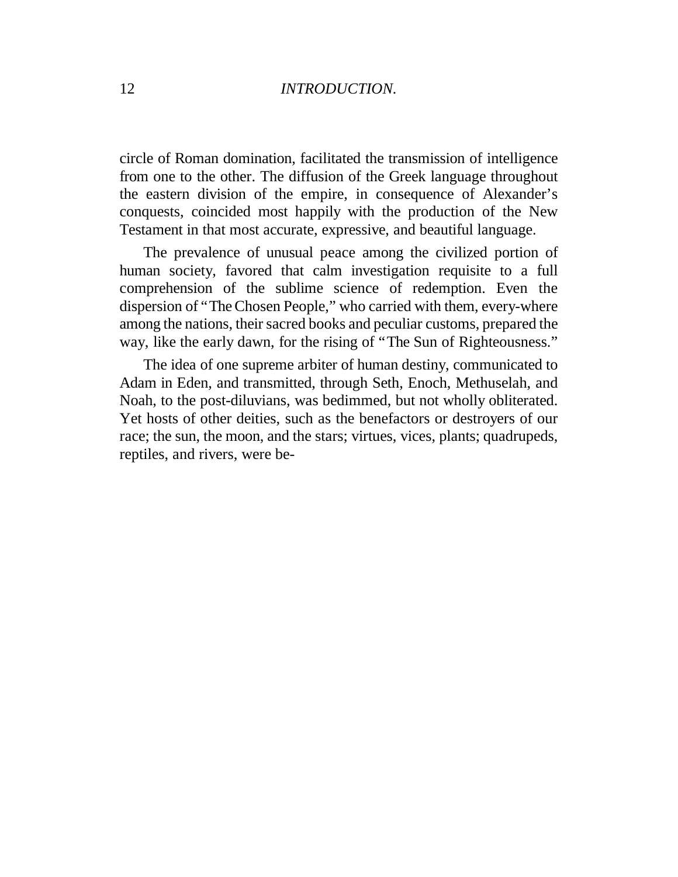circle of Roman domination, facilitated the transmission of intelligence from one to the other. The diffusion of the Greek language throughout the eastern division of the empire, in consequence of Alexander's conquests, coincided most happily with the production of the New Testament in that most accurate, expressive, and beautiful language.

The prevalence of unusual peace among the civilized portion of human society, favored that calm investigation requisite to a full comprehension of the sublime science of redemption. Even the dispersion of "The Chosen People," who carried with them, every-where among the nations, their sacred books and peculiar customs, prepared the way, like the early dawn, for the rising of "The Sun of Righteousness."

The idea of one supreme arbiter of human destiny, communicated to Adam in Eden, and transmitted, through Seth, Enoch, Methuselah, and Noah, to the post-diluvians, was bedimmed, but not wholly obliterated. Yet hosts of other deities, such as the benefactors or destroyers of our race; the sun, the moon, and the stars; virtues, vices, plants; quadrupeds, reptiles, and rivers, were be-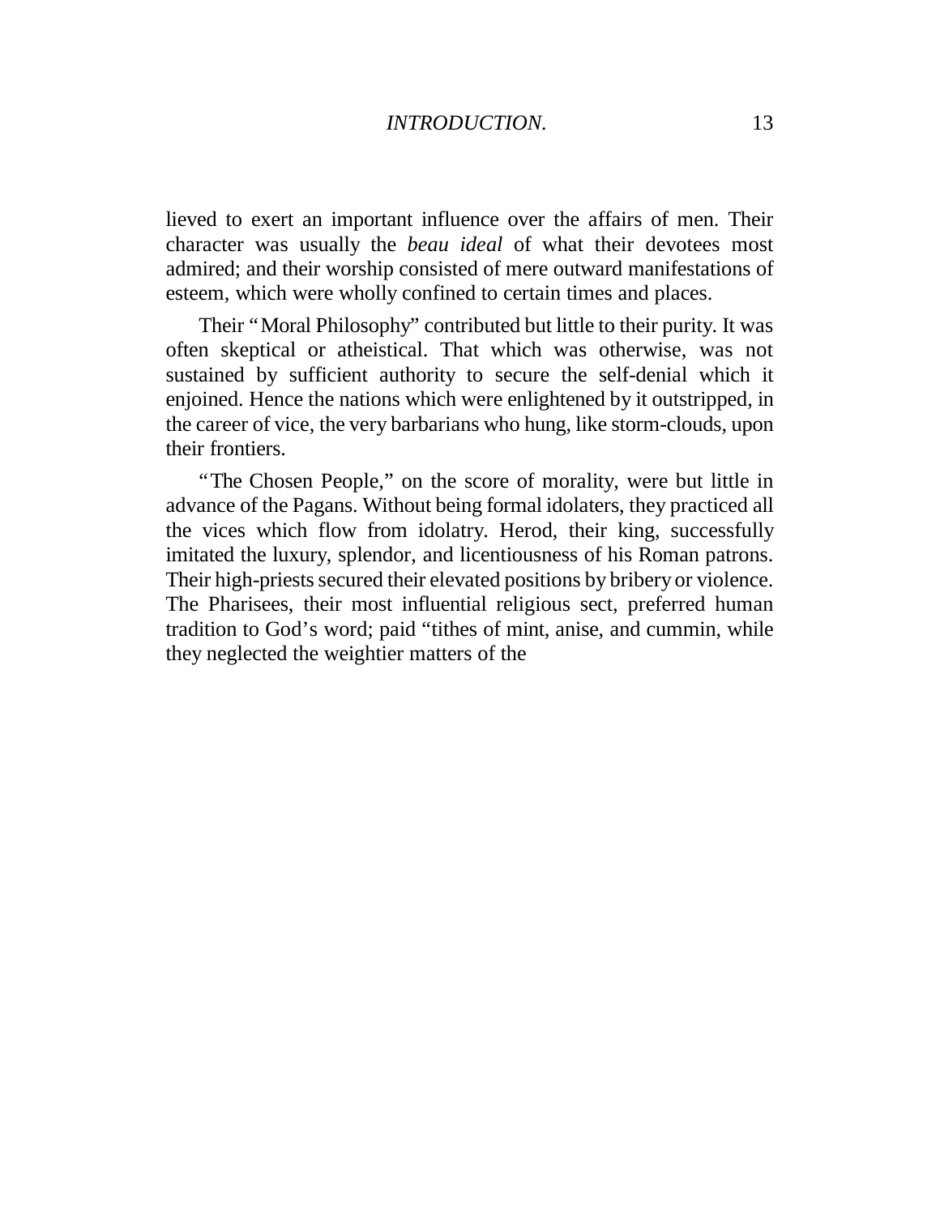lieved to exert an important influence over the affairs of men. Their character was usually the *beau ideal* of what their devotees most admired; and their worship consisted of mere outward manifestations of esteem, which were wholly confined to certain times and places.

Their "Moral Philosophy" contributed but little to their purity. It was often skeptical or atheistical. That which was otherwise, was not sustained by sufficient authority to secure the self-denial which it enjoined. Hence the nations which were enlightened by it outstripped, in the career of vice, the very barbarians who hung, like storm-clouds, upon their frontiers.

"The Chosen People," on the score of morality, were but little in advance of the Pagans. Without being formal idolaters, they practiced all the vices which flow from idolatry. Herod, their king, successfully imitated the luxury, splendor, and licentiousness of his Roman patrons. Their high-priests secured their elevated positions by bribery or violence. The Pharisees, their most influential religious sect, preferred human tradition to God's word; paid "tithes of mint, anise, and cummin, while they neglected the weightier matters of the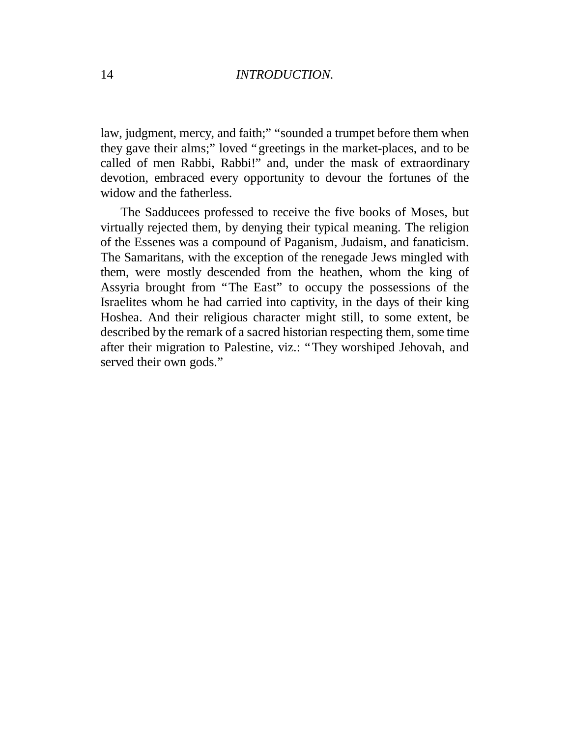law, judgment, mercy, and faith;" "sounded a trumpet before them when they gave their alms;" loved "greetings in the market-places, and to be called of men Rabbi, Rabbi!" and, under the mask of extraordinary devotion, embraced every opportunity to devour the fortunes of the widow and the fatherless.

The Sadducees professed to receive the five books of Moses, but virtually rejected them, by denying their typical meaning. The religion of the Essenes was a compound of Paganism, Judaism, and fanaticism. The Samaritans, with the exception of the renegade Jews mingled with them, were mostly descended from the heathen, whom the king of Assyria brought from "The East" to occupy the possessions of the Israelites whom he had carried into captivity, in the days of their king Hoshea. And their religious character might still, to some extent, be described by the remark of a sacred historian respecting them, some time after their migration to Palestine, viz.: "They worshiped Jehovah, and served their own gods."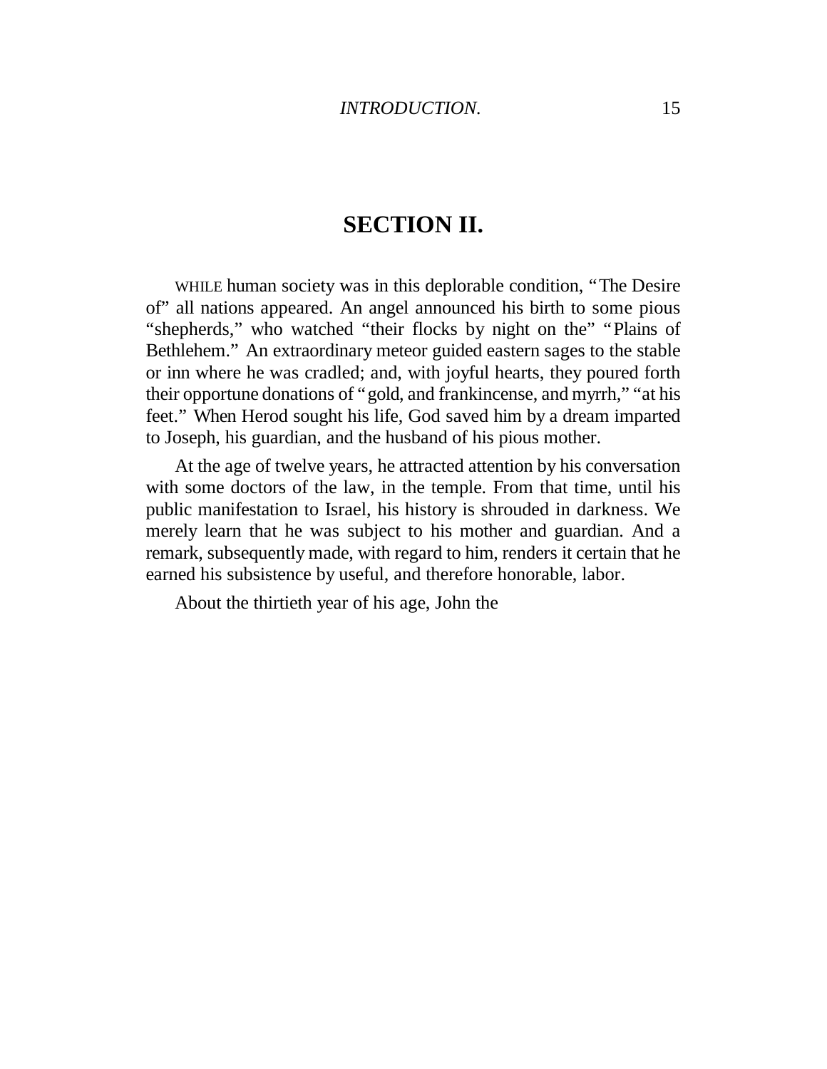## SECTION II.

WHILE human society was in this deplorable condition, "The Desire of" all nations appeared. An angel announced his birth to some pious "shepherds," who watched "their flocks by night on the" "Plains of Bethlehem." An extraordinary meteor guided eastern sages to the stable or inn where he was cradled; and, with joyful hearts, they poured forth their opportune donations of "gold, and frankincense, and myrrh," "at his feet." When Herod sought his life, God saved him by a dream imparted to Joseph, his guardian, and the husband of his pious mother.

At the age of twelve years, he attracted attention by his conversation with some doctors of the law, in the temple. From that time, until his public manifestation to Israel, his history is shrouded in darkness. We merely learn that he was subject to his mother and guardian. And a remark, subsequently made, with regard to him, renders it certain that he earned his subsistence by useful, and therefore honorable, labor.

About the thirtieth year of his age, John the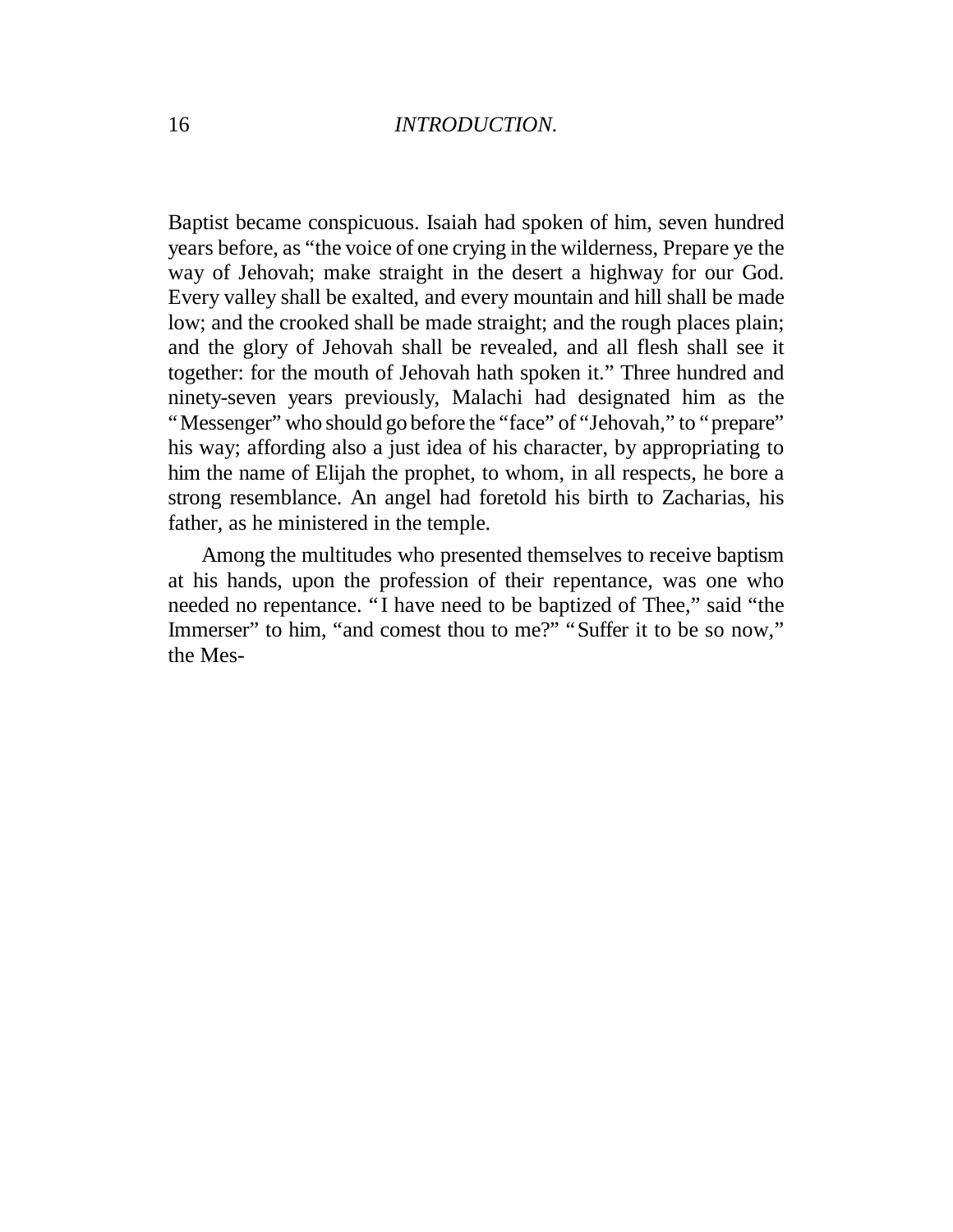Baptist became conspicuous. Isaiah had spoken of him, seven hundred years before, as "the voice of one crying in the wilderness, Prepare ye the way of Jehovah; make straight in the desert a highway for our God. Every valley shall be exalted, and every mountain and hill shall be made low; and the crooked shall be made straight; and the rough places plain; and the glory of Jehovah shall be revealed, and all flesh shall see it together: for the mouth of Jehovah hath spoken it." Three hundred and ninety-seven years previously, Malachi had designated him as the "Messenger" who should go before the "face" of "Jehovah," to "prepare" his way; affording also a just idea of his character, by appropriating to him the name of Elijah the prophet, to whom, in all respects, he bore a strong resemblance. An angel had foretold his birth to Zacharias, his father, as he ministered in the temple.

Among the multitudes who presented themselves to receive baptism at his hands, upon the profession of their repentance, was one who needed no repentance. "I have need to be baptized of Thee," said "the Immerser" to him, "and comest thou to me?" "Suffer it to be so now," the Mes-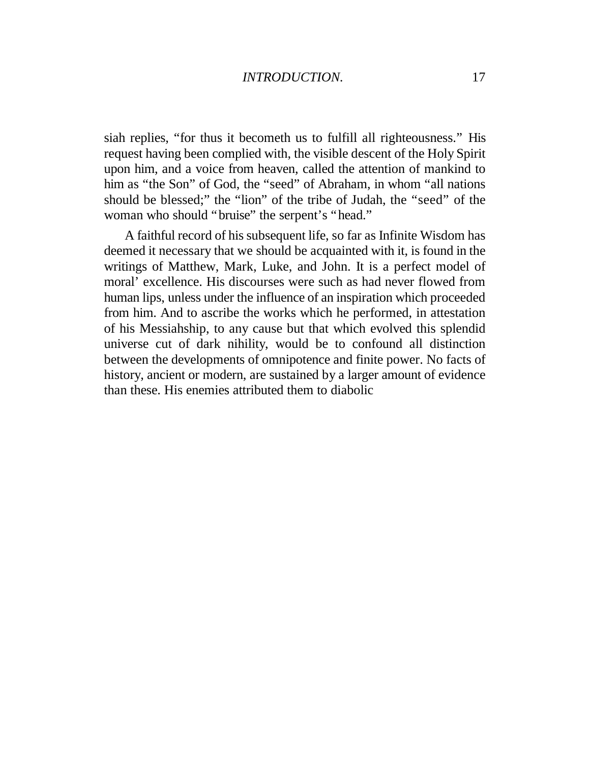siah replies, "for thus it becometh us to fulfill all righteousness." His request having been complied with, the visible descent of the Holy Spirit upon him, and a voice from heaven, called the attention of mankind to him as "the Son" of God, the "seed" of Abraham, in whom "all nations should be blessed;" the "lion" of the tribe of Judah, the "seed" of the woman who should "bruise" the serpent's "head."

A faithful record of his subsequent life, so far as Infinite Wisdom has deemed it necessary that we should be acquainted with it, is found in the writings of Matthew, Mark, Luke, and John. It is a perfect model of moral' excellence. His discourses were such as had never flowed from human lips, unless under the influence of an inspiration which proceeded from him. And to ascribe the works which he performed, in attestation of his Messiahship, to any cause but that which evolved this splendid universe cut of dark nihility, would be to confound all distinction between the developments of omnipotence and finite power. No facts of history, ancient or modern, are sustained by a larger amount of evidence than these. His enemies attributed them to diabolic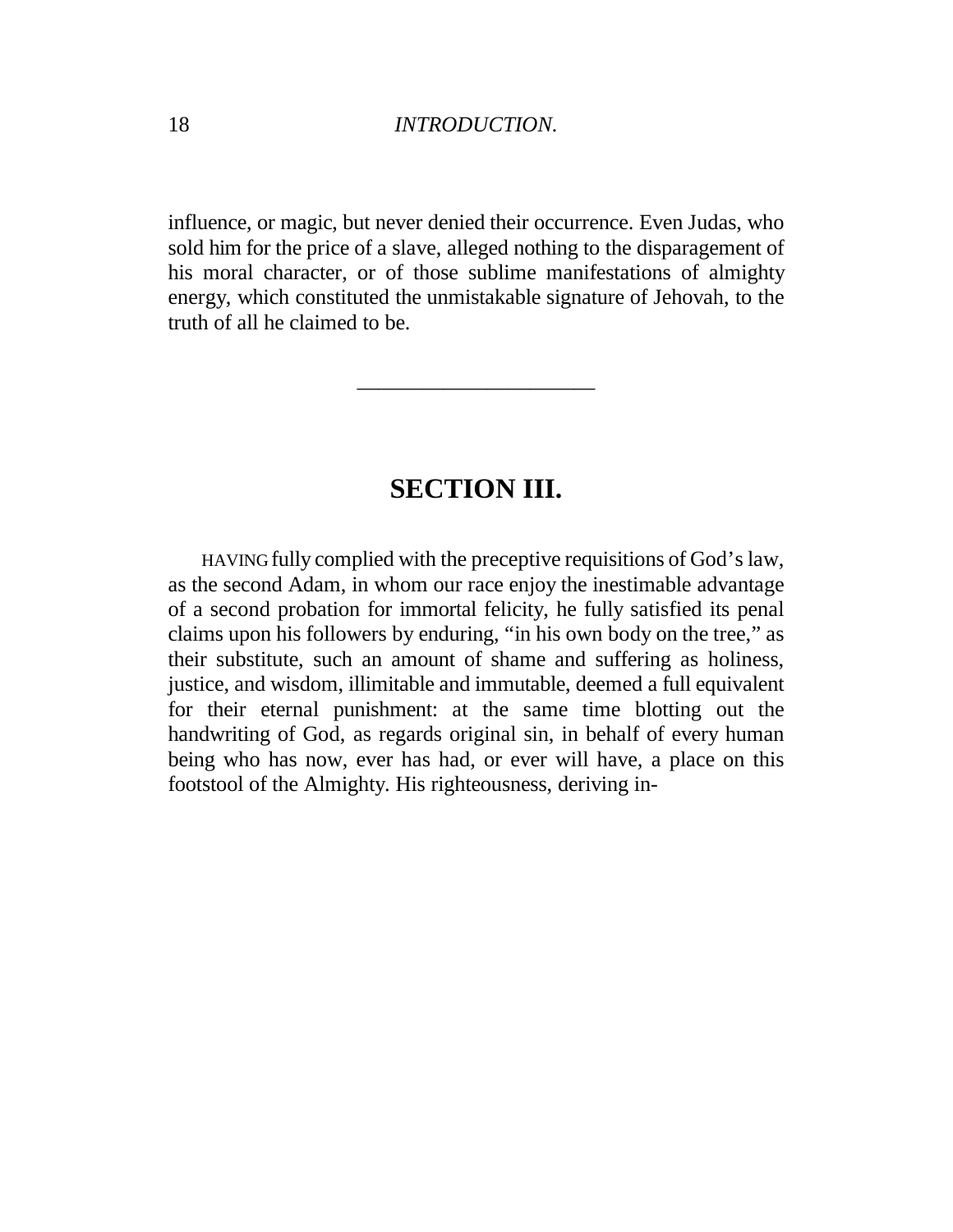influence, or magic, but never denied their occurrence. Even Judas, who sold him for the price of a slave, alleged nothing to the disparagement of his moral character, or of those sublime manifestations of almighty energy, which constituted the unmistakable signature of Jehovah, to the truth of all he claimed to be.

---

## SECTION III.

HAVING fully complied with the preceptive requisitions of God's law, as the second Adam, in whom our race enjoy the inestimable advantage of a second probation for immortal felicity, he fully satisfied its penal claims upon his followers by enduring, "in his own body on the tree," as their substitute, such an amount of shame and suffering as holiness, justice, and wisdom, illimitable and immutable, deemed a full equivalent for their eternal punishment: at the same time blotting out the handwriting of God, as regards original sin, in behalf of every human being who has now, ever has had, or ever will have, a place on this footstool of the Almighty. His righteousness, deriving in-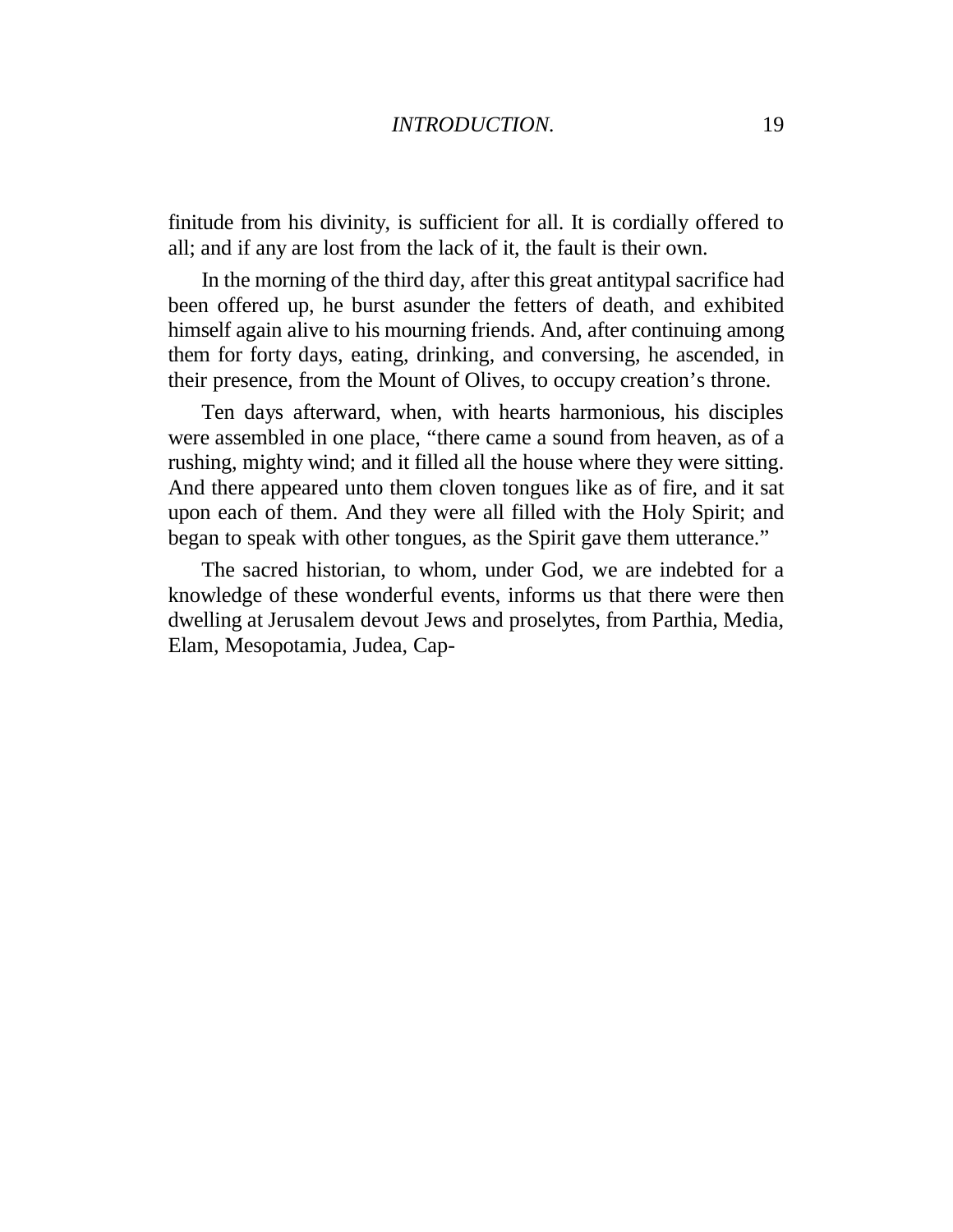finitude from his divinity, is sufficient for all. It is cordially offered to all; and if any are lost from the lack of it, the fault is their own.

In the morning of the third day, after this great antitypal sacrifice had been offered up, he burst asunder the fetters of death, and exhibited himself again alive to his mourning friends. And, after continuing among them for forty days, eating, drinking, and conversing, he ascended, in their presence, from the Mount of Olives, to occupy creation's throne.

Ten days afterward, when, with hearts harmonious, his disciples were assembled in one place, "there came a sound from heaven, as of a rushing, mighty wind; and it filled all the house where they were sitting. And there appeared unto them cloven tongues like as of fire, and it sat upon each of them. And they were all filled with the Holy Spirit; and began to speak with other tongues, as the Spirit gave them utterance."

The sacred historian, to whom, under God, we are indebted for a knowledge of these wonderful events, informs us that there were then dwelling at Jerusalem devout Jews and proselytes, from Parthia, Media, Elam, Mesopotamia, Judea, Cap-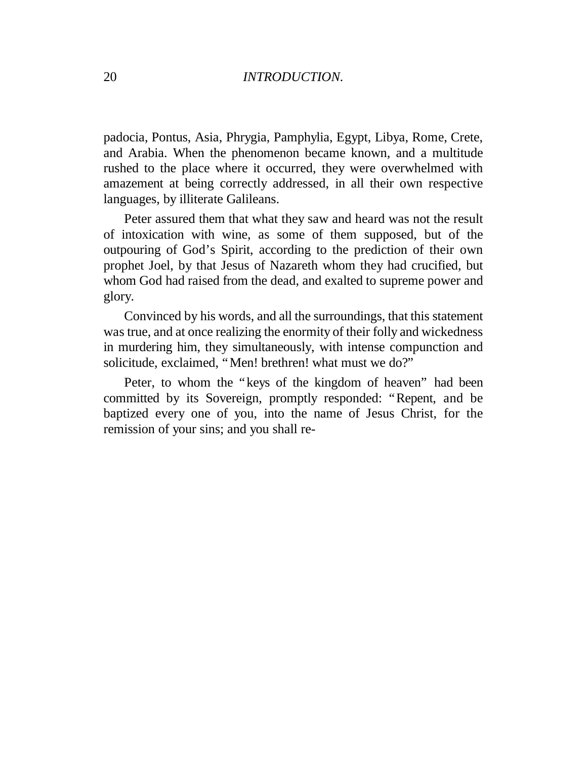padocia, Pontus, Asia, Phrygia, Pamphylia, Egypt, Libya, Rome, Crete, and Arabia. When the phenomenon became known, and a multitude rushed to the place where it occurred, they were overwhelmed with amazement at being correctly addressed, in all their own respective languages, by illiterate Galileans.

Peter assured them that what they saw and heard was not the result of intoxication with wine, as some of them supposed, but of the outpouring of God's Spirit, according to the prediction of their own prophet Joel, by that Jesus of Nazareth whom they had crucified, but whom God had raised from the dead, and exalted to supreme power and glory.

Convinced by his words, and all the surroundings, that this statement was true, and at once realizing the enormity of their folly and wickedness in murdering him, they simultaneously, with intense compunction and solicitude, exclaimed, "Men! brethren! what must we do?"

Peter, to whom the "keys of the kingdom of heaven" had been committed by its Sovereign, promptly responded: "Repent, and be baptized every one of you, into the name of Jesus Christ, for the remission of your sins; and you shall re-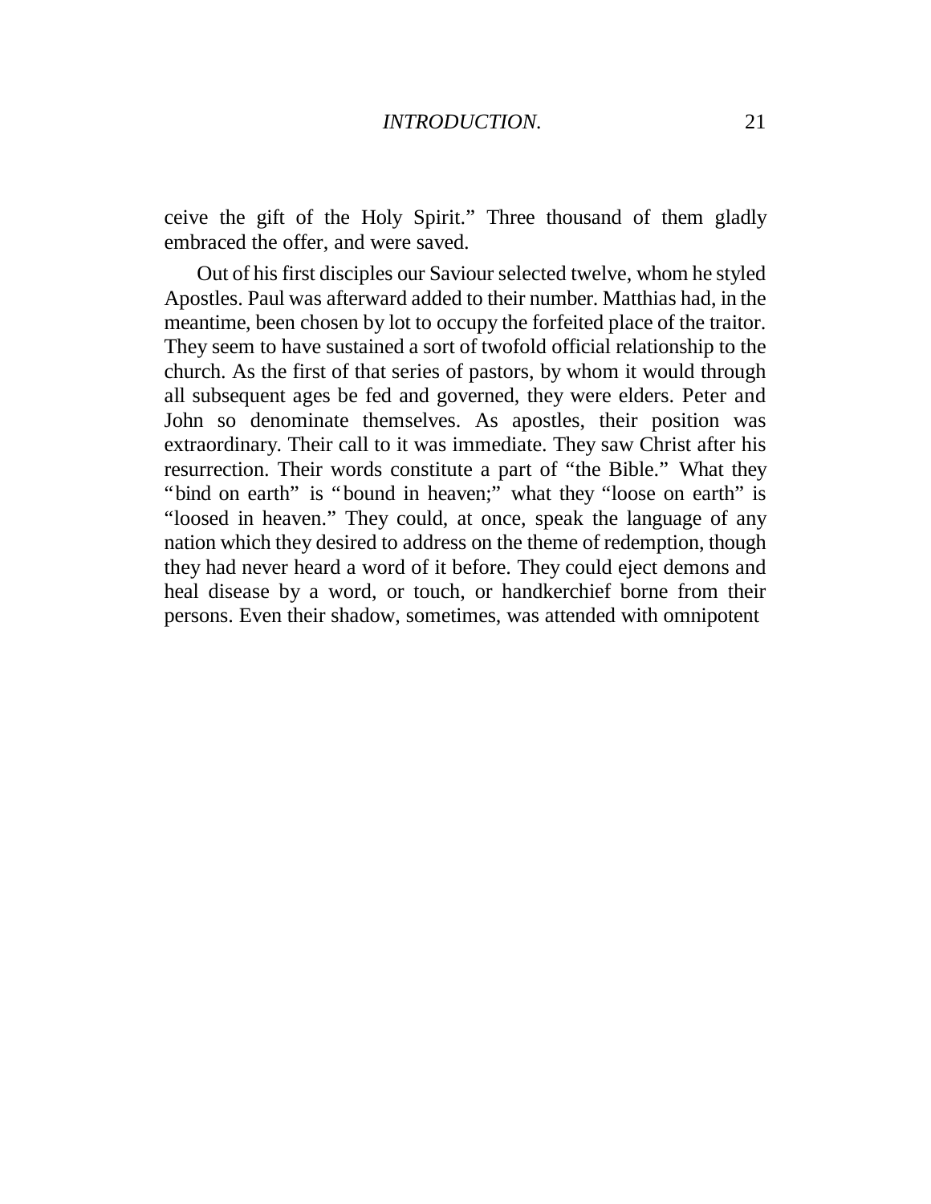ceive the gift of the Holy Spirit." Three thousand of them gladly embraced the offer, and were saved.

Out of his first disciples our Saviour selected twelve, whom he styled Apostles. Paul was afterward added to their number. Matthias had, in the meantime, been chosen by lot to occupy the forfeited place of the traitor. They seem to have sustained a sort of twofold official relationship to the church. As the first of that series of pastors, by whom it would through all subsequent ages be fed and governed, they were elders. Peter and John so denominate themselves. As apostles, their position was extraordinary. Their call to it was immediate. They saw Christ after his resurrection. Their words constitute a part of "the Bible." What they "bind on earth" is "bound in heaven;" what they "loose on earth" is "loosed in heaven." They could, at once, speak the language of any nation which they desired to address on the theme of redemption, though they had never heard a word of it before. They could eject demons and heal disease by a word, or touch, or handkerchief borne from their persons. Even their shadow, sometimes, was attended with omnipotent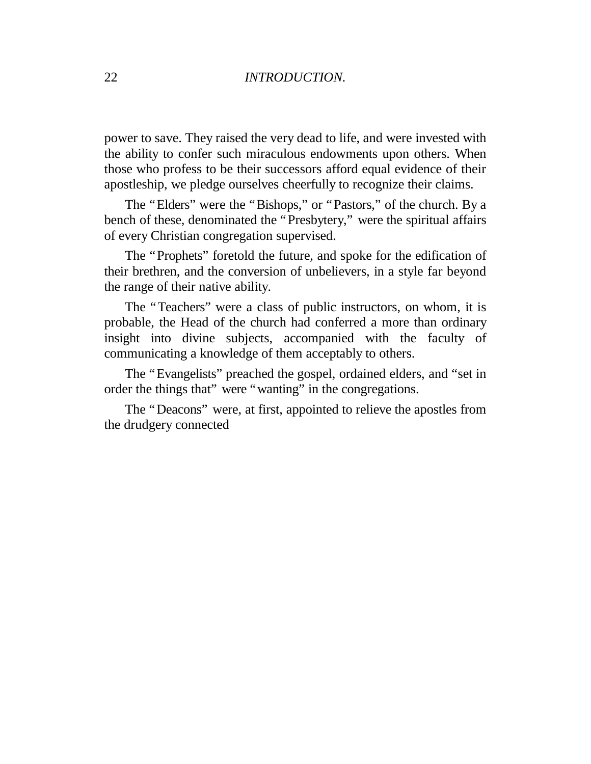power to save. They raised the very dead to life, and were invested with the ability to confer such miraculous endowments upon others. When those who profess to be their successors afford equal evidence of their apostleship, we pledge ourselves cheerfully to recognize their claims.

The "Elders" were the "Bishops," or "Pastors," of the church. By a bench of these, denominated the "Presbytery," were the spiritual affairs of every Christian congregation supervised.

The "Prophets" foretold the future, and spoke for the edification of their brethren, and the conversion of unbelievers, in a style far beyond the range of their native ability.

The "Teachers" were a class of public instructors, on whom, it is probable, the Head of the church had conferred a more than ordinary insight into divine subjects, accompanied with the faculty of communicating a knowledge of them acceptably to others.

The "Evangelists" preached the gospel, ordained elders, and "set in order the things that" were "wanting" in the congregations.

The "Deacons" were, at first, appointed to relieve the apostles from the drudgery connected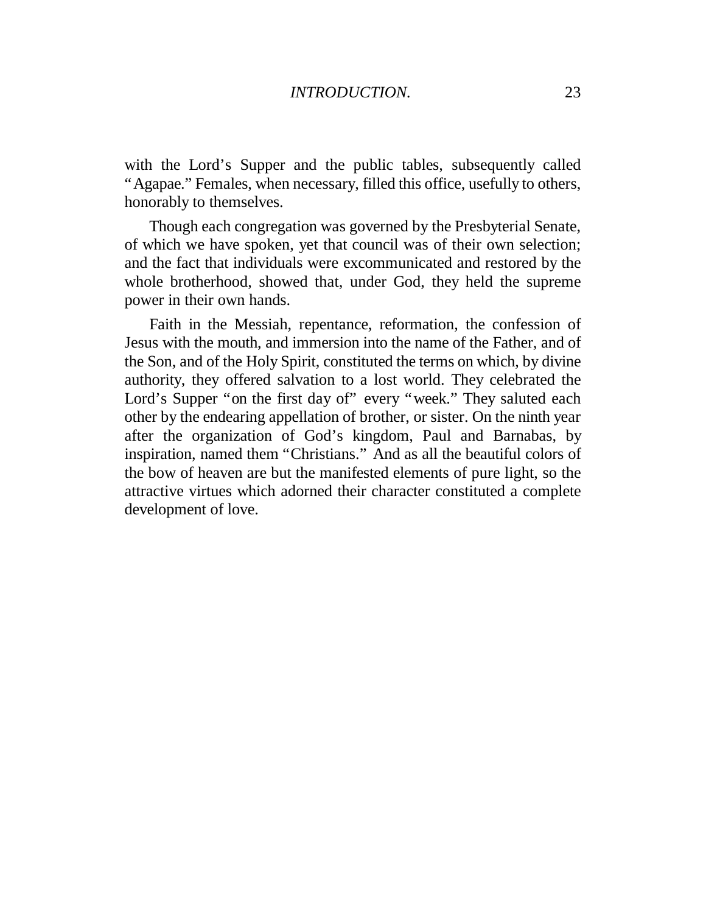with the Lord’s Supper and the public tables, subsequently called “Agapae.” Females, when necessary, filled this office, usefully to others, honorably to themselves.

Though each congregation was governed by the Presbyterial Senate, of which we have spoken, yet that council was of their own selection; and the fact that individuals were excommunicated and restored by the whole brotherhood, showed that, under God, they held the supreme power in their own hands.

Faith in the Messiah, repentance, reformation, the confession of Jesus with the mouth, and immersion into the name of the Father, and of the Son, and of the Holy Spirit, constituted the terms on which, by divine authority, they offered salvation to a lost world. They celebrated the Lord’s Supper “on the first day of” every “week.” They saluted each other by the endearing appellation of brother, or sister. On the ninth year after the organization of God’s kingdom, Paul and Barnabas, by inspiration, named them “Christians.” And as all the beautiful colors of the bow of heaven are but the manifested elements of pure light, so the attractive virtues which adorned their character constituted a complete development of love.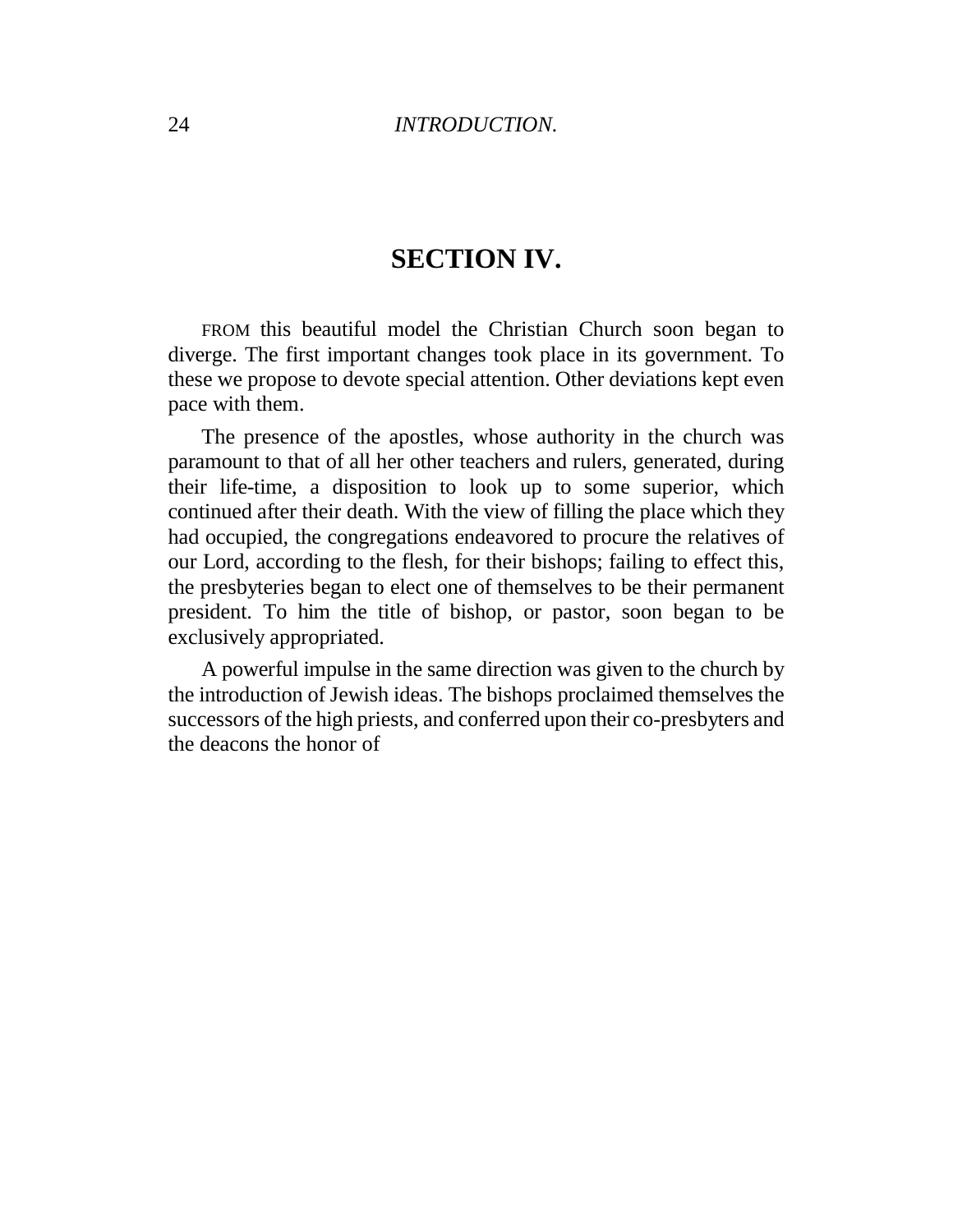## SECTION IV.

FROM this beautiful model the Christian Church soon began to diverge. The first important changes took place in its government. To these we propose to devote special attention. Other deviations kept even pace with them.

The presence of the apostles, whose authority in the church was paramount to that of all her other teachers and rulers, generated, during their life-time, a disposition to look up to some superior, which continued after their death. With the view of filling the place which they had occupied, the congregations endeavored to procure the relatives of our Lord, according to the flesh, for their bishops; failing to effect this, the presbyteries began to elect one of themselves to be their permanent president. To him the title of bishop, or pastor, soon began to be exclusively appropriated.

A powerful impulse in the same direction was given to the church by the introduction of Jewish ideas. The bishops proclaimed themselves the successors of the high priests, and conferred upon their co-presbyters and the deacons the honor of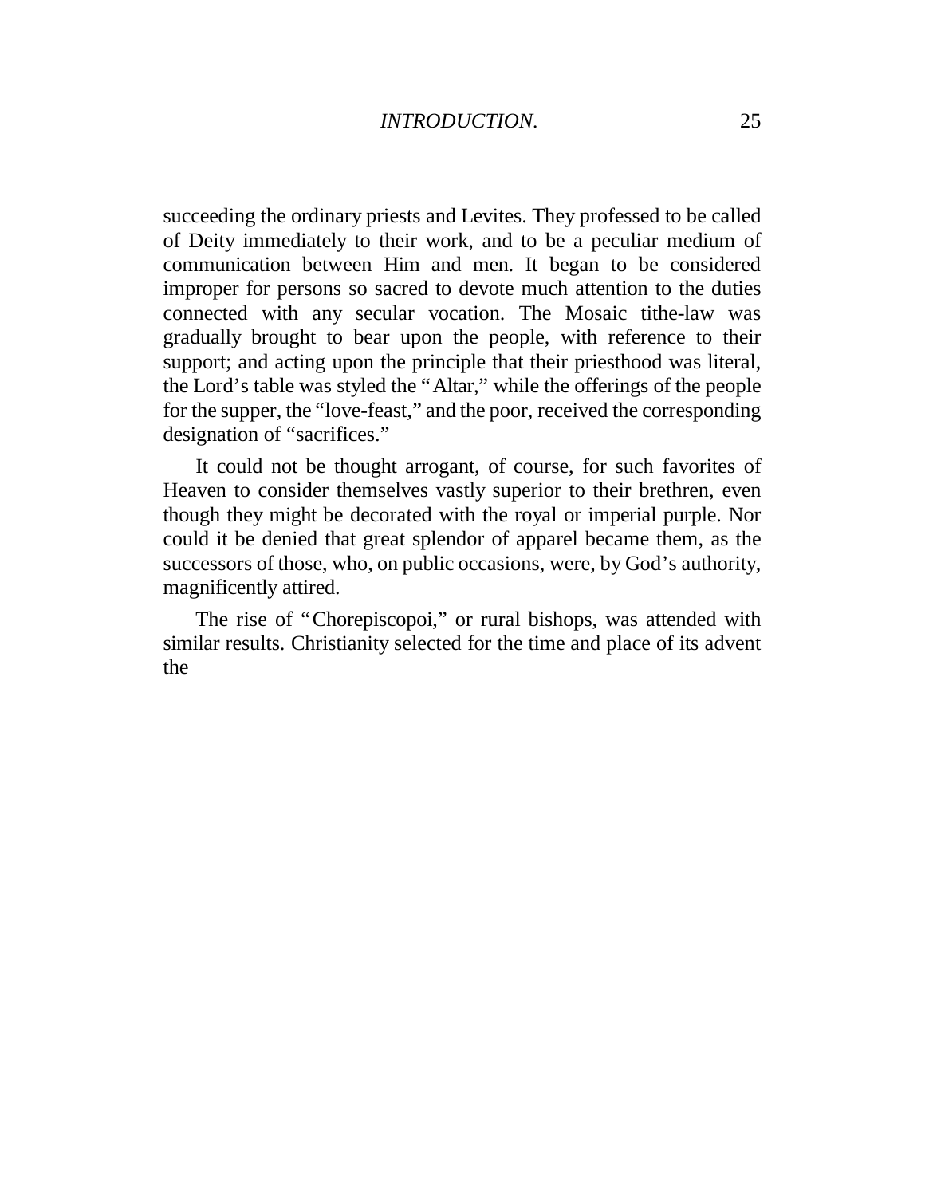succeeding the ordinary priests and Levites. They professed to be called of Deity immediately to their work, and to be a peculiar medium of communication between Him and men. It began to be considered improper for persons so sacred to devote much attention to the duties connected with any secular vocation. The Mosaic tithe-law was gradually brought to bear upon the people, with reference to their support; and acting upon the principle that their priesthood was literal, the Lord's table was styled the "Altar," while the offerings of the people for the supper, the "love-feast," and the poor, received the corresponding designation of "sacrifices."

It could not be thought arrogant, of course, for such favorites of Heaven to consider themselves vastly superior to their brethren, even though they might be decorated with the royal or imperial purple. Nor could it be denied that great splendor of apparel became them, as the successors of those, who, on public occasions, were, by God's authority, magnificently attired.

The rise of "Chorepiscopoi," or rural bishops, was attended with similar results. Christianity selected for the time and place of its advent the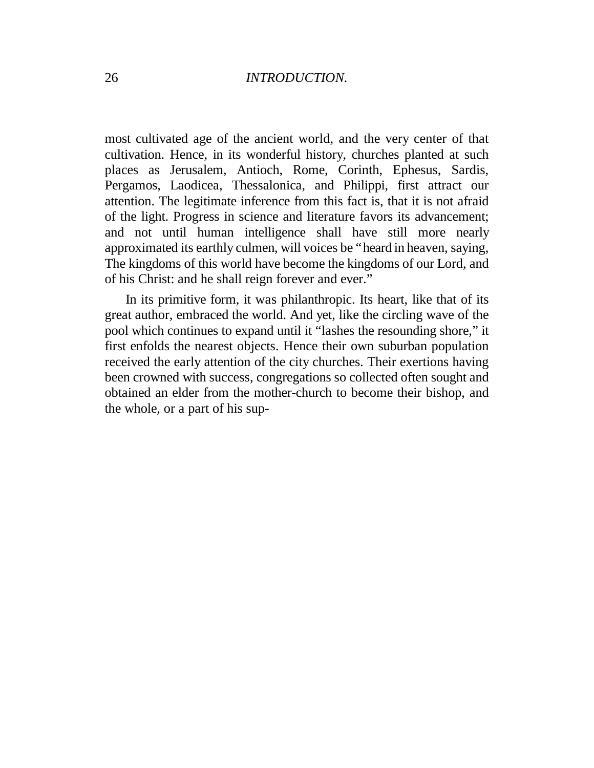most cultivated age of the ancient world, and the very center of that cultivation. Hence, in its wonderful history, churches planted at such places as Jerusalem, Antioch, Rome, Corinth, Ephesus, Sardis, Pergamos, Laodicea, Thessalonica, and Philippi, first attract our attention. The legitimate inference from this fact is, that it is not afraid of the light. Progress in science and literature favors its advancement; and not until human intelligence shall have still more nearly approximated its earthly culmen, will voices be "heard in heaven, saying, The kingdoms of this world have become the kingdoms of our Lord, and of his Christ: and he shall reign forever and ever."

In its primitive form, it was philanthropic. Its heart, like that of its great author, embraced the world. And yet, like the circling wave of the pool which continues to expand until it "lashes the resounding shore," it first enfolds the nearest objects. Hence their own suburban population received the early attention of the city churches. Their exertions having been crowned with success, congregations so collected often sought and obtained an elder from the mother-church to become their bishop, and the whole, or a part of his sup-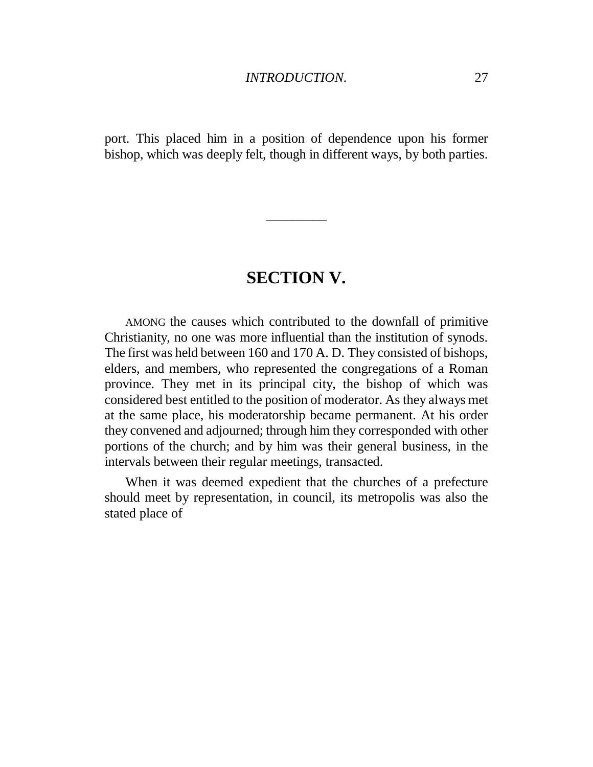port. This placed him in a position of dependence upon his former bishop, which was deeply felt, though in different ways, by both parties.

---

## SECTION V.

AMONG the causes which contributed to the downfall of primitive Christianity, no one was more influential than the institution of synods. The first was held between 160 and 170 A. D. They consisted of bishops, elders, and members, who represented the congregations of a Roman province. They met in its principal city, the bishop of which was considered best entitled to the position of moderator. As they always met at the same place, his moderatorship became permanent. At his order they convened and adjourned; through him they corresponded with other portions of the church; and by him was their general business, in the intervals between their regular meetings, transacted.

When it was deemed expedient that the churches of a prefecture should meet by representation, in council, its metropolis was also the stated place of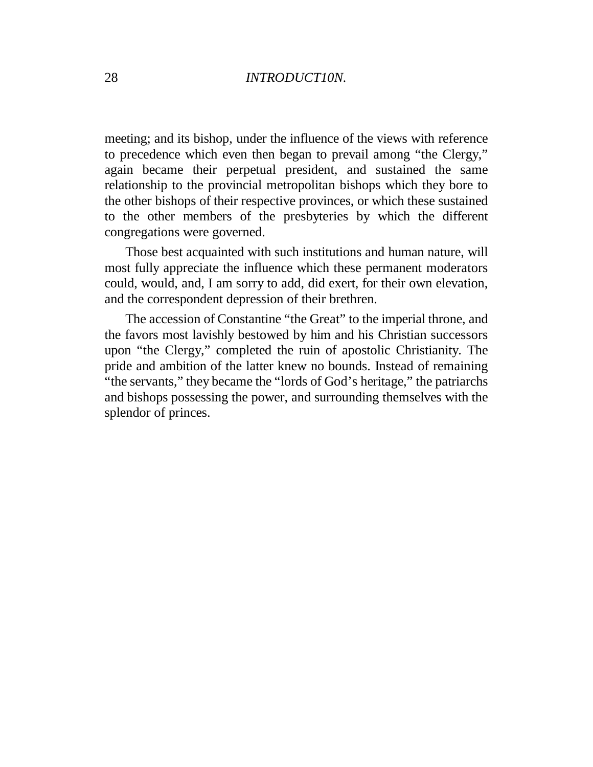meeting; and its bishop, under the influence of the views with reference to precedence which even then began to prevail among “the Clergy,” again became their perpetual president, and sustained the same relationship to the provincial metropolitan bishops which they bore to the other bishops of their respective provinces, or which these sustained to the other members of the presbyteries by which the different congregations were governed.

Those best acquainted with such institutions and human nature, will most fully appreciate the influence which these permanent moderators could, would, and, I am sorry to add, did exert, for their own elevation, and the correspondent depression of their brethren.

The accession of Constantine “the Great” to the imperial throne, and the favors most lavishly bestowed by him and his Christian successors upon “the Clergy,” completed the ruin of apostolic Christianity. The pride and ambition of the latter knew no bounds. Instead of remaining “the servants,” they became the “lords of God’s heritage,” the patriarchs and bishops possessing the power, and surrounding themselves with the splendor of princes.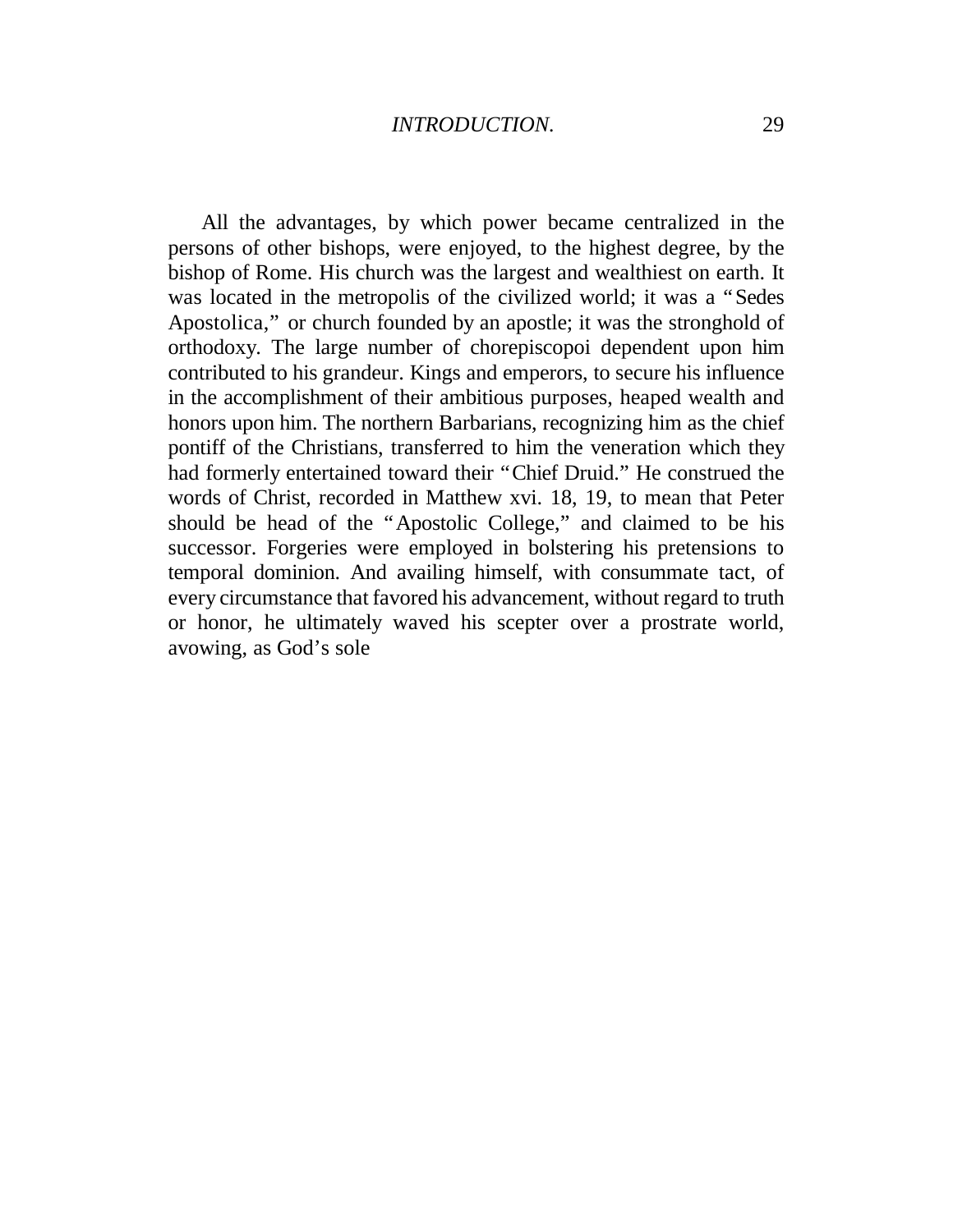All the advantages, by which power became centralized in the persons of other bishops, were enjoyed, to the highest degree, by the bishop of Rome. His church was the largest and wealthiest on earth. It was located in the metropolis of the civilized world; it was a "Sedes Apostolica," or church founded by an apostle; it was the stronghold of orthodoxy. The large number of chorepiscopoi dependent upon him contributed to his grandeur. Kings and emperors, to secure his influence in the accomplishment of their ambitious purposes, heaped wealth and honors upon him. The northern Barbarians, recognizing him as the chief pontiff of the Christians, transferred to him the veneration which they had formerly entertained toward their "Chief Druid." He construed the words of Christ, recorded in Matthew xvi. 18, 19, to mean that Peter should be head of the "Apostolic College," and claimed to be his successor. Forgeries were employed in bolstering his pretensions to temporal dominion. And availing himself, with consummate tact, of every circumstance that favored his advancement, without regard to truth or honor, he ultimately waved his scepter over a prostrate world, avowing, as God's sole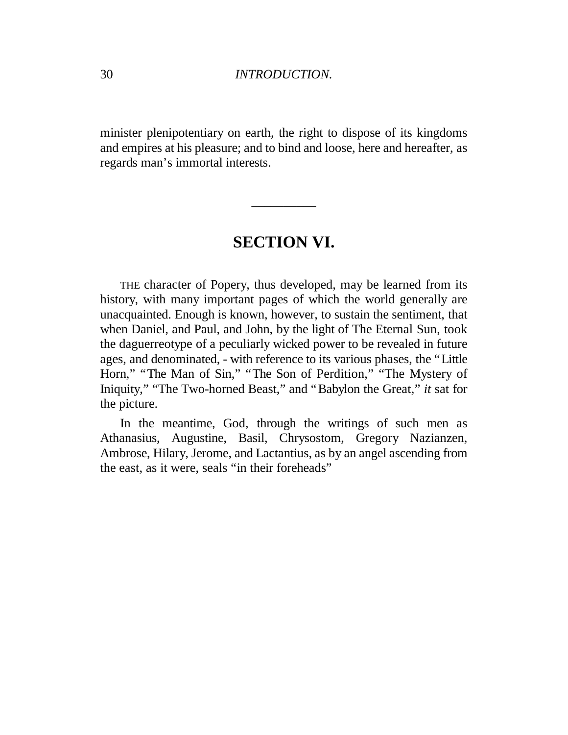minister plenipotentiary on earth, the right to dispose of its kingdoms and empires at his pleasure; and to bind and loose, here and hereafter, as regards man's immortal interests.

---

## SECTION VI.

THE character of Popery, thus developed, may be learned from its history, with many important pages of which the world generally are unacquainted. Enough is known, however, to sustain the sentiment, that when Daniel, and Paul, and John, by the light of The Eternal Sun, took the daguerreotype of a peculiarly wicked power to be revealed in future ages, and denominated, - with reference to its various phases, the "Little Horn," "The Man of Sin," "The Son of Perdition," "The Mystery of Iniquity," "The Two-horned Beast," and "Babylon the Great," *it* sat for the picture.

In the meantime, God, through the writings of such men as Athanasius, Augustine, Basil, Chrysostom, Gregory Nazianzen, Ambrose, Hilary, Jerome, and Lactantius, as by an angel ascending from the east, as it were, seals "in their foreheads"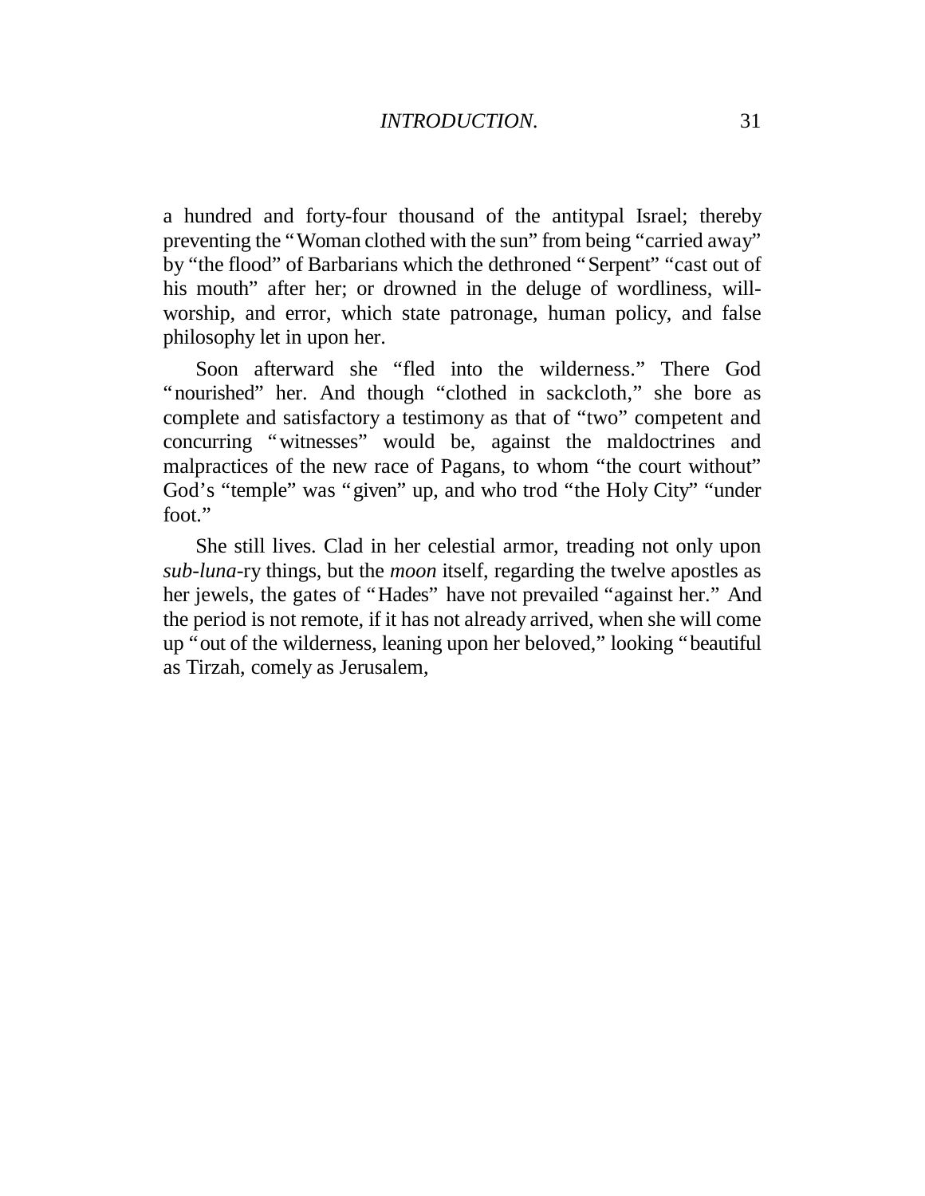a hundred and forty-four thousand of the antitypal Israel; thereby preventing the "Woman clothed with the sun" from being "carried away" by "the flood" of Barbarians which the dethroned "Serpent" "cast out of his mouth" after her; or drowned in the deluge of wordliness, will-worship, and error, which state patronage, human policy, and false philosophy let in upon her.

Soon afterward she "fled into the wilderness." There God "nourished" her. And though "clothed in sackcloth," she bore as complete and satisfactory a testimony as that of "two" competent and concurring "witnesses" would be, against the maldoctrines and malpractices of the new race of Pagans, to whom "the court without" God's "temple" was "given" up, and who trod "the Holy City" "under foot."

She still lives. Clad in her celestial armor, treading not only upon *sub-luna*-ry things, but the *moon* itself, regarding the twelve apostles as her jewels, the gates of "Hades" have not prevailed "against her." And the period is not remote, if it has not already arrived, when she will come up "out of the wilderness, leaning upon her beloved," looking "beautiful as Tirzah, comely as Jerusalem,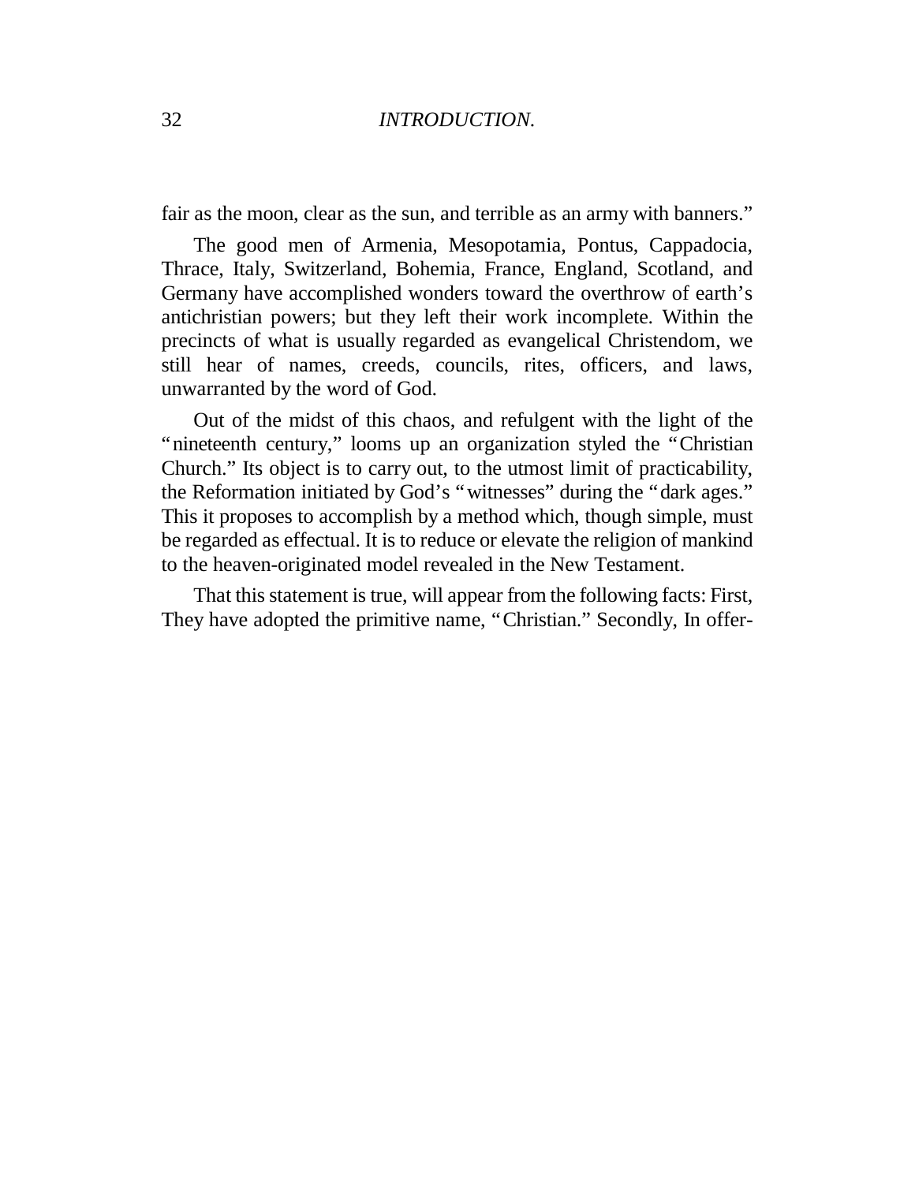fair as the moon, clear as the sun, and terrible as an army with banners."

The good men of Armenia, Mesopotamia, Pontus, Cappadocia, Thrace, Italy, Switzerland, Bohemia, France, England, Scotland, and Germany have accomplished wonders toward the overthrow of earth's antichristian powers; but they left their work incomplete. Within the precincts of what is usually regarded as evangelical Christendom, we still hear of names, creeds, councils, rites, officers, and laws, unwarranted by the word of God.

Out of the midst of this chaos, and refulgent with the light of the "nineteenth century," looms up an organization styled the "Christian Church." Its object is to carry out, to the utmost limit of practicability, the Reformation initiated by God's "witnesses" during the "dark ages." This it proposes to accomplish by a method which, though simple, must be regarded as effectual. It is to reduce or elevate the religion of mankind to the heaven-originated model revealed in the New Testament.

That this statement is true, will appear from the following facts: First, They have adopted the primitive name, "Christian." Secondly, In offer-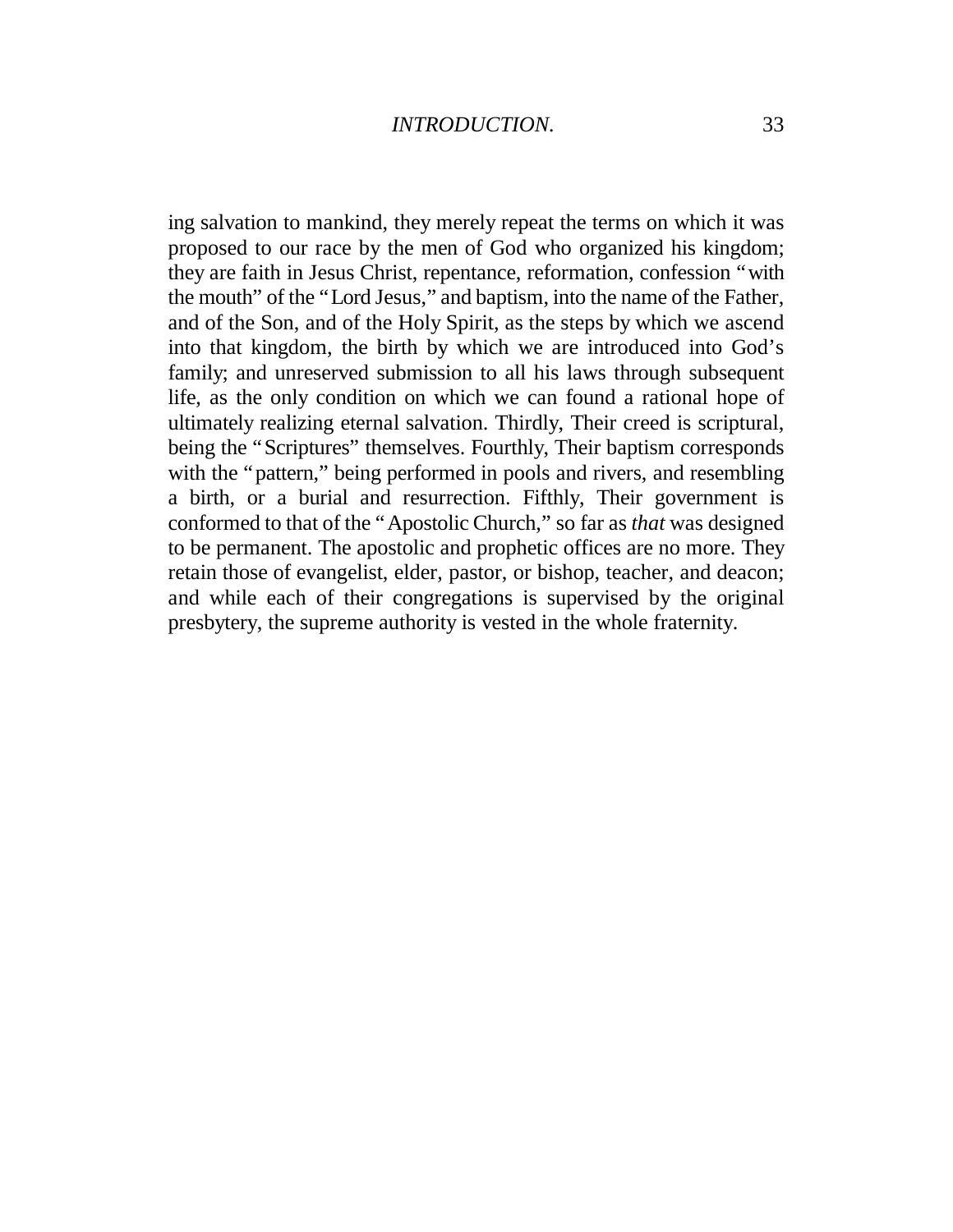ing salvation to mankind, they merely repeat the terms on which it was proposed to our race by the men of God who organized his kingdom; they are faith in Jesus Christ, repentance, reformation, confession "with the mouth" of the "Lord Jesus," and baptism, into the name of the Father, and of the Son, and of the Holy Spirit, as the steps by which we ascend into that kingdom, the birth by which we are introduced into God's family; and unreserved submission to all his laws through subsequent life, as the only condition on which we can found a rational hope of ultimately realizing eternal salvation. Thirdly, Their creed is scriptural, being the "Scriptures" themselves. Fourthly, Their baptism corresponds with the "pattern," being performed in pools and rivers, and resembling a birth, or a burial and resurrection. Fifthly, Their government is conformed to that of the "Apostolic Church," so far as *that* was designed to be permanent. The apostolic and prophetic offices are no more. They retain those of evangelist, elder, pastor, or bishop, teacher, and deacon; and while each of their congregations is supervised by the original presbytery, the supreme authority is vested in the whole fraternity.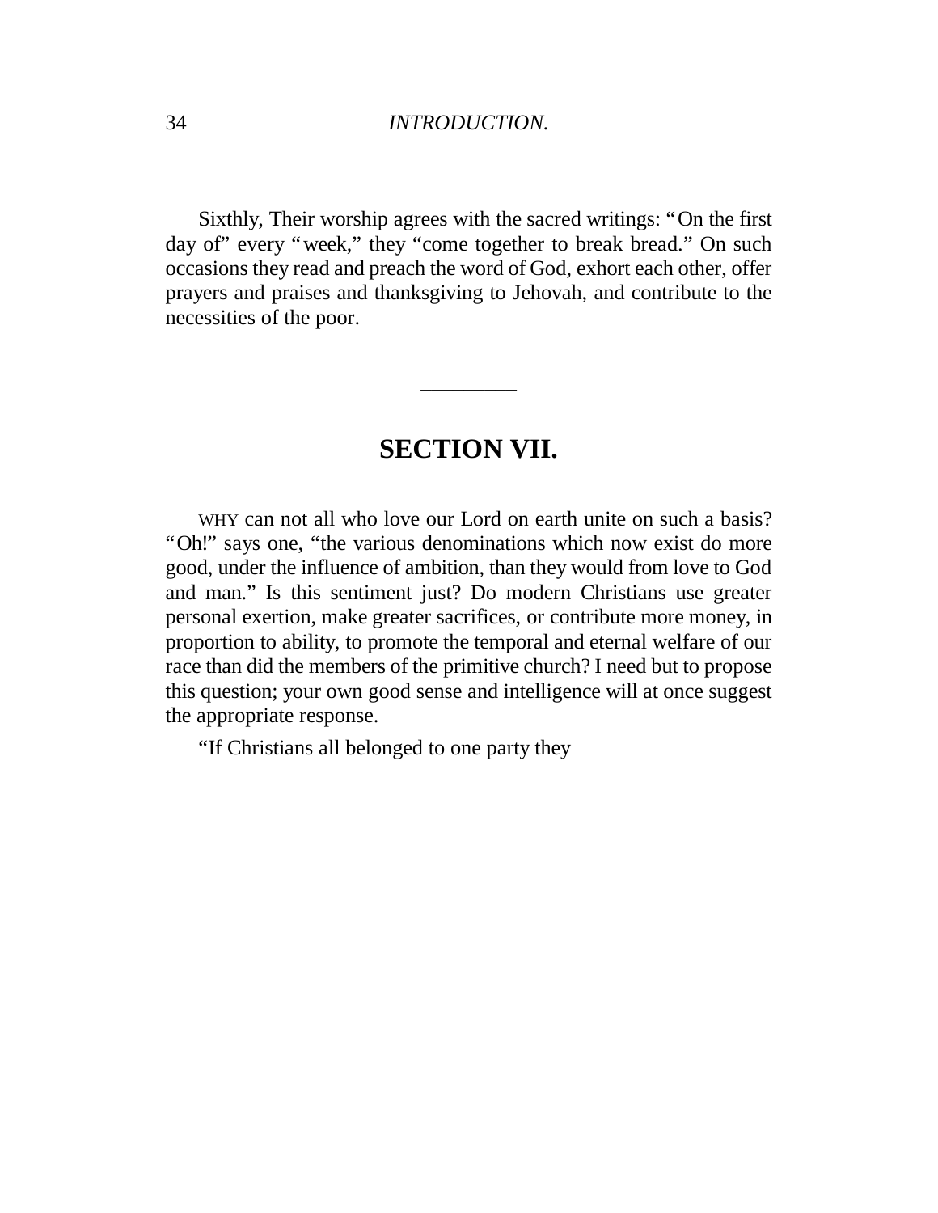Sixthly, Their worship agrees with the sacred writings: "On the first day of" every "week," they "come together to break bread." On such occasions they read and preach the word of God, exhort each other, offer prayers and praises and thanksgiving to Jehovah, and contribute to the necessities of the poor.

---

## SECTION VII.

WHY can not all who love our Lord on earth unite on such a basis? "Oh!" says one, "the various denominations which now exist do more good, under the influence of ambition, than they would from love to God and man." Is this sentiment just? Do modern Christians use greater personal exertion, make greater sacrifices, or contribute more money, in proportion to ability, to promote the temporal and eternal welfare of our race than did the members of the primitive church? I need but to propose this question; your own good sense and intelligence will at once suggest the appropriate response.

"If Christians all belonged to one party they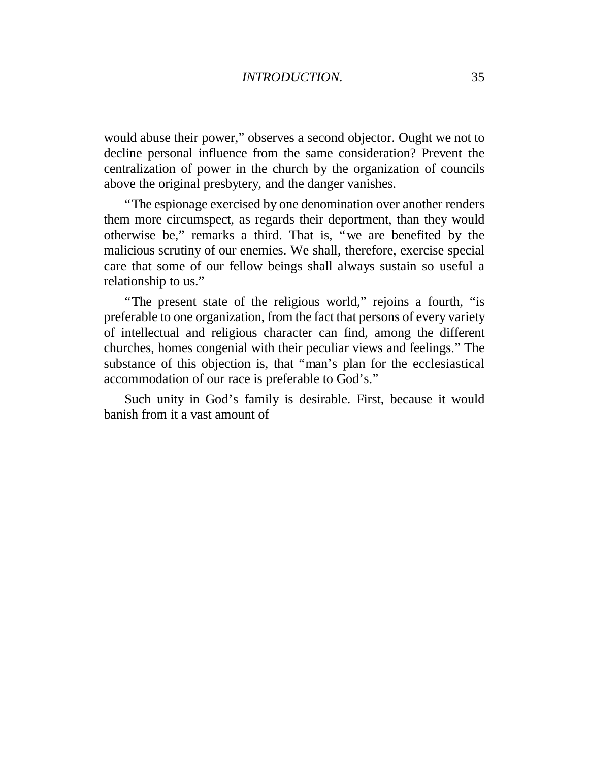would abuse their power," observes a second objector. Ought we not to decline personal influence from the same consideration? Prevent the centralization of power in the church by the organization of councils above the original presbytery, and the danger vanishes.

"The espionage exercised by one denomination over another renders them more circumspect, as regards their deportment, than they would otherwise be," remarks a third. That is, "we are benefited by the malicious scrutiny of our enemies. We shall, therefore, exercise special care that some of our fellow beings shall always sustain so useful a relationship to us."

"The present state of the religious world," rejoins a fourth, "is preferable to one organization, from the fact that persons of every variety of intellectual and religious character can find, among the different churches, homes congenial with their peculiar views and feelings." The substance of this objection is, that "man's plan for the ecclesiastical accommodation of our race is preferable to God's."

Such unity in God's family is desirable. First, because it would banish from it a vast amount of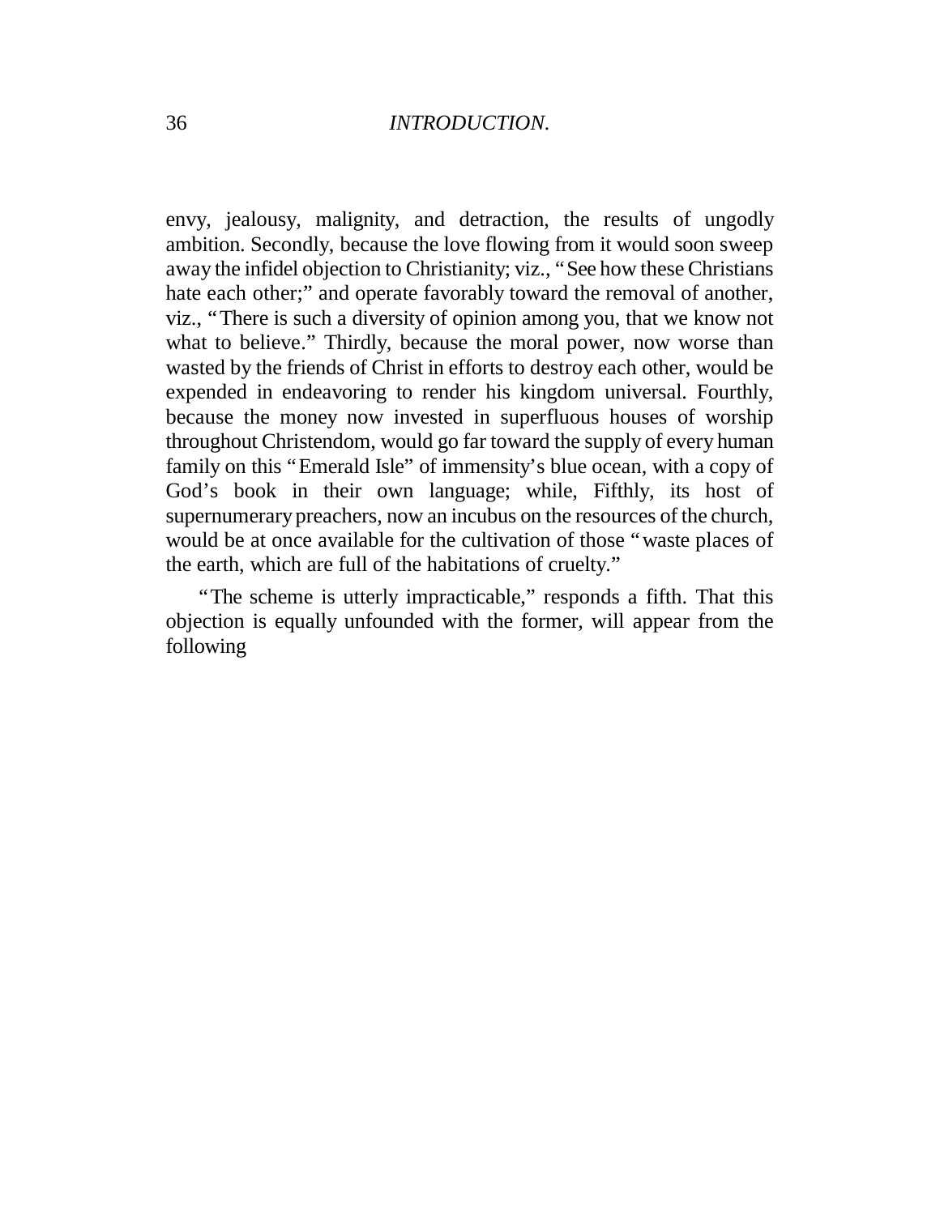envy, jealousy, malignity, and detraction, the results of ungodly ambition. Secondly, because the love flowing from it would soon sweep away the infidel objection to Christianity; viz., "See how these Christians hate each other;" and operate favorably toward the removal of another, viz., "There is such a diversity of opinion among you, that we know not what to believe." Thirdly, because the moral power, now worse than wasted by the friends of Christ in efforts to destroy each other, would be expended in endeavoring to render his kingdom universal. Fourthly, because the money now invested in superfluous houses of worship throughout Christendom, would go far toward the supply of every human family on this "Emerald Isle" of immensity's blue ocean, with a copy of God's book in their own language; while, Fifthly, its host of supernumerary preachers, now an incubus on the resources of the church, would be at once available for the cultivation of those "waste places of the earth, which are full of the habitations of cruelty."

"The scheme is utterly impracticable," responds a fifth. That this objection is equally unfounded with the former, will appear from the following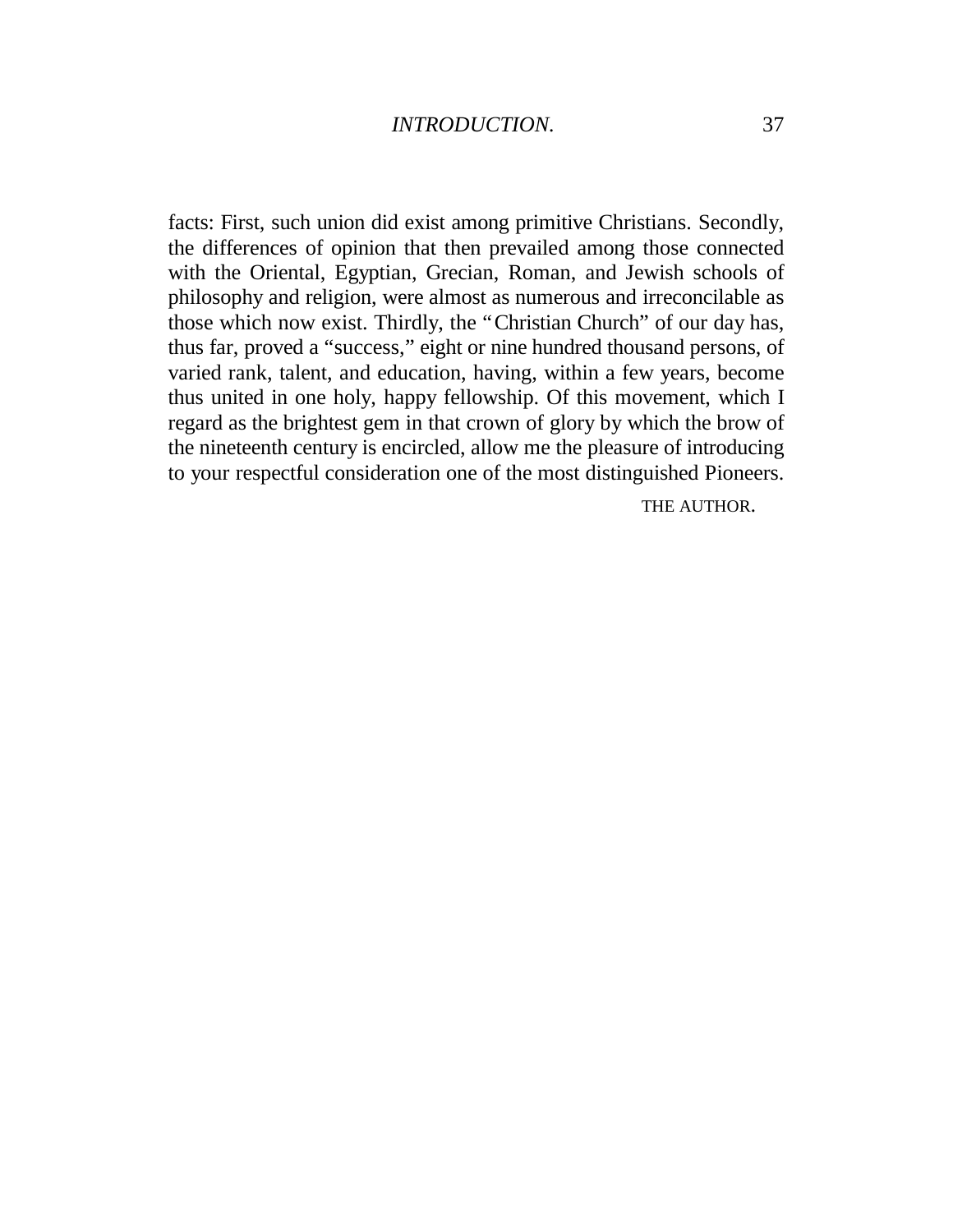facts: First, such union did exist among primitive Christians. Secondly, the differences of opinion that then prevailed among those connected with the Oriental, Egyptian, Grecian, Roman, and Jewish schools of philosophy and religion, were almost as numerous and irreconcilable as those which now exist. Thirdly, the "Christian Church" of our day has, thus far, proved a "success," eight or nine hundred thousand persons, of varied rank, talent, and education, having, within a few years, become thus united in one holy, happy fellowship. Of this movement, which I regard as the brightest gem in that crown of glory by which the brow of the nineteenth century is encircled, allow me the pleasure of introducing to your respectful consideration one of the most distinguished Pioneers.

THE AUTHOR.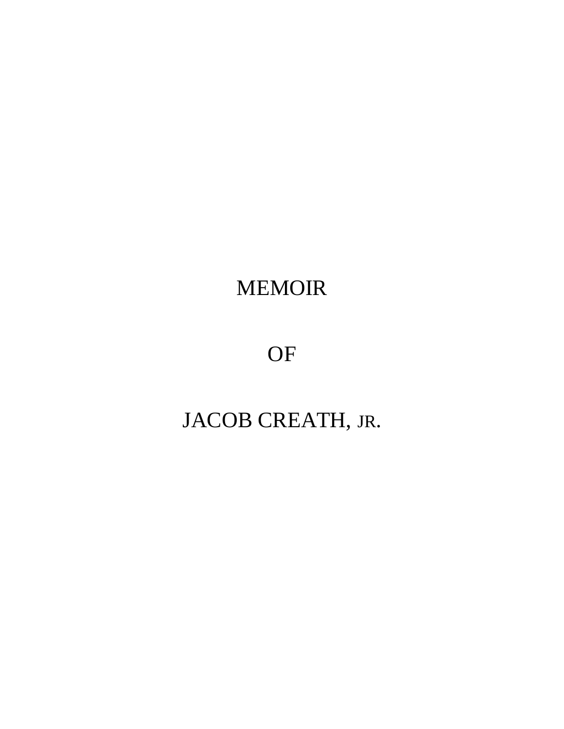# MEMOIR

# OF

# JACOB CREATH, JR.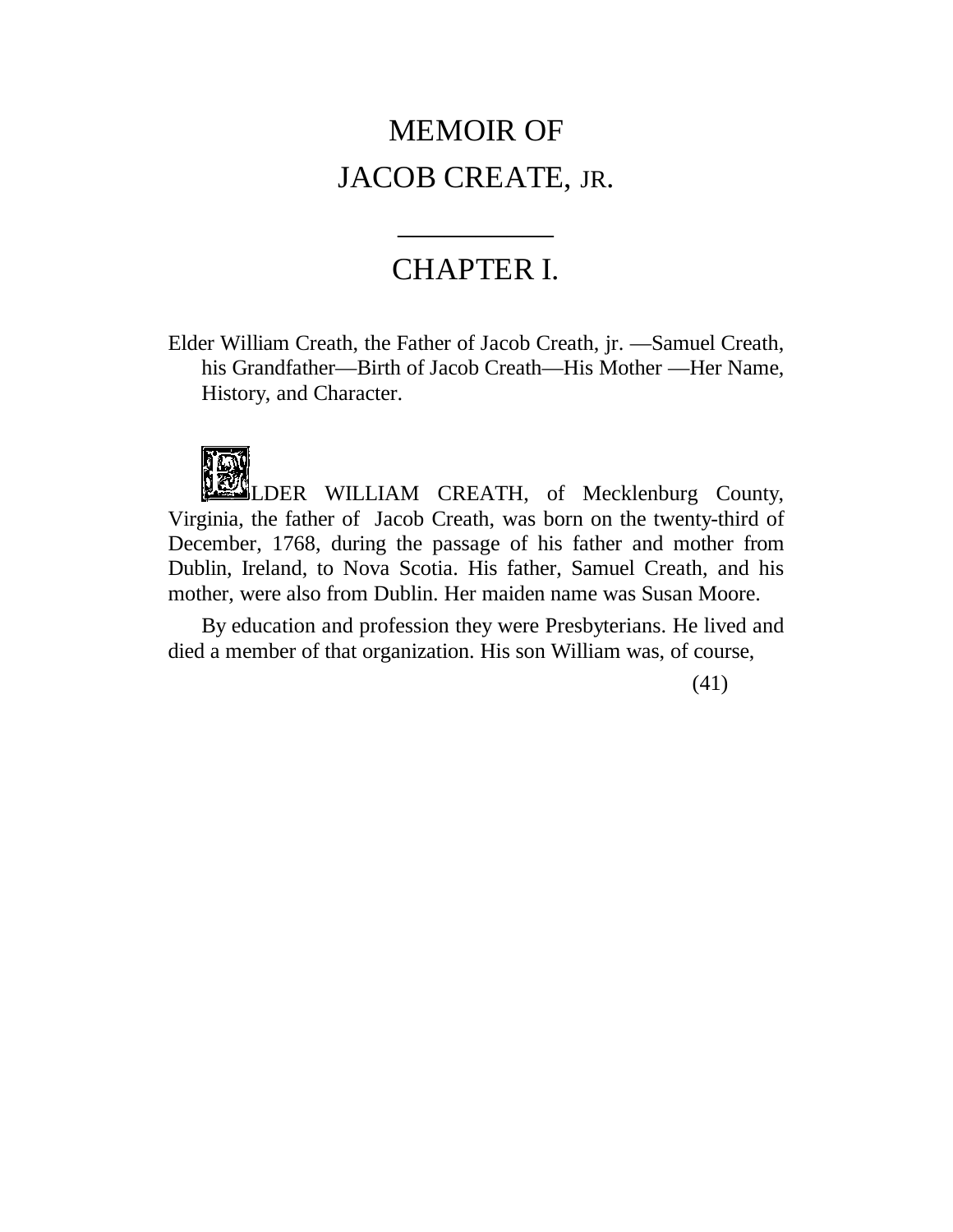# MEMOIR OF
# JACOB CREATE, JR.

---

## CHAPTER I.

Elder William Creath, the Father of Jacob Creath, jr. —Samuel Creath, his Grandfather—Birth of Jacob Creath—His Mother —Her Name, History, and Character.

ELDER WILLIAM CREATH, of Mecklenburg County, Virginia, the father of Jacob Creath, was born on the twenty-third of December, 1768, during the passage of his father and mother from Dublin, Ireland, to Nova Scotia. His father, Samuel Creath, and his mother, were also from Dublin. Her maiden name was Susan Moore.

By education and profession they were Presbyterians. He lived and died a member of that organization. His son William was, of course,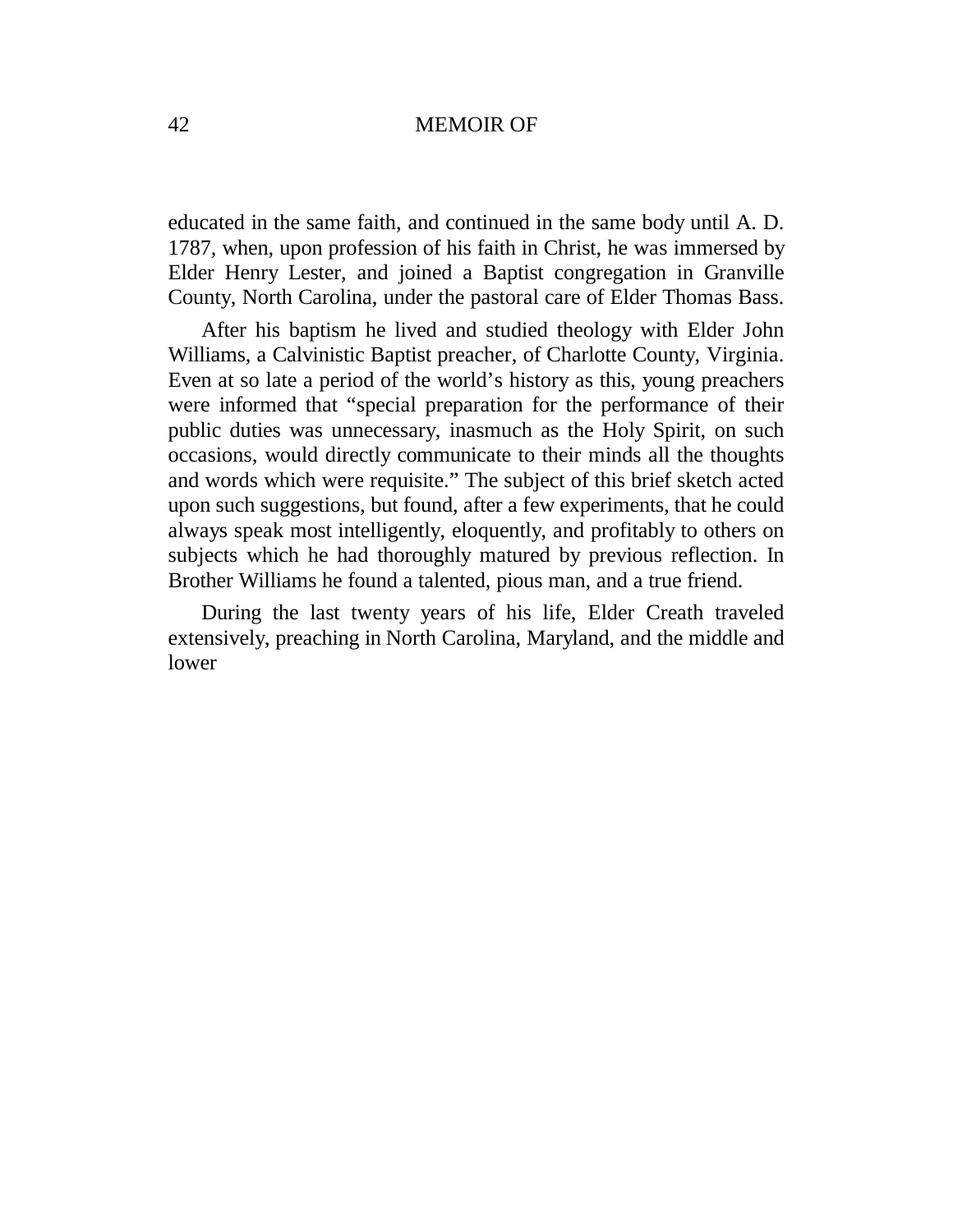educated in the same faith, and continued in the same body until A. D. 1787, when, upon profession of his faith in Christ, he was immersed by Elder Henry Lester, and joined a Baptist congregation in Granville County, North Carolina, under the pastoral care of Elder Thomas Bass.

After his baptism he lived and studied theology with Elder John Williams, a Calvinistic Baptist preacher, of Charlotte County, Virginia. Even at so late a period of the world's history as this, young preachers were informed that "special preparation for the performance of their public duties was unnecessary, inasmuch as the Holy Spirit, on such occasions, would directly communicate to their minds all the thoughts and words which were requisite." The subject of this brief sketch acted upon such suggestions, but found, after a few experiments, that he could always speak most intelligently, eloquently, and profitably to others on subjects which he had thoroughly matured by previous reflection. In Brother Williams he found a talented, pious man, and a true friend.

During the last twenty years of his life, Elder Creath traveled extensively, preaching in North Carolina, Maryland, and the middle and lower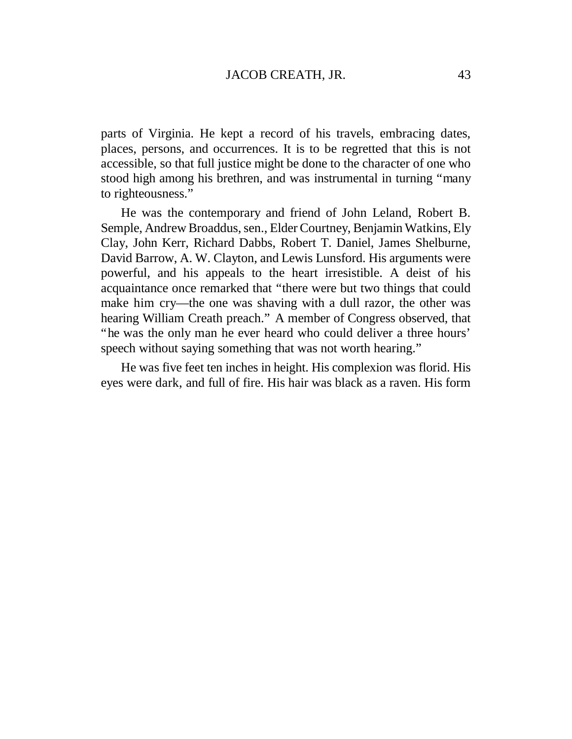parts of Virginia. He kept a record of his travels, embracing dates, places, persons, and occurrences. It is to be regretted that this is not accessible, so that full justice might be done to the character of one who stood high among his brethren, and was instrumental in turning "many to righteousness."

He was the contemporary and friend of John Leland, Robert B. Semple, Andrew Broaddus, sen., Elder Courtney, Benjamin Watkins, Ely Clay, John Kerr, Richard Dabbs, Robert T. Daniel, James Shelburne, David Barrow, A. W. Clayton, and Lewis Lunsford. His arguments were powerful, and his appeals to the heart irresistible. A deist of his acquaintance once remarked that "there were but two things that could make him cry—the one was shaving with a dull razor, the other was hearing William Creath preach." A member of Congress observed, that "he was the only man he ever heard who could deliver a three hours' speech without saying something that was not worth hearing."

He was five feet ten inches in height. His complexion was florid. His eyes were dark, and full of fire. His hair was black as a raven. His form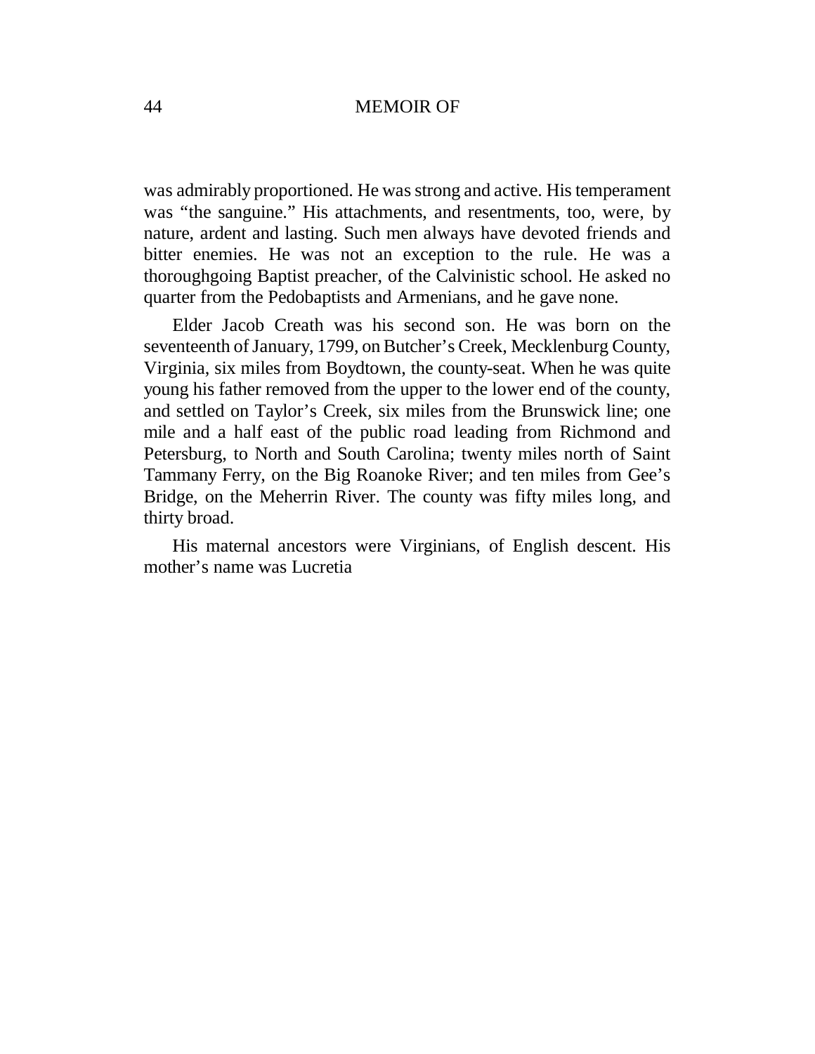was admirably proportioned. He was strong and active. His temperament was "the sanguine." His attachments, and resentments, too, were, by nature, ardent and lasting. Such men always have devoted friends and bitter enemies. He was not an exception to the rule. He was a thoroughgoing Baptist preacher, of the Calvinistic school. He asked no quarter from the Pedobaptists and Armenians, and he gave none.

Elder Jacob Creath was his second son. He was born on the seventeenth of January, 1799, on Butcher's Creek, Mecklenburg County, Virginia, six miles from Boydtown, the county-seat. When he was quite young his father removed from the upper to the lower end of the county, and settled on Taylor's Creek, six miles from the Brunswick line; one mile and a half east of the public road leading from Richmond and Petersburg, to North and South Carolina; twenty miles north of Saint Tammany Ferry, on the Big Roanoke River; and ten miles from Gee's Bridge, on the Meherrin River. The county was fifty miles long, and thirty broad.

His maternal ancestors were Virginians, of English descent. His mother's name was Lucretia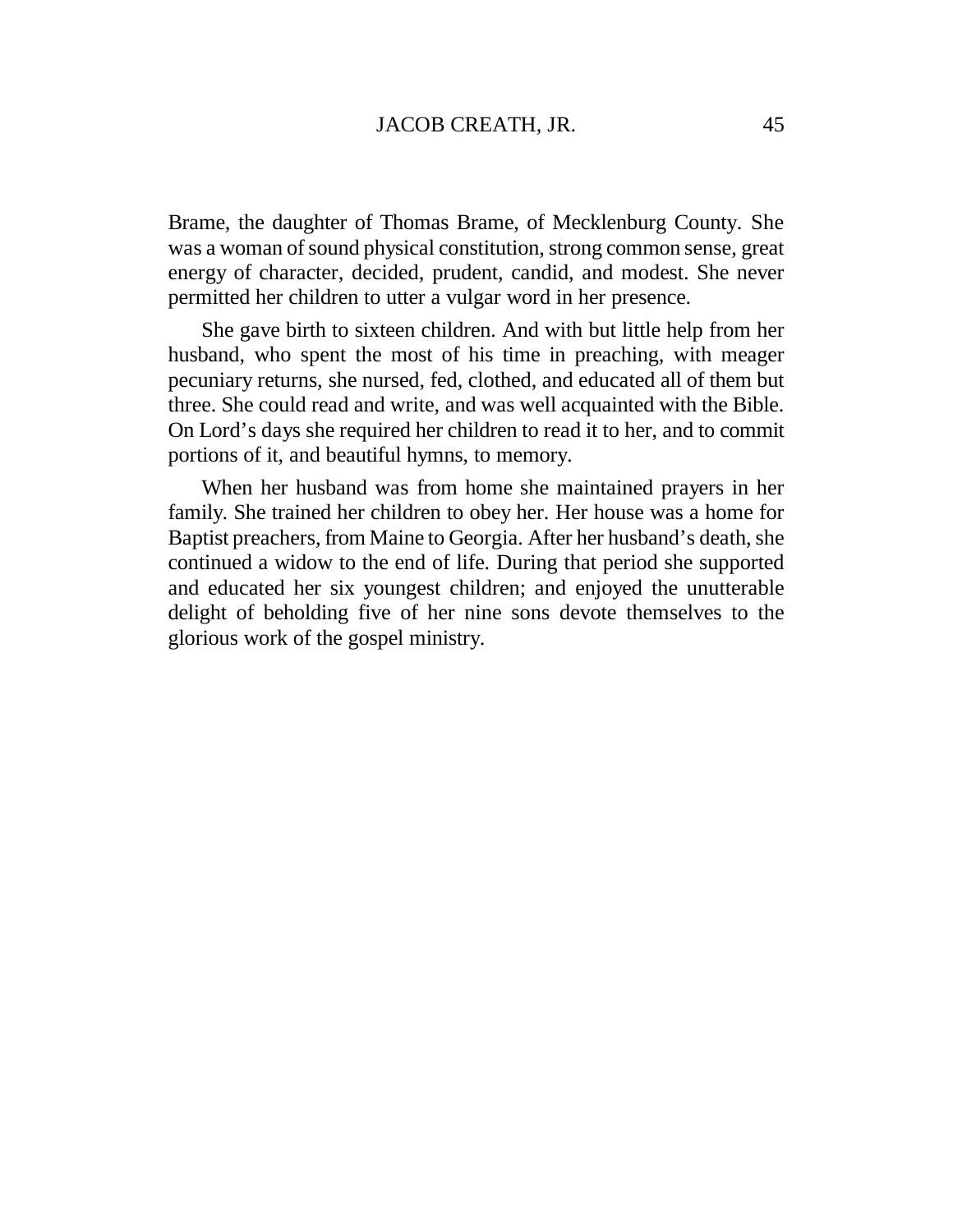Brame, the daughter of Thomas Brame, of Mecklenburg County. She was a woman of sound physical constitution, strong common sense, great energy of character, decided, prudent, candid, and modest. She never permitted her children to utter a vulgar word in her presence.

She gave birth to sixteen children. And with but little help from her husband, who spent the most of his time in preaching, with meager pecuniary returns, she nursed, fed, clothed, and educated all of them but three. She could read and write, and was well acquainted with the Bible. On Lord's days she required her children to read it to her, and to commit portions of it, and beautiful hymns, to memory.

When her husband was from home she maintained prayers in her family. She trained her children to obey her. Her house was a home for Baptist preachers, from Maine to Georgia. After her husband's death, she continued a widow to the end of life. During that period she supported and educated her six youngest children; and enjoyed the unutterable delight of beholding five of her nine sons devote themselves to the glorious work of the gospel ministry.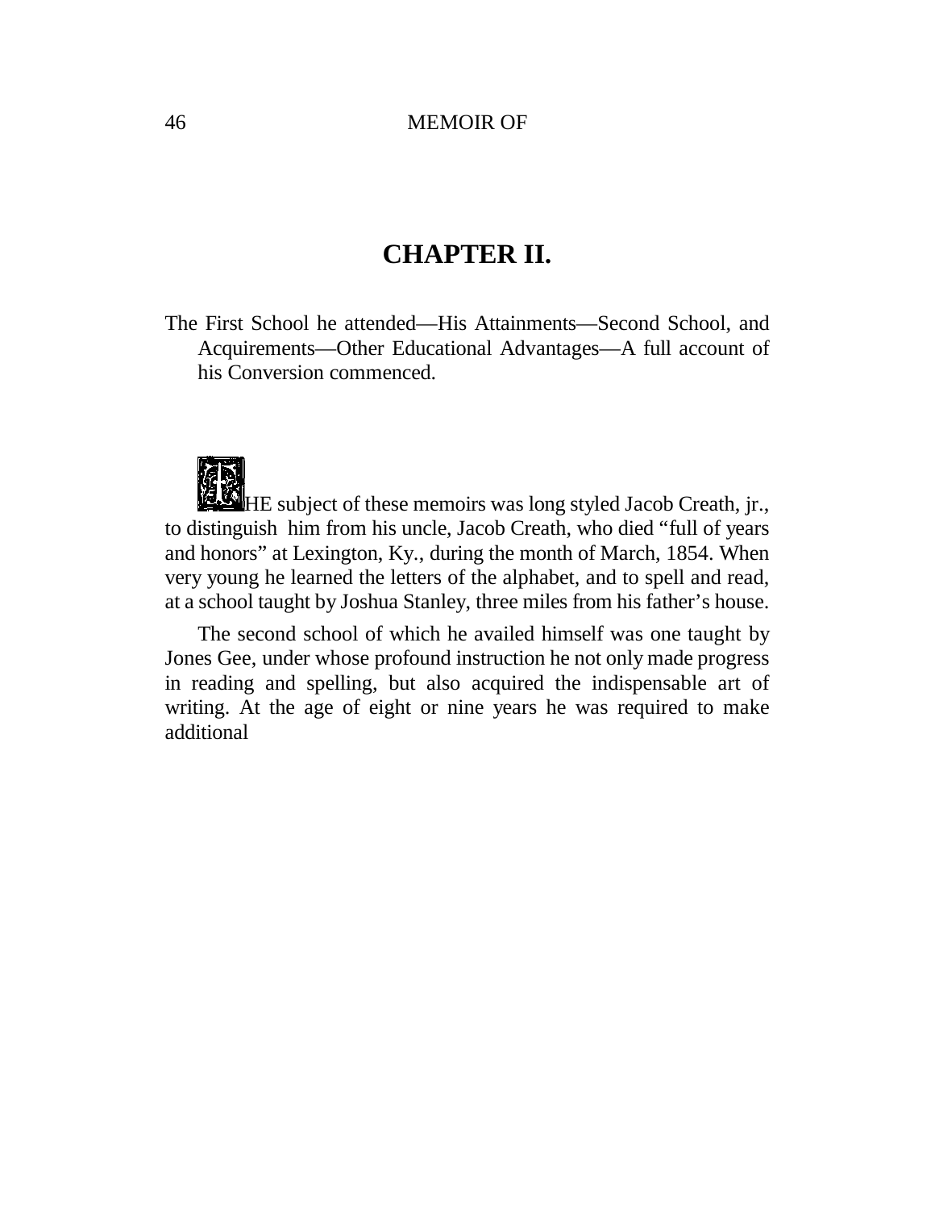## CHAPTER II.

The First School he attended—His Attainments—Second School, and Acquirements—Other Educational Advantages—A full account of his Conversion commenced.

THE subject of these memoirs was long styled Jacob Creath, jr., to distinguish him from his uncle, Jacob Creath, who died “full of years and honors” at Lexington, Ky., during the month of March, 1854. When very young he learned the letters of the alphabet, and to spell and read, at a school taught by Joshua Stanley, three miles from his father’s house.

The second school of which he availed himself was one taught by Jones Gee, under whose profound instruction he not only made progress in reading and spelling, but also acquired the indispensable art of writing. At the age of eight or nine years he was required to make additional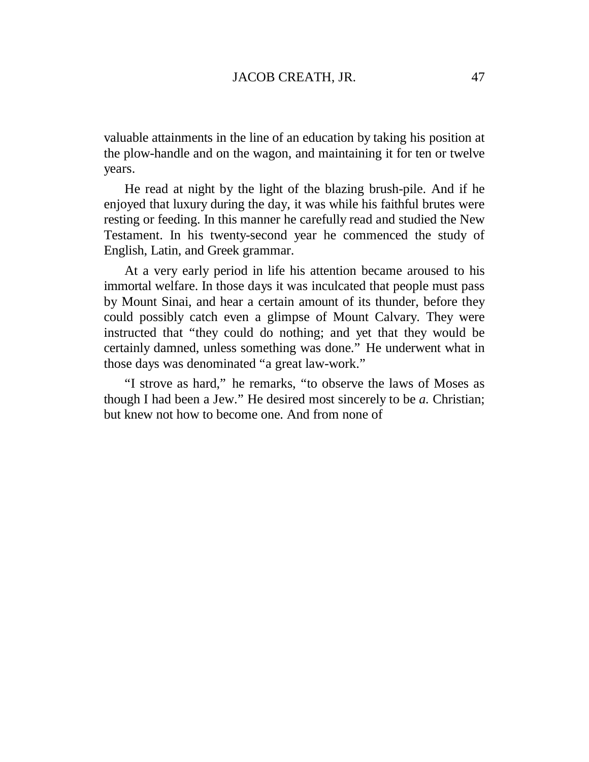valuable attainments in the line of an education by taking his position at the plow-handle and on the wagon, and maintaining it for ten or twelve years.

He read at night by the light of the blazing brush-pile. And if he enjoyed that luxury during the day, it was while his faithful brutes were resting or feeding. In this manner he carefully read and studied the New Testament. In his twenty-second year he commenced the study of English, Latin, and Greek grammar.

At a very early period in life his attention became aroused to his immortal welfare. In those days it was inculcated that people must pass by Mount Sinai, and hear a certain amount of its thunder, before they could possibly catch even a glimpse of Mount Calvary. They were instructed that "they could do nothing; and yet that they would be certainly damned, unless something was done." He underwent what in those days was denominated "a great law-work."

"I strove as hard," he remarks, "to observe the laws of Moses as though I had been a Jew." He desired most sincerely to be *a.* Christian; but knew not how to become one. And from none of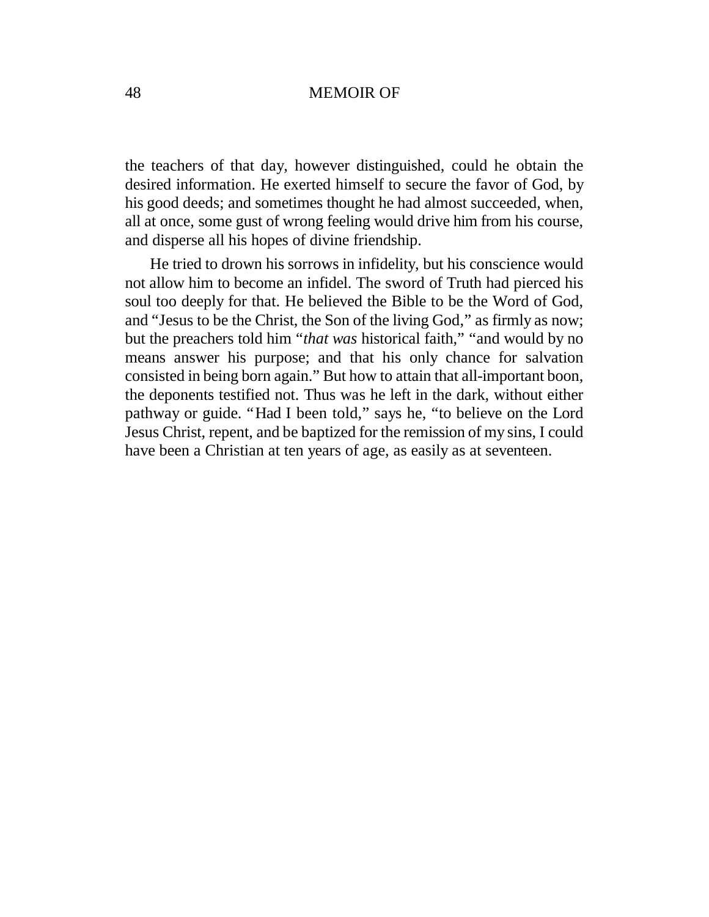the teachers of that day, however distinguished, could he obtain the desired information. He exerted himself to secure the favor of God, by his good deeds; and sometimes thought he had almost succeeded, when, all at once, some gust of wrong feeling would drive him from his course, and disperse all his hopes of divine friendship.

He tried to drown his sorrows in infidelity, but his conscience would not allow him to become an infidel. The sword of Truth had pierced his soul too deeply for that. He believed the Bible to be the Word of God, and "Jesus to be the Christ, the Son of the living God," as firmly as now; but the preachers told him "*that was* historical faith," "and would by no means answer his purpose; and that his only chance for salvation consisted in being born again." But how to attain that all-important boon, the deponents testified not. Thus was he left in the dark, without either pathway or guide. "Had I been told," says he, "to believe on the Lord Jesus Christ, repent, and be baptized for the remission of my sins, I could have been a Christian at ten years of age, as easily as at seventeen.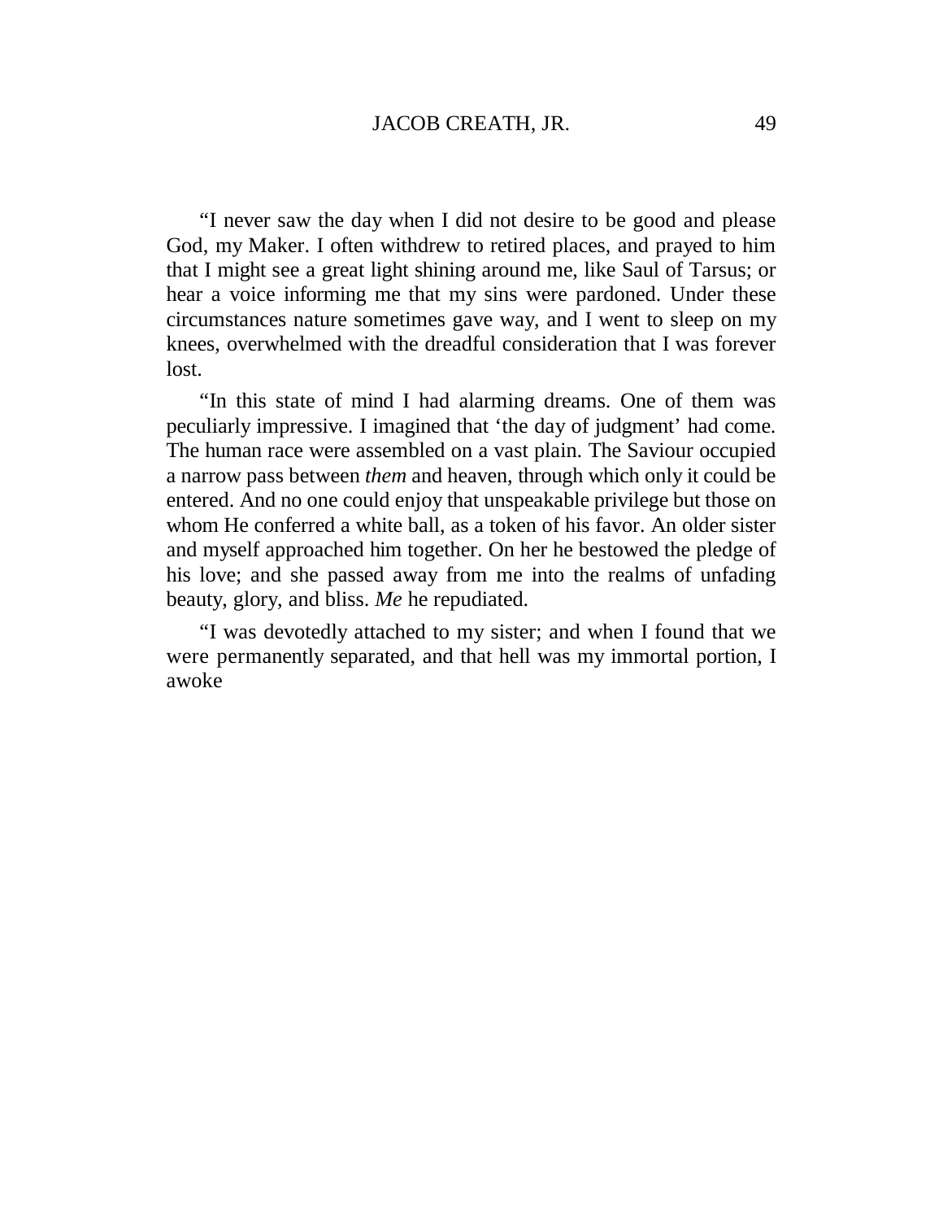“I never saw the day when I did not desire to be good and please God, my Maker. I often withdrew to retired places, and prayed to him that I might see a great light shining around me, like Saul of Tarsus; or hear a voice informing me that my sins were pardoned. Under these circumstances nature sometimes gave way, and I went to sleep on my knees, overwhelmed with the dreadful consideration that I was forever lost.

“In this state of mind I had alarming dreams. One of them was peculiarly impressive. I imagined that ‘the day of judgment’ had come. The human race were assembled on a vast plain. The Saviour occupied a narrow pass between *them* and heaven, through which only it could be entered. And no one could enjoy that unspeakable privilege but those on whom He conferred a white ball, as a token of his favor. An older sister and myself approached him together. On her he bestowed the pledge of his love; and she passed away from me into the realms of unfading beauty, glory, and bliss. *Me* he repudiated.

“I was devotedly attached to my sister; and when I found that we were permanently separated, and that hell was my immortal portion, I awoke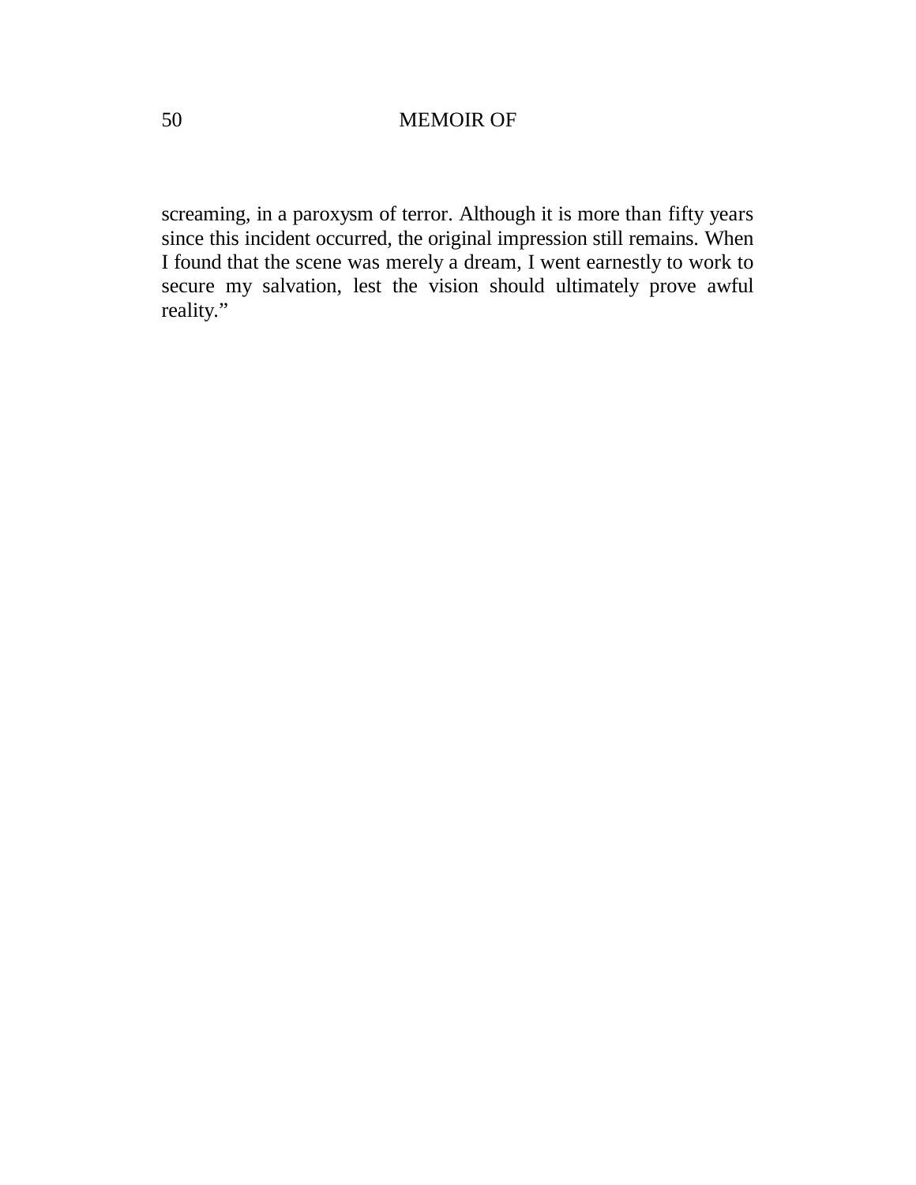screaming, in a paroxysm of terror. Although it is more than fifty years since this incident occurred, the original impression still remains. When I found that the scene was merely a dream, I went earnestly to work to secure my salvation, lest the vision should ultimately prove awful reality."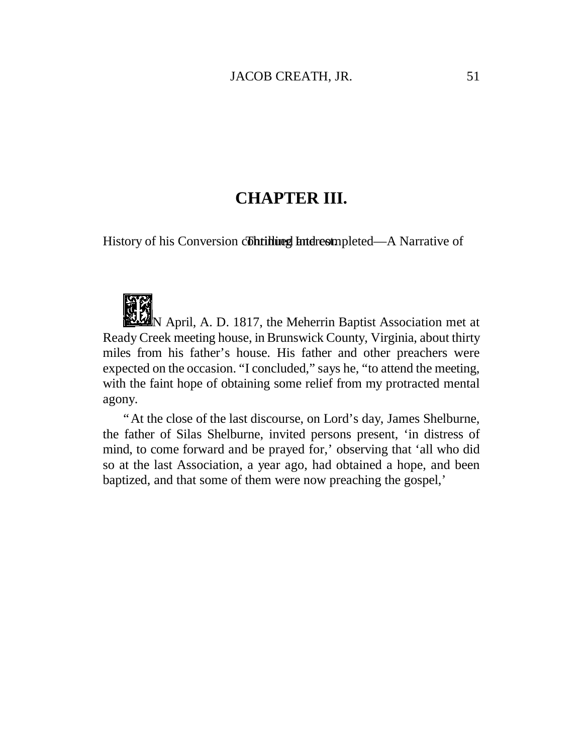# CHAPTER III.

History of his Conversion continued and completed—A Narrative of Thrilling Interest.

IN April, A. D. 1817, the Meherrin Baptist Association met at Ready Creek meeting house, in Brunswick County, Virginia, about thirty miles from his father's house. His father and other preachers were expected on the occasion. "I concluded," says he, "to attend the meeting, with the faint hope of obtaining some relief from my protracted mental agony.

"At the close of the last discourse, on Lord's day, James Shelburne, the father of Silas Shelburne, invited persons present, 'in distress of mind, to come forward and be prayed for,' observing that 'all who did so at the last Association, a year ago, had obtained a hope, and been baptized, and that some of them were now preaching the gospel,'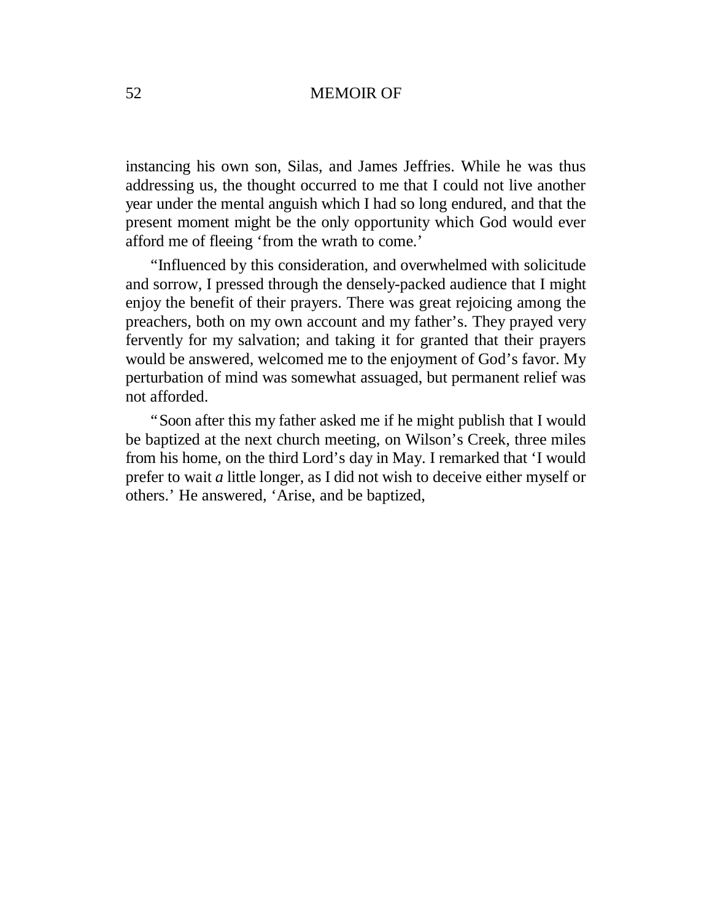instancing his own son, Silas, and James Jeffries. While he was thus addressing us, the thought occurred to me that I could not live another year under the mental anguish which I had so long endured, and that the present moment might be the only opportunity which God would ever afford me of fleeing 'from the wrath to come.'

"Influenced by this consideration, and overwhelmed with solicitude and sorrow, I pressed through the densely-packed audience that I might enjoy the benefit of their prayers. There was great rejoicing among the preachers, both on my own account and my father's. They prayed very fervently for my salvation; and taking it for granted that their prayers would be answered, welcomed me to the enjoyment of God's favor. My perturbation of mind was somewhat assuaged, but permanent relief was not afforded.

"Soon after this my father asked me if he might publish that I would be baptized at the next church meeting, on Wilson's Creek, three miles from his home, on the third Lord's day in May. I remarked that 'I would prefer to wait *a* little longer, as I did not wish to deceive either myself or others.' He answered, 'Arise, and be baptized,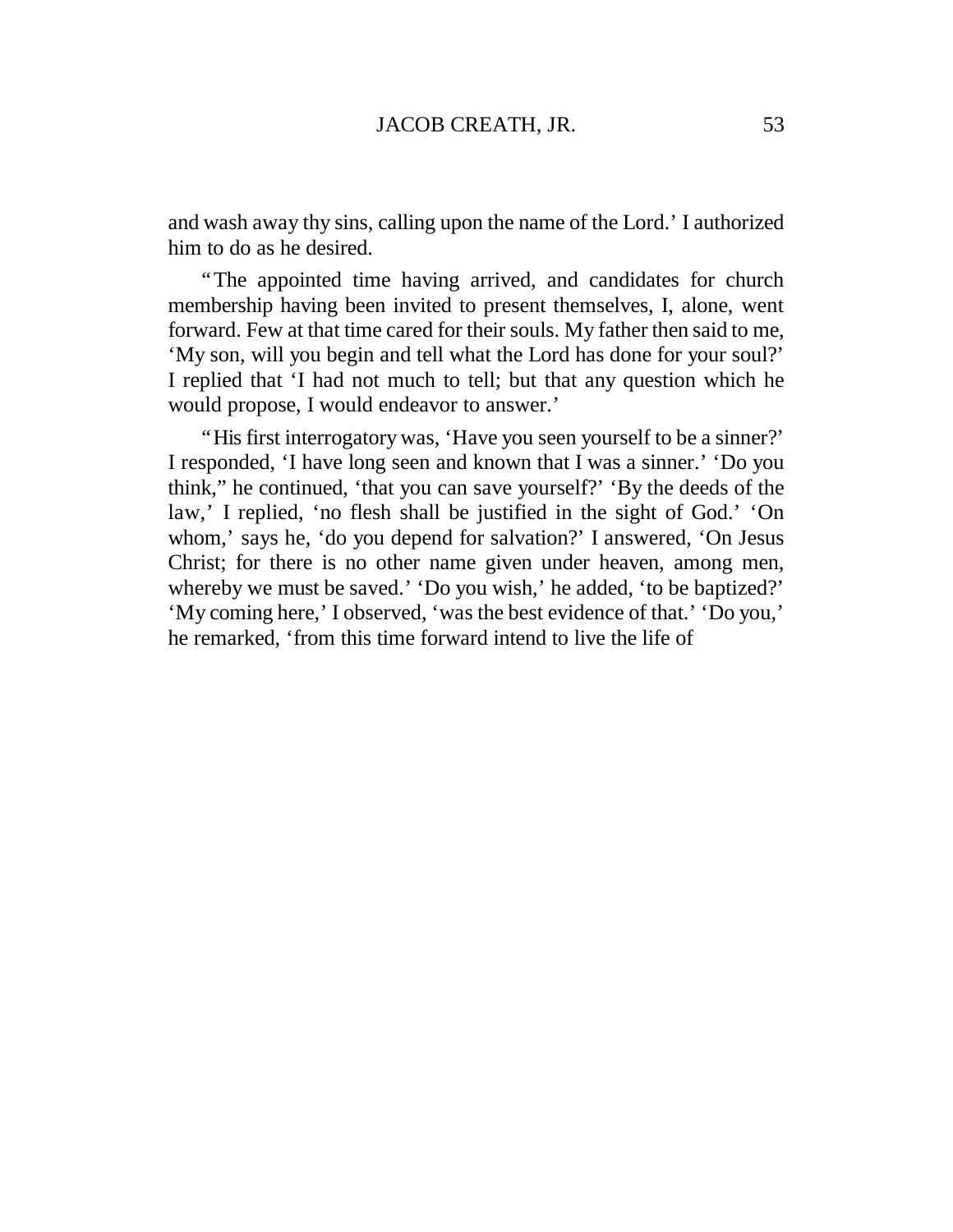and wash away thy sins, calling upon the name of the Lord.' I authorized him to do as he desired.

"The appointed time having arrived, and candidates for church membership having been invited to present themselves, I, alone, went forward. Few at that time cared for their souls. My father then said to me, 'My son, will you begin and tell what the Lord has done for your soul?' I replied that 'I had not much to tell; but that any question which he would propose, I would endeavor to answer.'

"His first interrogatory was, 'Have you seen yourself to be a sinner?' I responded, 'I have long seen and known that I was a sinner.' 'Do you think," he continued, 'that you can save yourself?' 'By the deeds of the law,' I replied, 'no flesh shall be justified in the sight of God.' 'On whom,' says he, 'do you depend for salvation?' I answered, 'On Jesus Christ; for there is no other name given under heaven, among men, whereby we must be saved.' 'Do you wish,' he added, 'to be baptized?' 'My coming here,' I observed, 'was the best evidence of that.' 'Do you,' he remarked, 'from this time forward intend to live the life of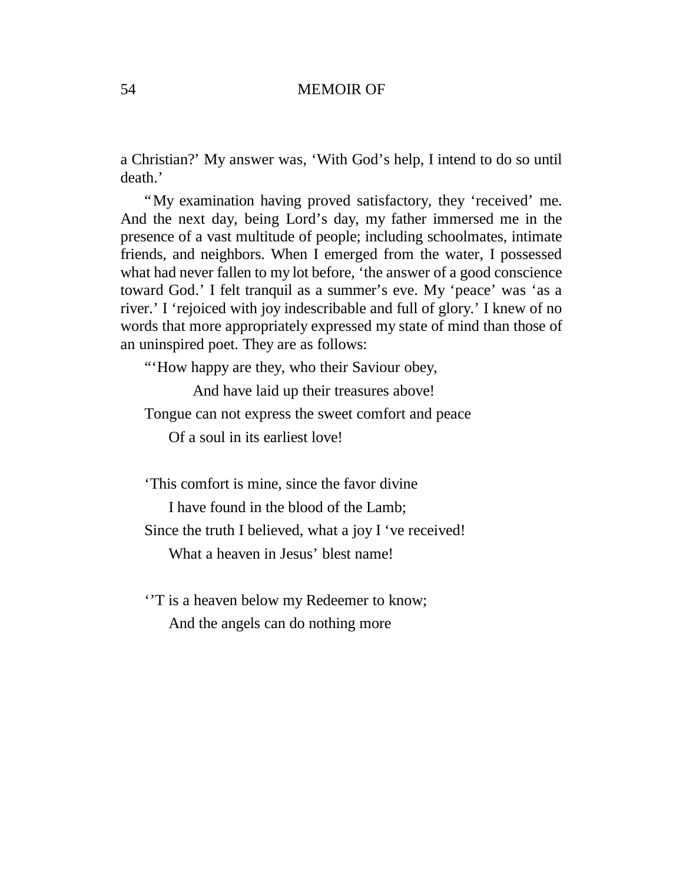a Christian?' My answer was, 'With God's help, I intend to do so until death.'

"My examination having proved satisfactory, they 'received' me. And the next day, being Lord's day, my father immersed me in the presence of a vast multitude of people; including schoolmates, intimate friends, and neighbors. When I emerged from the water, I possessed what had never fallen to my lot before, 'the answer of a good conscience toward God.' I felt tranquil as a summer's eve. My 'peace' was 'as a river.' I 'rejoiced with joy indescribable and full of glory.' I knew of no words that more appropriately expressed my state of mind than those of an uninspired poet. They are as follows:

"'How happy are they, who their Saviour obey,  
        And have laid up their treasures above!  
Tongue can not express the sweet comfort and peace  
    Of a soul in its earliest love!

'This comfort is mine, since the favor divine  
    I have found in the blood of the Lamb;  
Since the truth I believed, what a joy I 've received!  
    What a heaven in Jesus' blest name!

''T is a heaven below my Redeemer to know;  
    And the angels can do nothing more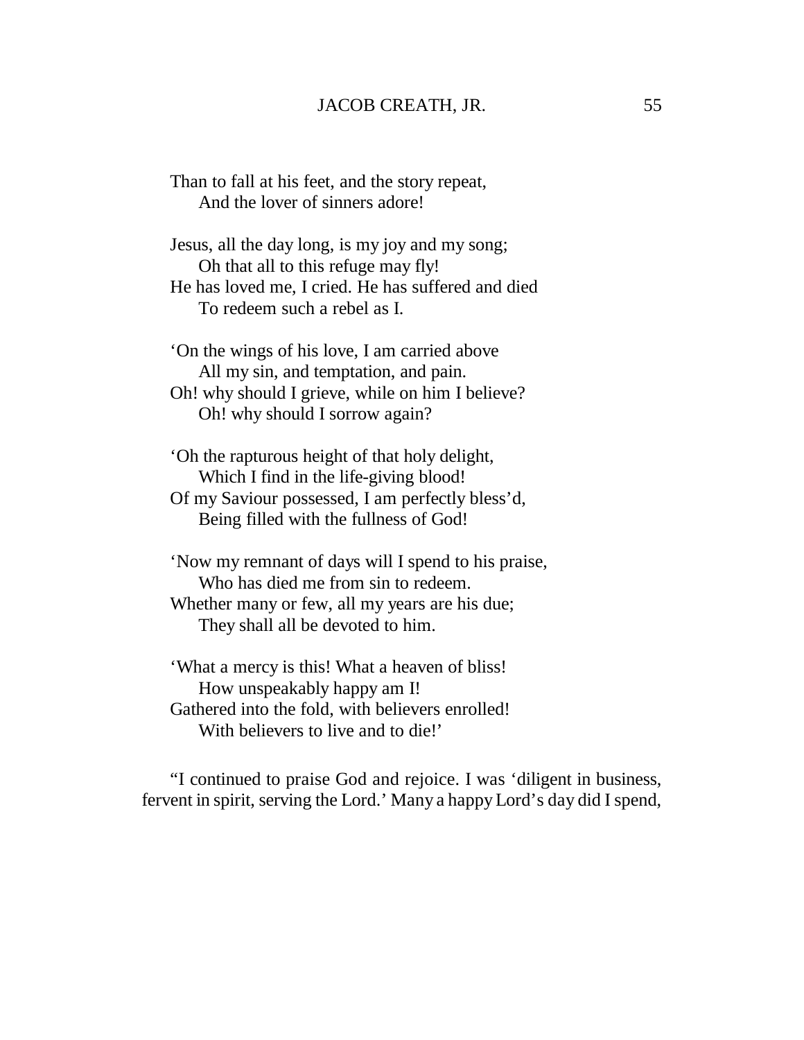Than to fall at his feet, and the story repeat,
    And the lover of sinners adore!

Jesus, all the day long, is my joy and my song;
    Oh that all to this refuge may fly!
He has loved me, I cried. He has suffered and died
    To redeem such a rebel as I.

'On the wings of his love, I am carried above
    All my sin, and temptation, and pain.
Oh! why should I grieve, while on him I believe?
    Oh! why should I sorrow again?

'Oh the rapturous height of that holy delight,
    Which I find in the life-giving blood!
Of my Saviour possessed, I am perfectly bless'd,
    Being filled with the fullness of God!

'Now my remnant of days will I spend to his praise,
    Who has died me from sin to redeem.
Whether many or few, all my years are his due;
    They shall all be devoted to him.

'What a mercy is this! What a heaven of bliss!
    How unspeakably happy am I!
Gathered into the fold, with believers enrolled!
    With believers to live and to die!'

"I continued to praise God and rejoice. I was 'diligent in business, fervent in spirit, serving the Lord.' Many a happy Lord's day did I spend,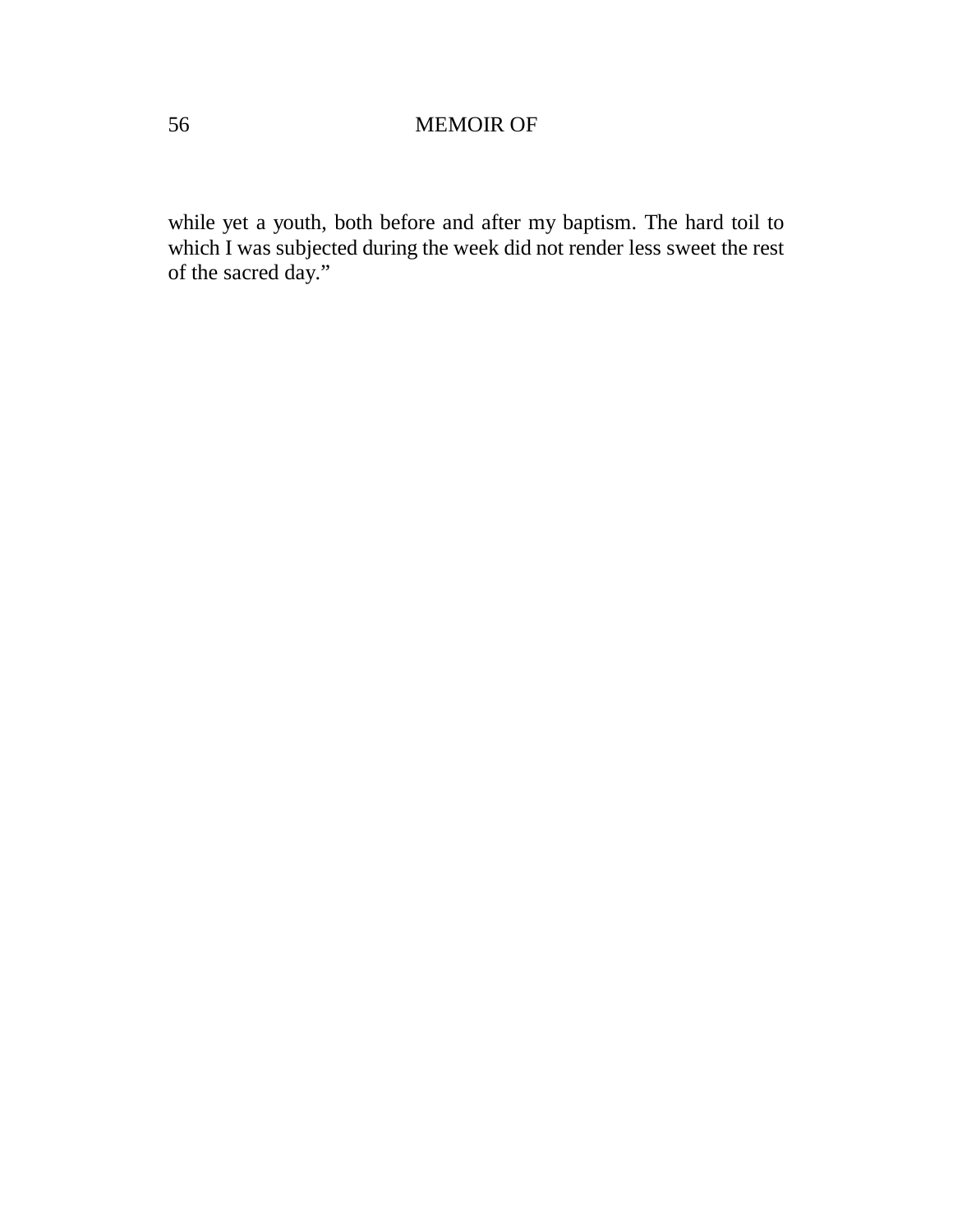while yet a youth, both before and after my baptism. The hard toil to which I was subjected during the week did not render less sweet the rest of the sacred day."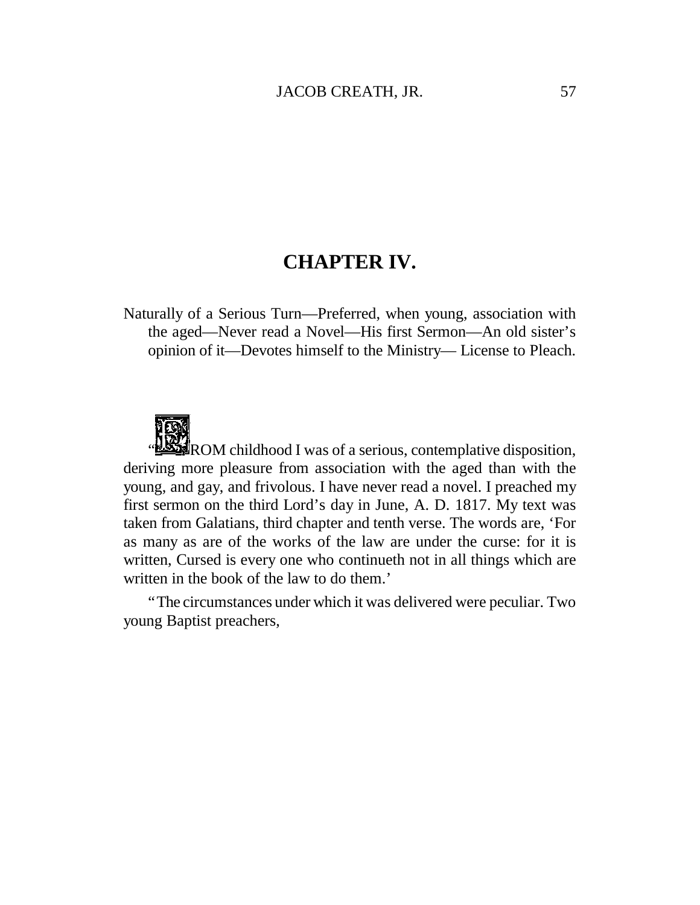# CHAPTER IV.

Naturally of a Serious Turn—Preferred, when young, association with the aged—Never read a Novel—His first Sermon—An old sister's opinion of it—Devotes himself to the Ministry— License to Pleach.

"FROM childhood I was of a serious, contemplative disposition, deriving more pleasure from association with the aged than with the young, and gay, and frivolous. I have never read a novel. I preached my first sermon on the third Lord's day in June, A. D. 1817. My text was taken from Galatians, third chapter and tenth verse. The words are, 'For as many as are of the works of the law are under the curse: for it is written, Cursed is every one who continueth not in all things which are written in the book of the law to do them.'

"The circumstances under which it was delivered were peculiar. Two young Baptist preachers,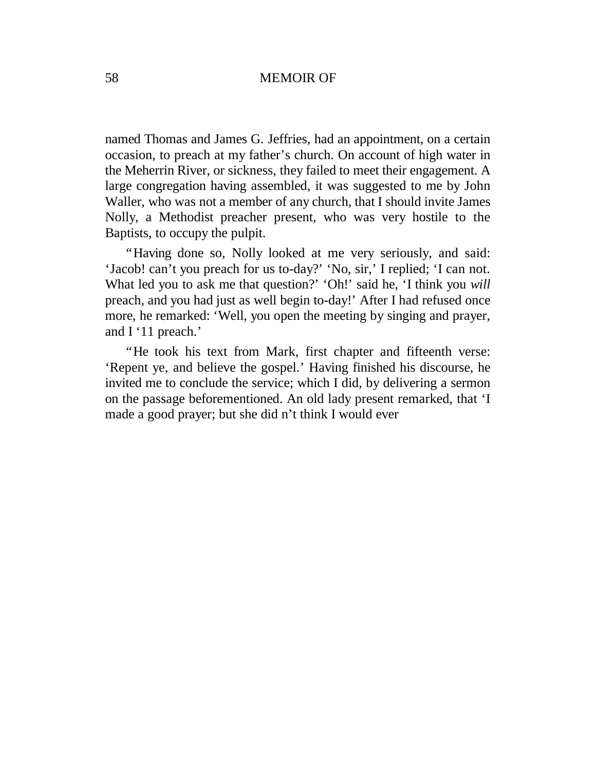named Thomas and James G. Jeffries, had an appointment, on a certain occasion, to preach at my father's church. On account of high water in the Meherrin River, or sickness, they failed to meet their engagement. A large congregation having assembled, it was suggested to me by John Waller, who was not a member of any church, that I should invite James Nolly, a Methodist preacher present, who was very hostile to the Baptists, to occupy the pulpit.

"Having done so, Nolly looked at me very seriously, and said: 'Jacob! can't you preach for us to-day?' 'No, sir,' I replied; 'I can not. What led you to ask me that question?' 'Oh!' said he, 'I think you *will* preach, and you had just as well begin to-day!' After I had refused once more, he remarked: 'Well, you open the meeting by singing and prayer, and I '11 preach.'

"He took his text from Mark, first chapter and fifteenth verse: 'Repent ye, and believe the gospel.' Having finished his discourse, he invited me to conclude the service; which I did, by delivering a sermon on the passage beforementioned. An old lady present remarked, that 'I made a good prayer; but she did n't think I would ever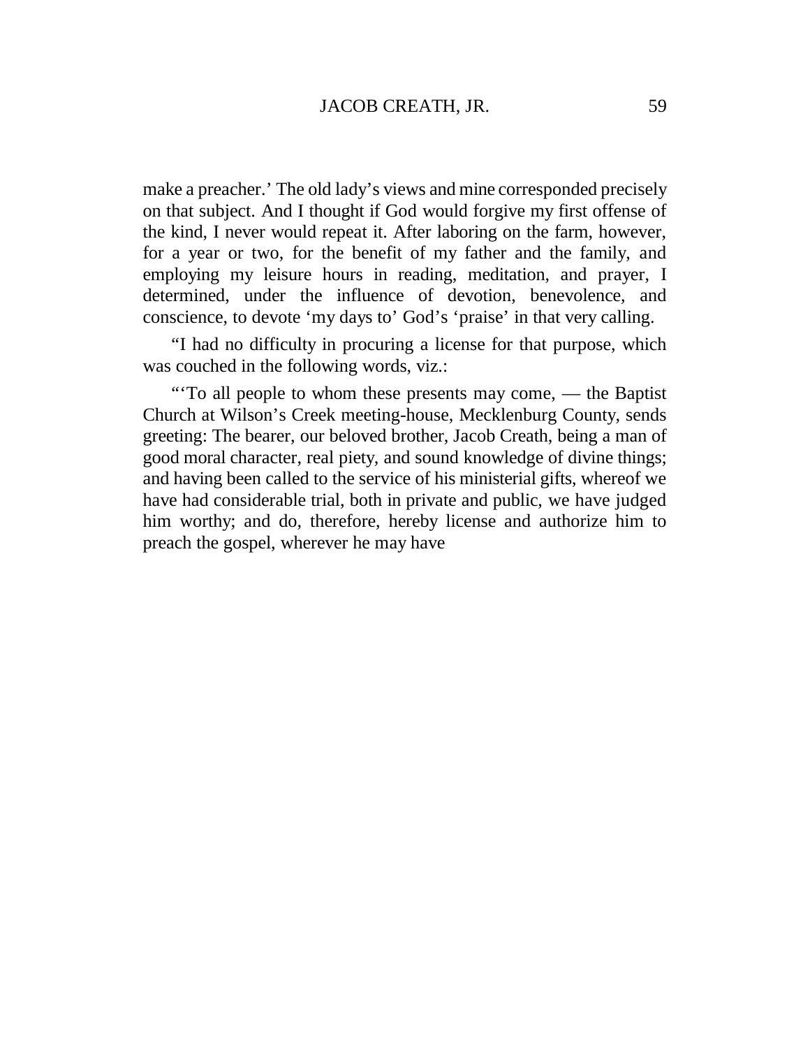make a preacher.' The old lady's views and mine corresponded precisely on that subject. And I thought if God would forgive my first offense of the kind, I never would repeat it. After laboring on the farm, however, for a year or two, for the benefit of my father and the family, and employing my leisure hours in reading, meditation, and prayer, I determined, under the influence of devotion, benevolence, and conscience, to devote 'my days to' God's 'praise' in that very calling.

"I had no difficulty in procuring a license for that purpose, which was couched in the following words, viz.:

"'To all people to whom these presents may come, — the Baptist Church at Wilson's Creek meeting-house, Mecklenburg County, sends greeting: The bearer, our beloved brother, Jacob Creath, being a man of good moral character, real piety, and sound knowledge of divine things; and having been called to the service of his ministerial gifts, whereof we have had considerable trial, both in private and public, we have judged him worthy; and do, therefore, hereby license and authorize him to preach the gospel, wherever he may have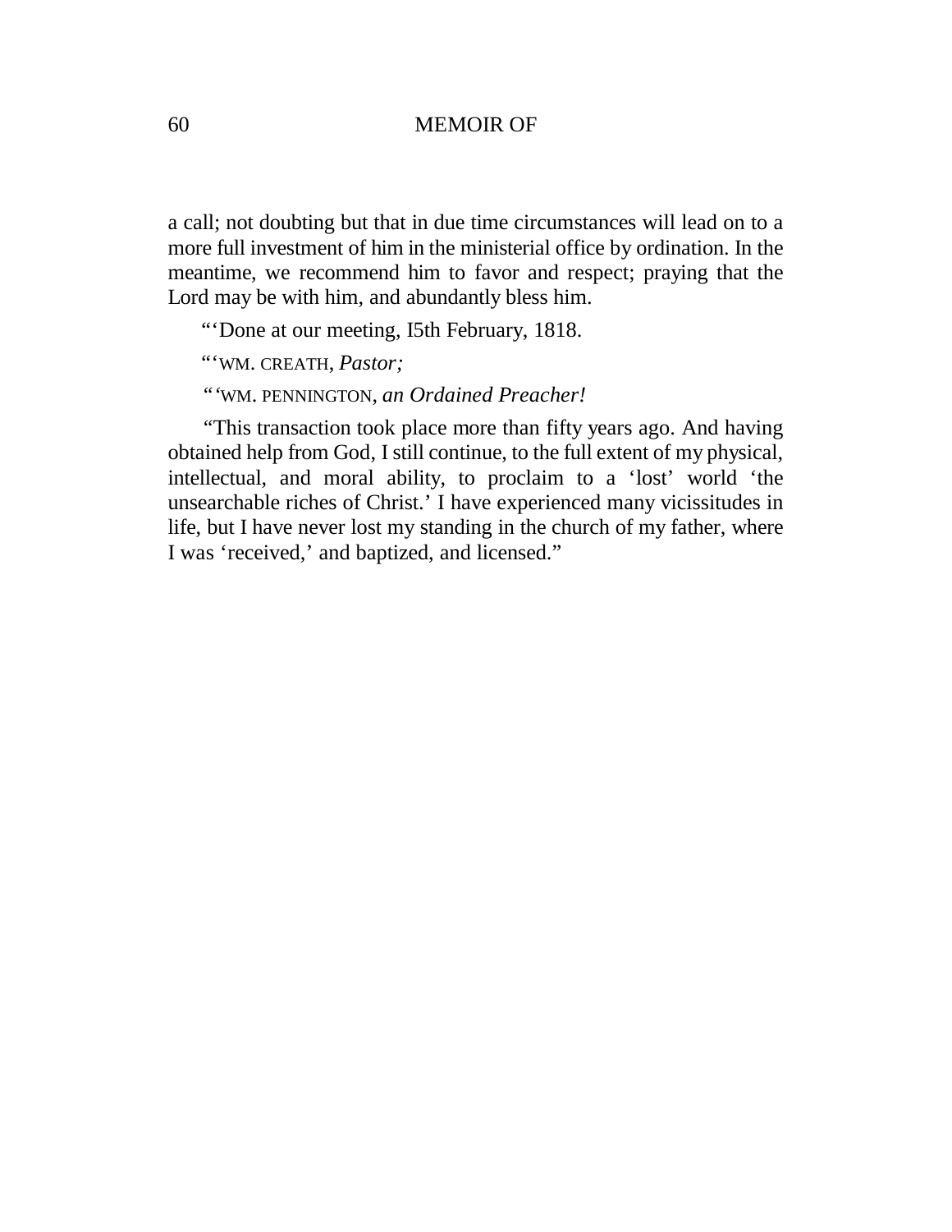a call; not doubting but that in due time circumstances will lead on to a more full investment of him in the ministerial office by ordination. In the meantime, we recommend him to favor and respect; praying that the Lord may be with him, and abundantly bless him.

"'Done at our meeting, I5th February, 1818.

"'WM. CREATH, *Pastor;*

"'WM. PENNINGTON, *an Ordained Preacher!*

"This transaction took place more than fifty years ago. And having obtained help from God, I still continue, to the full extent of my physical, intellectual, and moral ability, to proclaim to a 'lost' world 'the unsearchable riches of Christ.' I have experienced many vicissitudes in life, but I have never lost my standing in the church of my father, where I was 'received,' and baptized, and licensed."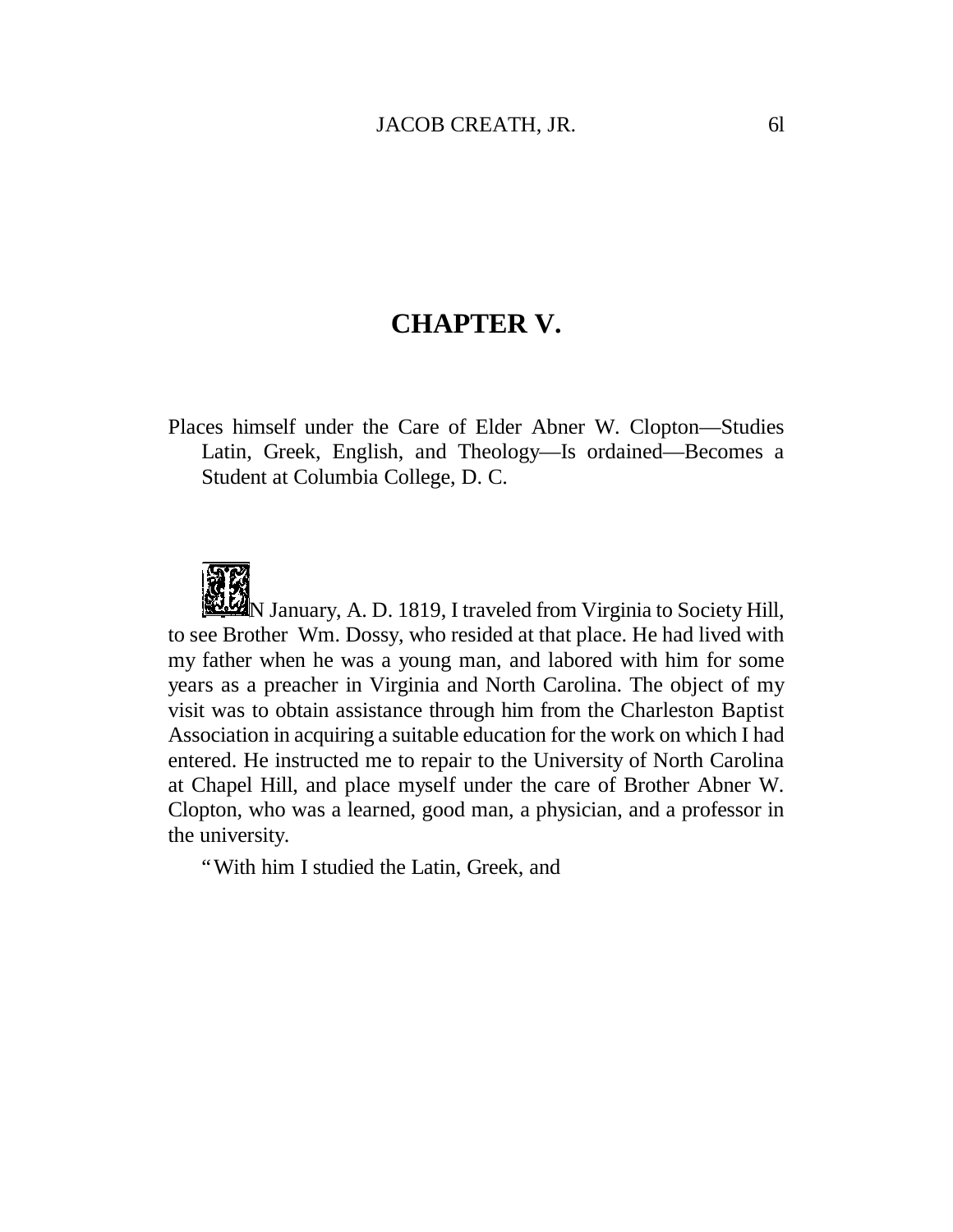## CHAPTER V.

Places himself under the Care of Elder Abner W. Clopton—Studies Latin, Greek, English, and Theology—Is ordained—Becomes a Student at Columbia College, D. C.

IN January, A. D. 1819, I traveled from Virginia to Society Hill, to see Brother Wm. Dossy, who resided at that place. He had lived with my father when he was a young man, and labored with him for some years as a preacher in Virginia and North Carolina. The object of my visit was to obtain assistance through him from the Charleston Baptist Association in acquiring a suitable education for the work on which I had entered. He instructed me to repair to the University of North Carolina at Chapel Hill, and place myself under the care of Brother Abner W. Clopton, who was a learned, good man, a physician, and a professor in the university.

"With him I studied the Latin, Greek, and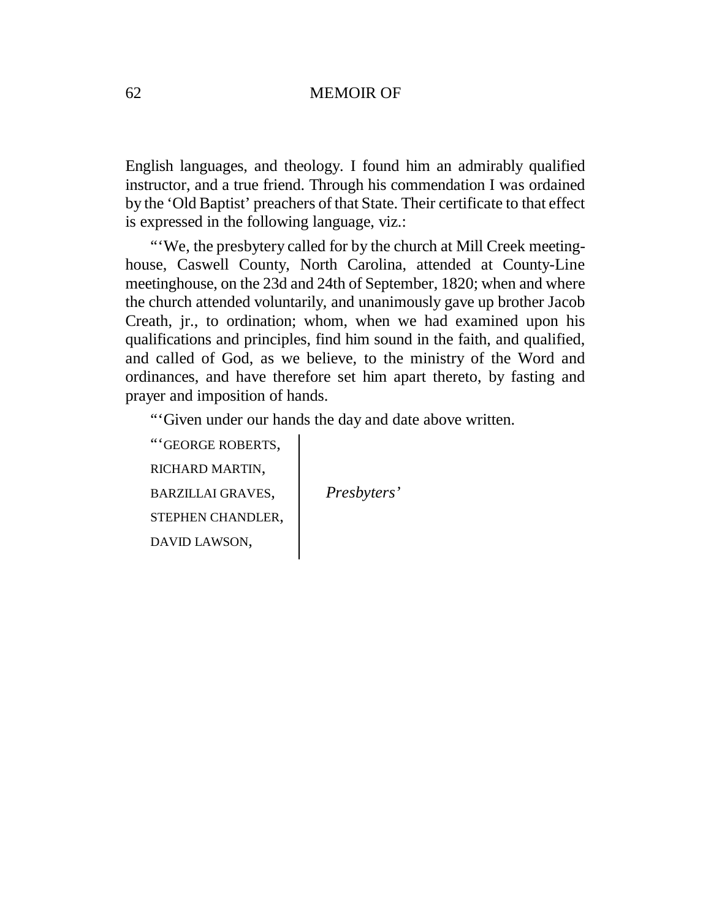English languages, and theology. I found him an admirably qualified instructor, and a true friend. Through his commendation I was ordained by the 'Old Baptist' preachers of that State. Their certificate to that effect is expressed in the following language, viz.:

"'We, the presbytery called for by the church at Mill Creek meeting-house, Caswell County, North Carolina, attended at County-Line meetinghouse, on the 23d and 24th of September, 1820; when and where the church attended voluntarily, and unanimously gave up brother Jacob Creath, jr., to ordination; whom, when we had examined upon his qualifications and principles, find him sound in the faith, and qualified, and called of God, as we believe, to the ministry of the Word and ordinances, and have therefore set him apart thereto, by fasting and prayer and imposition of hands.

"'Given under our hands the day and date above written.

"'GEORGE ROBERTS,
RICHARD MARTIN,
BARZILLAI GRAVES,
STEPHEN CHANDLER,
DAVID LAWSON,

*Presbyters'*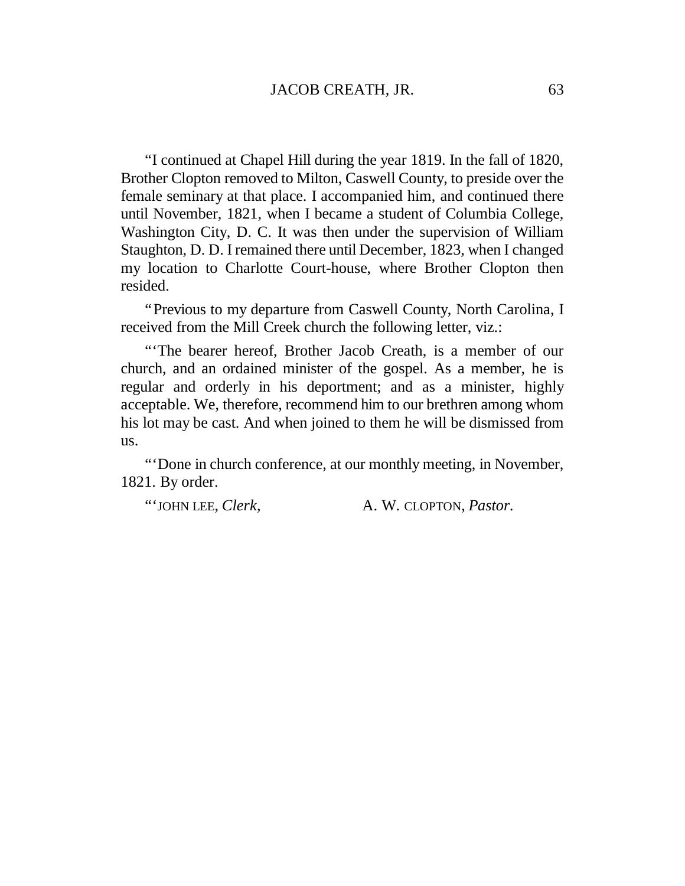"I continued at Chapel Hill during the year 1819. In the fall of 1820, Brother Clopton removed to Milton, Caswell County, to preside over the female seminary at that place. I accompanied him, and continued there until November, 1821, when I became a student of Columbia College, Washington City, D. C. It was then under the supervision of William Staughton, D. D. I remained there until December, 1823, when I changed my location to Charlotte Court-house, where Brother Clopton then resided.

"Previous to my departure from Caswell County, North Carolina, I received from the Mill Creek church the following letter, viz.:

"'The bearer hereof, Brother Jacob Creath, is a member of our church, and an ordained minister of the gospel. As a member, he is regular and orderly in his deportment; and as a minister, highly acceptable. We, therefore, recommend him to our brethren among whom his lot may be cast. And when joined to them he will be dismissed from us.

"'Done in church conference, at our monthly meeting, in November, 1821. By order.

"'JOHN LEE, *Clerk*, A. W. CLOPTON, *Pastor*.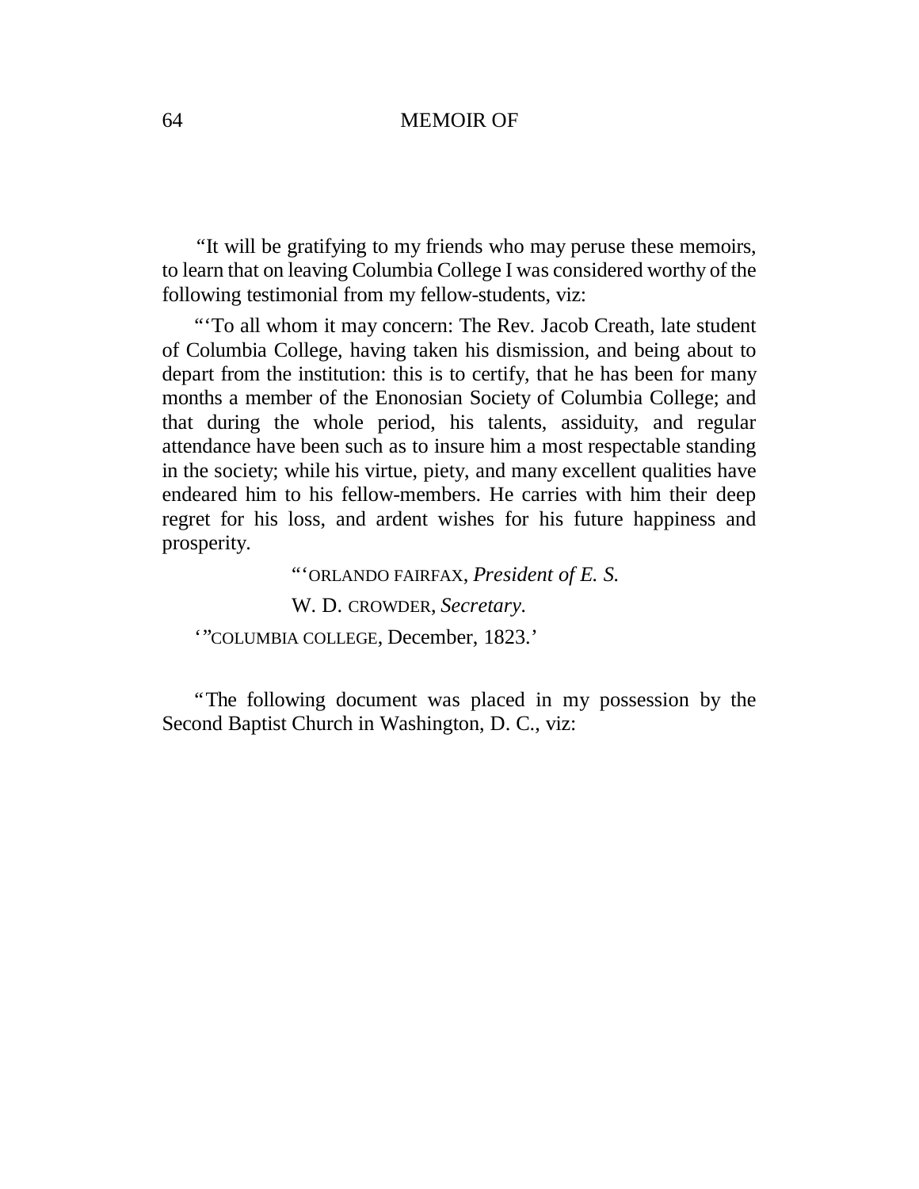"It will be gratifying to my friends who may peruse these memoirs, to learn that on leaving Columbia College I was considered worthy of the following testimonial from my fellow-students, viz:

"'To all whom it may concern: The Rev. Jacob Creath, late student of Columbia College, having taken his dismission, and being about to depart from the institution: this is to certify, that he has been for many months a member of the Enonosian Society of Columbia College; and that during the whole period, his talents, assiduity, and regular attendance have been such as to insure him a most respectable standing in the society; while his virtue, piety, and many excellent qualities have endeared him to his fellow-members. He carries with him their deep regret for his loss, and ardent wishes for his future happiness and prosperity.

"'ORLANDO FAIRFAX, *President of E. S.*

W. D. CROWDER, *Secretary.*

'"COLUMBIA COLLEGE, December, 1823.'

"The following document was placed in my possession by the Second Baptist Church in Washington, D. C., viz: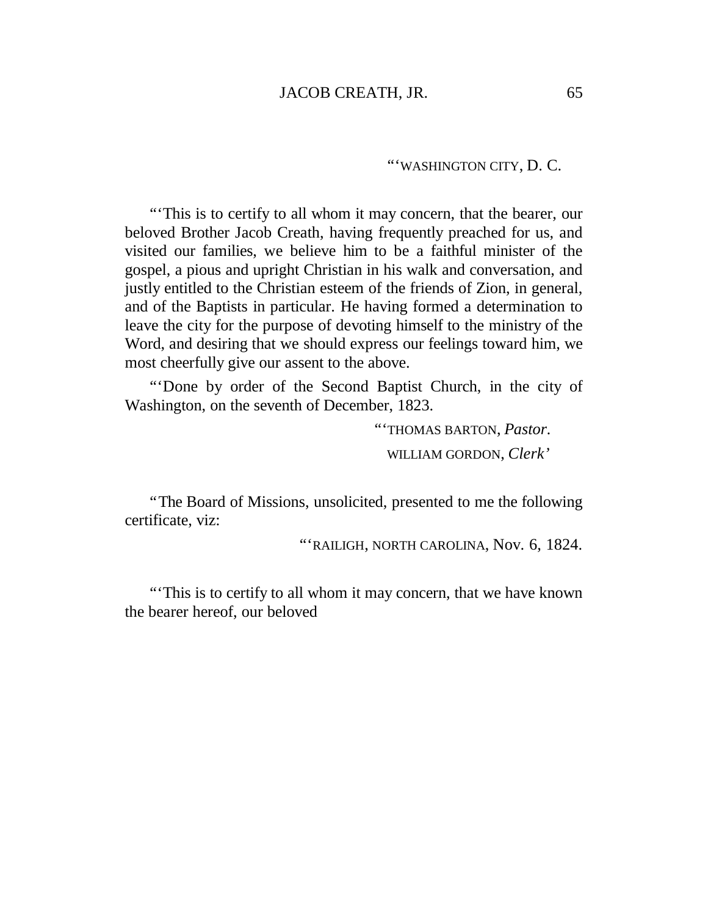"'WASHINGTON CITY, D. C.

"'This is to certify to all whom it may concern, that the bearer, our beloved Brother Jacob Creath, having frequently preached for us, and visited our families, we believe him to be a faithful minister of the gospel, a pious and upright Christian in his walk and conversation, and justly entitled to the Christian esteem of the friends of Zion, in general, and of the Baptists in particular. He having formed a determination to leave the city for the purpose of devoting himself to the ministry of the Word, and desiring that we should express our feelings toward him, we most cheerfully give our assent to the above.

"'Done by order of the Second Baptist Church, in the city of Washington, on the seventh of December, 1823.

"'THOMAS BARTON, *Pastor.*
WILLIAM GORDON, *Clerk'*

"The Board of Missions, unsolicited, presented to me the following certificate, viz:

"'RAILIGH, NORTH CAROLINA, Nov. 6, 1824.

"'This is to certify to all whom it may concern, that we have known the bearer hereof, our beloved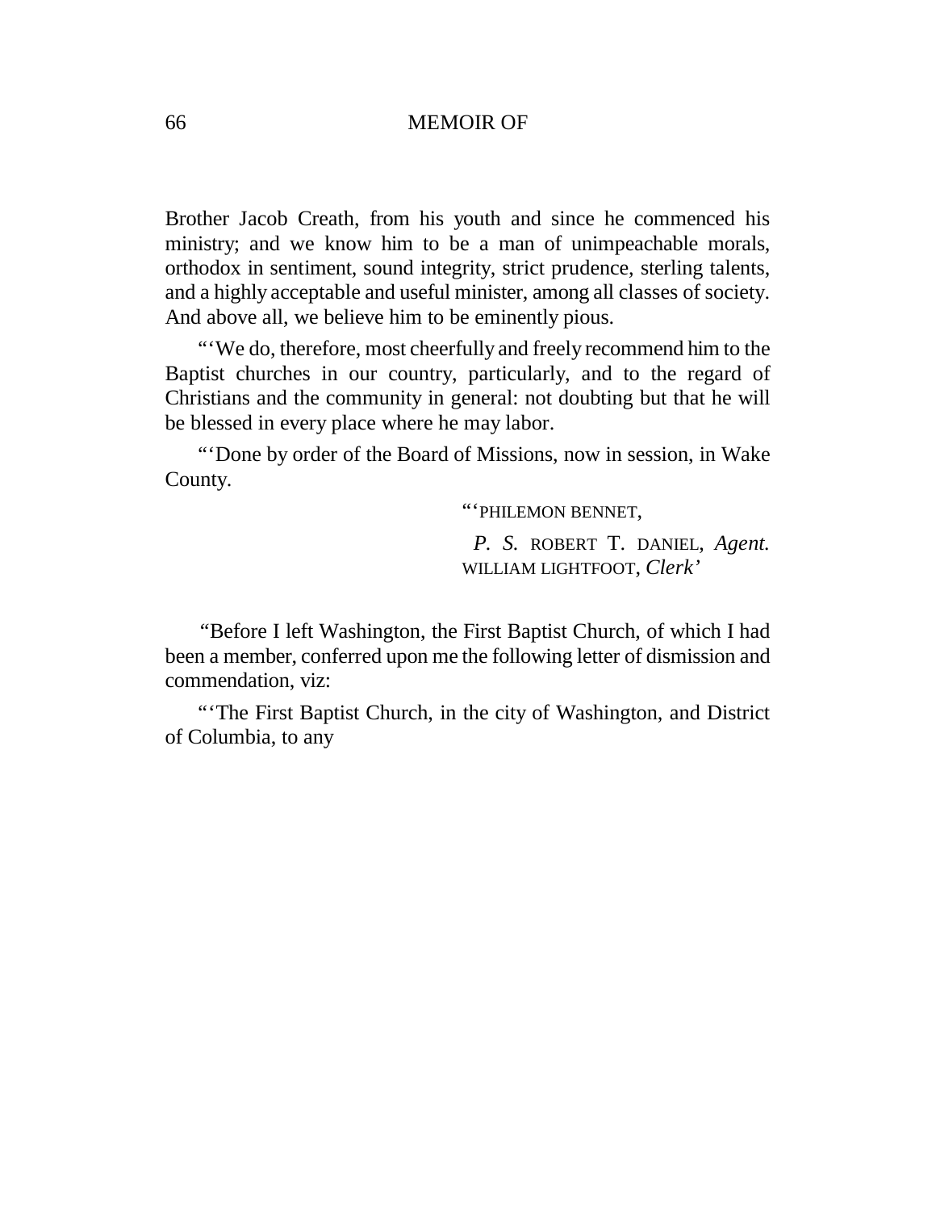Brother Jacob Creath, from his youth and since he commenced his ministry; and we know him to be a man of unimpeachable morals, orthodox in sentiment, sound integrity, strict prudence, sterling talents, and a highly acceptable and useful minister, among all classes of society. And above all, we believe him to be eminently pious.

"'We do, therefore, most cheerfully and freely recommend him to the Baptist churches in our country, particularly, and to the regard of Christians and the community in general: not doubting but that he will be blessed in every place where he may labor.

"'Done by order of the Board of Missions, now in session, in Wake County.

"'PHILEMON BENNET,  
*P. S.* ROBERT T. DANIEL, *Agent.*  
WILLIAM LIGHTFOOT, *Clerk'*

"Before I left Washington, the First Baptist Church, of which I had been a member, conferred upon me the following letter of dismission and commendation, viz:

"'The First Baptist Church, in the city of Washington, and District of Columbia, to any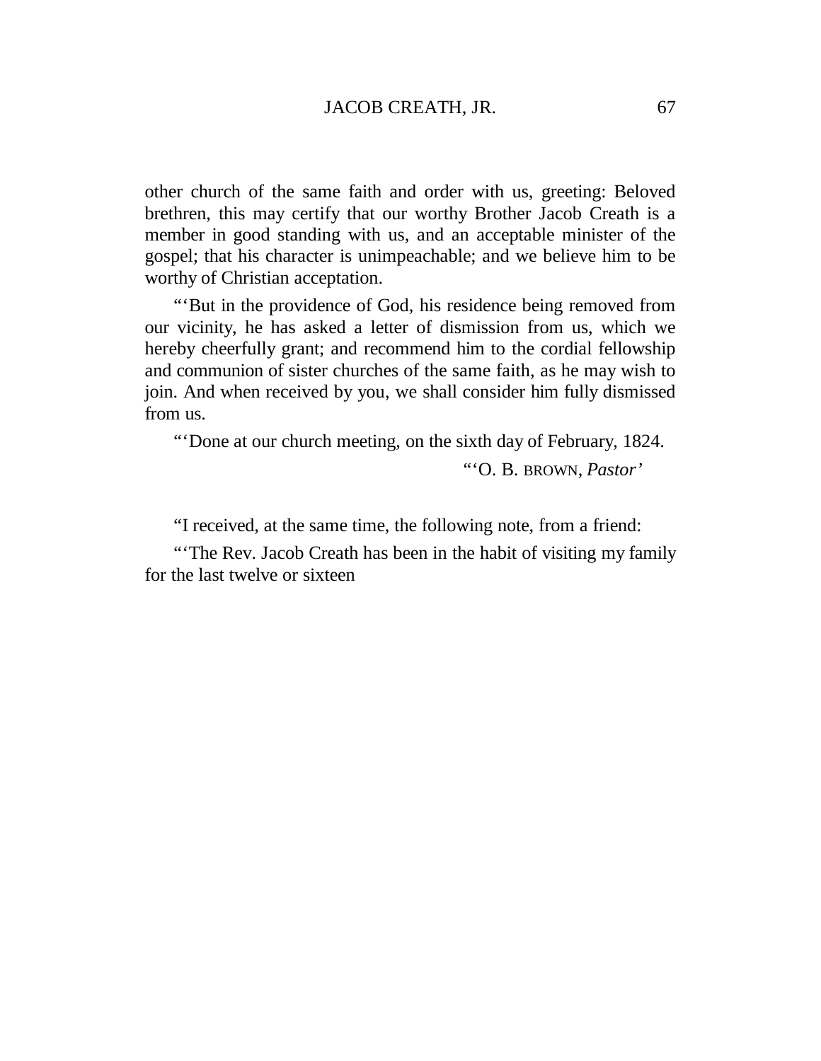other church of the same faith and order with us, greeting: Beloved brethren, this may certify that our worthy Brother Jacob Creath is a member in good standing with us, and an acceptable minister of the gospel; that his character is unimpeachable; and we believe him to be worthy of Christian acceptation.

"'But in the providence of God, his residence being removed from our vicinity, he has asked a letter of dismission from us, which we hereby cheerfully grant; and recommend him to the cordial fellowship and communion of sister churches of the same faith, as he may wish to join. And when received by you, we shall consider him fully dismissed from us.

"'Done at our church meeting, on the sixth day of February, 1824.

"'O. B. BROWN, *Pastor'*

"I received, at the same time, the following note, from a friend:

"'The Rev. Jacob Creath has been in the habit of visiting my family for the last twelve or sixteen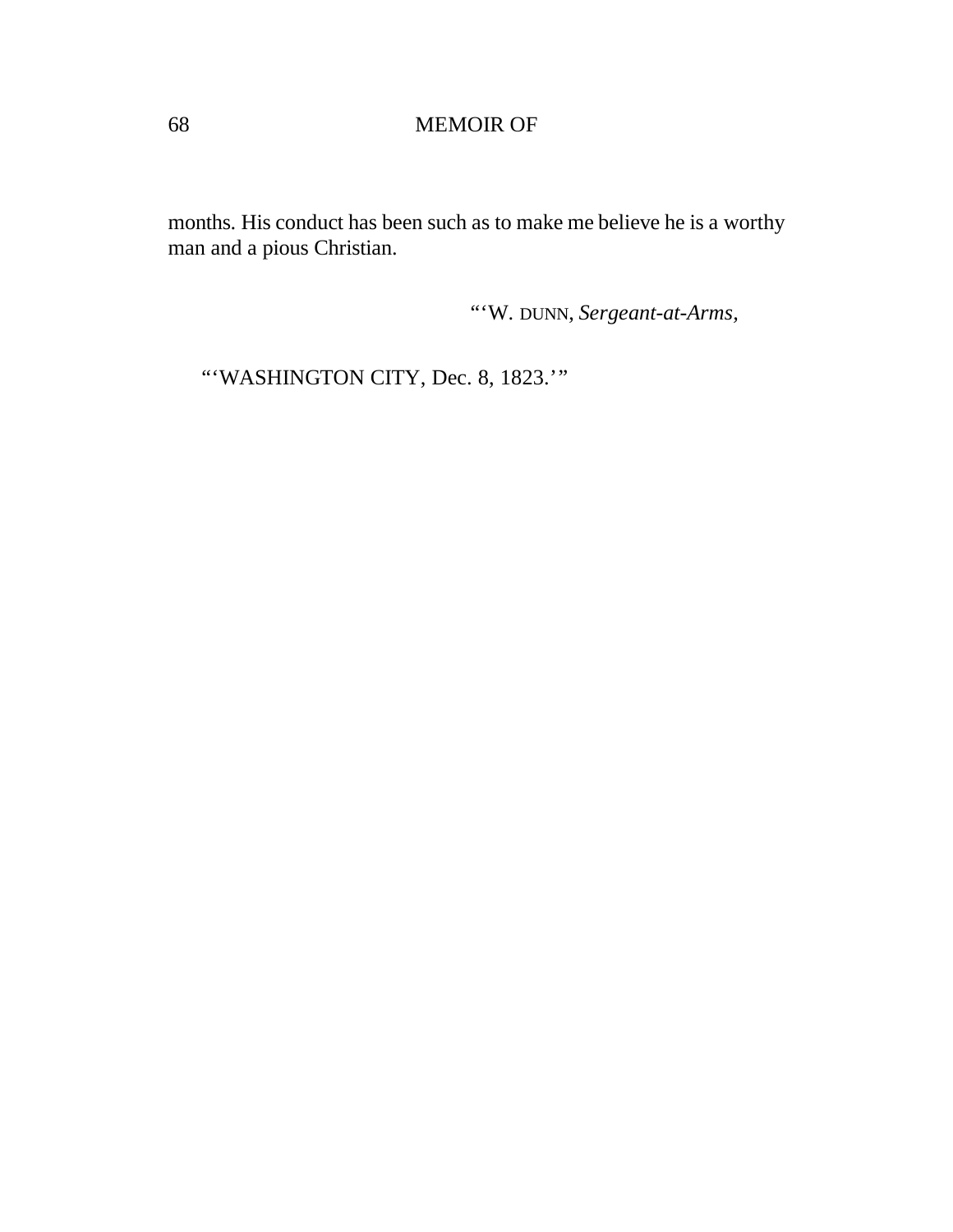months. His conduct has been such as to make me believe he is a worthy man and a pious Christian.

"'W. DUNN, *Sergeant-at-Arms*,

"'WASHINGTON CITY, Dec. 8, 1823.'"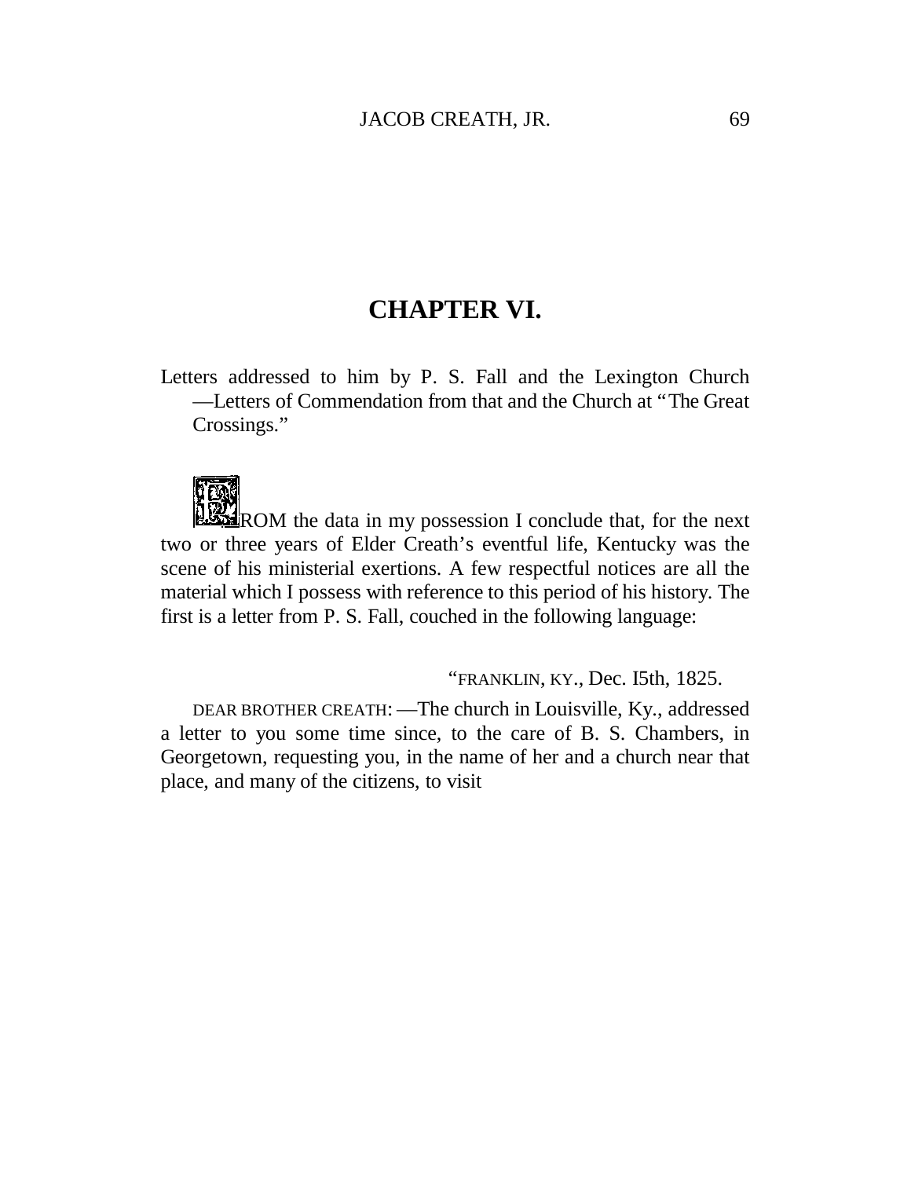## CHAPTER VI.

Letters addressed to him by P. S. Fall and the Lexington Church—Letters of Commendation from that and the Church at "The Great Crossings."

FROM the data in my possession I conclude that, for the next two or three years of Elder Creath's eventful life, Kentucky was the scene of his ministerial exertions. A few respectful notices are all the material which I possess with reference to this period of his history. The first is a letter from P. S. Fall, couched in the following language:

"FRANKLIN, KY., Dec. I5th, 1825.

DEAR BROTHER CREATH:—The church in Louisville, Ky., addressed a letter to you some time since, to the care of B. S. Chambers, in Georgetown, requesting you, in the name of her and a church near that place, and many of the citizens, to visit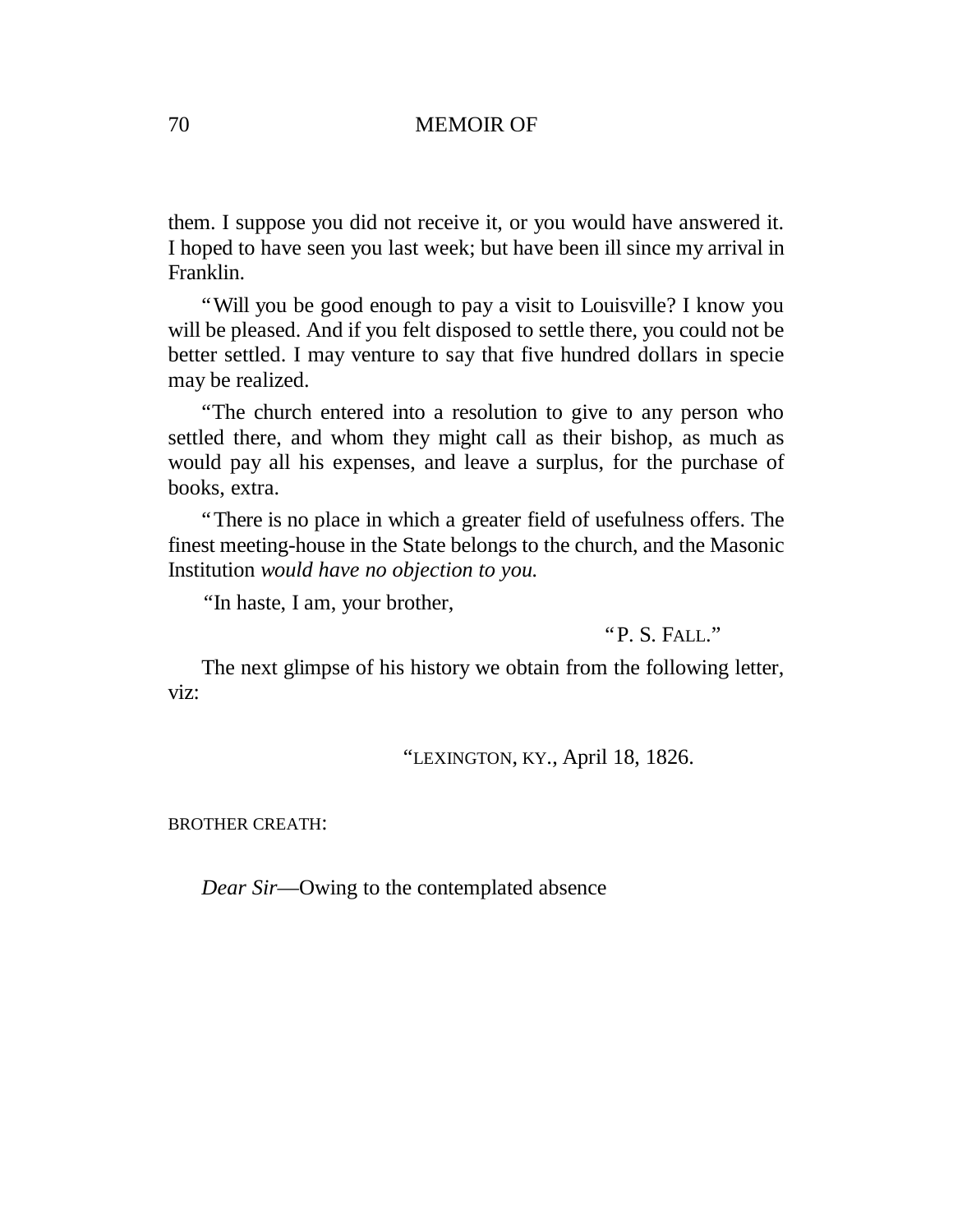them. I suppose you did not receive it, or you would have answered it. I hoped to have seen you last week; but have been ill since my arrival in Franklin.

"Will you be good enough to pay a visit to Louisville? I know you will be pleased. And if you felt disposed to settle there, you could not be better settled. I may venture to say that five hundred dollars in specie may be realized.

"The church entered into a resolution to give to any person who settled there, and whom they might call as their bishop, as much as would pay all his expenses, and leave a surplus, for the purchase of books, extra.

"There is no place in which a greater field of usefulness offers. The finest meeting-house in the State belongs to the church, and the Masonic Institution *would have no objection to you.*

"In haste, I am, your brother,

"P. S. FALL."

The next glimpse of his history we obtain from the following letter, viz:

"LEXINGTON, KY., April 18, 1826.

BROTHER CREATH:

*Dear Sir*—Owing to the contemplated absence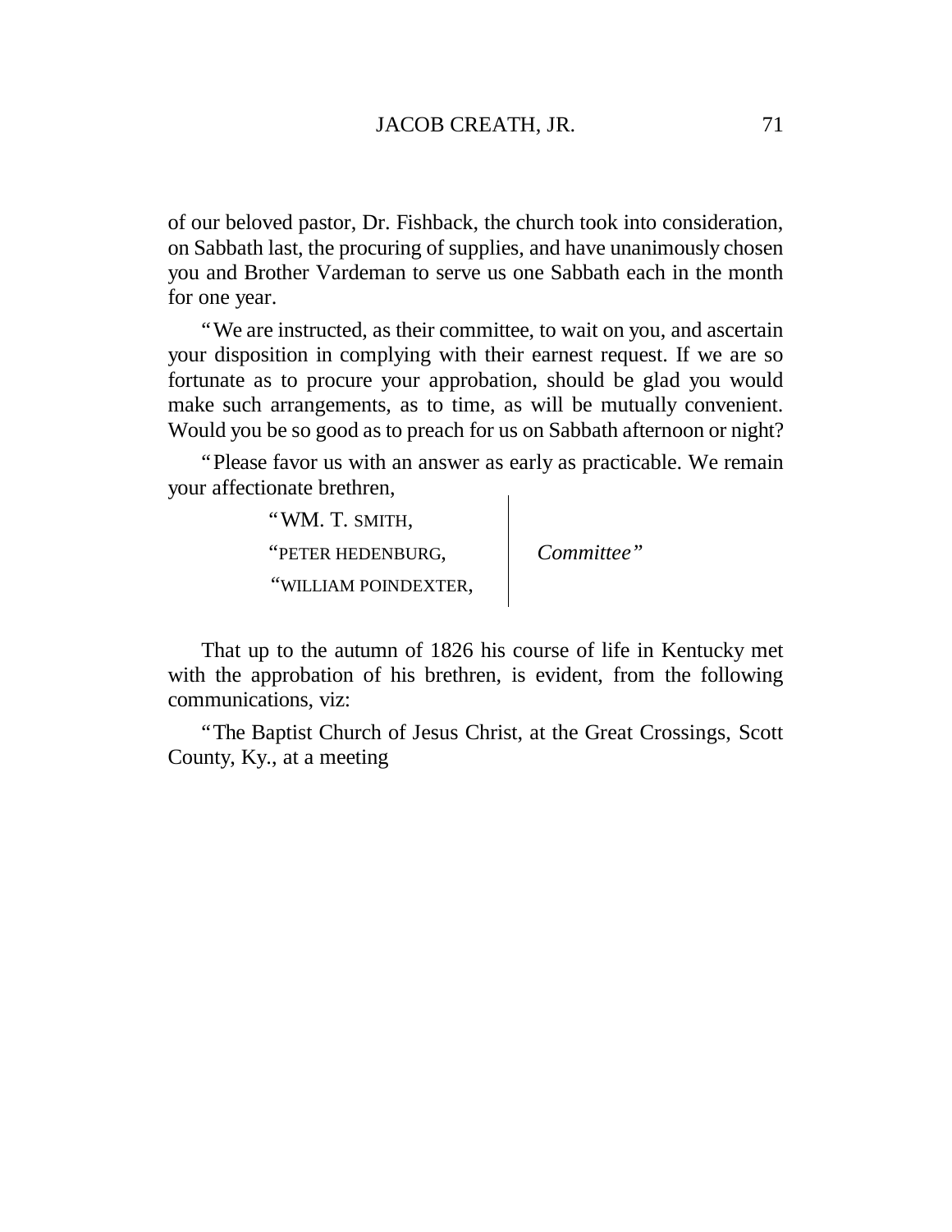of our beloved pastor, Dr. Fishback, the church took into consideration, on Sabbath last, the procuring of supplies, and have unanimously chosen you and Brother Vardeman to serve us one Sabbath each in the month for one year.

"We are instructed, as their committee, to wait on you, and ascertain your disposition in complying with their earnest request. If we are so fortunate as to procure your approbation, should be glad you would make such arrangements, as to time, as will be mutually convenient. Would you be so good as to preach for us on Sabbath afternoon or night?

"Please favor us with an answer as early as practicable. We remain your affectionate brethren,

"WM. T. SMITH,
"PETER HEDENBURG,
"WILLIAM POINDEXTER,
*Committee*"

That up to the autumn of 1826 his course of life in Kentucky met with the approbation of his brethren, is evident, from the following communications, viz:

"The Baptist Church of Jesus Christ, at the Great Crossings, Scott County, Ky., at a meeting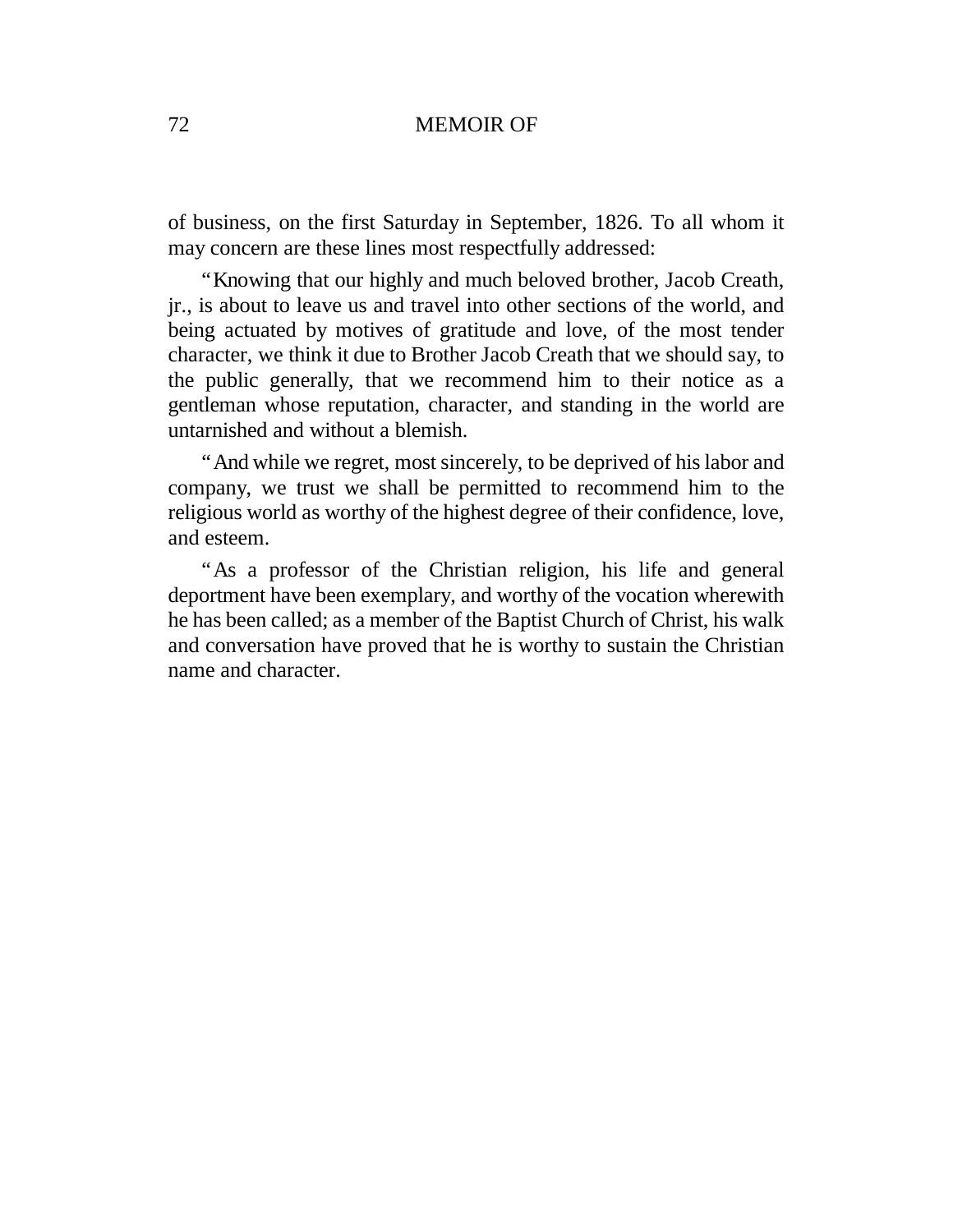of business, on the first Saturday in September, 1826. To all whom it may concern are these lines most respectfully addressed:

"Knowing that our highly and much beloved brother, Jacob Creath, jr., is about to leave us and travel into other sections of the world, and being actuated by motives of gratitude and love, of the most tender character, we think it due to Brother Jacob Creath that we should say, to the public generally, that we recommend him to their notice as a gentleman whose reputation, character, and standing in the world are untarnished and without a blemish.

"And while we regret, most sincerely, to be deprived of his labor and company, we trust we shall be permitted to recommend him to the religious world as worthy of the highest degree of their confidence, love, and esteem.

"As a professor of the Christian religion, his life and general deportment have been exemplary, and worthy of the vocation wherewith he has been called; as a member of the Baptist Church of Christ, his walk and conversation have proved that he is worthy to sustain the Christian name and character.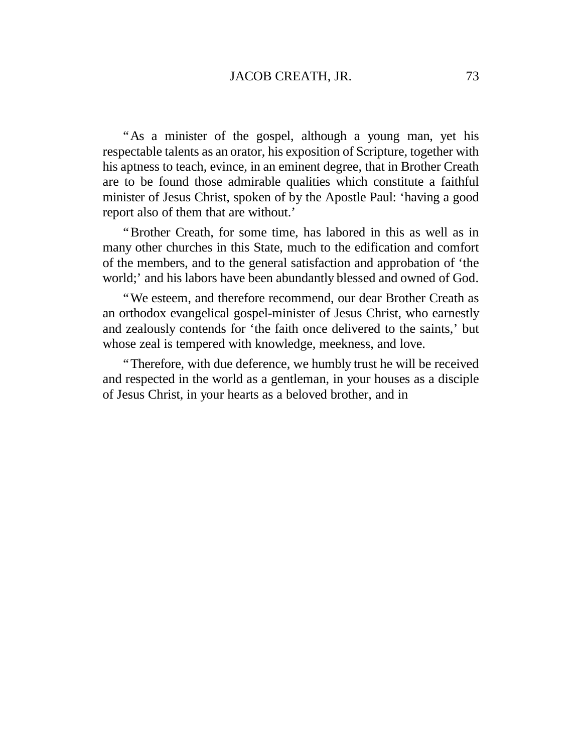"As a minister of the gospel, although a young man, yet his respectable talents as an orator, his exposition of Scripture, together with his aptness to teach, evince, in an eminent degree, that in Brother Creath are to be found those admirable qualities which constitute a faithful minister of Jesus Christ, spoken of by the Apostle Paul: 'having a good report also of them that are without.'

"Brother Creath, for some time, has labored in this as well as in many other churches in this State, much to the edification and comfort of the members, and to the general satisfaction and approbation of 'the world;' and his labors have been abundantly blessed and owned of God.

"We esteem, and therefore recommend, our dear Brother Creath as an orthodox evangelical gospel-minister of Jesus Christ, who earnestly and zealously contends for 'the faith once delivered to the saints,' but whose zeal is tempered with knowledge, meekness, and love.

"Therefore, with due deference, we humbly trust he will be received and respected in the world as a gentleman, in your houses as a disciple of Jesus Christ, in your hearts as a beloved brother, and in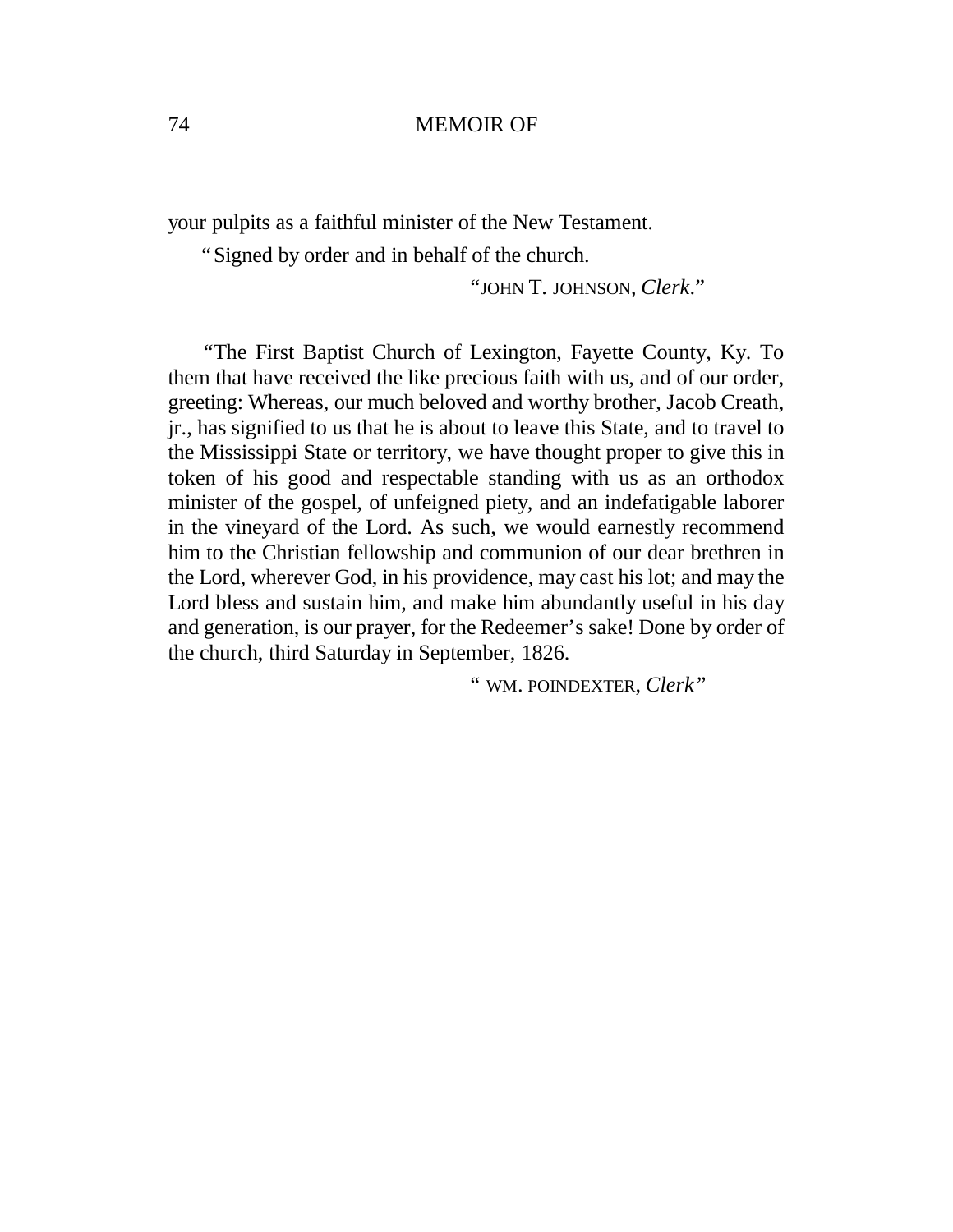your pulpits as a faithful minister of the New Testament.

"Signed by order and in behalf of the church.

"JOHN T. JOHNSON, *Clerk*."

"The First Baptist Church of Lexington, Fayette County, Ky. To them that have received the like precious faith with us, and of our order, greeting: Whereas, our much beloved and worthy brother, Jacob Creath, jr., has signified to us that he is about to leave this State, and to travel to the Mississippi State or territory, we have thought proper to give this in token of his good and respectable standing with us as an orthodox minister of the gospel, of unfeigned piety, and an indefatigable laborer in the vineyard of the Lord. As such, we would earnestly recommend him to the Christian fellowship and communion of our dear brethren in the Lord, wherever God, in his providence, may cast his lot; and may the Lord bless and sustain him, and make him abundantly useful in his day and generation, is our prayer, for the Redeemer's sake! Done by order of the church, third Saturday in September, 1826.

" WM. POINDEXTER, *Clerk*"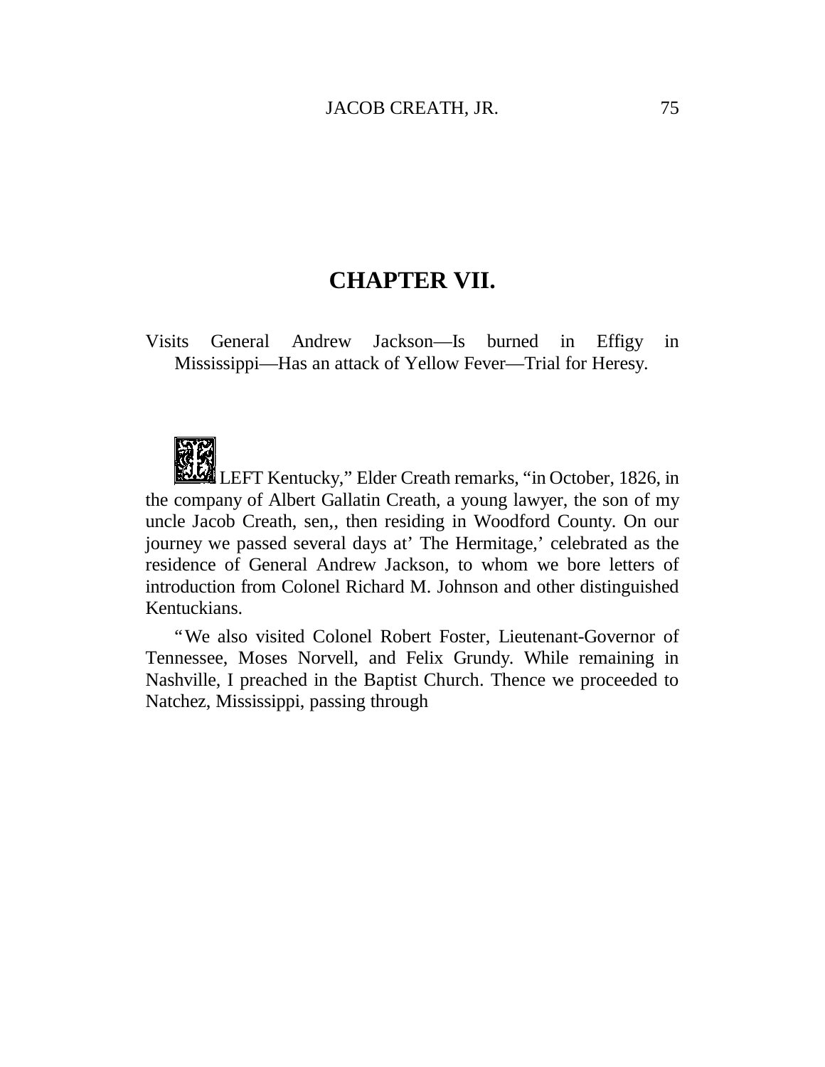# CHAPTER VII.

Visits General Andrew Jackson—Is burned in Effigy in Mississippi—Has an attack of Yellow Fever—Trial for Heresy.

"I LEFT Kentucky," Elder Creath remarks, "in October, 1826, in the company of Albert Gallatin Creath, a young lawyer, the son of my uncle Jacob Creath, sen,, then residing in Woodford County. On our journey we passed several days at' The Hermitage,' celebrated as the residence of General Andrew Jackson, to whom we bore letters of introduction from Colonel Richard M. Johnson and other distinguished Kentuckians.

"We also visited Colonel Robert Foster, Lieutenant-Governor of Tennessee, Moses Norvell, and Felix Grundy. While remaining in Nashville, I preached in the Baptist Church. Thence we proceeded to Natchez, Mississippi, passing through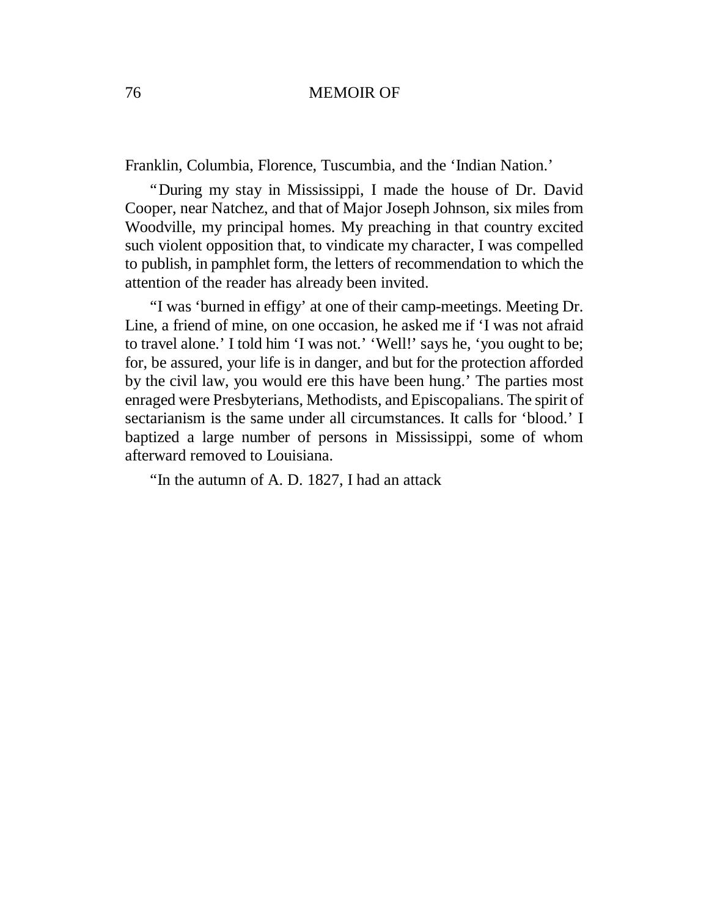Franklin, Columbia, Florence, Tuscumbia, and the 'Indian Nation.'

"During my stay in Mississippi, I made the house of Dr. David Cooper, near Natchez, and that of Major Joseph Johnson, six miles from Woodville, my principal homes. My preaching in that country excited such violent opposition that, to vindicate my character, I was compelled to publish, in pamphlet form, the letters of recommendation to which the attention of the reader has already been invited.

"I was 'burned in effigy' at one of their camp-meetings. Meeting Dr. Line, a friend of mine, on one occasion, he asked me if 'I was not afraid to travel alone.' I told him 'I was not.' 'Well!' says he, 'you ought to be; for, be assured, your life is in danger, and but for the protection afforded by the civil law, you would ere this have been hung.' The parties most enraged were Presbyterians, Methodists, and Episcopalians. The spirit of sectarianism is the same under all circumstances. It calls for 'blood.' I baptized a large number of persons in Mississippi, some of whom afterward removed to Louisiana.

"In the autumn of A. D. 1827, I had an attack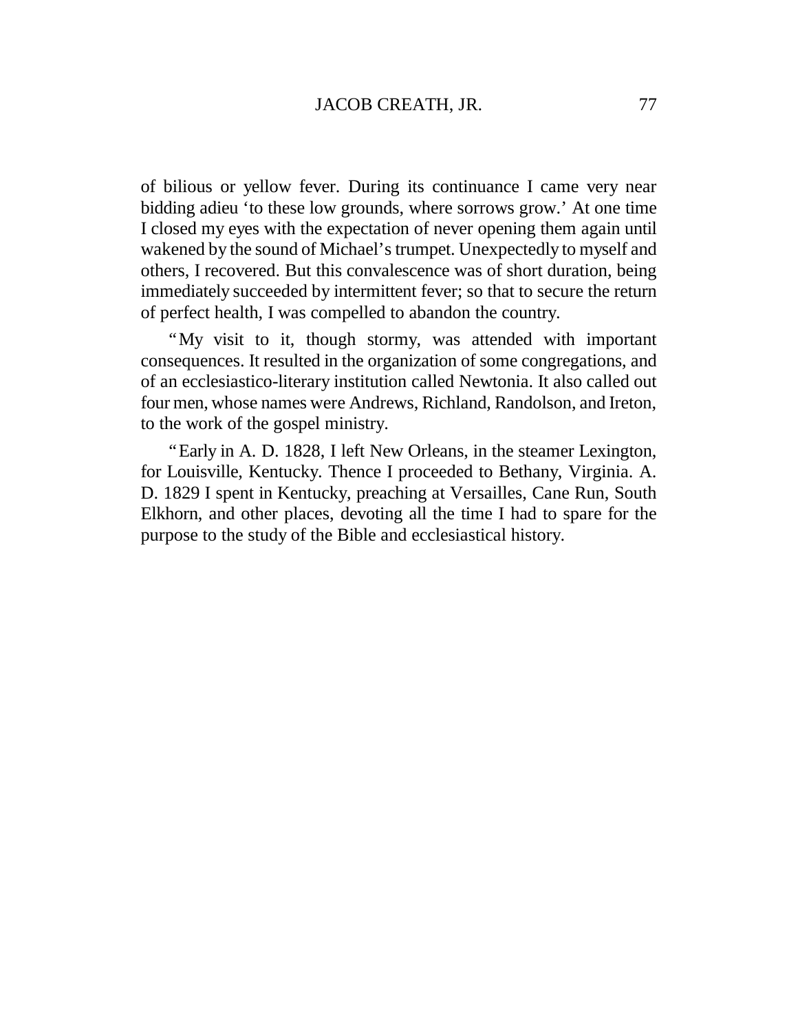of bilious or yellow fever. During its continuance I came very near bidding adieu 'to these low grounds, where sorrows grow.' At one time I closed my eyes with the expectation of never opening them again until wakened by the sound of Michael's trumpet. Unexpectedly to myself and others, I recovered. But this convalescence was of short duration, being immediately succeeded by intermittent fever; so that to secure the return of perfect health, I was compelled to abandon the country.

"My visit to it, though stormy, was attended with important consequences. It resulted in the organization of some congregations, and of an ecclesiastico-literary institution called Newtonia. It also called out four men, whose names were Andrews, Richland, Randolson, and Ireton, to the work of the gospel ministry.

"Early in A. D. 1828, I left New Orleans, in the steamer Lexington, for Louisville, Kentucky. Thence I proceeded to Bethany, Virginia. A. D. 1829 I spent in Kentucky, preaching at Versailles, Cane Run, South Elkhorn, and other places, devoting all the time I had to spare for the purpose to the study of the Bible and ecclesiastical history.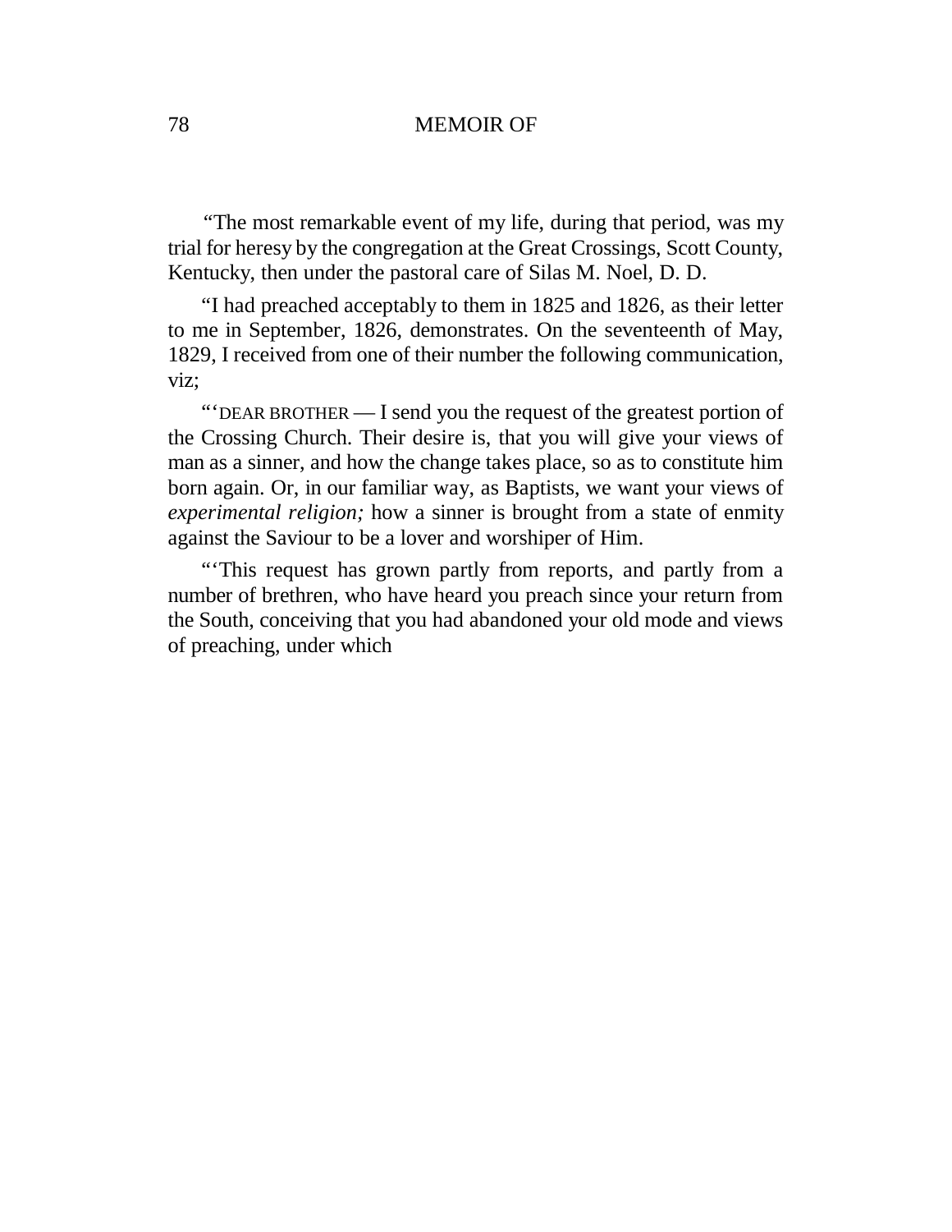"The most remarkable event of my life, during that period, was my trial for heresy by the congregation at the Great Crossings, Scott County, Kentucky, then under the pastoral care of Silas M. Noel, D. D.

"I had preached acceptably to them in 1825 and 1826, as their letter to me in September, 1826, demonstrates. On the seventeenth of May, 1829, I received from one of their number the following communication, viz;

"'DEAR BROTHER — I send you the request of the greatest portion of the Crossing Church. Their desire is, that you will give your views of man as a sinner, and how the change takes place, so as to constitute him born again. Or, in our familiar way, as Baptists, we want your views of *experimental religion;* how a sinner is brought from a state of enmity against the Saviour to be a lover and worshiper of Him.

"'This request has grown partly from reports, and partly from a number of brethren, who have heard you preach since your return from the South, conceiving that you had abandoned your old mode and views of preaching, under which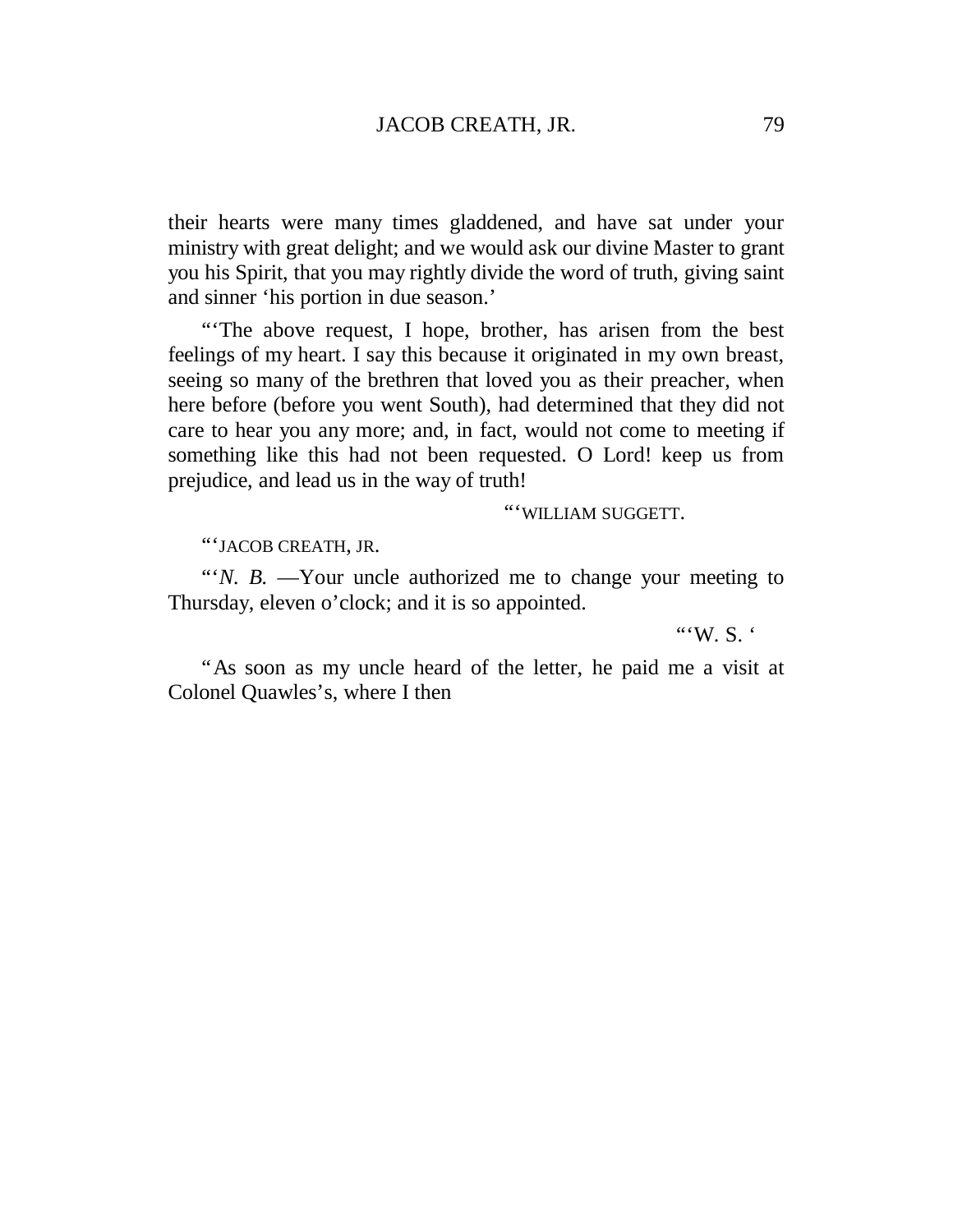their hearts were many times gladdened, and have sat under your ministry with great delight; and we would ask our divine Master to grant you his Spirit, that you may rightly divide the word of truth, giving saint and sinner 'his portion in due season.'

"'The above request, I hope, brother, has arisen from the best feelings of my heart. I say this because it originated in my own breast, seeing so many of the brethren that loved you as their preacher, when here before (before you went South), had determined that they did not care to hear you any more; and, in fact, would not come to meeting if something like this had not been requested. O Lord! keep us from prejudice, and lead us in the way of truth!

"'WILLIAM SUGGETT.

"'JACOB CREATH, JR.

"'*N. B.* —Your uncle authorized me to change your meeting to Thursday, eleven o'clock; and it is so appointed.

"'W. S. '

"As soon as my uncle heard of the letter, he paid me a visit at Colonel Quawles's, where I then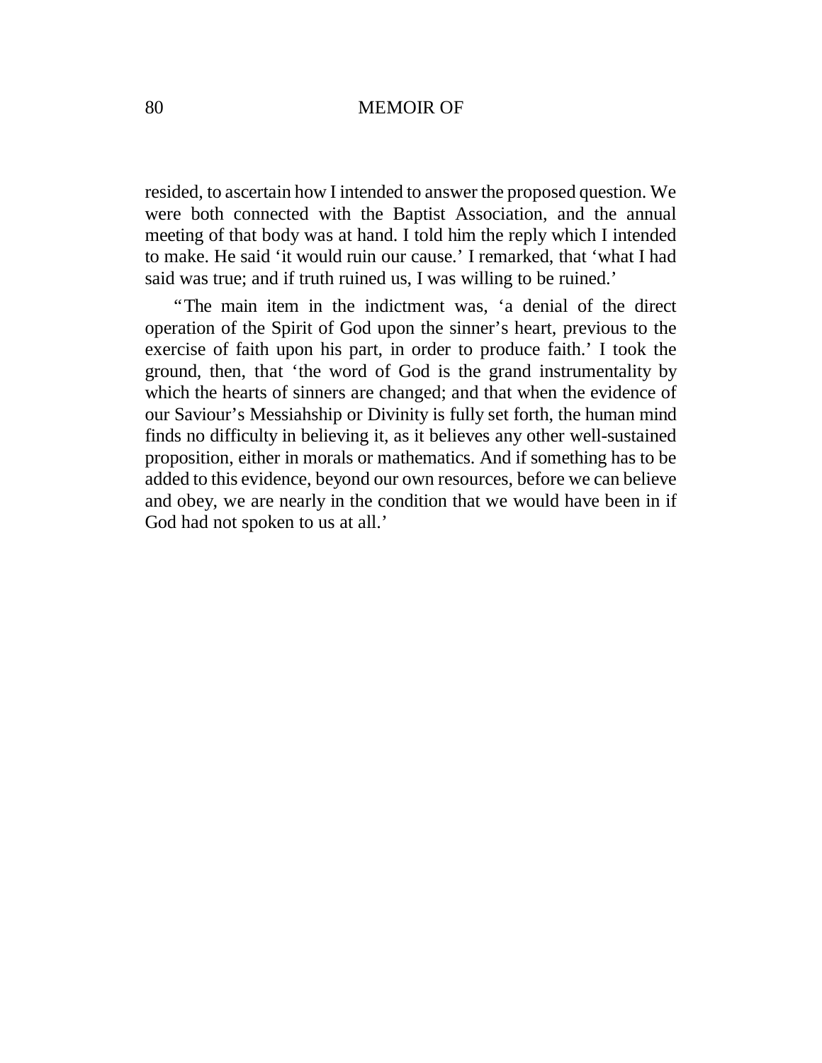resided, to ascertain how I intended to answer the proposed question. We were both connected with the Baptist Association, and the annual meeting of that body was at hand. I told him the reply which I intended to make. He said 'it would ruin our cause.' I remarked, that 'what I had said was true; and if truth ruined us, I was willing to be ruined.'

"The main item in the indictment was, 'a denial of the direct operation of the Spirit of God upon the sinner's heart, previous to the exercise of faith upon his part, in order to produce faith.' I took the ground, then, that 'the word of God is the grand instrumentality by which the hearts of sinners are changed; and that when the evidence of our Saviour's Messiahship or Divinity is fully set forth, the human mind finds no difficulty in believing it, as it believes any other well-sustained proposition, either in morals or mathematics. And if something has to be added to this evidence, beyond our own resources, before we can believe and obey, we are nearly in the condition that we would have been in if God had not spoken to us at all.'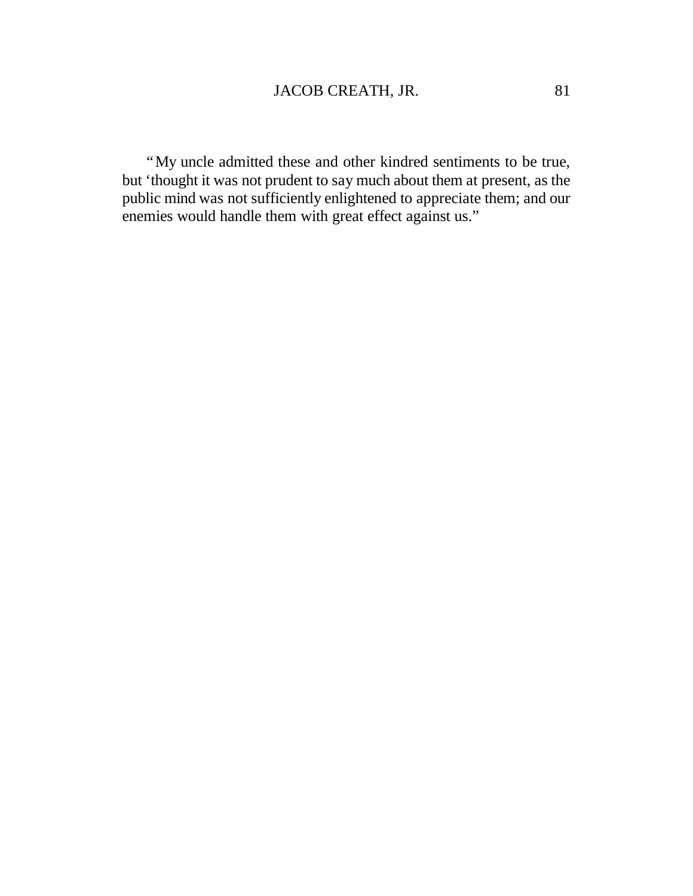"My uncle admitted these and other kindred sentiments to be true, but 'thought it was not prudent to say much about them at present, as the public mind was not sufficiently enlightened to appreciate them; and our enemies would handle them with great effect against us."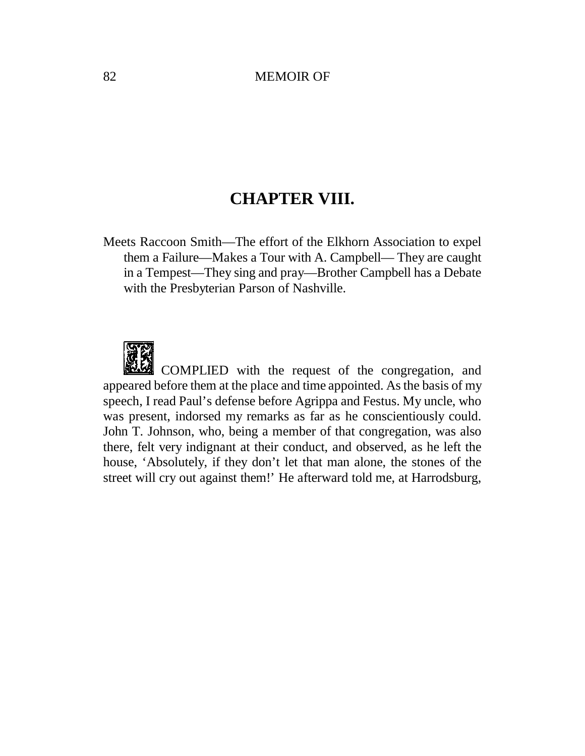## CHAPTER VIII.

Meets Raccoon Smith—The effort of the Elkhorn Association to expel them a Failure—Makes a Tour with A. Campbell— They are caught in a Tempest—They sing and pray—Brother Campbell has a Debate with the Presbyterian Parson of Nashville.

I COMPLIED with the request of the congregation, and appeared before them at the place and time appointed. As the basis of my speech, I read Paul's defense before Agrippa and Festus. My uncle, who was present, indorsed my remarks as far as he conscientiously could. John T. Johnson, who, being a member of that congregation, was also there, felt very indignant at their conduct, and observed, as he left the house, 'Absolutely, if they don't let that man alone, the stones of the street will cry out against them!' He afterward told me, at Harrodsburg,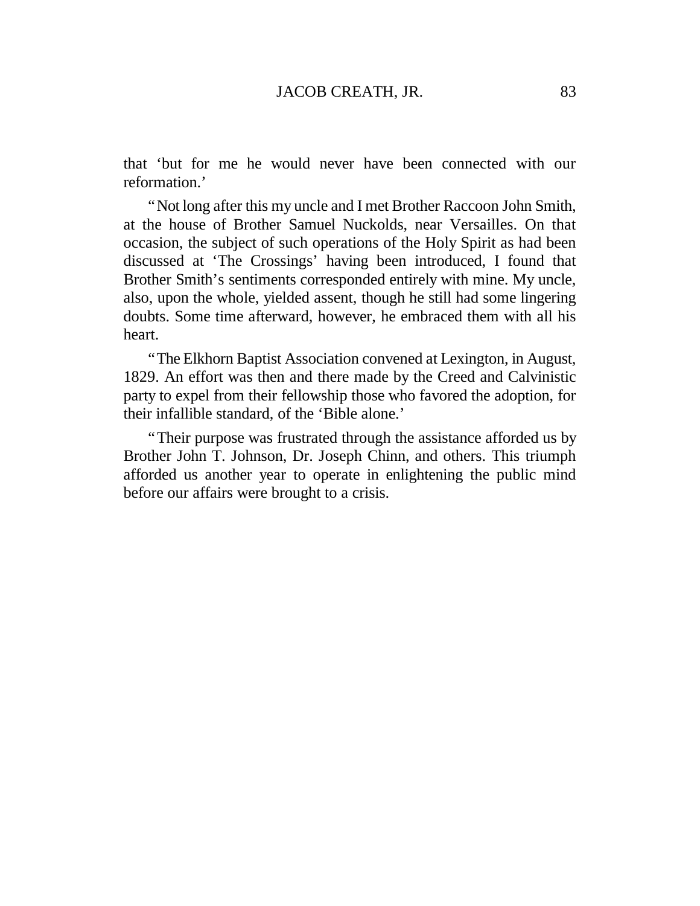that ‘but for me he would never have been connected with our reformation.’

“Not long after this my uncle and I met Brother Raccoon John Smith, at the house of Brother Samuel Nuckolds, near Versailles. On that occasion, the subject of such operations of the Holy Spirit as had been discussed at ‘The Crossings’ having been introduced, I found that Brother Smith’s sentiments corresponded entirely with mine. My uncle, also, upon the whole, yielded assent, though he still had some lingering doubts. Some time afterward, however, he embraced them with all his heart.

“The Elkhorn Baptist Association convened at Lexington, in August, 1829. An effort was then and there made by the Creed and Calvinistic party to expel from their fellowship those who favored the adoption, for their infallible standard, of the ‘Bible alone.’

“Their purpose was frustrated through the assistance afforded us by Brother John T. Johnson, Dr. Joseph Chinn, and others. This triumph afforded us another year to operate in enlightening the public mind before our affairs were brought to a crisis.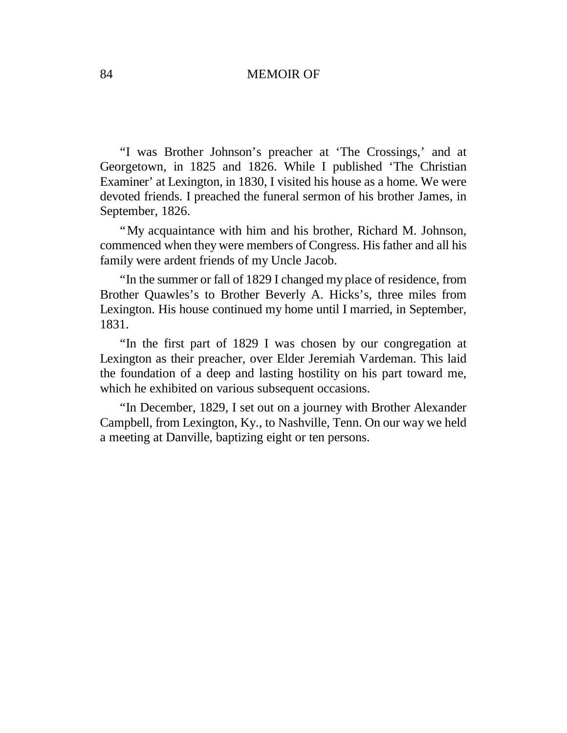"I was Brother Johnson's preacher at 'The Crossings,' and at Georgetown, in 1825 and 1826. While I published 'The Christian Examiner' at Lexington, in 1830, I visited his house as a home. We were devoted friends. I preached the funeral sermon of his brother James, in September, 1826.

"My acquaintance with him and his brother, Richard M. Johnson, commenced when they were members of Congress. His father and all his family were ardent friends of my Uncle Jacob.

"In the summer or fall of 1829 I changed my place of residence, from Brother Quawles's to Brother Beverly A. Hicks's, three miles from Lexington. His house continued my home until I married, in September, 1831.

"In the first part of 1829 I was chosen by our congregation at Lexington as their preacher, over Elder Jeremiah Vardeman. This laid the foundation of a deep and lasting hostility on his part toward me, which he exhibited on various subsequent occasions.

"In December, 1829, I set out on a journey with Brother Alexander Campbell, from Lexington, Ky., to Nashville, Tenn. On our way we held a meeting at Danville, baptizing eight or ten persons.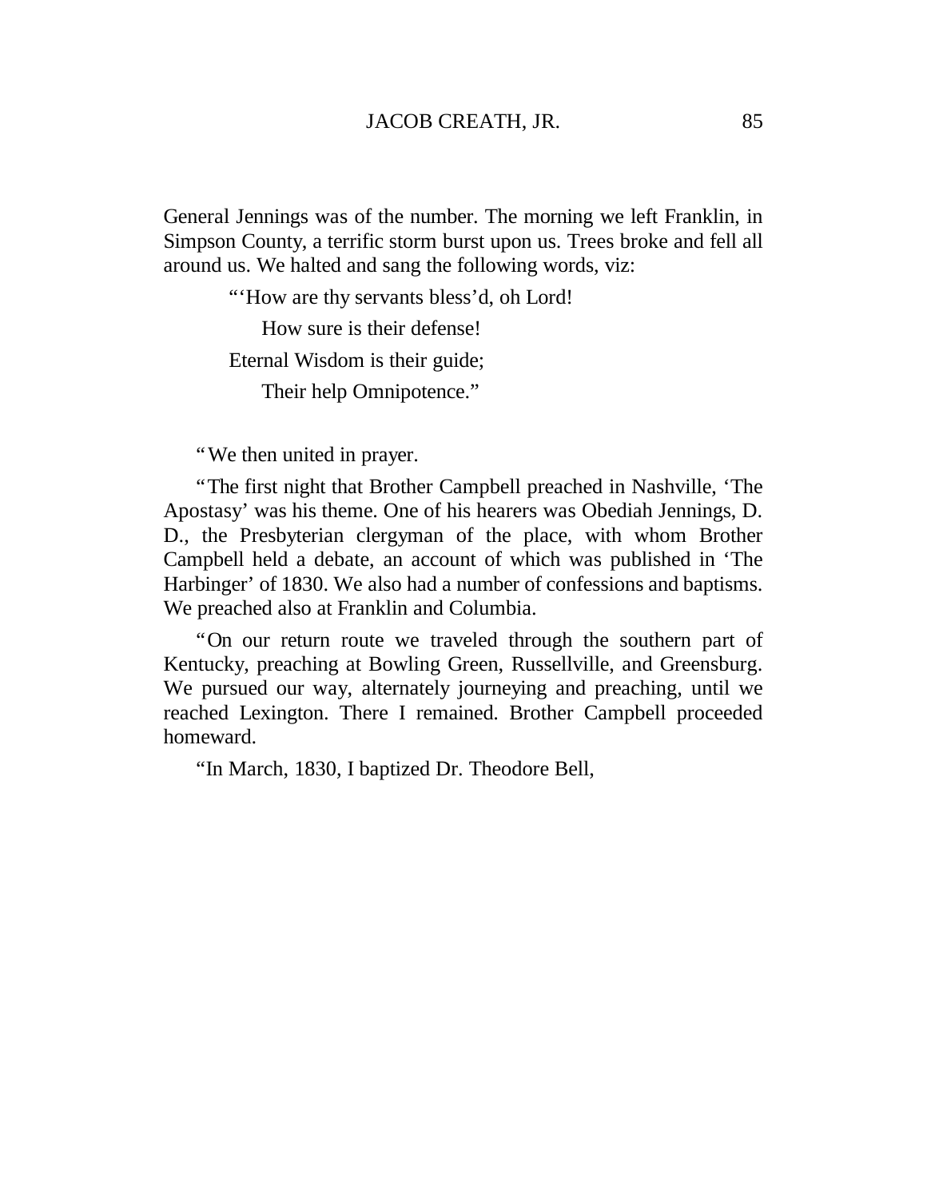General Jennings was of the number. The morning we left Franklin, in Simpson County, a terrific storm burst upon us. Trees broke and fell all around us. We halted and sang the following words, viz:

> "'How are thy servants bless'd, oh Lord!
>     How sure is their defense!
> Eternal Wisdom is their guide;
>     Their help Omnipotence."

"We then united in prayer.

"The first night that Brother Campbell preached in Nashville, 'The Apostasy' was his theme. One of his hearers was Obediah Jennings, D. D., the Presbyterian clergyman of the place, with whom Brother Campbell held a debate, an account of which was published in 'The Harbinger' of 1830. We also had a number of confessions and baptisms. We preached also at Franklin and Columbia.

"On our return route we traveled through the southern part of Kentucky, preaching at Bowling Green, Russellville, and Greensburg. We pursued our way, alternately journeying and preaching, until we reached Lexington. There I remained. Brother Campbell proceeded homeward.

"In March, 1830, I baptized Dr. Theodore Bell,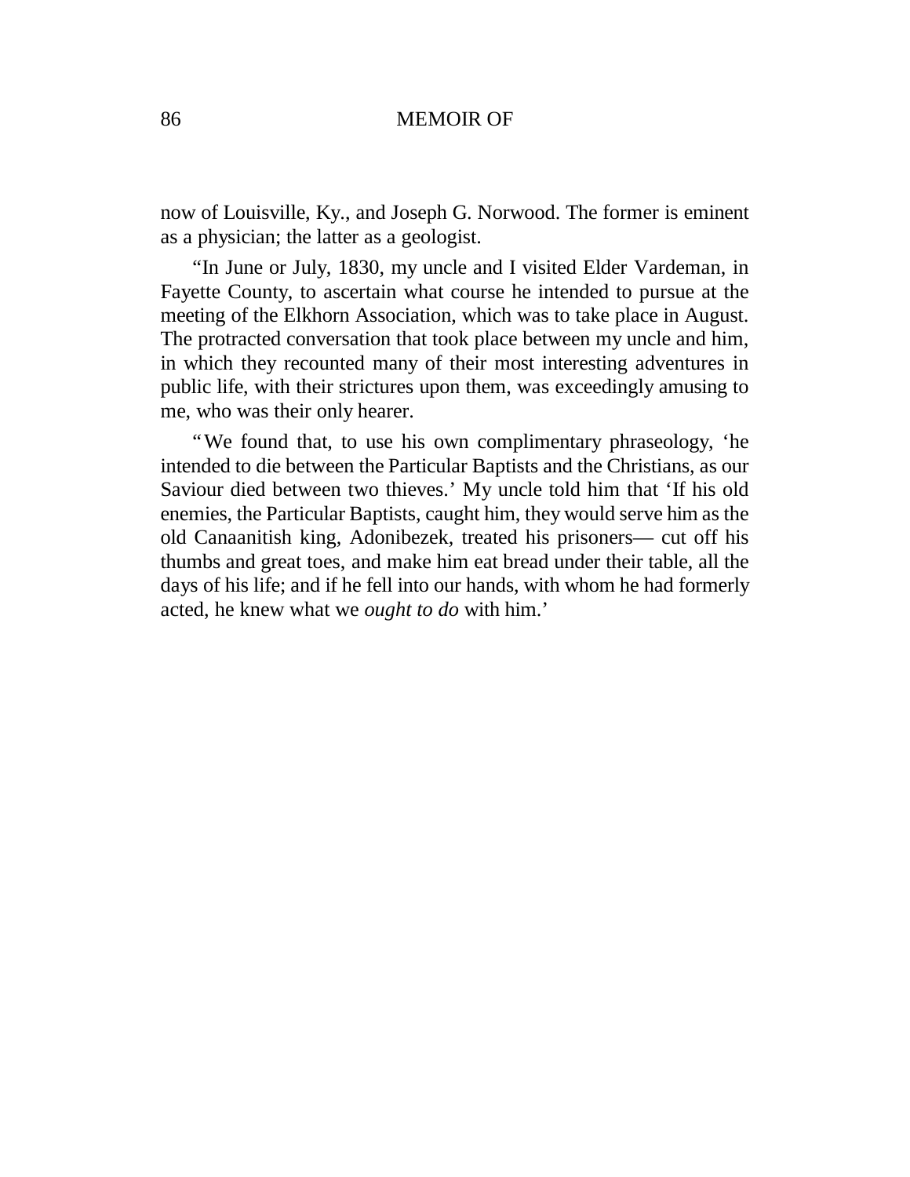now of Louisville, Ky., and Joseph G. Norwood. The former is eminent as a physician; the latter as a geologist.

"In June or July, 1830, my uncle and I visited Elder Vardeman, in Fayette County, to ascertain what course he intended to pursue at the meeting of the Elkhorn Association, which was to take place in August. The protracted conversation that took place between my uncle and him, in which they recounted many of their most interesting adventures in public life, with their strictures upon them, was exceedingly amusing to me, who was their only hearer.

"We found that, to use his own complimentary phraseology, 'he intended to die between the Particular Baptists and the Christians, as our Saviour died between two thieves.' My uncle told him that 'If his old enemies, the Particular Baptists, caught him, they would serve him as the old Canaanitish king, Adonibezek, treated his prisoners— cut off his thumbs and great toes, and make him eat bread under their table, all the days of his life; and if he fell into our hands, with whom he had formerly acted, he knew what we *ought to do* with him.'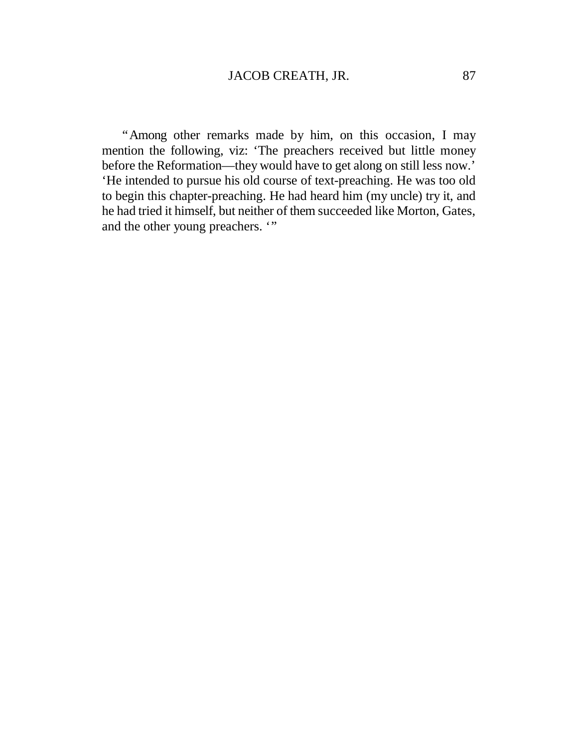"Among other remarks made by him, on this occasion, I may mention the following, viz: 'The preachers received but little money before the Reformation—they would have to get along on still less now.' 'He intended to pursue his old course of text-preaching. He was too old to begin this chapter-preaching. He had heard him (my uncle) try it, and he had tried it himself, but neither of them succeeded like Morton, Gates, and the other young preachers. '"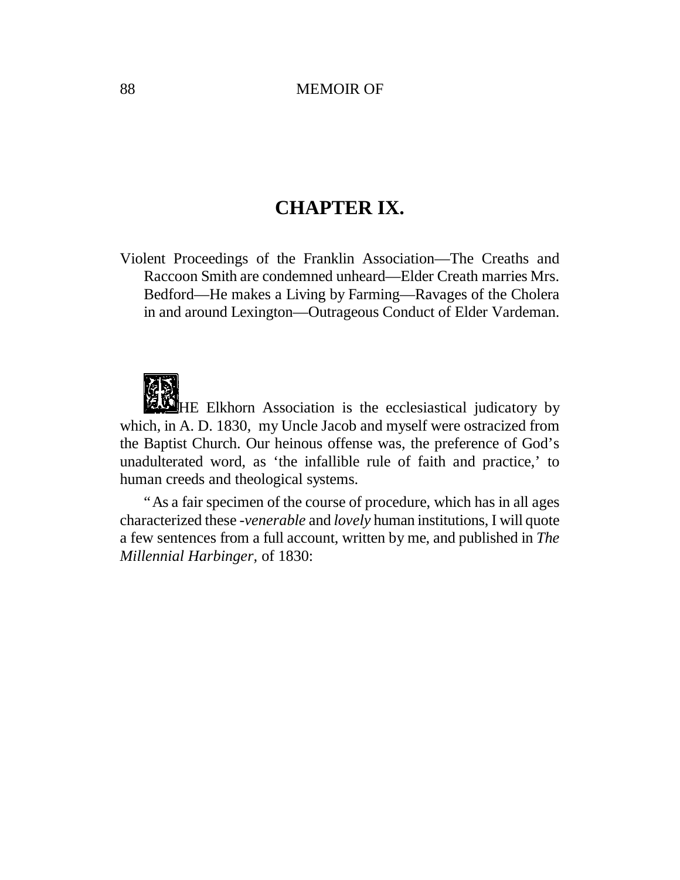# CHAPTER IX.

Violent Proceedings of the Franklin Association—The Creaths and Raccoon Smith are condemned unheard—Elder Creath marries Mrs. Bedford—He makes a Living by Farming—Ravages of the Cholera in and around Lexington—Outrageous Conduct of Elder Vardeman.

THE Elkhorn Association is the ecclesiastical judicatory by which, in A. D. 1830, my Uncle Jacob and myself were ostracized from the Baptist Church. Our heinous offense was, the preference of God's unadulterated word, as 'the infallible rule of faith and practice,' to human creeds and theological systems.

"As a fair specimen of the course of procedure, which has in all ages characterized these -*venerable* and *lovely* human institutions, I will quote a few sentences from a full account, written by me, and published in *The Millennial Harbinger,* of 1830: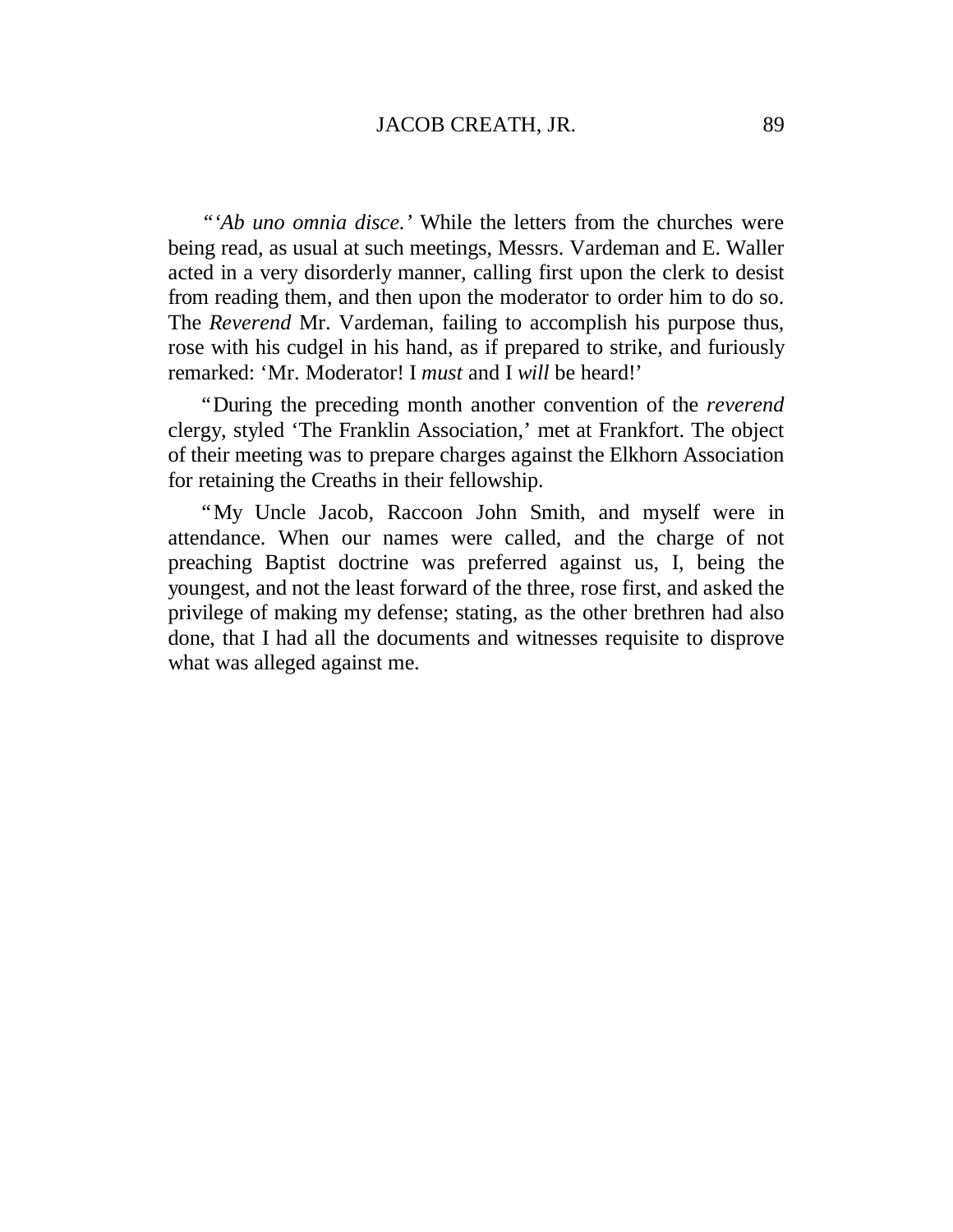"*'Ab uno omnia disce.'* While the letters from the churches were being read, as usual at such meetings, Messrs. Vardeman and E. Waller acted in a very disorderly manner, calling first upon the clerk to desist from reading them, and then upon the moderator to order him to do so. The *Reverend* Mr. Vardeman, failing to accomplish his purpose thus, rose with his cudgel in his hand, as if prepared to strike, and furiously remarked: 'Mr. Moderator! I *must* and I *will* be heard!'

"During the preceding month another convention of the *reverend* clergy, styled 'The Franklin Association,' met at Frankfort. The object of their meeting was to prepare charges against the Elkhorn Association for retaining the Creaths in their fellowship.

"My Uncle Jacob, Raccoon John Smith, and myself were in attendance. When our names were called, and the charge of not preaching Baptist doctrine was preferred against us, I, being the youngest, and not the least forward of the three, rose first, and asked the privilege of making my defense; stating, as the other brethren had also done, that I had all the documents and witnesses requisite to disprove what was alleged against me.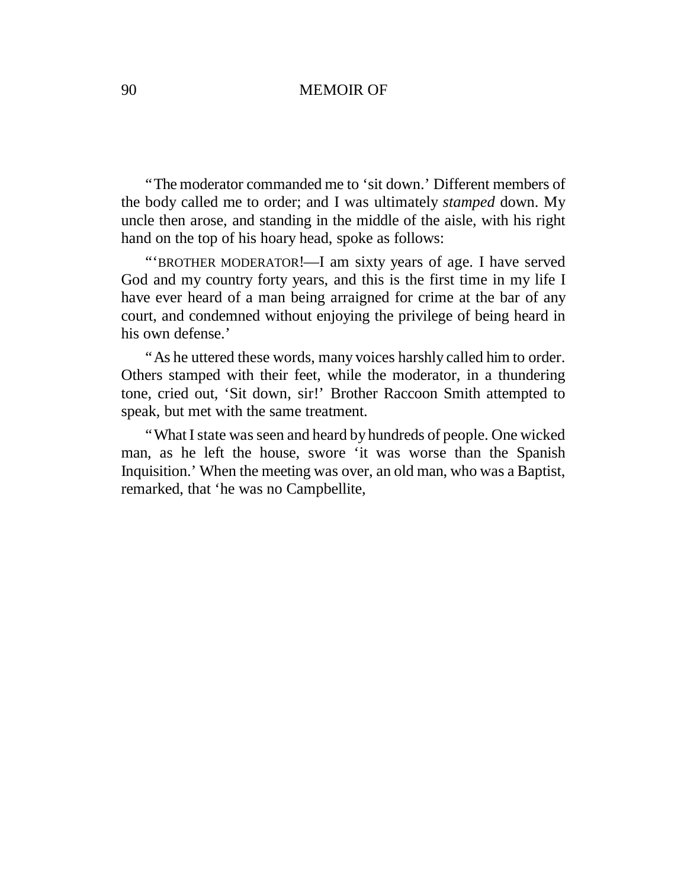"The moderator commanded me to 'sit down.' Different members of the body called me to order; and I was ultimately *stamped* down. My uncle then arose, and standing in the middle of the aisle, with his right hand on the top of his hoary head, spoke as follows:

"'BROTHER MODERATOR!—I am sixty years of age. I have served God and my country forty years, and this is the first time in my life I have ever heard of a man being arraigned for crime at the bar of any court, and condemned without enjoying the privilege of being heard in his own defense.'

"As he uttered these words, many voices harshly called him to order. Others stamped with their feet, while the moderator, in a thundering tone, cried out, 'Sit down, sir!' Brother Raccoon Smith attempted to speak, but met with the same treatment.

"What I state was seen and heard by hundreds of people. One wicked man, as he left the house, swore 'it was worse than the Spanish Inquisition.' When the meeting was over, an old man, who was a Baptist, remarked, that 'he was no Campbellite,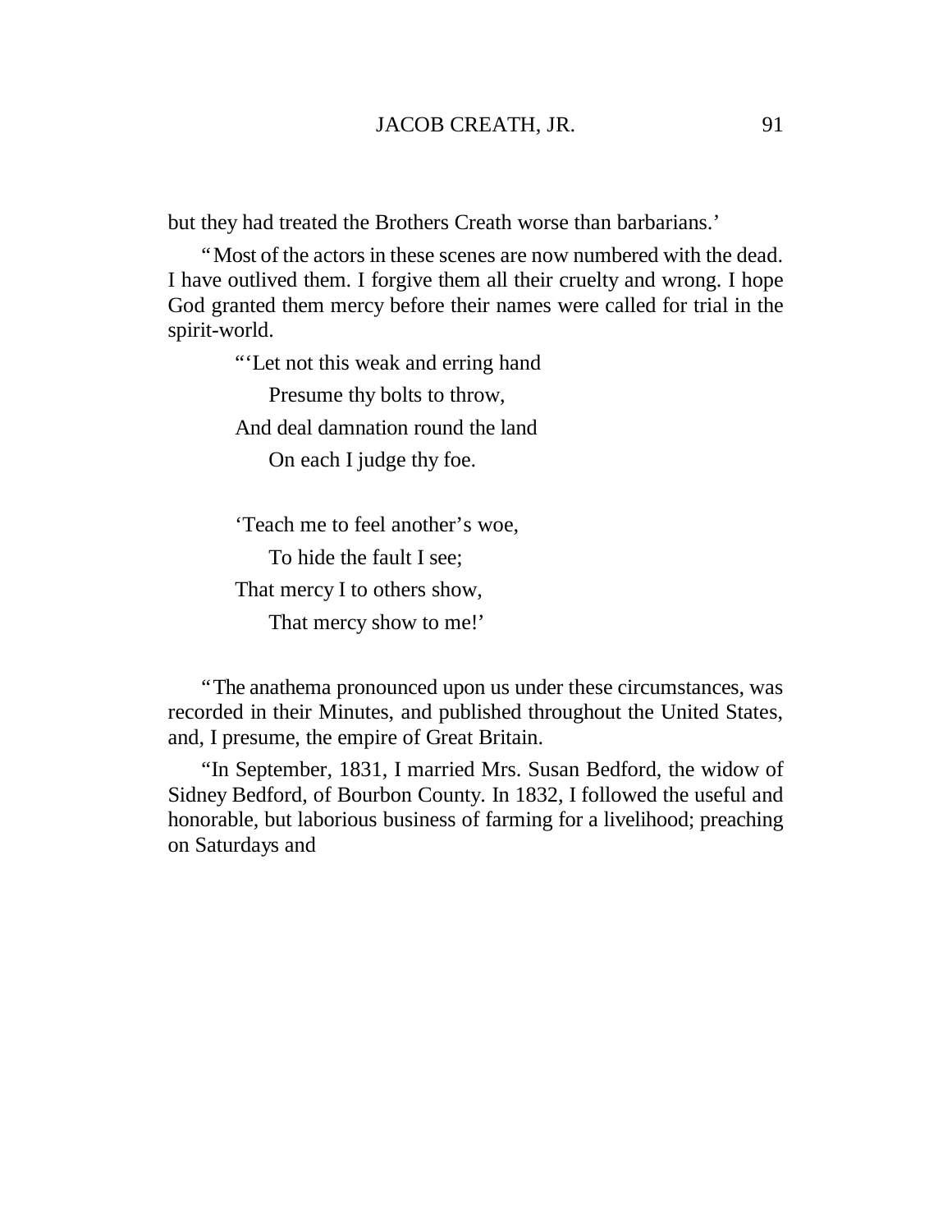but they had treated the Brothers Creath worse than barbarians.'

"Most of the actors in these scenes are now numbered with the dead. I have outlived them. I forgive them all their cruelty and wrong. I hope God granted them mercy before their names were called for trial in the spirit-world.

> "'Let not this weak and erring hand
>     Presume thy bolts to throw,
> And deal damnation round the land
>     On each I judge thy foe.
>
> 'Teach me to feel another's woe,
>     To hide the fault I see;
> That mercy I to others show,
>     That mercy show to me!'

"The anathema pronounced upon us under these circumstances, was recorded in their Minutes, and published throughout the United States, and, I presume, the empire of Great Britain.

"In September, 1831, I married Mrs. Susan Bedford, the widow of Sidney Bedford, of Bourbon County. In 1832, I followed the useful and honorable, but laborious business of farming for a livelihood; preaching on Saturdays and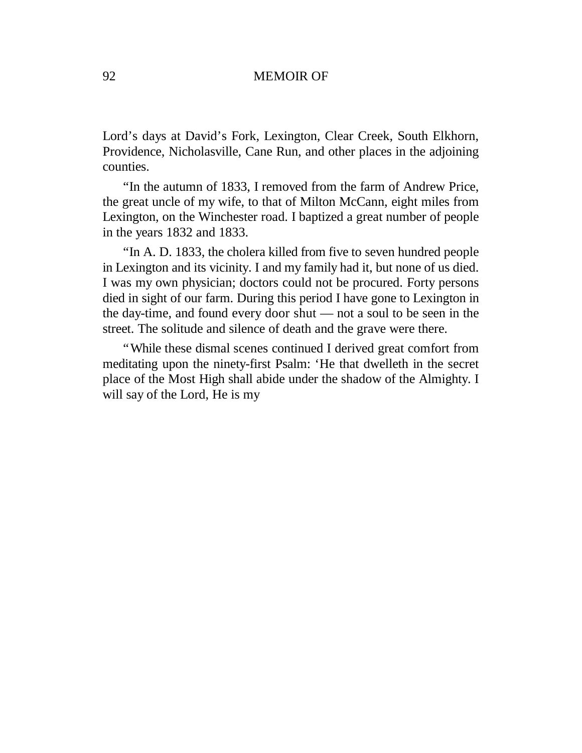Lord’s days at David’s Fork, Lexington, Clear Creek, South Elkhorn, Providence, Nicholasville, Cane Run, and other places in the adjoining counties.

“In the autumn of 1833, I removed from the farm of Andrew Price, the great uncle of my wife, to that of Milton McCann, eight miles from Lexington, on the Winchester road. I baptized a great number of people in the years 1832 and 1833.

“In A. D. 1833, the cholera killed from five to seven hundred people in Lexington and its vicinity. I and my family had it, but none of us died. I was my own physician; doctors could not be procured. Forty persons died in sight of our farm. During this period I have gone to Lexington in the day-time, and found every door shut — not a soul to be seen in the street. The solitude and silence of death and the grave were there.

“While these dismal scenes continued I derived great comfort from meditating upon the ninety-first Psalm: ‘He that dwelleth in the secret place of the Most High shall abide under the shadow of the Almighty. I will say of the Lord, He is my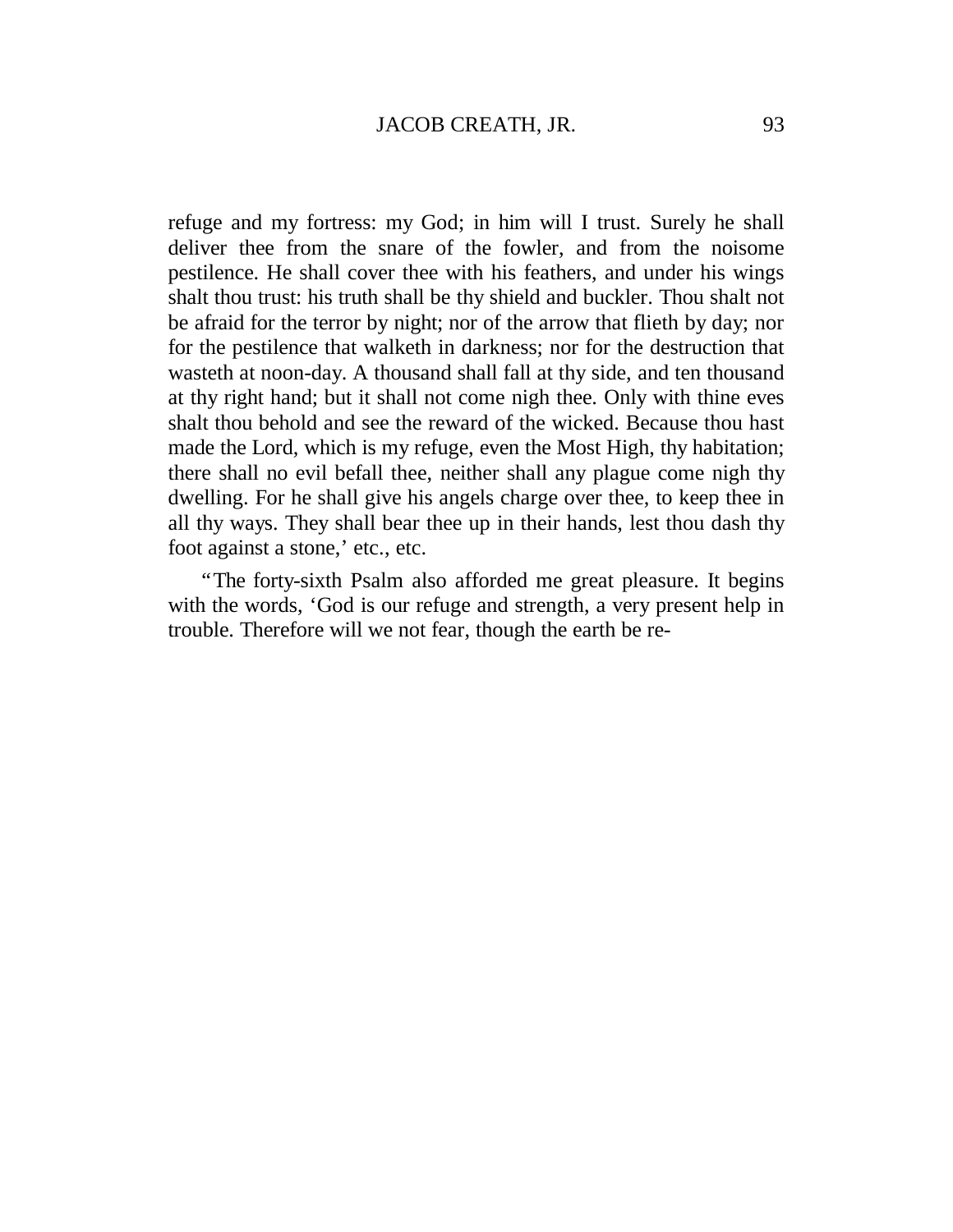refuge and my fortress: my God; in him will I trust. Surely he shall deliver thee from the snare of the fowler, and from the noisome pestilence. He shall cover thee with his feathers, and under his wings shalt thou trust: his truth shall be thy shield and buckler. Thou shalt not be afraid for the terror by night; nor of the arrow that flieth by day; nor for the pestilence that walketh in darkness; nor for the destruction that wasteth at noon-day. A thousand shall fall at thy side, and ten thousand at thy right hand; but it shall not come nigh thee. Only with thine eves shalt thou behold and see the reward of the wicked. Because thou hast made the Lord, which is my refuge, even the Most High, thy habitation; there shall no evil befall thee, neither shall any plague come nigh thy dwelling. For he shall give his angels charge over thee, to keep thee in all thy ways. They shall bear thee up in their hands, lest thou dash thy foot against a stone,' etc., etc.

"The forty-sixth Psalm also afforded me great pleasure. It begins with the words, 'God is our refuge and strength, a very present help in trouble. Therefore will we not fear, though the earth be re-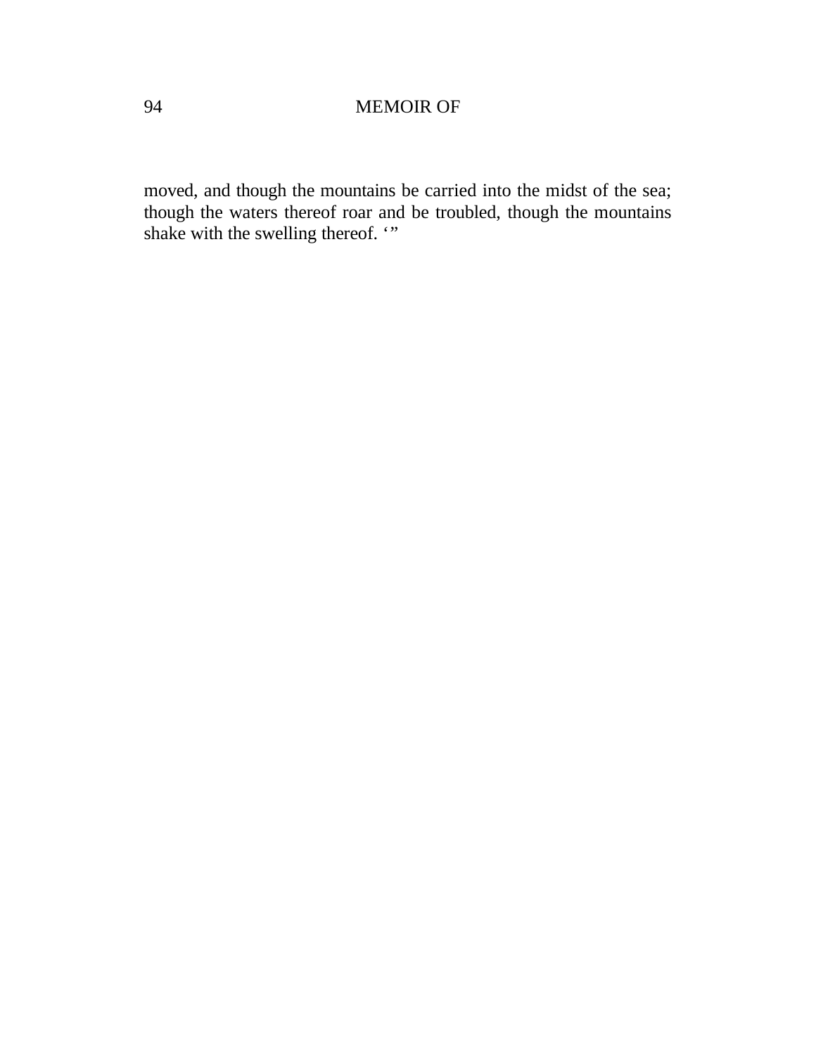moved, and though the mountains be carried into the midst of the sea; though the waters thereof roar and be troubled, though the mountains shake with the swelling thereof. '"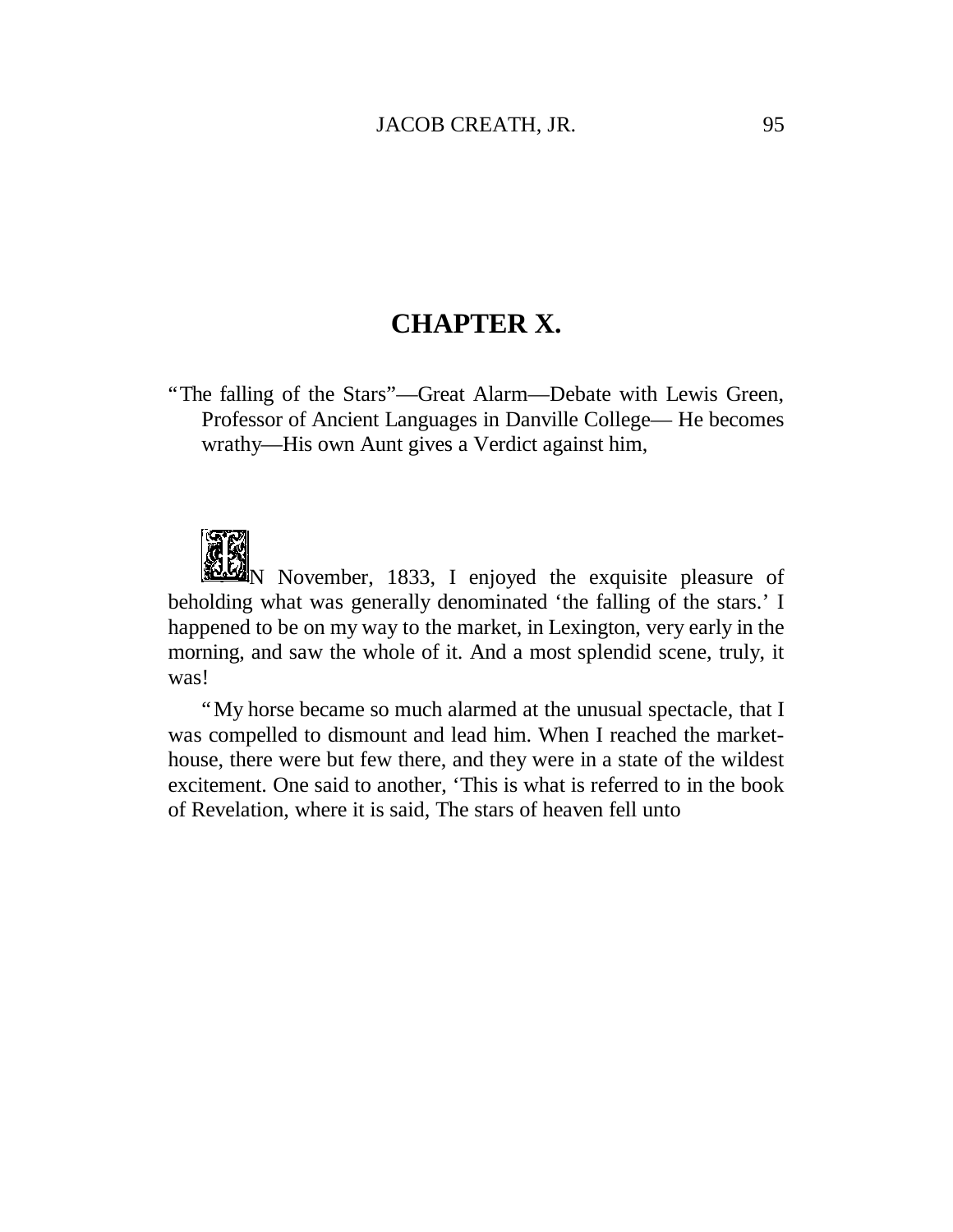# CHAPTER X.

"The falling of the Stars"—Great Alarm—Debate with Lewis Green, Professor of Ancient Languages in Danville College— He becomes wrathy—His own Aunt gives a Verdict against him,

IN November, 1833, I enjoyed the exquisite pleasure of beholding what was generally denominated 'the falling of the stars.' I happened to be on my way to the market, in Lexington, very early in the morning, and saw the whole of it. And a most splendid scene, truly, it was!

"My horse became so much alarmed at the unusual spectacle, that I was compelled to dismount and lead him. When I reached the market-house, there were but few there, and they were in a state of the wildest excitement. One said to another, 'This is what is referred to in the book of Revelation, where it is said, The stars of heaven fell unto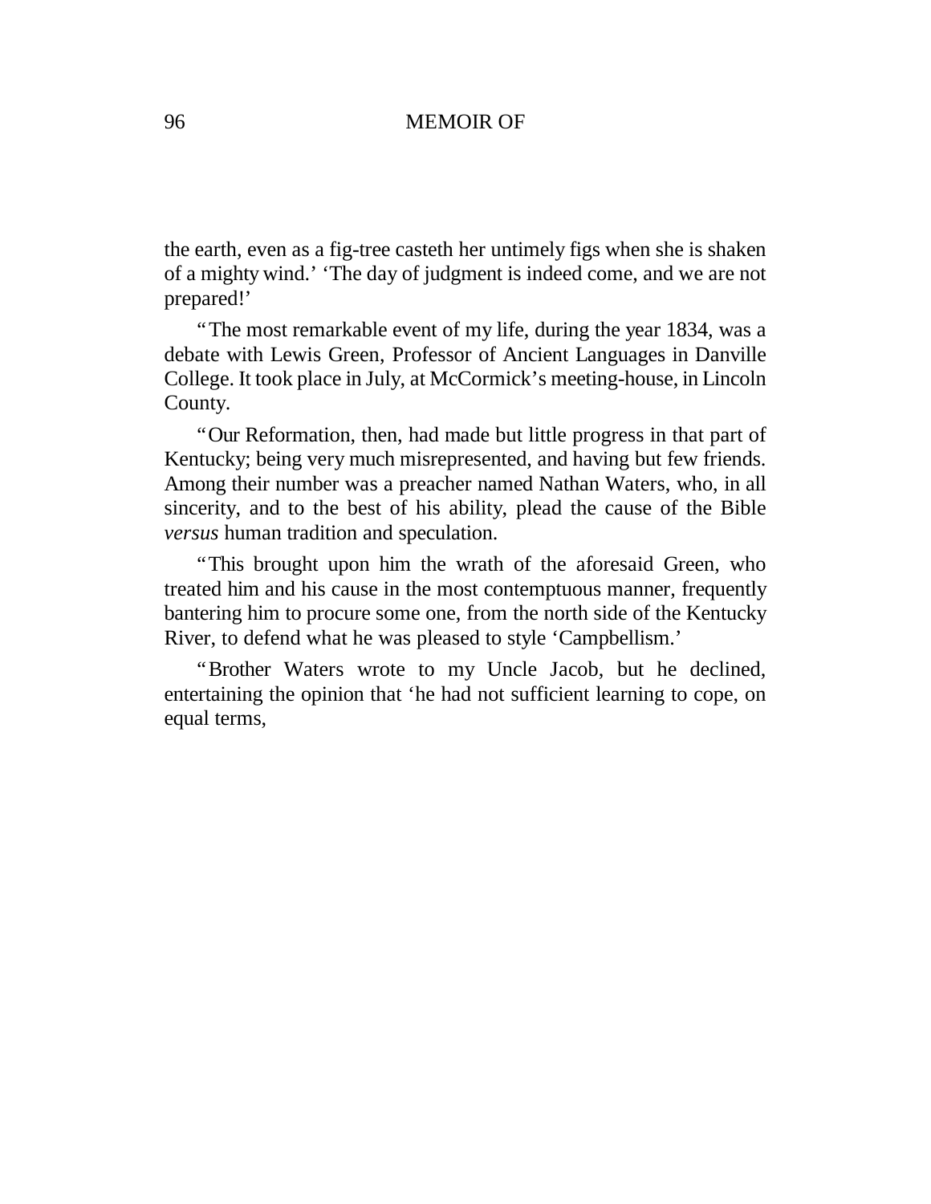the earth, even as a fig-tree casteth her untimely figs when she is shaken of a mighty wind.' 'The day of judgment is indeed come, and we are not prepared!'

"The most remarkable event of my life, during the year 1834, was a debate with Lewis Green, Professor of Ancient Languages in Danville College. It took place in July, at McCormick's meeting-house, in Lincoln County.

"Our Reformation, then, had made but little progress in that part of Kentucky; being very much misrepresented, and having but few friends. Among their number was a preacher named Nathan Waters, who, in all sincerity, and to the best of his ability, plead the cause of the Bible *versus* human tradition and speculation.

"This brought upon him the wrath of the aforesaid Green, who treated him and his cause in the most contemptuous manner, frequently bantering him to procure some one, from the north side of the Kentucky River, to defend what he was pleased to style 'Campbellism.'

"Brother Waters wrote to my Uncle Jacob, but he declined, entertaining the opinion that 'he had not sufficient learning to cope, on equal terms,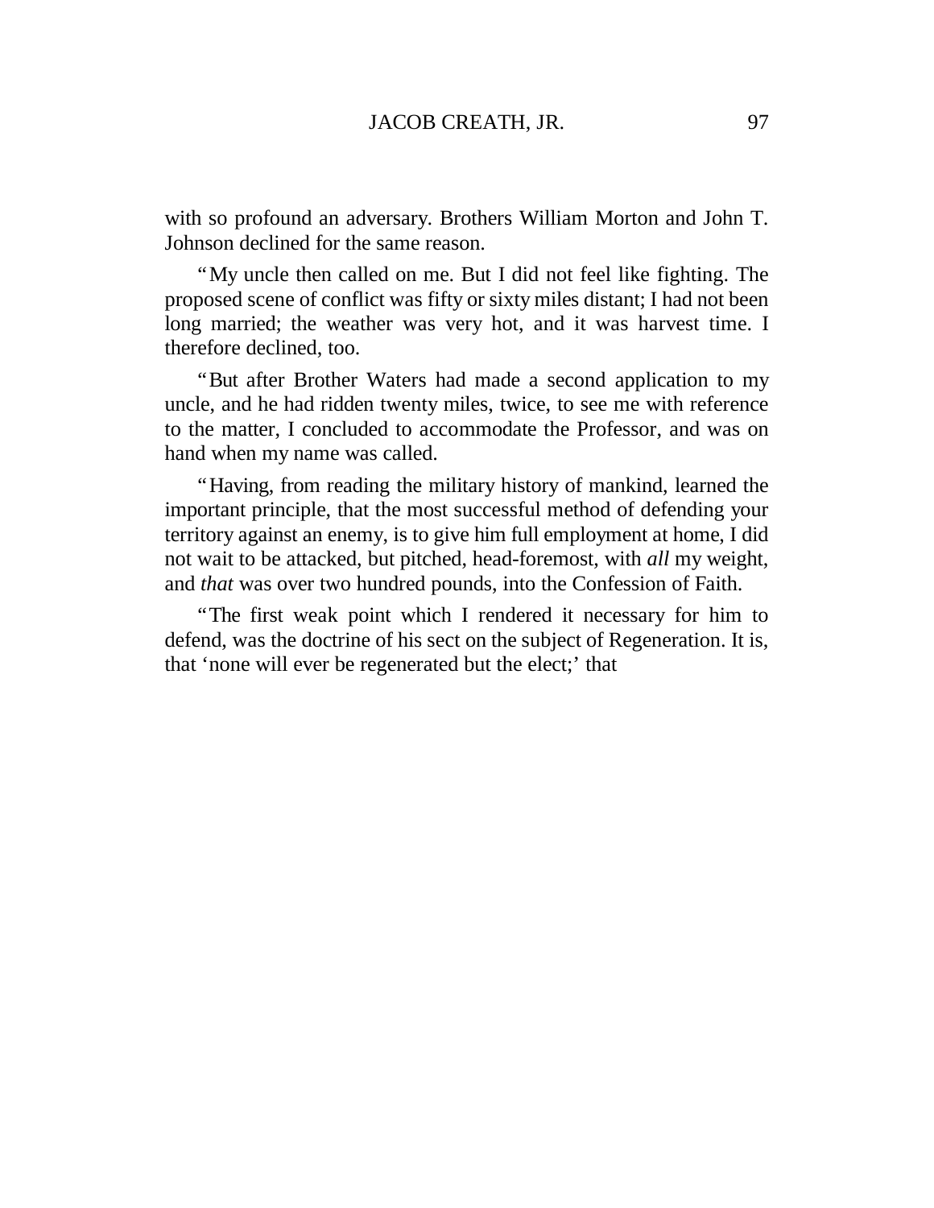with so profound an adversary. Brothers William Morton and John T. Johnson declined for the same reason.

"My uncle then called on me. But I did not feel like fighting. The proposed scene of conflict was fifty or sixty miles distant; I had not been long married; the weather was very hot, and it was harvest time. I therefore declined, too.

"But after Brother Waters had made a second application to my uncle, and he had ridden twenty miles, twice, to see me with reference to the matter, I concluded to accommodate the Professor, and was on hand when my name was called.

"Having, from reading the military history of mankind, learned the important principle, that the most successful method of defending your territory against an enemy, is to give him full employment at home, I did not wait to be attacked, but pitched, head-foremost, with *all* my weight, and *that* was over two hundred pounds, into the Confession of Faith.

"The first weak point which I rendered it necessary for him to defend, was the doctrine of his sect on the subject of Regeneration. It is, that 'none will ever be regenerated but the elect;' that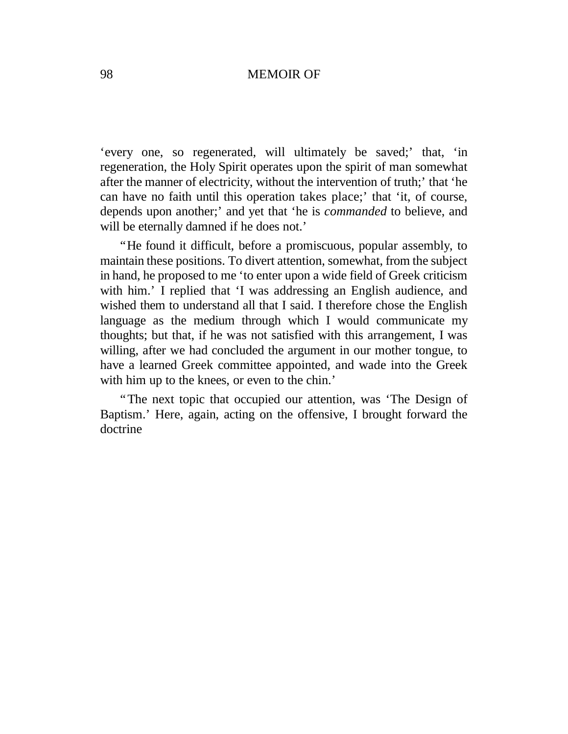‘every one, so regenerated, will ultimately be saved;’ that, ‘in regeneration, the Holy Spirit operates upon the spirit of man somewhat after the manner of electricity, without the intervention of truth;’ that ‘he can have no faith until this operation takes place;’ that ‘it, of course, depends upon another;’ and yet that ‘he is *commanded* to believe, and will be eternally damned if he does not.’

“He found it difficult, before a promiscuous, popular assembly, to maintain these positions. To divert attention, somewhat, from the subject in hand, he proposed to me ‘to enter upon a wide field of Greek criticism with him.’ I replied that ‘I was addressing an English audience, and wished them to understand all that I said. I therefore chose the English language as the medium through which I would communicate my thoughts; but that, if he was not satisfied with this arrangement, I was willing, after we had concluded the argument in our mother tongue, to have a learned Greek committee appointed, and wade into the Greek with him up to the knees, or even to the chin.’

“The next topic that occupied our attention, was ‘The Design of Baptism.’ Here, again, acting on the offensive, I brought forward the doctrine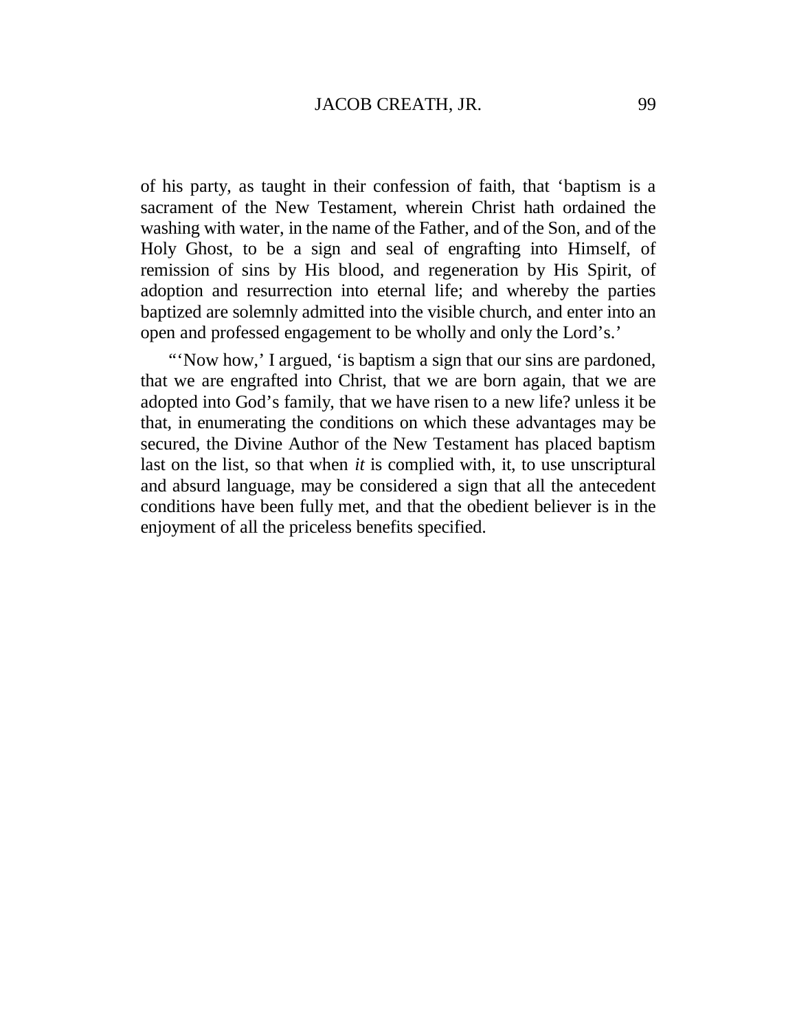of his party, as taught in their confession of faith, that 'baptism is a sacrament of the New Testament, wherein Christ hath ordained the washing with water, in the name of the Father, and of the Son, and of the Holy Ghost, to be a sign and seal of engrafting into Himself, of remission of sins by His blood, and regeneration by His Spirit, of adoption and resurrection into eternal life; and whereby the parties baptized are solemnly admitted into the visible church, and enter into an open and professed engagement to be wholly and only the Lord's.'

"'Now how,' I argued, 'is baptism a sign that our sins are pardoned, that we are engrafted into Christ, that we are born again, that we are adopted into God's family, that we have risen to a new life? unless it be that, in enumerating the conditions on which these advantages may be secured, the Divine Author of the New Testament has placed baptism last on the list, so that when *it* is complied with, it, to use unscriptural and absurd language, may be considered a sign that all the antecedent conditions have been fully met, and that the obedient believer is in the enjoyment of all the priceless benefits specified.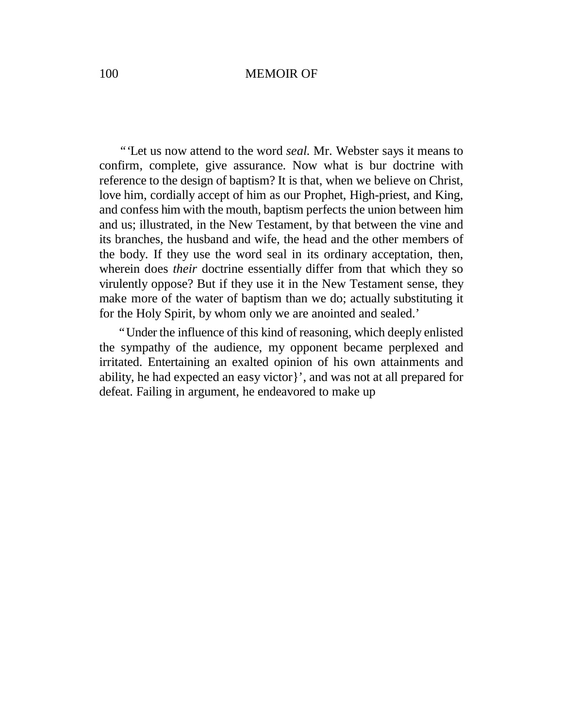"'Let us now attend to the word *seal.* Mr. Webster says it means to confirm, complete, give assurance. Now what is bur doctrine with reference to the design of baptism? It is that, when we believe on Christ, love him, cordially accept of him as our Prophet, High-priest, and King, and confess him with the mouth, baptism perfects the union between him and us; illustrated, in the New Testament, by that between the vine and its branches, the husband and wife, the head and the other members of the body. If they use the word seal in its ordinary acceptation, then, wherein does *their* doctrine essentially differ from that which they so virulently oppose? But if they use it in the New Testament sense, they make more of the water of baptism than we do; actually substituting it for the Holy Spirit, by whom only we are anointed and sealed.'

"Under the influence of this kind of reasoning, which deeply enlisted the sympathy of the audience, my opponent became perplexed and irritated. Entertaining an exalted opinion of his own attainments and ability, he had expected an easy victor}', and was not at all prepared for defeat. Failing in argument, he endeavored to make up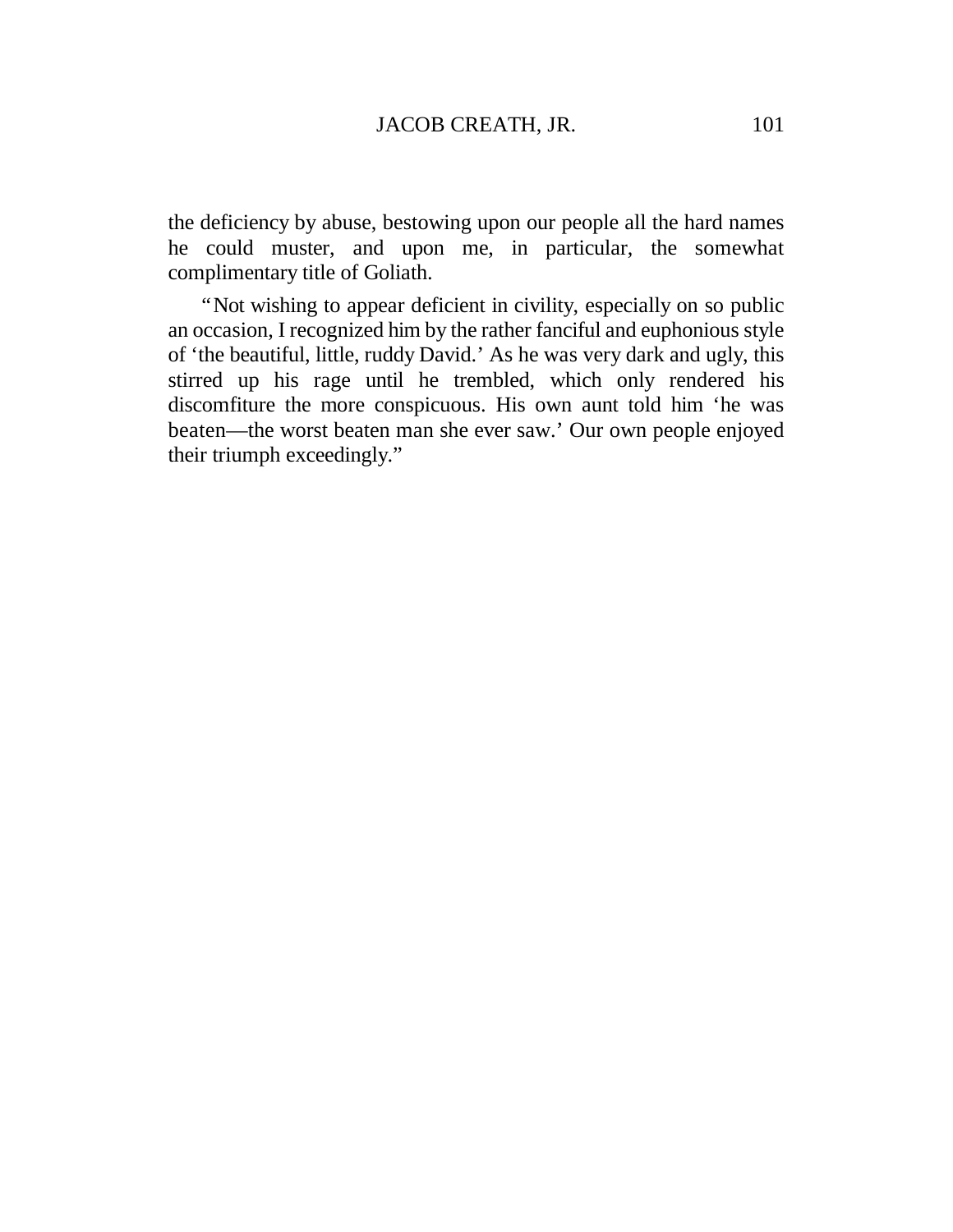the deficiency by abuse, bestowing upon our people all the hard names he could muster, and upon me, in particular, the somewhat complimentary title of Goliath.

"Not wishing to appear deficient in civility, especially on so public an occasion, I recognized him by the rather fanciful and euphonious style of 'the beautiful, little, ruddy David.' As he was very dark and ugly, this stirred up his rage until he trembled, which only rendered his discomfiture the more conspicuous. His own aunt told him 'he was beaten—the worst beaten man she ever saw.' Our own people enjoyed their triumph exceedingly."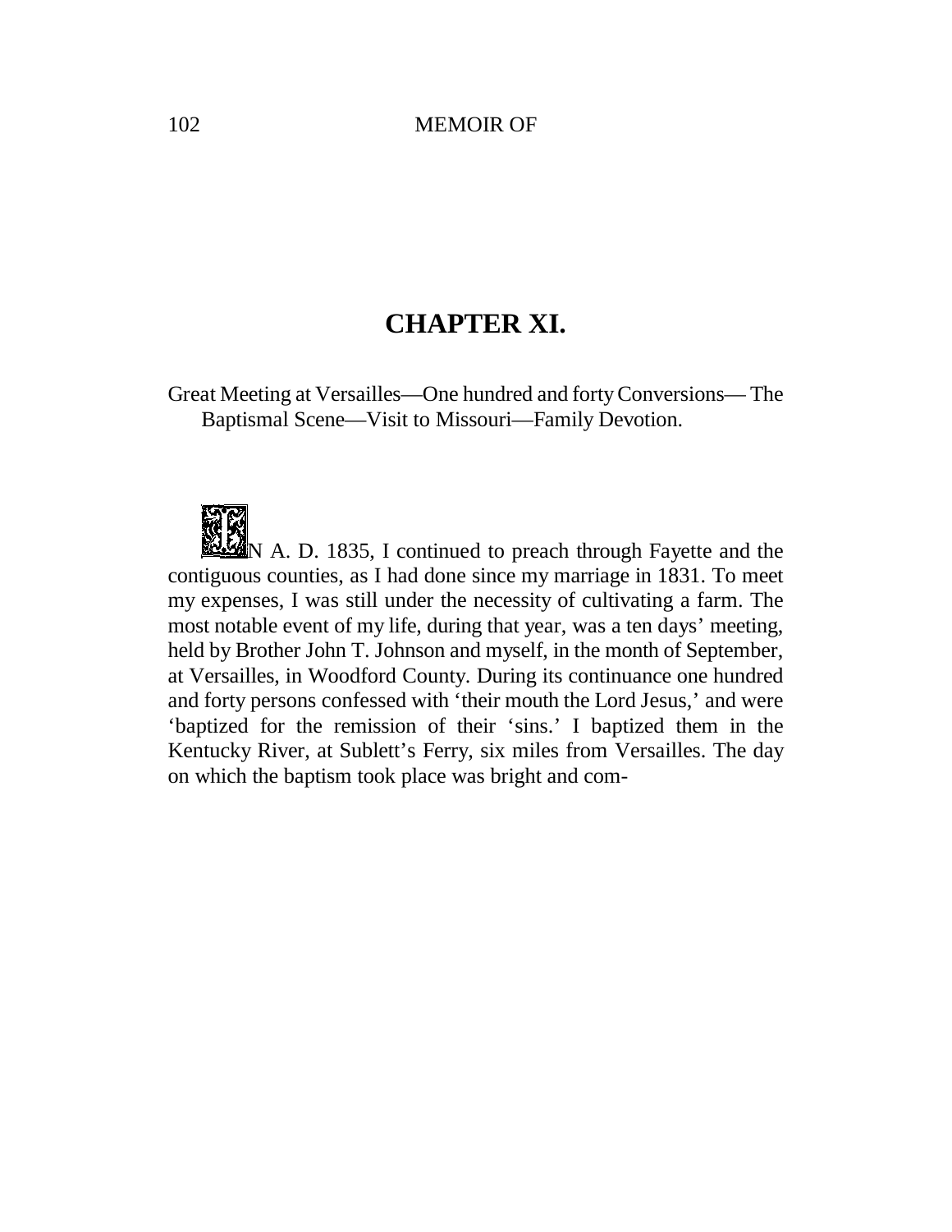## CHAPTER XI.

Great Meeting at Versailles—One hundred and forty Conversions— The Baptismal Scene—Visit to Missouri—Family Devotion.

IN A. D. 1835, I continued to preach through Fayette and the contiguous counties, as I had done since my marriage in 1831. To meet my expenses, I was still under the necessity of cultivating a farm. The most notable event of my life, during that year, was a ten days' meeting, held by Brother John T. Johnson and myself, in the month of September, at Versailles, in Woodford County. During its continuance one hundred and forty persons confessed with 'their mouth the Lord Jesus,' and were 'baptized for the remission of their 'sins.' I baptized them in the Kentucky River, at Sublett's Ferry, six miles from Versailles. The day on which the baptism took place was bright and com-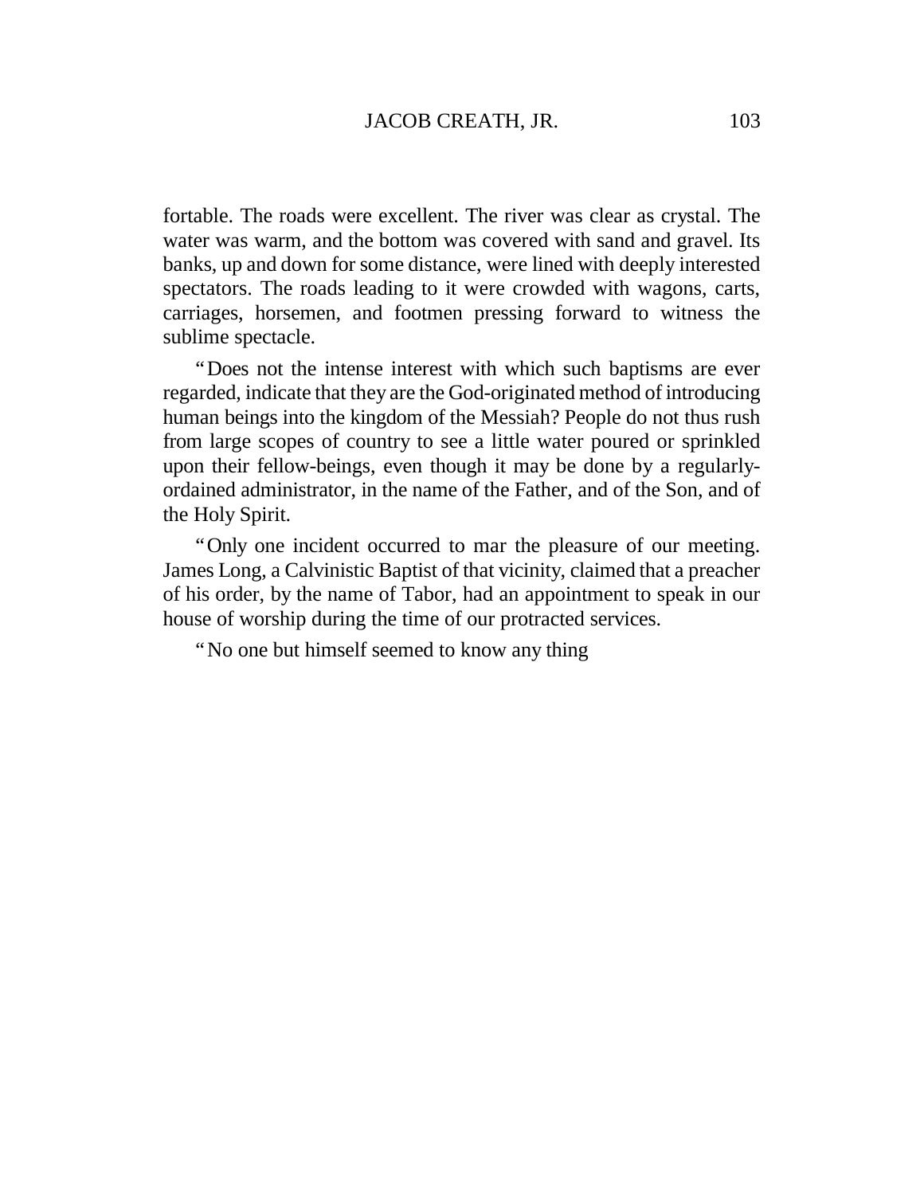fortable. The roads were excellent. The river was clear as crystal. The water was warm, and the bottom was covered with sand and gravel. Its banks, up and down for some distance, were lined with deeply interested spectators. The roads leading to it were crowded with wagons, carts, carriages, horsemen, and footmen pressing forward to witness the sublime spectacle.

"Does not the intense interest with which such baptisms are ever regarded, indicate that they are the God-originated method of introducing human beings into the kingdom of the Messiah? People do not thus rush from large scopes of country to see a little water poured or sprinkled upon their fellow-beings, even though it may be done by a regularly-ordained administrator, in the name of the Father, and of the Son, and of the Holy Spirit.

"Only one incident occurred to mar the pleasure of our meeting. James Long, a Calvinistic Baptist of that vicinity, claimed that a preacher of his order, by the name of Tabor, had an appointment to speak in our house of worship during the time of our protracted services.

"No one but himself seemed to know any thing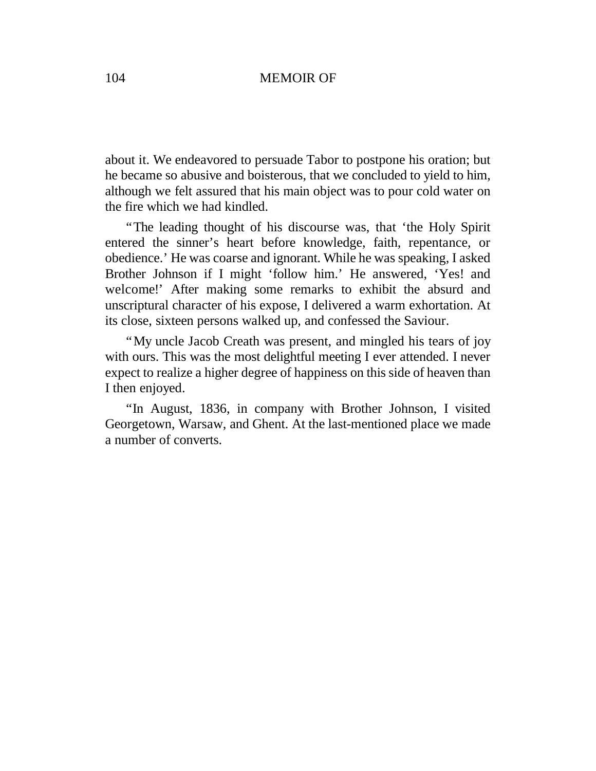about it. We endeavored to persuade Tabor to postpone his oration; but he became so abusive and boisterous, that we concluded to yield to him, although we felt assured that his main object was to pour cold water on the fire which we had kindled.

"The leading thought of his discourse was, that 'the Holy Spirit entered the sinner's heart before knowledge, faith, repentance, or obedience.' He was coarse and ignorant. While he was speaking, I asked Brother Johnson if I might 'follow him.' He answered, 'Yes! and welcome!' After making some remarks to exhibit the absurd and unscriptural character of his expose, I delivered a warm exhortation. At its close, sixteen persons walked up, and confessed the Saviour.

"My uncle Jacob Creath was present, and mingled his tears of joy with ours. This was the most delightful meeting I ever attended. I never expect to realize a higher degree of happiness on this side of heaven than I then enjoyed.

"In August, 1836, in company with Brother Johnson, I visited Georgetown, Warsaw, and Ghent. At the last-mentioned place we made a number of converts.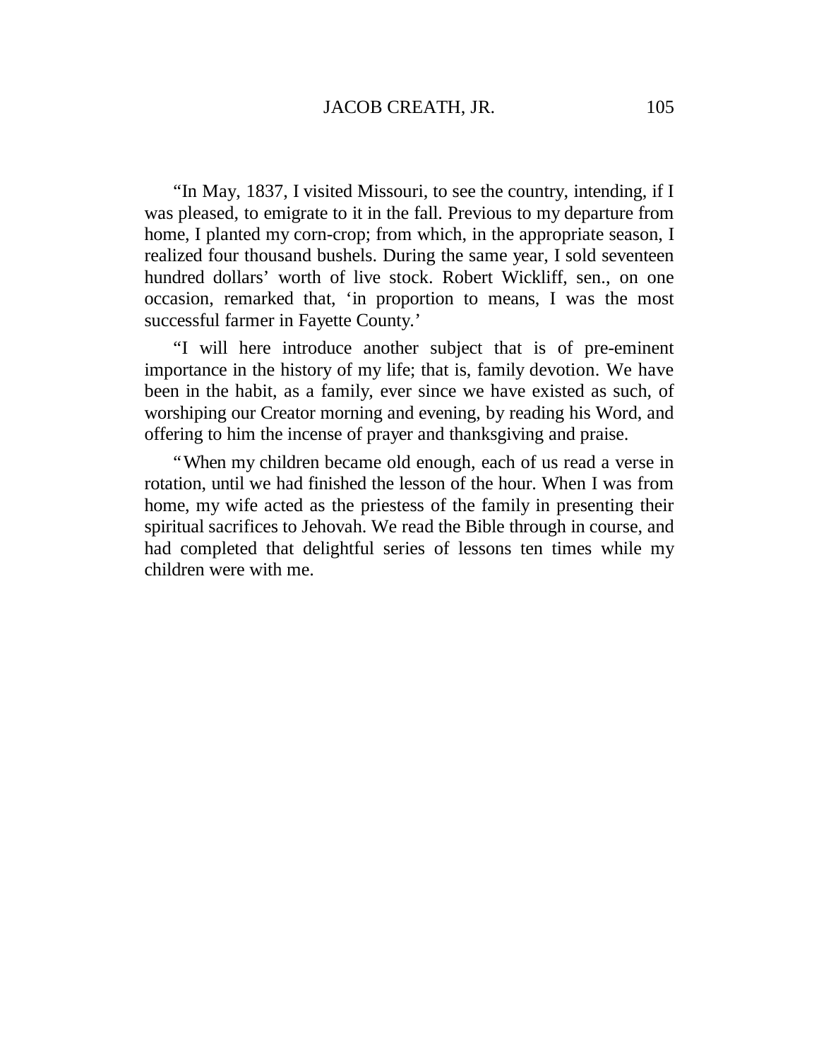"In May, 1837, I visited Missouri, to see the country, intending, if I was pleased, to emigrate to it in the fall. Previous to my departure from home, I planted my corn-crop; from which, in the appropriate season, I realized four thousand bushels. During the same year, I sold seventeen hundred dollars' worth of live stock. Robert Wickliff, sen., on one occasion, remarked that, 'in proportion to means, I was the most successful farmer in Fayette County.'

"I will here introduce another subject that is of pre-eminent importance in the history of my life; that is, family devotion. We have been in the habit, as a family, ever since we have existed as such, of worshiping our Creator morning and evening, by reading his Word, and offering to him the incense of prayer and thanksgiving and praise.

"When my children became old enough, each of us read a verse in rotation, until we had finished the lesson of the hour. When I was from home, my wife acted as the priestess of the family in presenting their spiritual sacrifices to Jehovah. We read the Bible through in course, and had completed that delightful series of lessons ten times while my children were with me.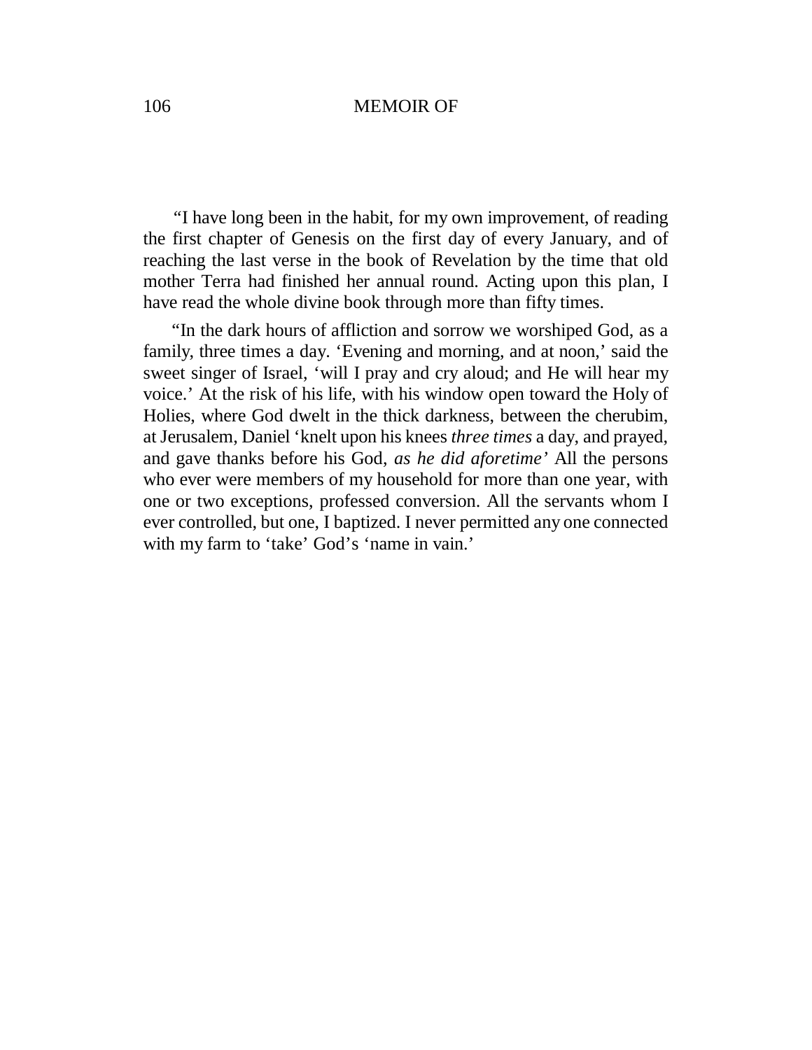"I have long been in the habit, for my own improvement, of reading the first chapter of Genesis on the first day of every January, and of reaching the last verse in the book of Revelation by the time that old mother Terra had finished her annual round. Acting upon this plan, I have read the whole divine book through more than fifty times.

"In the dark hours of affliction and sorrow we worshiped God, as a family, three times a day. 'Evening and morning, and at noon,' said the sweet singer of Israel, 'will I pray and cry aloud; and He will hear my voice.' At the risk of his life, with his window open toward the Holy of Holies, where God dwelt in the thick darkness, between the cherubim, at Jerusalem, Daniel 'knelt upon his knees *three times* a day, and prayed, and gave thanks before his God, *as he did aforetime'* All the persons who ever were members of my household for more than one year, with one or two exceptions, professed conversion. All the servants whom I ever controlled, but one, I baptized. I never permitted any one connected with my farm to 'take' God's 'name in vain.'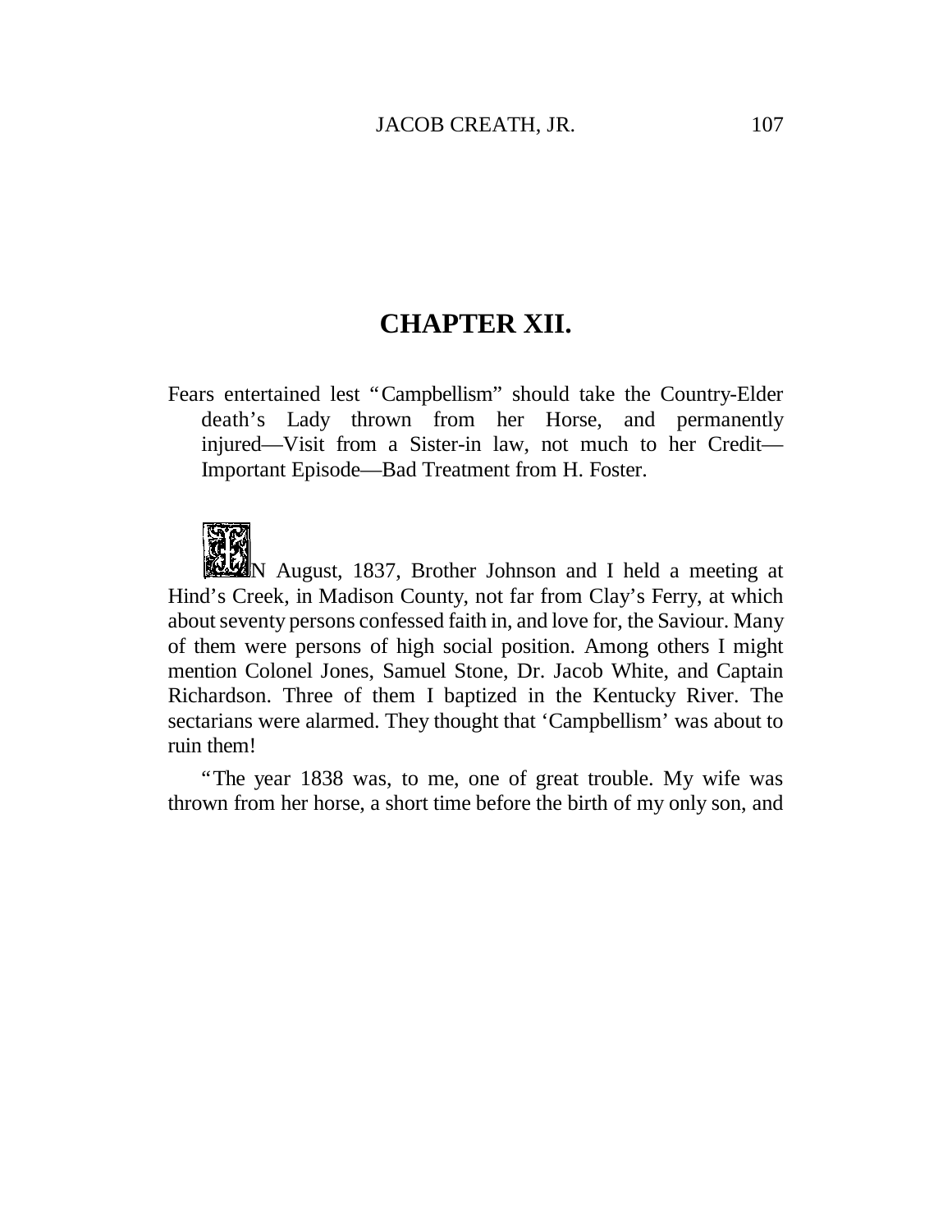## CHAPTER XII.

Fears entertained lest "Campbellism" should take the Country-Elder death's Lady thrown from her Horse, and permanently injured—Visit from a Sister-in law, not much to her Credit—Important Episode—Bad Treatment from H. Foster.

IN August, 1837, Brother Johnson and I held a meeting at Hind's Creek, in Madison County, not far from Clay's Ferry, at which about seventy persons confessed faith in, and love for, the Saviour. Many of them were persons of high social position. Among others I might mention Colonel Jones, Samuel Stone, Dr. Jacob White, and Captain Richardson. Three of them I baptized in the Kentucky River. The sectarians were alarmed. They thought that 'Campbellism' was about to ruin them!

"The year 1838 was, to me, one of great trouble. My wife was thrown from her horse, a short time before the birth of my only son, and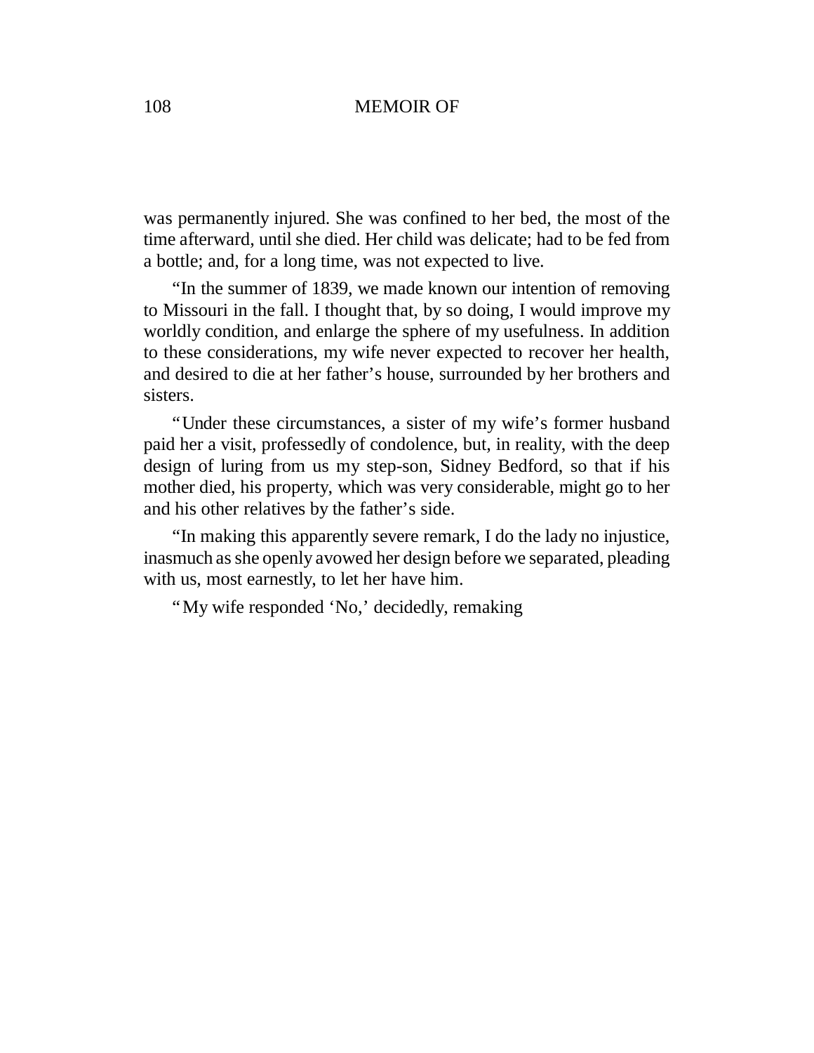was permanently injured. She was confined to her bed, the most of the time afterward, until she died. Her child was delicate; had to be fed from a bottle; and, for a long time, was not expected to live.

"In the summer of 1839, we made known our intention of removing to Missouri in the fall. I thought that, by so doing, I would improve my worldly condition, and enlarge the sphere of my usefulness. In addition to these considerations, my wife never expected to recover her health, and desired to die at her father's house, surrounded by her brothers and sisters.

"Under these circumstances, a sister of my wife's former husband paid her a visit, professedly of condolence, but, in reality, with the deep design of luring from us my step-son, Sidney Bedford, so that if his mother died, his property, which was very considerable, might go to her and his other relatives by the father's side.

"In making this apparently severe remark, I do the lady no injustice, inasmuch as she openly avowed her design before we separated, pleading with us, most earnestly, to let her have him.

"My wife responded 'No,' decidedly, remaking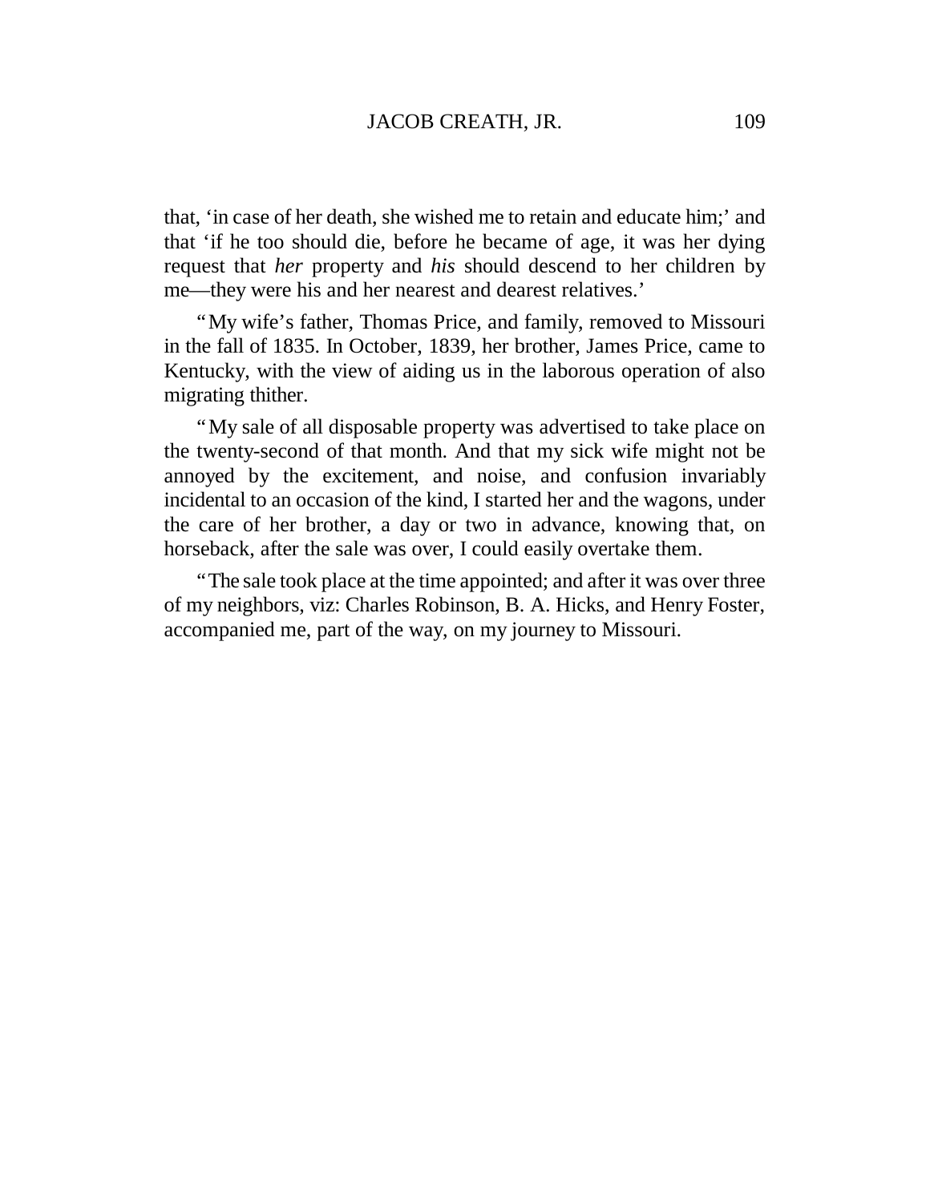that, 'in case of her death, she wished me to retain and educate him;' and that 'if he too should die, before he became of age, it was her dying request that *her* property and *his* should descend to her children by me—they were his and her nearest and dearest relatives.'

"My wife's father, Thomas Price, and family, removed to Missouri in the fall of 1835. In October, 1839, her brother, James Price, came to Kentucky, with the view of aiding us in the laborous operation of also migrating thither.

"My sale of all disposable property was advertised to take place on the twenty-second of that month. And that my sick wife might not be annoyed by the excitement, and noise, and confusion invariably incidental to an occasion of the kind, I started her and the wagons, under the care of her brother, a day or two in advance, knowing that, on horseback, after the sale was over, I could easily overtake them.

"The sale took place at the time appointed; and after it was over three of my neighbors, viz: Charles Robinson, B. A. Hicks, and Henry Foster, accompanied me, part of the way, on my journey to Missouri.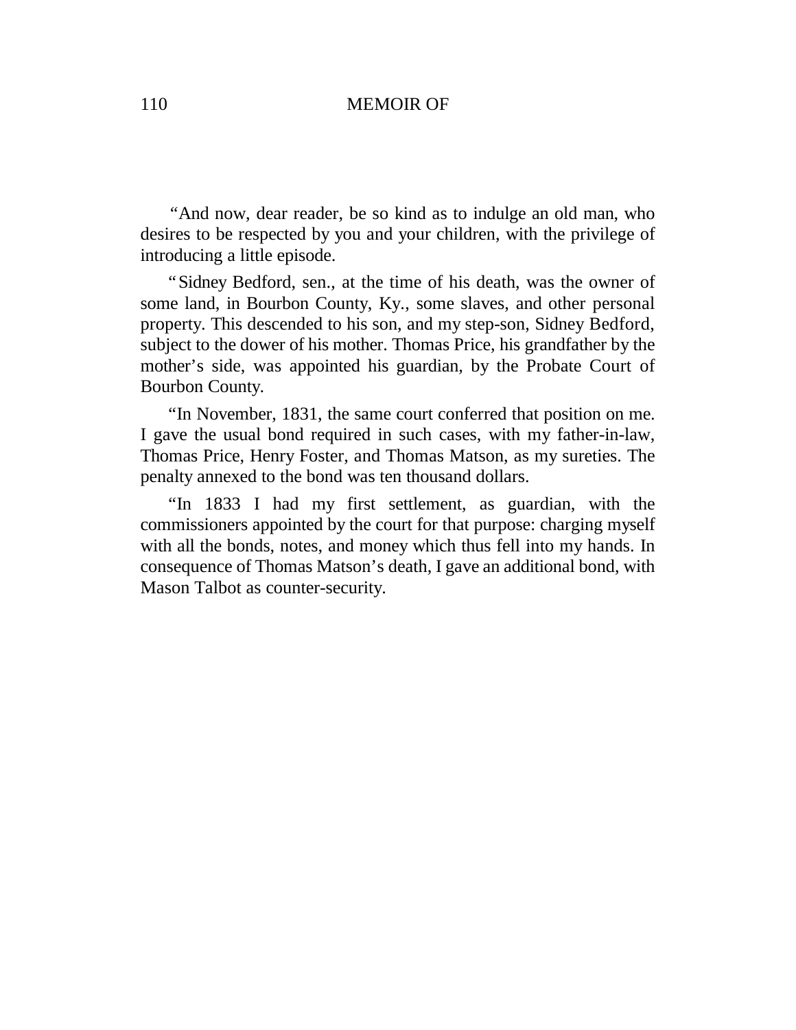"And now, dear reader, be so kind as to indulge an old man, who desires to be respected by you and your children, with the privilege of introducing a little episode.

"Sidney Bedford, sen., at the time of his death, was the owner of some land, in Bourbon County, Ky., some slaves, and other personal property. This descended to his son, and my step-son, Sidney Bedford, subject to the dower of his mother. Thomas Price, his grandfather by the mother's side, was appointed his guardian, by the Probate Court of Bourbon County.

"In November, 1831, the same court conferred that position on me. I gave the usual bond required in such cases, with my father-in-law, Thomas Price, Henry Foster, and Thomas Matson, as my sureties. The penalty annexed to the bond was ten thousand dollars.

"In 1833 I had my first settlement, as guardian, with the commissioners appointed by the court for that purpose: charging myself with all the bonds, notes, and money which thus fell into my hands. In consequence of Thomas Matson's death, I gave an additional bond, with Mason Talbot as counter-security.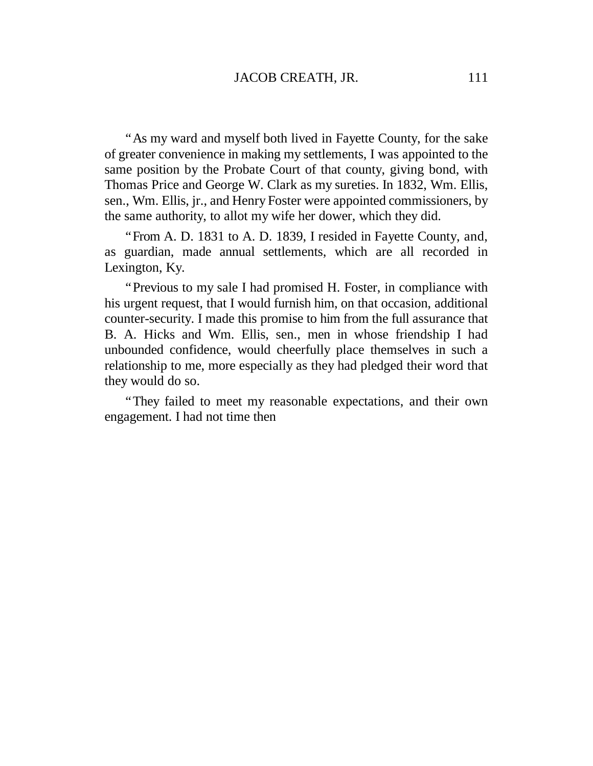"As my ward and myself both lived in Fayette County, for the sake of greater convenience in making my settlements, I was appointed to the same position by the Probate Court of that county, giving bond, with Thomas Price and George W. Clark as my sureties. In 1832, Wm. Ellis, sen., Wm. Ellis, jr., and Henry Foster were appointed commissioners, by the same authority, to allot my wife her dower, which they did.

"From A. D. 1831 to A. D. 1839, I resided in Fayette County, and, as guardian, made annual settlements, which are all recorded in Lexington, Ky.

"Previous to my sale I had promised H. Foster, in compliance with his urgent request, that I would furnish him, on that occasion, additional counter-security. I made this promise to him from the full assurance that B. A. Hicks and Wm. Ellis, sen., men in whose friendship I had unbounded confidence, would cheerfully place themselves in such a relationship to me, more especially as they had pledged their word that they would do so.

"They failed to meet my reasonable expectations, and their own engagement. I had not time then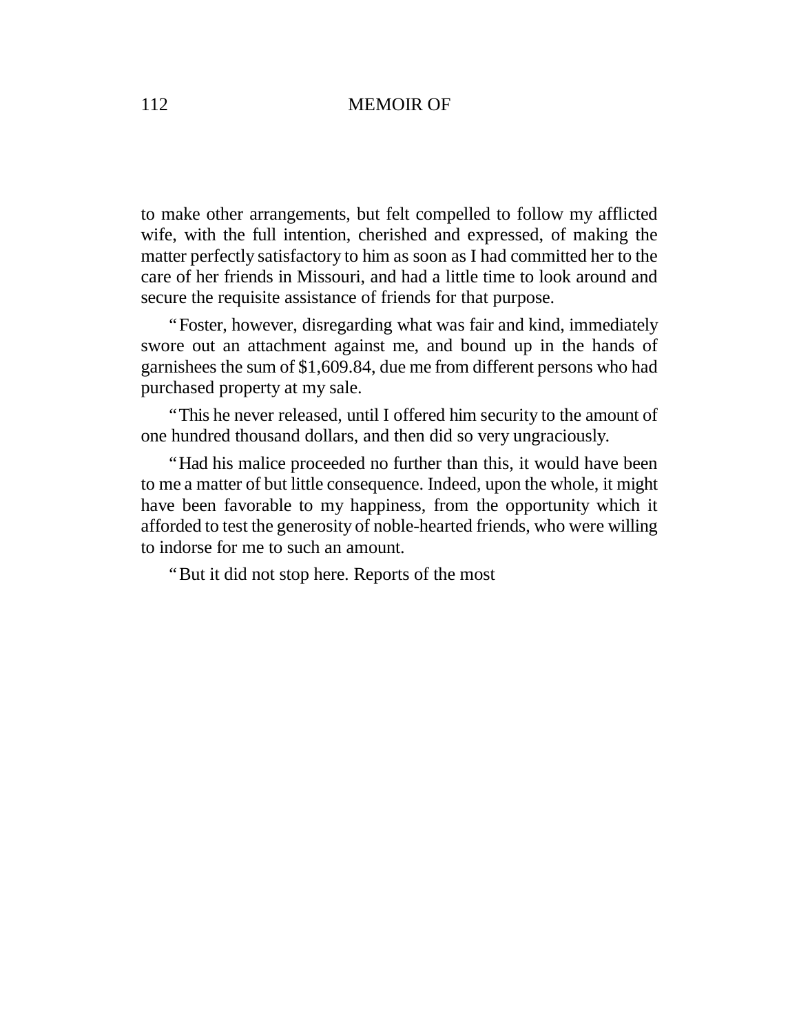to make other arrangements, but felt compelled to follow my afflicted wife, with the full intention, cherished and expressed, of making the matter perfectly satisfactory to him as soon as I had committed her to the care of her friends in Missouri, and had a little time to look around and secure the requisite assistance of friends for that purpose.

"Foster, however, disregarding what was fair and kind, immediately swore out an attachment against me, and bound up in the hands of garnishees the sum of $1,609.84, due me from different persons who had purchased property at my sale.

"This he never released, until I offered him security to the amount of one hundred thousand dollars, and then did so very ungraciously.

"Had his malice proceeded no further than this, it would have been to me a matter of but little consequence. Indeed, upon the whole, it might have been favorable to my happiness, from the opportunity which it afforded to test the generosity of noble-hearted friends, who were willing to indorse for me to such an amount.

"But it did not stop here. Reports of the most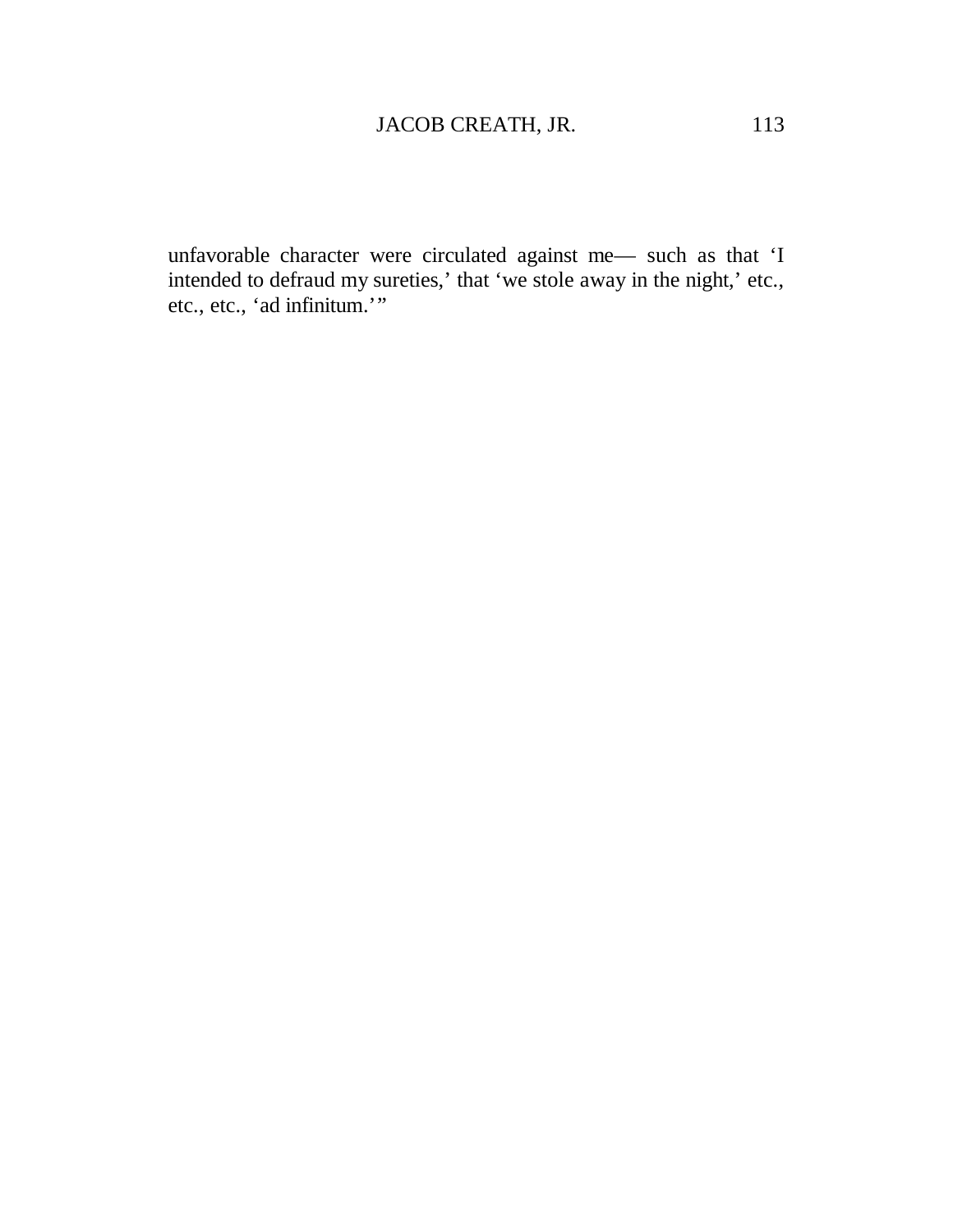unfavorable character were circulated against me— such as that 'I intended to defraud my sureties,' that 'we stole away in the night,' etc., etc., etc., 'ad infinitum.'"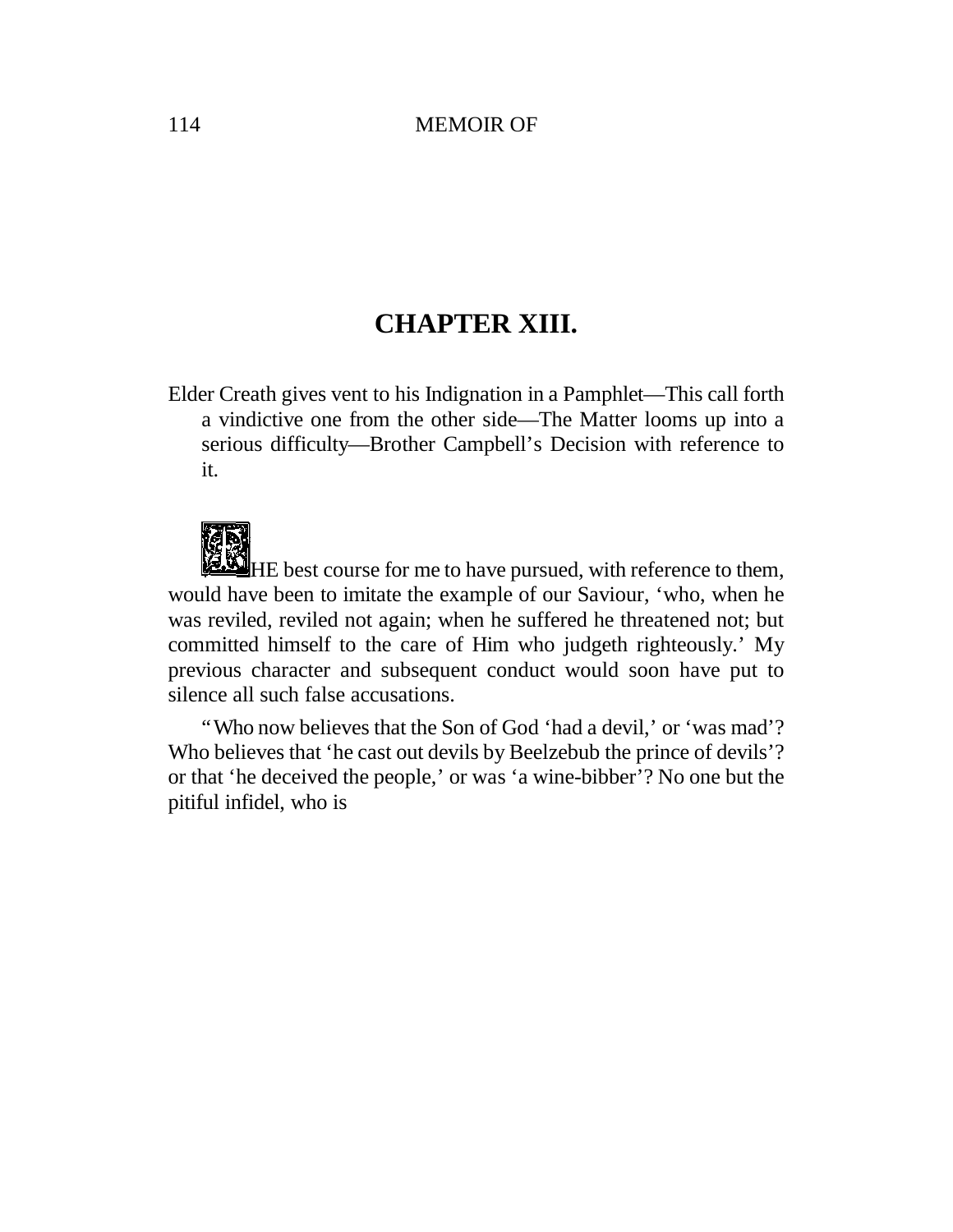# CHAPTER XIII.

Elder Creath gives vent to his Indignation in a Pamphlet—This call forth a vindictive one from the other side—The Matter looms up into a serious difficulty—Brother Campbell's Decision with reference to it.

THE best course for me to have pursued, with reference to them, would have been to imitate the example of our Saviour, 'who, when he was reviled, reviled not again; when he suffered he threatened not; but committed himself to the care of Him who judgeth righteously.' My previous character and subsequent conduct would soon have put to silence all such false accusations.

"Who now believes that the Son of God 'had a devil,' or 'was mad'? Who believes that 'he cast out devils by Beelzebub the prince of devils'? or that 'he deceived the people,' or was 'a wine-bibber'? No one but the pitiful infidel, who is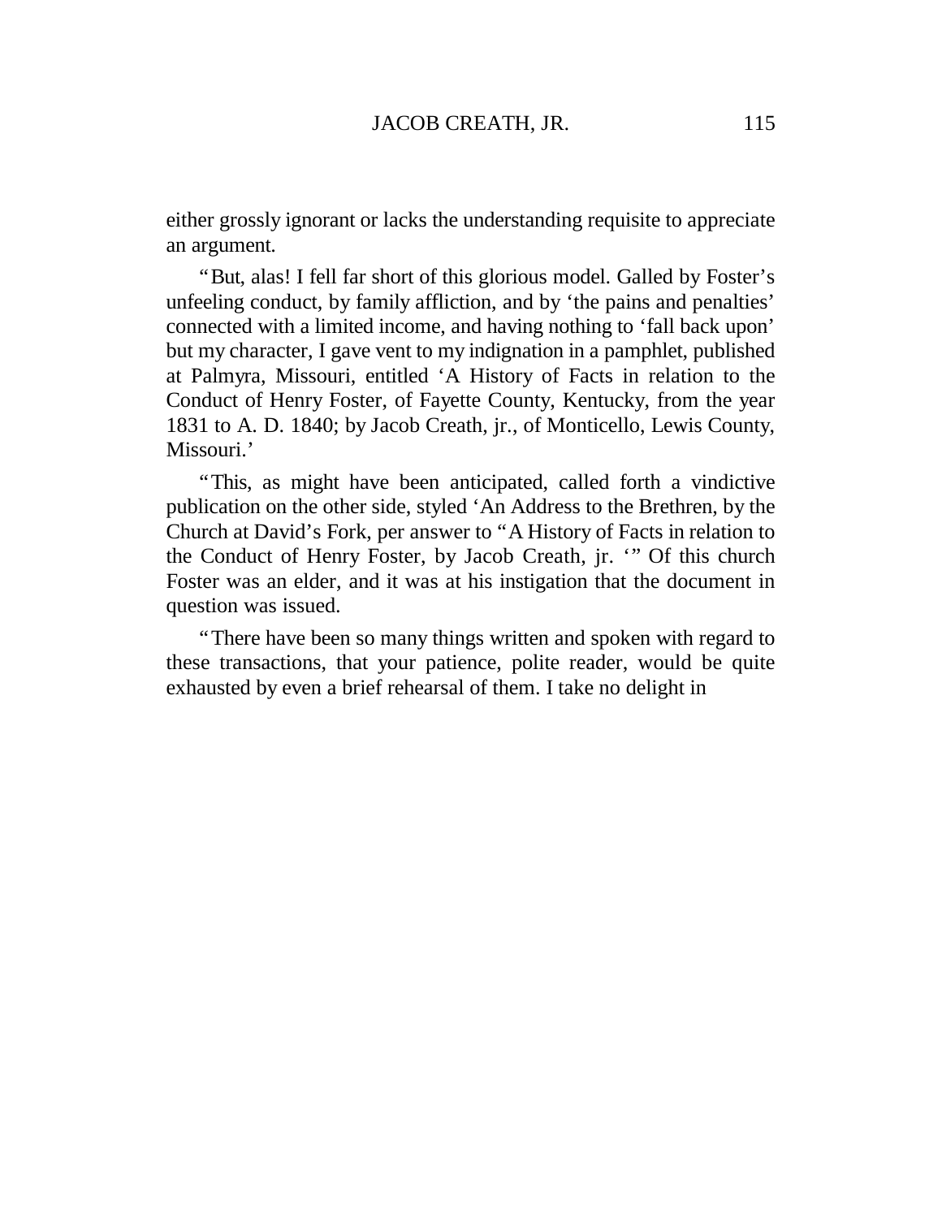either grossly ignorant or lacks the understanding requisite to appreciate an argument.

"But, alas! I fell far short of this glorious model. Galled by Foster's unfeeling conduct, by family affliction, and by 'the pains and penalties' connected with a limited income, and having nothing to 'fall back upon' but my character, I gave vent to my indignation in a pamphlet, published at Palmyra, Missouri, entitled 'A History of Facts in relation to the Conduct of Henry Foster, of Fayette County, Kentucky, from the year 1831 to A. D. 1840; by Jacob Creath, jr., of Monticello, Lewis County, Missouri.'

"This, as might have been anticipated, called forth a vindictive publication on the other side, styled 'An Address to the Brethren, by the Church at David's Fork, per answer to "A History of Facts in relation to the Conduct of Henry Foster, by Jacob Creath, jr. '" Of this church Foster was an elder, and it was at his instigation that the document in question was issued.

"There have been so many things written and spoken with regard to these transactions, that your patience, polite reader, would be quite exhausted by even a brief rehearsal of them. I take no delight in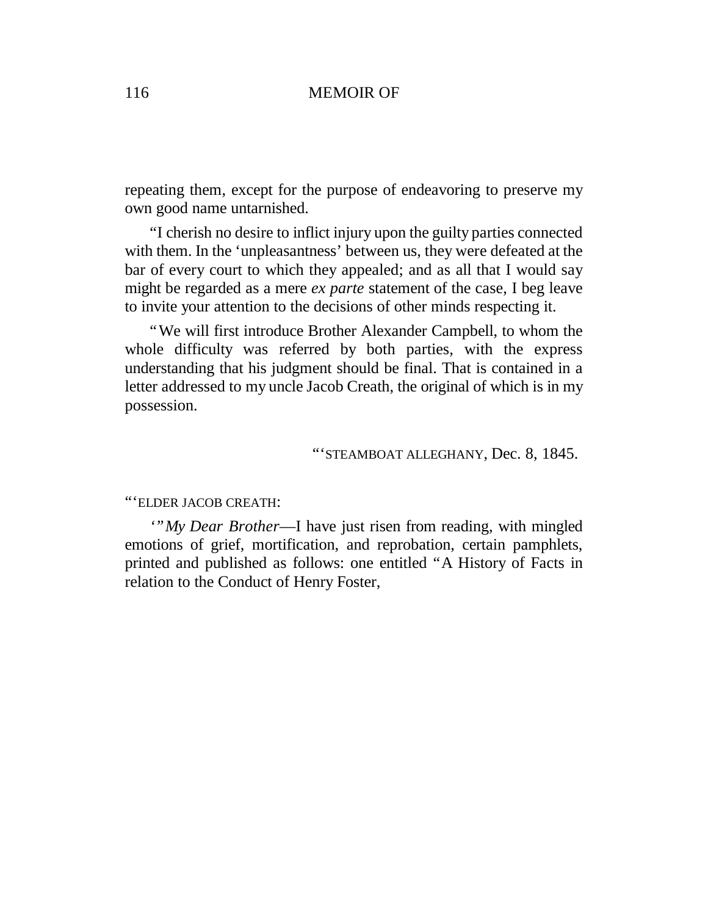repeating them, except for the purpose of endeavoring to preserve my own good name untarnished.

"I cherish no desire to inflict injury upon the guilty parties connected with them. In the 'unpleasantness' between us, they were defeated at the bar of every court to which they appealed; and as all that I would say might be regarded as a mere *ex parte* statement of the case, I beg leave to invite your attention to the decisions of other minds respecting it.

"We will first introduce Brother Alexander Campbell, to whom the whole difficulty was referred by both parties, with the express understanding that his judgment should be final. That is contained in a letter addressed to my uncle Jacob Creath, the original of which is in my possession.

"'STEAMBOAT ALLEGHANY, Dec. 8, 1845.

"'ELDER JACOB CREATH:

'"*My Dear Brother*—I have just risen from reading, with mingled emotions of grief, mortification, and reprobation, certain pamphlets, printed and published as follows: one entitled "A History of Facts in relation to the Conduct of Henry Foster,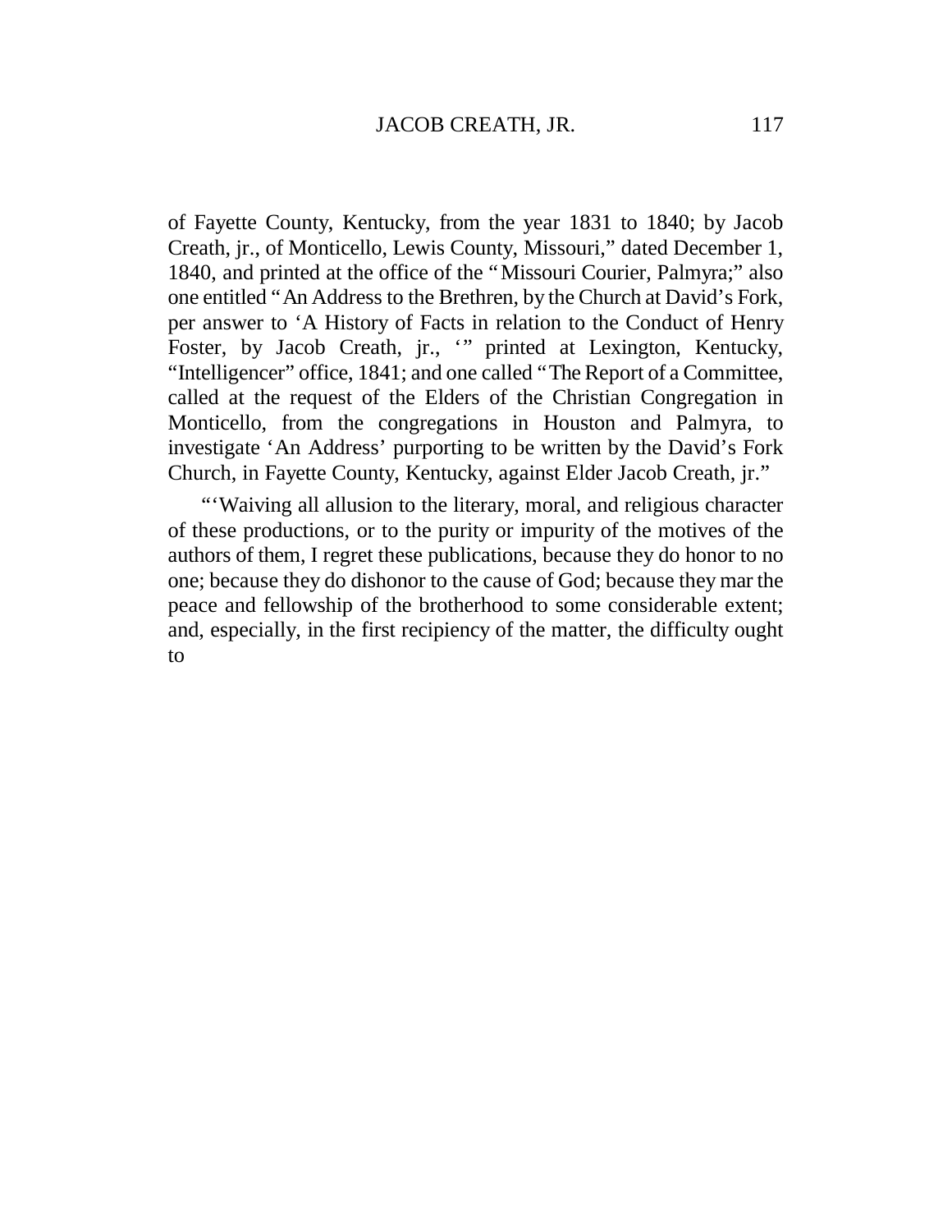of Fayette County, Kentucky, from the year 1831 to 1840; by Jacob Creath, jr., of Monticello, Lewis County, Missouri," dated December 1, 1840, and printed at the office of the "Missouri Courier, Palmyra;" also one entitled "An Address to the Brethren, by the Church at David's Fork, per answer to 'A History of Facts in relation to the Conduct of Henry Foster, by Jacob Creath, jr., '" printed at Lexington, Kentucky, "Intelligencer" office, 1841; and one called "The Report of a Committee, called at the request of the Elders of the Christian Congregation in Monticello, from the congregations in Houston and Palmyra, to investigate 'An Address' purporting to be written by the David's Fork Church, in Fayette County, Kentucky, against Elder Jacob Creath, jr."

"'Waiving all allusion to the literary, moral, and religious character of these productions, or to the purity or impurity of the motives of the authors of them, I regret these publications, because they do honor to no one; because they do dishonor to the cause of God; because they mar the peace and fellowship of the brotherhood to some considerable extent; and, especially, in the first recipiency of the matter, the difficulty ought to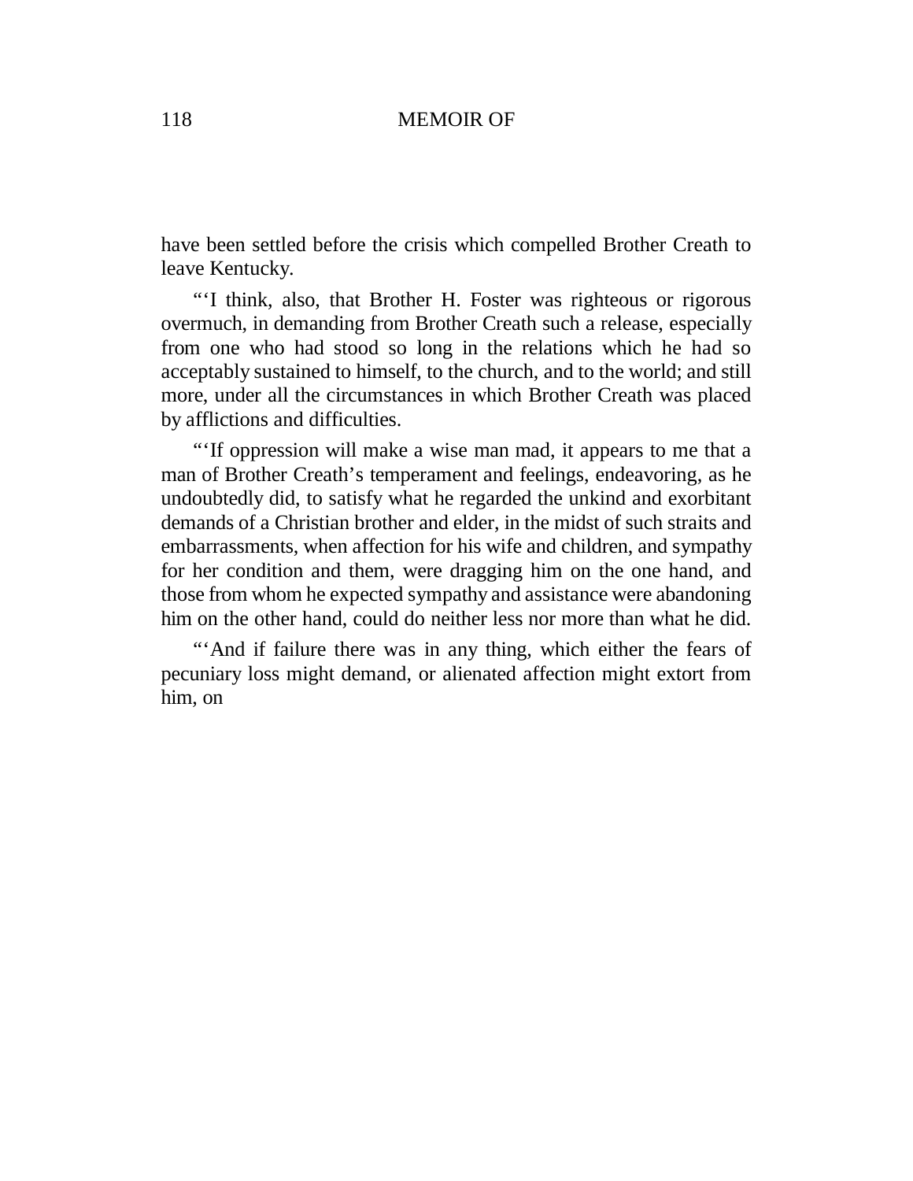have been settled before the crisis which compelled Brother Creath to leave Kentucky.

"'I think, also, that Brother H. Foster was righteous or rigorous overmuch, in demanding from Brother Creath such a release, especially from one who had stood so long in the relations which he had so acceptably sustained to himself, to the church, and to the world; and still more, under all the circumstances in which Brother Creath was placed by afflictions and difficulties.

"'If oppression will make a wise man mad, it appears to me that a man of Brother Creath's temperament and feelings, endeavoring, as he undoubtedly did, to satisfy what he regarded the unkind and exorbitant demands of a Christian brother and elder, in the midst of such straits and embarrassments, when affection for his wife and children, and sympathy for her condition and them, were dragging him on the one hand, and those from whom he expected sympathy and assistance were abandoning him on the other hand, could do neither less nor more than what he did.

"'And if failure there was in any thing, which either the fears of pecuniary loss might demand, or alienated affection might extort from him, on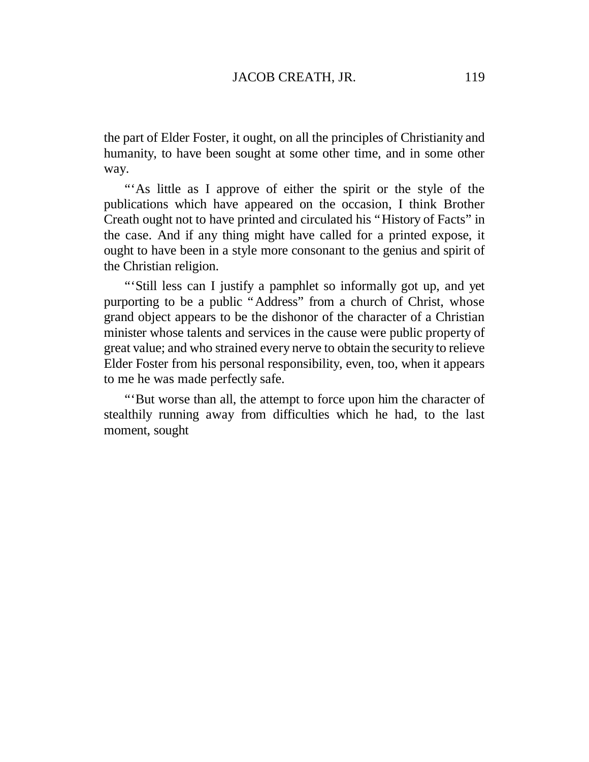the part of Elder Foster, it ought, on all the principles of Christianity and humanity, to have been sought at some other time, and in some other way.

"'As little as I approve of either the spirit or the style of the publications which have appeared on the occasion, I think Brother Creath ought not to have printed and circulated his "History of Facts" in the case. And if any thing might have called for a printed expose, it ought to have been in a style more consonant to the genius and spirit of the Christian religion.

"'Still less can I justify a pamphlet so informally got up, and yet purporting to be a public "Address" from a church of Christ, whose grand object appears to be the dishonor of the character of a Christian minister whose talents and services in the cause were public property of great value; and who strained every nerve to obtain the security to relieve Elder Foster from his personal responsibility, even, too, when it appears to me he was made perfectly safe.

"'But worse than all, the attempt to force upon him the character of stealthily running away from difficulties which he had, to the last moment, sought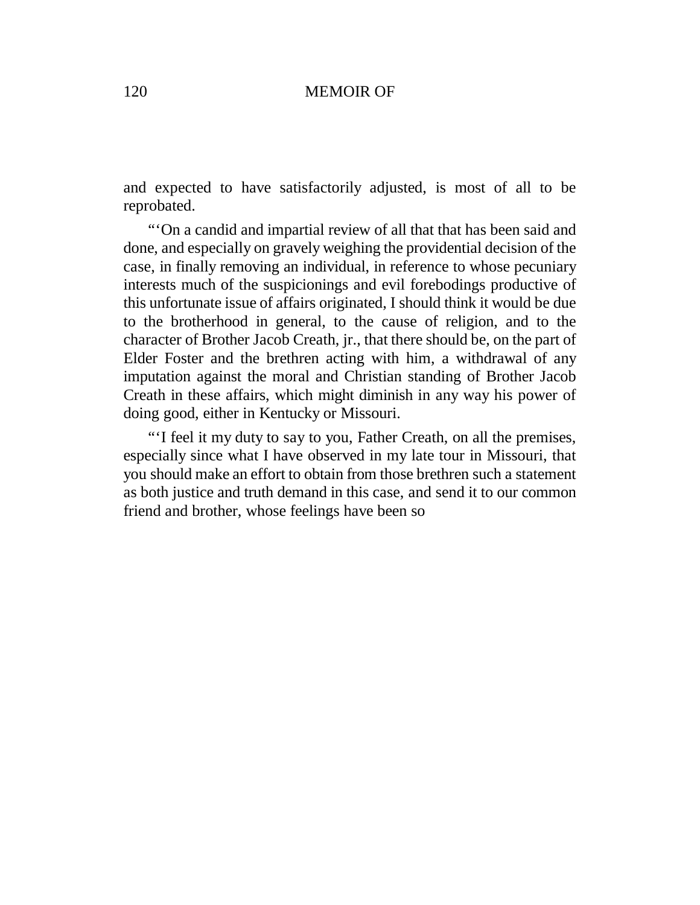and expected to have satisfactorily adjusted, is most of all to be reprobated.

"'On a candid and impartial review of all that that has been said and done, and especially on gravely weighing the providential decision of the case, in finally removing an individual, in reference to whose pecuniary interests much of the suspicionings and evil forebodings productive of this unfortunate issue of affairs originated, I should think it would be due to the brotherhood in general, to the cause of religion, and to the character of Brother Jacob Creath, jr., that there should be, on the part of Elder Foster and the brethren acting with him, a withdrawal of any imputation against the moral and Christian standing of Brother Jacob Creath in these affairs, which might diminish in any way his power of doing good, either in Kentucky or Missouri.

"'I feel it my duty to say to you, Father Creath, on all the premises, especially since what I have observed in my late tour in Missouri, that you should make an effort to obtain from those brethren such a statement as both justice and truth demand in this case, and send it to our common friend and brother, whose feelings have been so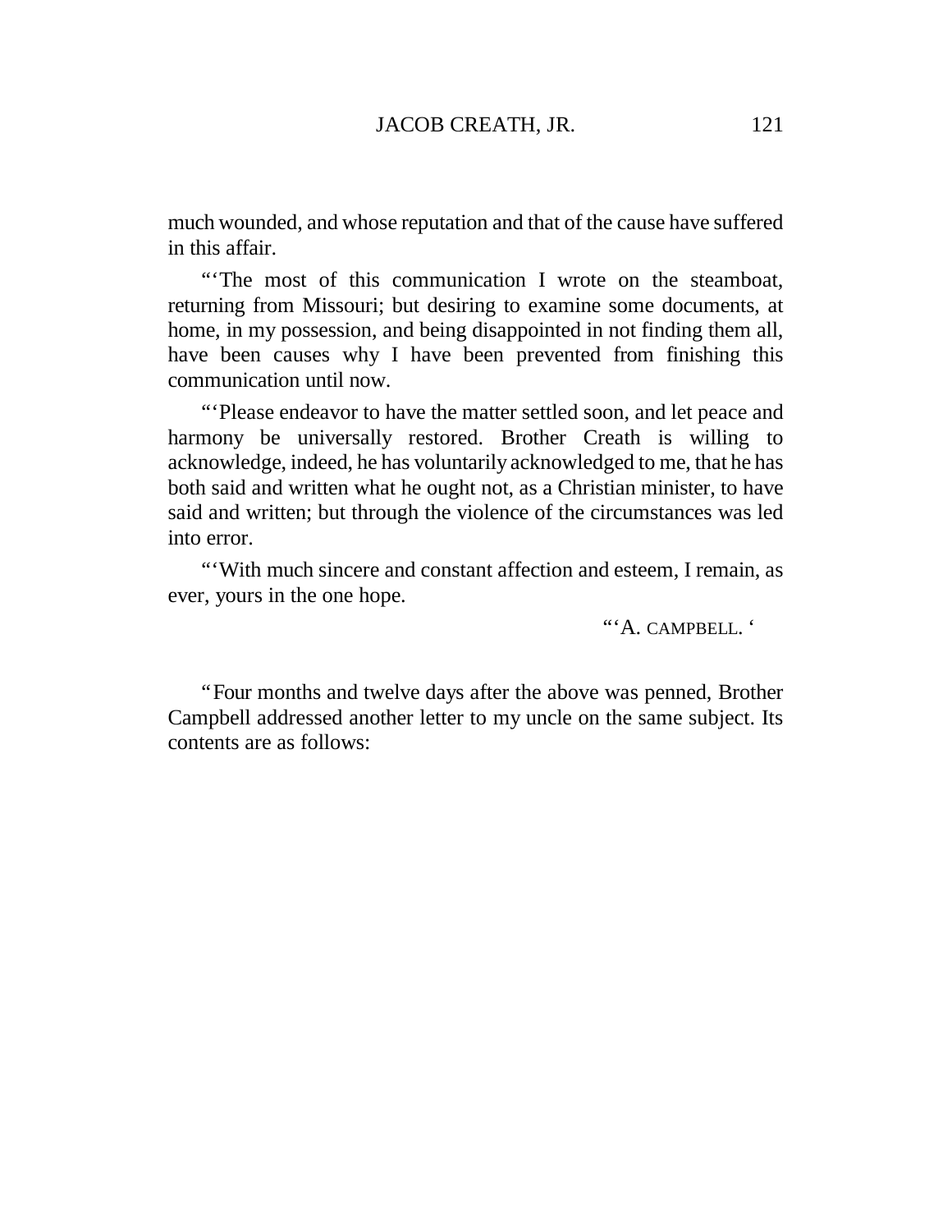much wounded, and whose reputation and that of the cause have suffered in this affair.

"'The most of this communication I wrote on the steamboat, returning from Missouri; but desiring to examine some documents, at home, in my possession, and being disappointed in not finding them all, have been causes why I have been prevented from finishing this communication until now.

"'Please endeavor to have the matter settled soon, and let peace and harmony be universally restored. Brother Creath is willing to acknowledge, indeed, he has voluntarily acknowledged to me, that he has both said and written what he ought not, as a Christian minister, to have said and written; but through the violence of the circumstances was led into error.

"'With much sincere and constant affection and esteem, I remain, as ever, yours in the one hope.

"'A. CAMPBELL. '

"Four months and twelve days after the above was penned, Brother Campbell addressed another letter to my uncle on the same subject. Its contents are as follows: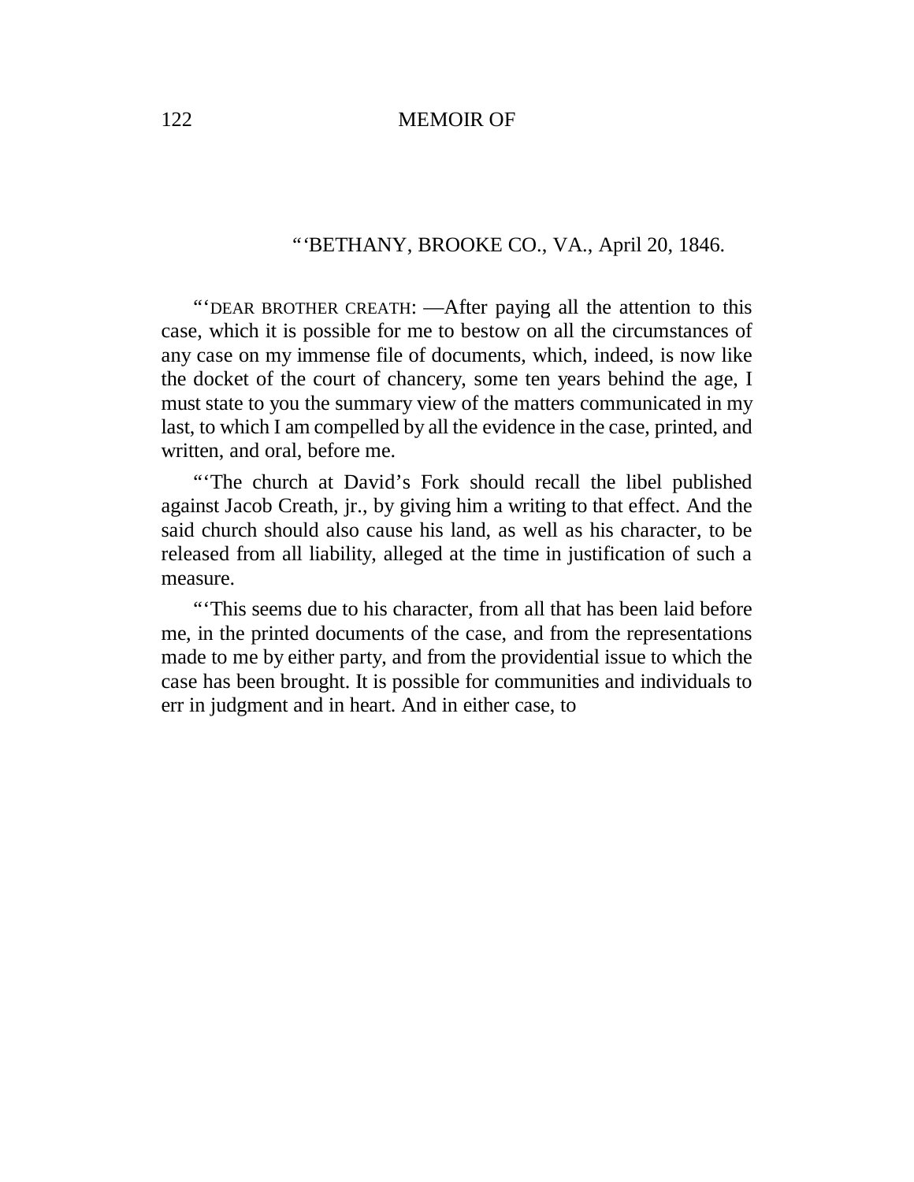"'BETHANY, BROOKE CO., VA., April 20, 1846.

"'DEAR BROTHER CREATH: —After paying all the attention to this case, which it is possible for me to bestow on all the circumstances of any case on my immense file of documents, which, indeed, is now like the docket of the court of chancery, some ten years behind the age, I must state to you the summary view of the matters communicated in my last, to which I am compelled by all the evidence in the case, printed, and written, and oral, before me.

"'The church at David's Fork should recall the libel published against Jacob Creath, jr., by giving him a writing to that effect. And the said church should also cause his land, as well as his character, to be released from all liability, alleged at the time in justification of such a measure.

"'This seems due to his character, from all that has been laid before me, in the printed documents of the case, and from the representations made to me by either party, and from the providential issue to which the case has been brought. It is possible for communities and individuals to err in judgment and in heart. And in either case, to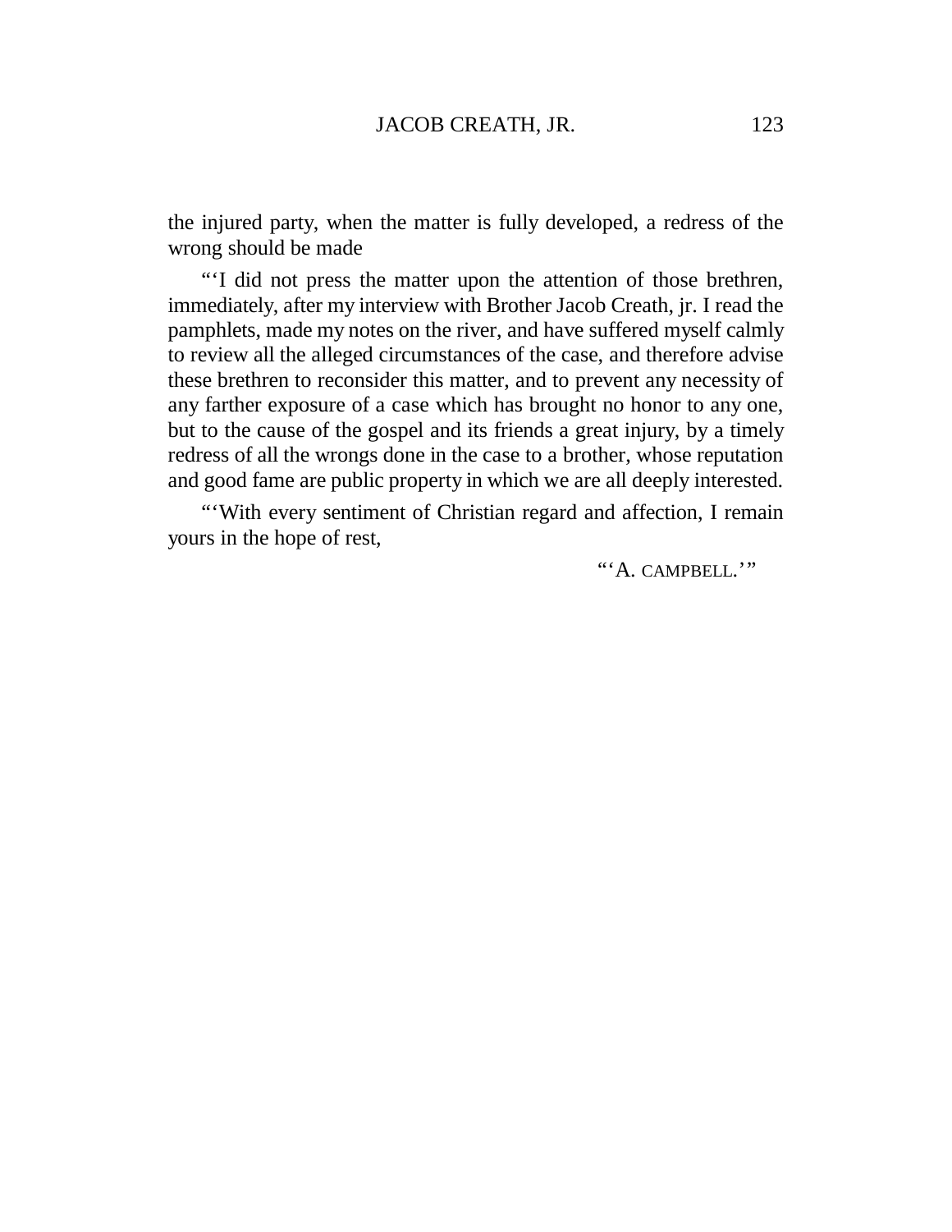the injured party, when the matter is fully developed, a redress of the wrong should be made

"'I did not press the matter upon the attention of those brethren, immediately, after my interview with Brother Jacob Creath, jr. I read the pamphlets, made my notes on the river, and have suffered myself calmly to review all the alleged circumstances of the case, and therefore advise these brethren to reconsider this matter, and to prevent any necessity of any farther exposure of a case which has brought no honor to any one, but to the cause of the gospel and its friends a great injury, by a timely redress of all the wrongs done in the case to a brother, whose reputation and good fame are public property in which we are all deeply interested.

"'With every sentiment of Christian regard and affection, I remain yours in the hope of rest,

"'A. CAMPBELL.'"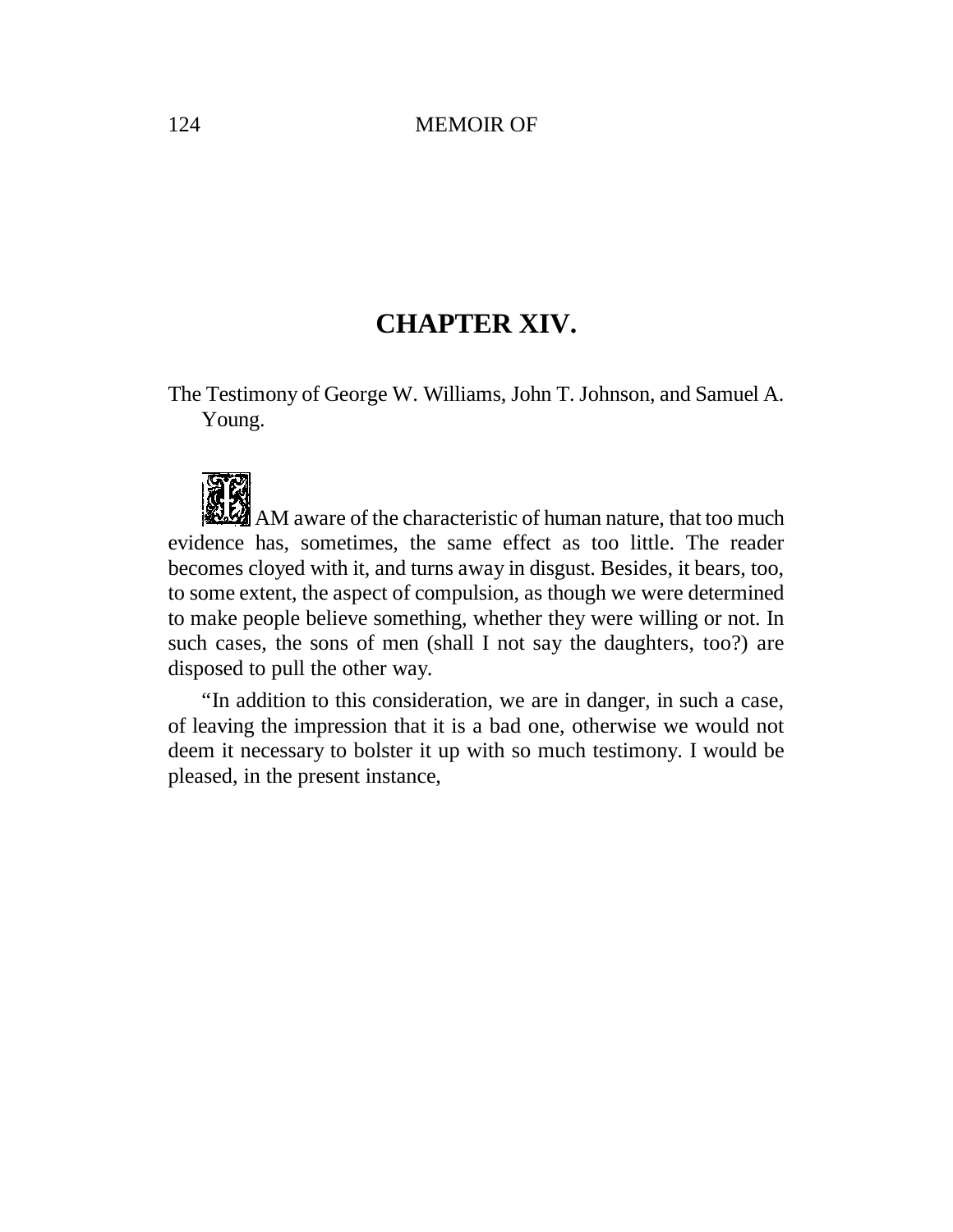# CHAPTER XIV.

The Testimony of George W. Williams, John T. Johnson, and Samuel A. Young.

I AM aware of the characteristic of human nature, that too much evidence has, sometimes, the same effect as too little. The reader becomes cloyed with it, and turns away in disgust. Besides, it bears, too, to some extent, the aspect of compulsion, as though we were determined to make people believe something, whether they were willing or not. In such cases, the sons of men (shall I not say the daughters, too?) are disposed to pull the other way.

"In addition to this consideration, we are in danger, in such a case, of leaving the impression that it is a bad one, otherwise we would not deem it necessary to bolster it up with so much testimony. I would be pleased, in the present instance,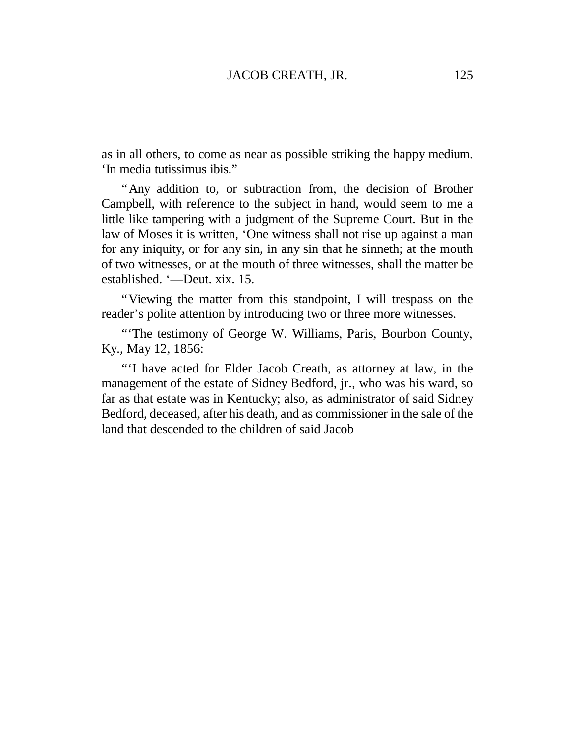as in all others, to come as near as possible striking the happy medium. ‘In media tutissimus ibis.”

“Any addition to, or subtraction from, the decision of Brother Campbell, with reference to the subject in hand, would seem to me a little like tampering with a judgment of the Supreme Court. But in the law of Moses it is written, ‘One witness shall not rise up against a man for any iniquity, or for any sin, in any sin that he sinneth; at the mouth of two witnesses, or at the mouth of three witnesses, shall the matter be established. ‘—Deut. xix. 15.

“Viewing the matter from this standpoint, I will trespass on the reader’s polite attention by introducing two or three more witnesses.

“‘The testimony of George W. Williams, Paris, Bourbon County, Ky., May 12, 1856:

“‘I have acted for Elder Jacob Creath, as attorney at law, in the management of the estate of Sidney Bedford, jr., who was his ward, so far as that estate was in Kentucky; also, as administrator of said Sidney Bedford, deceased, after his death, and as commissioner in the sale of the land that descended to the children of said Jacob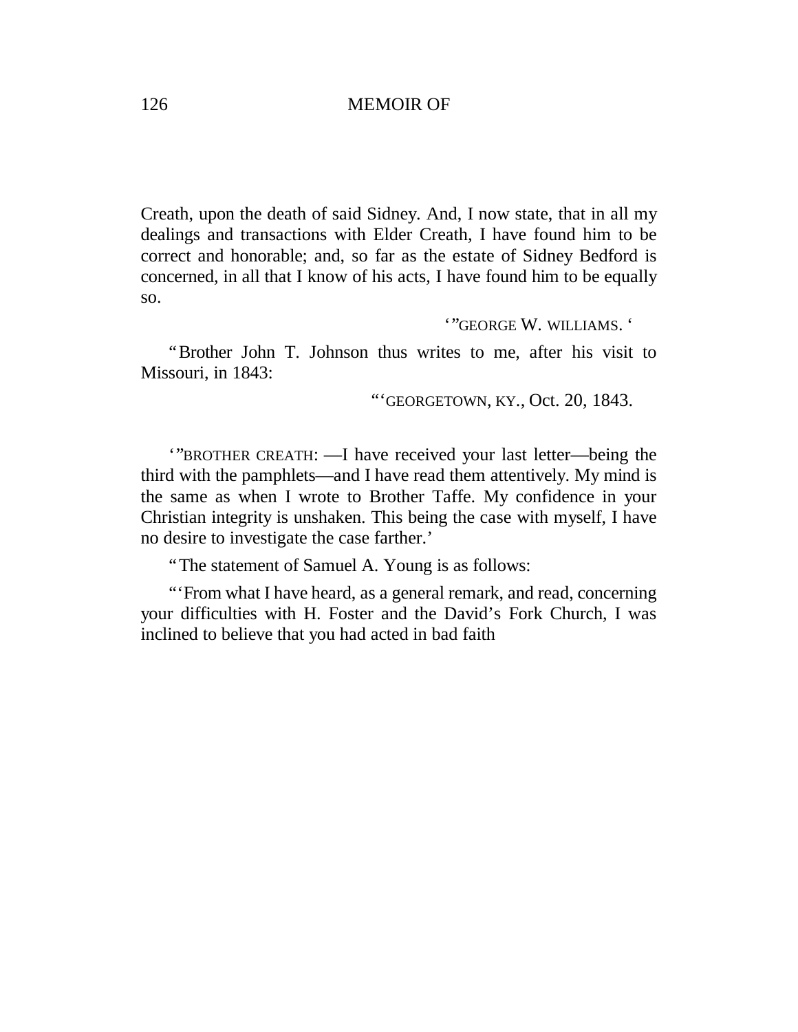Creath, upon the death of said Sidney. And, I now state, that in all my dealings and transactions with Elder Creath, I have found him to be correct and honorable; and, so far as the estate of Sidney Bedford is concerned, in all that I know of his acts, I have found him to be equally so.

'"GEORGE W. WILLIAMS. '

"Brother John T. Johnson thus writes to me, after his visit to Missouri, in 1843:

"'GEORGETOWN, KY., Oct. 20, 1843.

'"BROTHER CREATH: —I have received your last letter—being the third with the pamphlets—and I have read them attentively. My mind is the same as when I wrote to Brother Taffe. My confidence in your Christian integrity is unshaken. This being the case with myself, I have no desire to investigate the case farther.'

"The statement of Samuel A. Young is as follows:

"'From what I have heard, as a general remark, and read, concerning your difficulties with H. Foster and the David's Fork Church, I was inclined to believe that you had acted in bad faith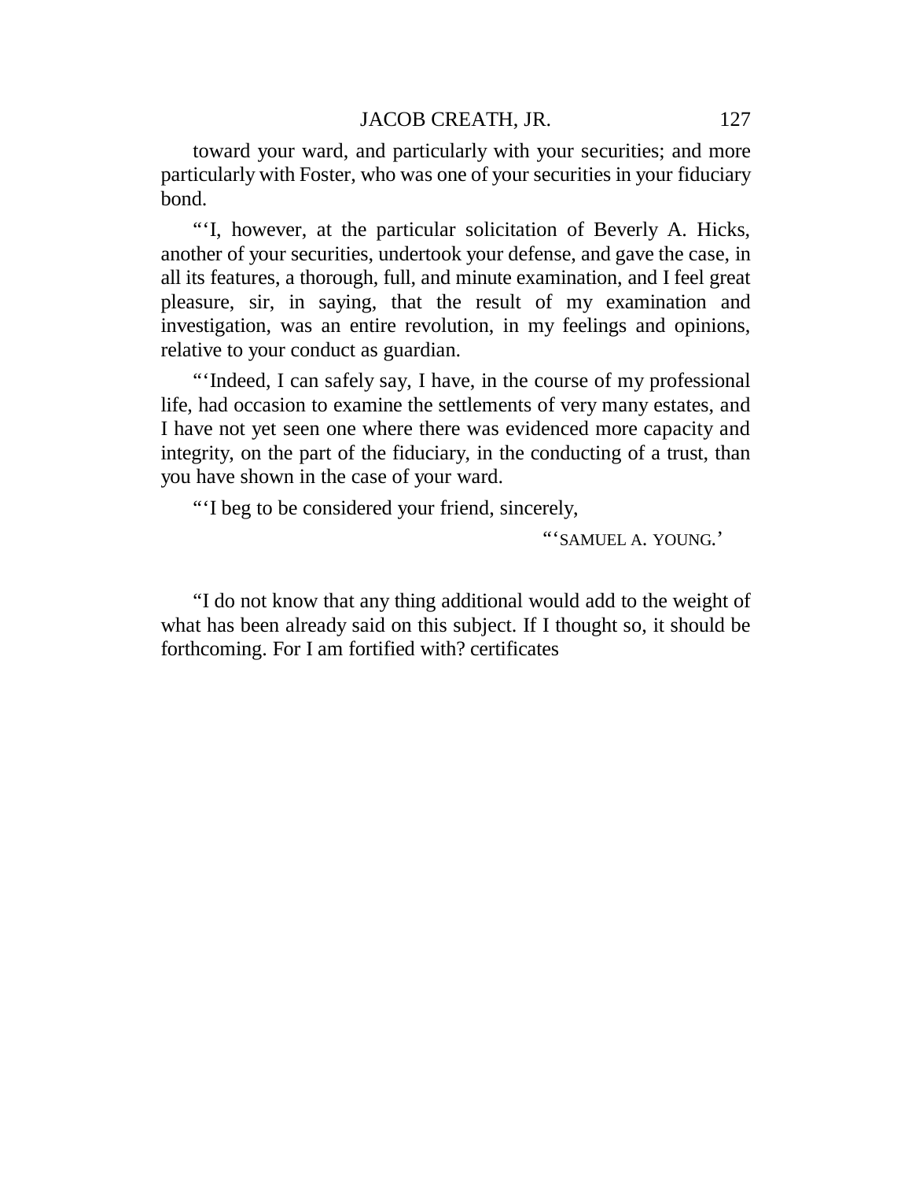toward your ward, and particularly with your securities; and more particularly with Foster, who was one of your securities in your fiduciary bond.

"'I, however, at the particular solicitation of Beverly A. Hicks, another of your securities, undertook your defense, and gave the case, in all its features, a thorough, full, and minute examination, and I feel great pleasure, sir, in saying, that the result of my examination and investigation, was an entire revolution, in my feelings and opinions, relative to your conduct as guardian.

"'Indeed, I can safely say, I have, in the course of my professional life, had occasion to examine the settlements of very many estates, and I have not yet seen one where there was evidenced more capacity and integrity, on the part of the fiduciary, in the conducting of a trust, than you have shown in the case of your ward.

"'I beg to be considered your friend, sincerely,

"'SAMUEL A. YOUNG.'

"I do not know that any thing additional would add to the weight of what has been already said on this subject. If I thought so, it should be forthcoming. For I am fortified with? certificates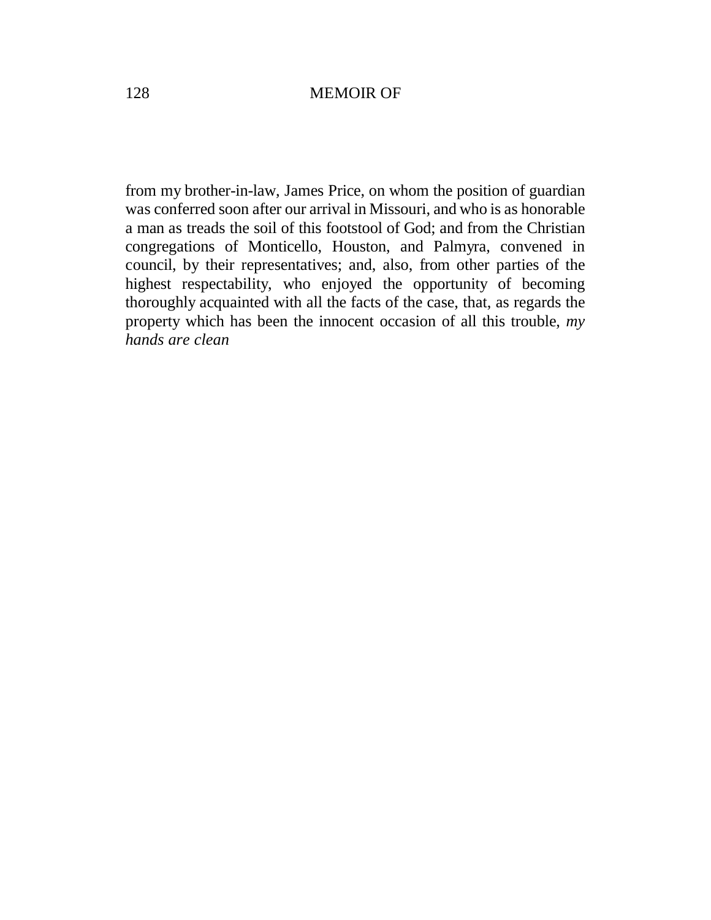from my brother-in-law, James Price, on whom the position of guardian was conferred soon after our arrival in Missouri, and who is as honorable a man as treads the soil of this footstool of God; and from the Christian congregations of Monticello, Houston, and Palmyra, convened in council, by their representatives; and, also, from other parties of the highest respectability, who enjoyed the opportunity of becoming thoroughly acquainted with all the facts of the case, that, as regards the property which has been the innocent occasion of all this trouble, *my hands are clean*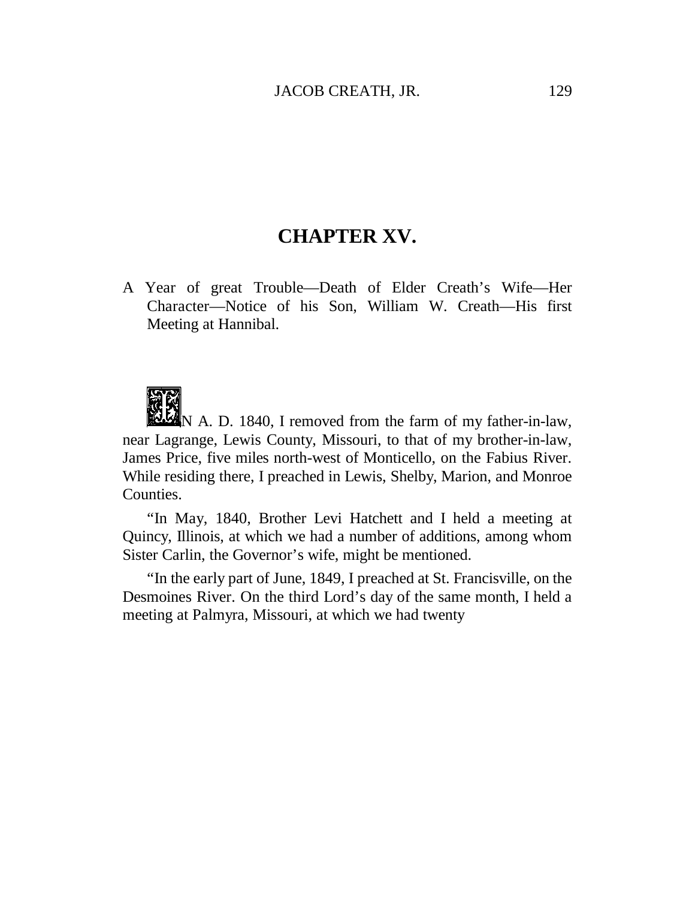# CHAPTER XV.

A Year of great Trouble—Death of Elder Creath's Wife—Her Character—Notice of his Son, William W. Creath—His first Meeting at Hannibal.

IN A. D. 1840, I removed from the farm of my father-in-law, near Lagrange, Lewis County, Missouri, to that of my brother-in-law, James Price, five miles north-west of Monticello, on the Fabius River. While residing there, I preached in Lewis, Shelby, Marion, and Monroe Counties.

"In May, 1840, Brother Levi Hatchett and I held a meeting at Quincy, Illinois, at which we had a number of additions, among whom Sister Carlin, the Governor's wife, might be mentioned.

"In the early part of June, 1849, I preached at St. Francisville, on the Desmoines River. On the third Lord's day of the same month, I held a meeting at Palmyra, Missouri, at which we had twenty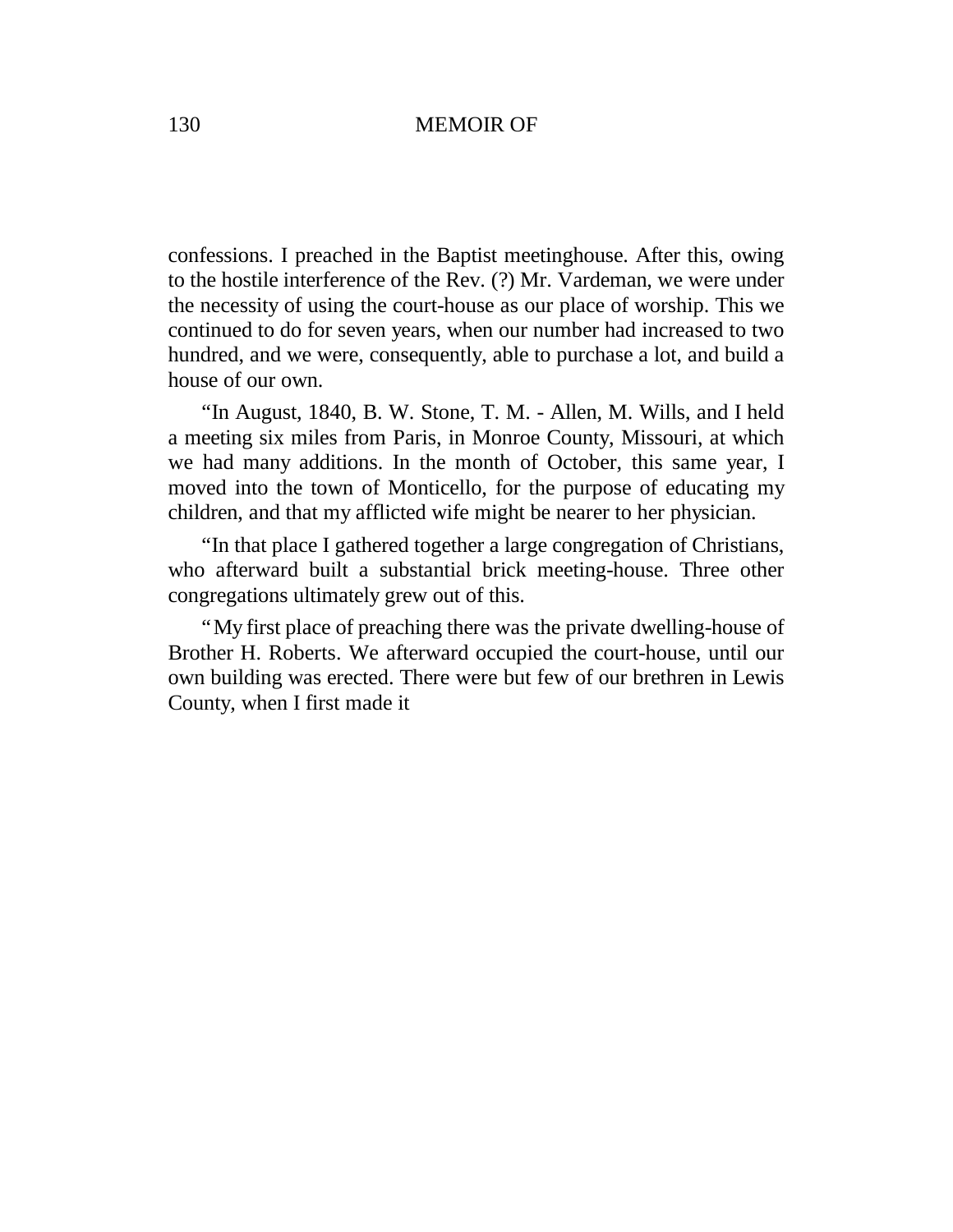confessions. I preached in the Baptist meetinghouse. After this, owing to the hostile interference of the Rev. (?) Mr. Vardeman, we were under the necessity of using the court-house as our place of worship. This we continued to do for seven years, when our number had increased to two hundred, and we were, consequently, able to purchase a lot, and build a house of our own.

"In August, 1840, B. W. Stone, T. M. - Allen, M. Wills, and I held a meeting six miles from Paris, in Monroe County, Missouri, at which we had many additions. In the month of October, this same year, I moved into the town of Monticello, for the purpose of educating my children, and that my afflicted wife might be nearer to her physician.

"In that place I gathered together a large congregation of Christians, who afterward built a substantial brick meeting-house. Three other congregations ultimately grew out of this.

"My first place of preaching there was the private dwelling-house of Brother H. Roberts. We afterward occupied the court-house, until our own building was erected. There were but few of our brethren in Lewis County, when I first made it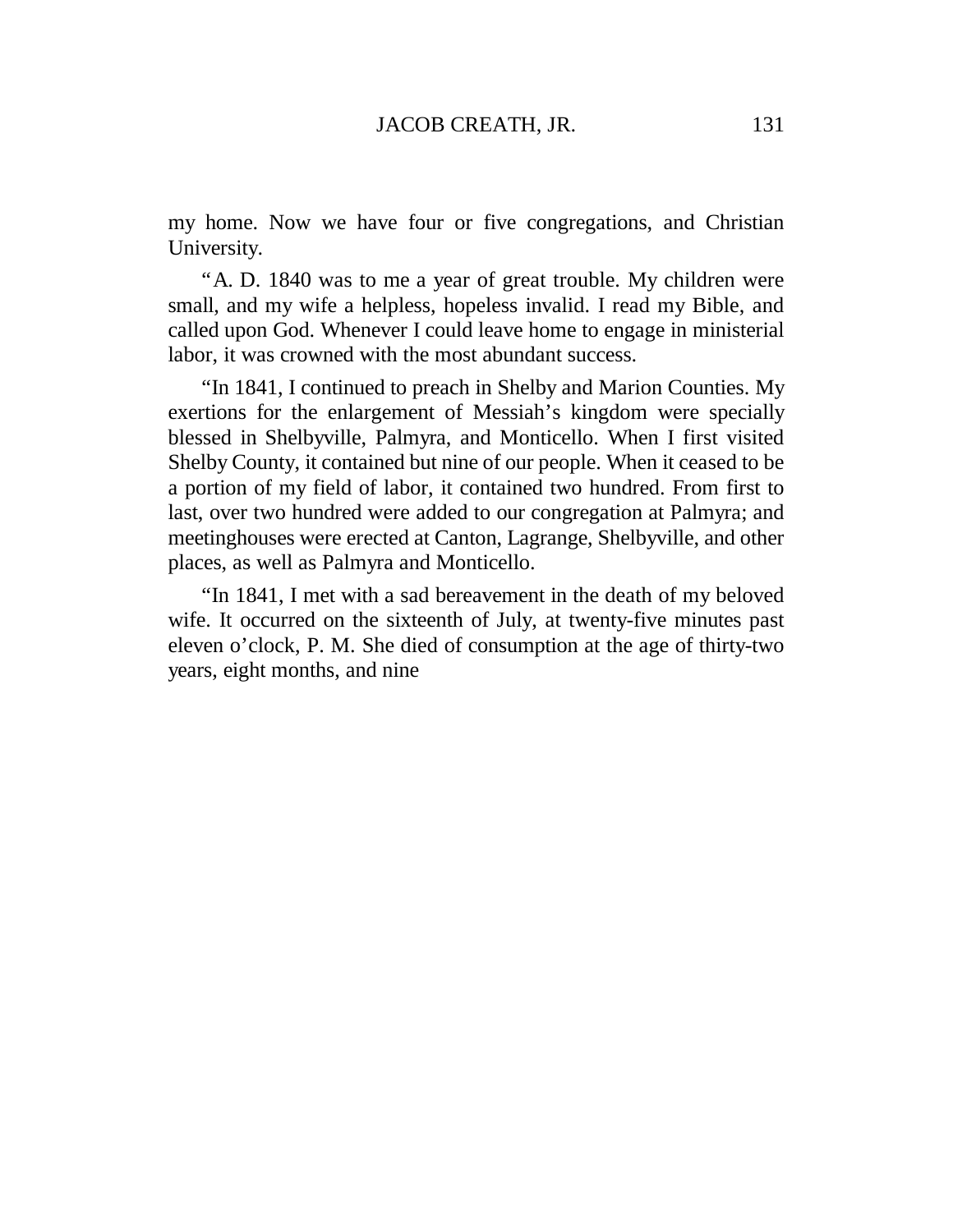my home. Now we have four or five congregations, and Christian University.

"A. D. 1840 was to me a year of great trouble. My children were small, and my wife a helpless, hopeless invalid. I read my Bible, and called upon God. Whenever I could leave home to engage in ministerial labor, it was crowned with the most abundant success.

"In 1841, I continued to preach in Shelby and Marion Counties. My exertions for the enlargement of Messiah's kingdom were specially blessed in Shelbyville, Palmyra, and Monticello. When I first visited Shelby County, it contained but nine of our people. When it ceased to be a portion of my field of labor, it contained two hundred. From first to last, over two hundred were added to our congregation at Palmyra; and meetinghouses were erected at Canton, Lagrange, Shelbyville, and other places, as well as Palmyra and Monticello.

"In 1841, I met with a sad bereavement in the death of my beloved wife. It occurred on the sixteenth of July, at twenty-five minutes past eleven o'clock, P. M. She died of consumption at the age of thirty-two years, eight months, and nine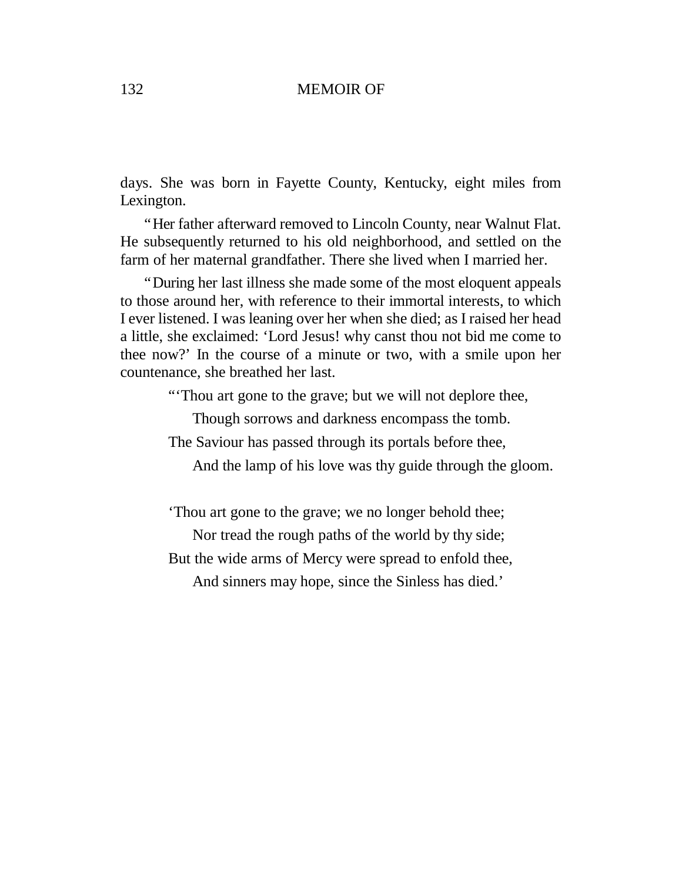days. She was born in Fayette County, Kentucky, eight miles from Lexington.

"Her father afterward removed to Lincoln County, near Walnut Flat. He subsequently returned to his old neighborhood, and settled on the farm of her maternal grandfather. There she lived when I married her.

"During her last illness she made some of the most eloquent appeals to those around her, with reference to their immortal interests, to which I ever listened. I was leaning over her when she died; as I raised her head a little, she exclaimed: 'Lord Jesus! why canst thou not bid me come to thee now?' In the course of a minute or two, with a smile upon her countenance, she breathed her last.

"'Thou art gone to the grave; but we will not deplore thee,  
  Though sorrows and darkness encompass the tomb.  
The Saviour has passed through its portals before thee,  
  And the lamp of his love was thy guide through the gloom.

'Thou art gone to the grave; we no longer behold thee;  
  Nor tread the rough paths of the world by thy side;  
But the wide arms of Mercy were spread to enfold thee,  
  And sinners may hope, since the Sinless has died.'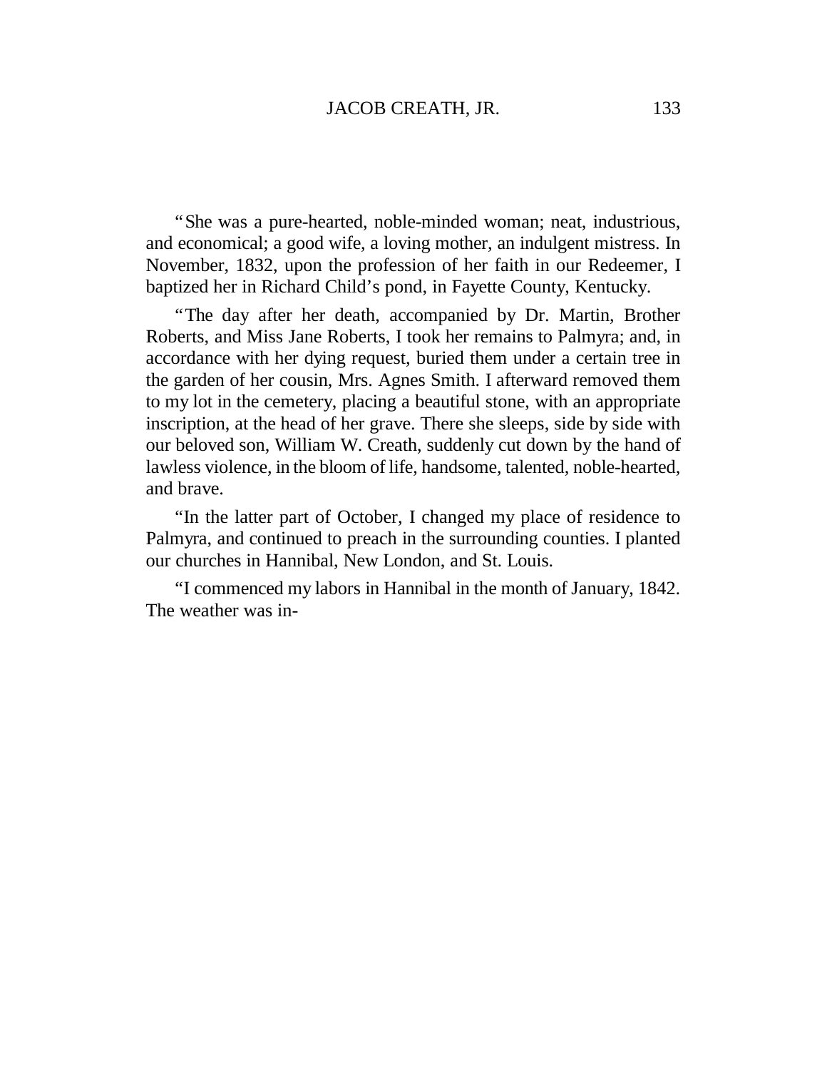"She was a pure-hearted, noble-minded woman; neat, industrious, and economical; a good wife, a loving mother, an indulgent mistress. In November, 1832, upon the profession of her faith in our Redeemer, I baptized her in Richard Child's pond, in Fayette County, Kentucky.

"The day after her death, accompanied by Dr. Martin, Brother Roberts, and Miss Jane Roberts, I took her remains to Palmyra; and, in accordance with her dying request, buried them under a certain tree in the garden of her cousin, Mrs. Agnes Smith. I afterward removed them to my lot in the cemetery, placing a beautiful stone, with an appropriate inscription, at the head of her grave. There she sleeps, side by side with our beloved son, William W. Creath, suddenly cut down by the hand of lawless violence, in the bloom of life, handsome, talented, noble-hearted, and brave.

"In the latter part of October, I changed my place of residence to Palmyra, and continued to preach in the surrounding counties. I planted our churches in Hannibal, New London, and St. Louis.

"I commenced my labors in Hannibal in the month of January, 1842. The weather was in-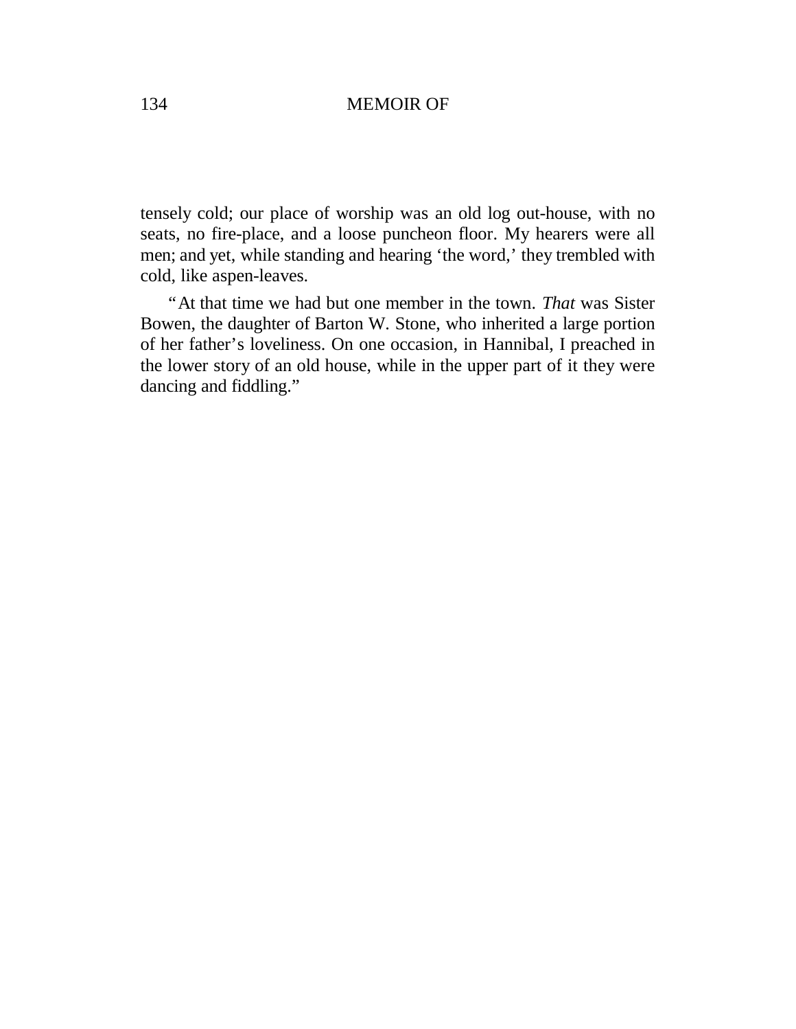tensely cold; our place of worship was an old log out-house, with no seats, no fire-place, and a loose puncheon floor. My hearers were all men; and yet, while standing and hearing 'the word,' they trembled with cold, like aspen-leaves.

"At that time we had but one member in the town. *That* was Sister Bowen, the daughter of Barton W. Stone, who inherited a large portion of her father's loveliness. On one occasion, in Hannibal, I preached in the lower story of an old house, while in the upper part of it they were dancing and fiddling."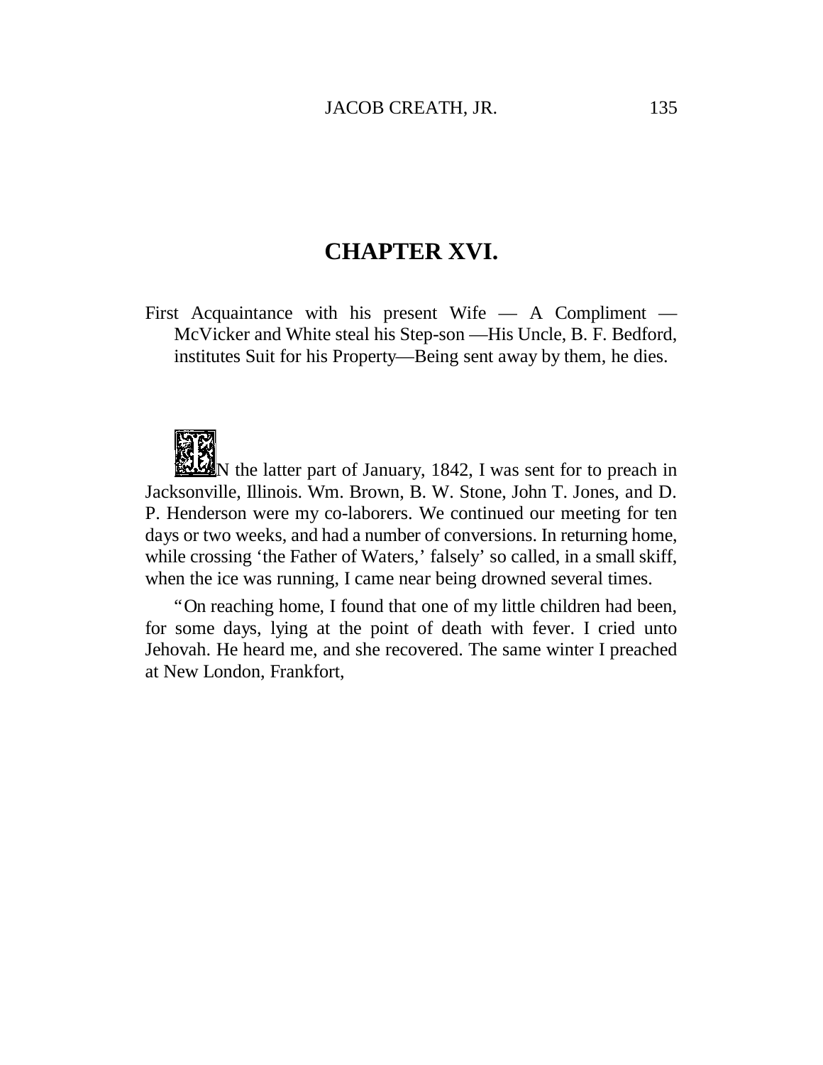## CHAPTER XVI.

First Acquaintance with his present Wife — A Compliment — McVicker and White steal his Step-son —His Uncle, B. F. Bedford, institutes Suit for his Property—Being sent away by them, he dies.

IN the latter part of January, 1842, I was sent for to preach in Jacksonville, Illinois. Wm. Brown, B. W. Stone, John T. Jones, and D. P. Henderson were my co-laborers. We continued our meeting for ten days or two weeks, and had a number of conversions. In returning home, while crossing 'the Father of Waters,' falsely' so called, in a small skiff, when the ice was running, I came near being drowned several times.

"On reaching home, I found that one of my little children had been, for some days, lying at the point of death with fever. I cried unto Jehovah. He heard me, and she recovered. The same winter I preached at New London, Frankfort,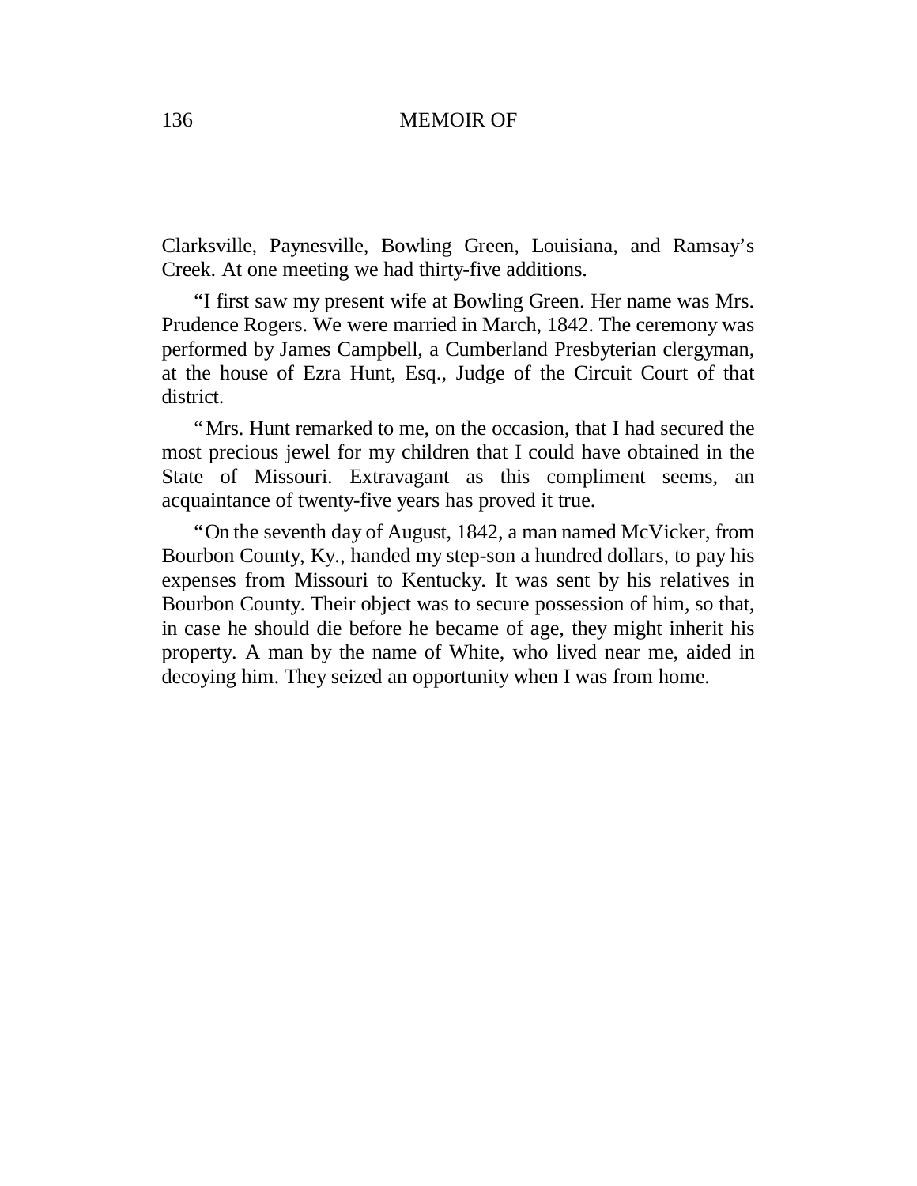Clarksville, Paynesville, Bowling Green, Louisiana, and Ramsay's Creek. At one meeting we had thirty-five additions.

"I first saw my present wife at Bowling Green. Her name was Mrs. Prudence Rogers. We were married in March, 1842. The ceremony was performed by James Campbell, a Cumberland Presbyterian clergyman, at the house of Ezra Hunt, Esq., Judge of the Circuit Court of that district.

"Mrs. Hunt remarked to me, on the occasion, that I had secured the most precious jewel for my children that I could have obtained in the State of Missouri. Extravagant as this compliment seems, an acquaintance of twenty-five years has proved it true.

"On the seventh day of August, 1842, a man named McVicker, from Bourbon County, Ky., handed my step-son a hundred dollars, to pay his expenses from Missouri to Kentucky. It was sent by his relatives in Bourbon County. Their object was to secure possession of him, so that, in case he should die before he became of age, they might inherit his property. A man by the name of White, who lived near me, aided in decoying him. They seized an opportunity when I was from home.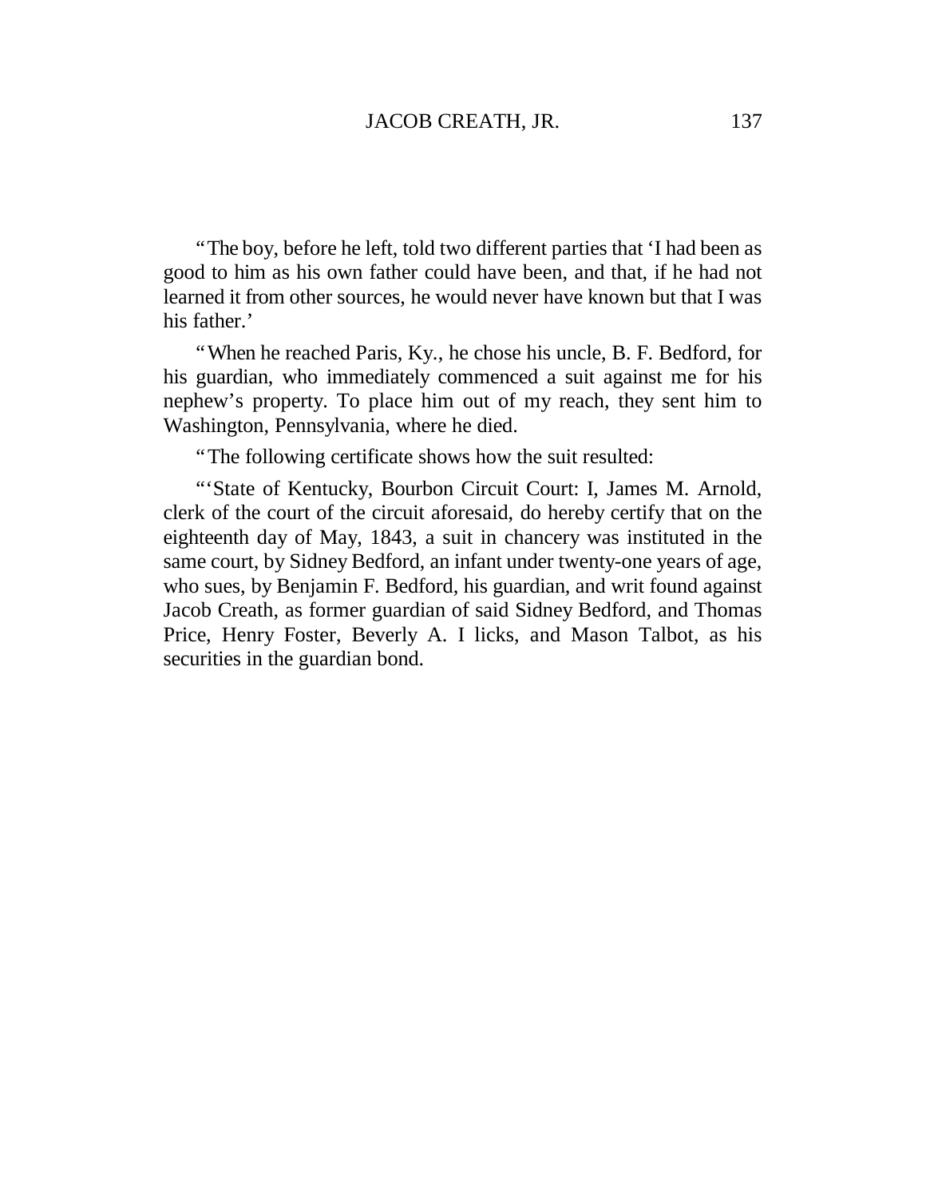"The boy, before he left, told two different parties that 'I had been as good to him as his own father could have been, and that, if he had not learned it from other sources, he would never have known but that I was his father.'

"When he reached Paris, Ky., he chose his uncle, B. F. Bedford, for his guardian, who immediately commenced a suit against me for his nephew's property. To place him out of my reach, they sent him to Washington, Pennsylvania, where he died.

"The following certificate shows how the suit resulted:

"'State of Kentucky, Bourbon Circuit Court: I, James M. Arnold, clerk of the court of the circuit aforesaid, do hereby certify that on the eighteenth day of May, 1843, a suit in chancery was instituted in the same court, by Sidney Bedford, an infant under twenty-one years of age, who sues, by Benjamin F. Bedford, his guardian, and writ found against Jacob Creath, as former guardian of said Sidney Bedford, and Thomas Price, Henry Foster, Beverly A. I licks, and Mason Talbot, as his securities in the guardian bond.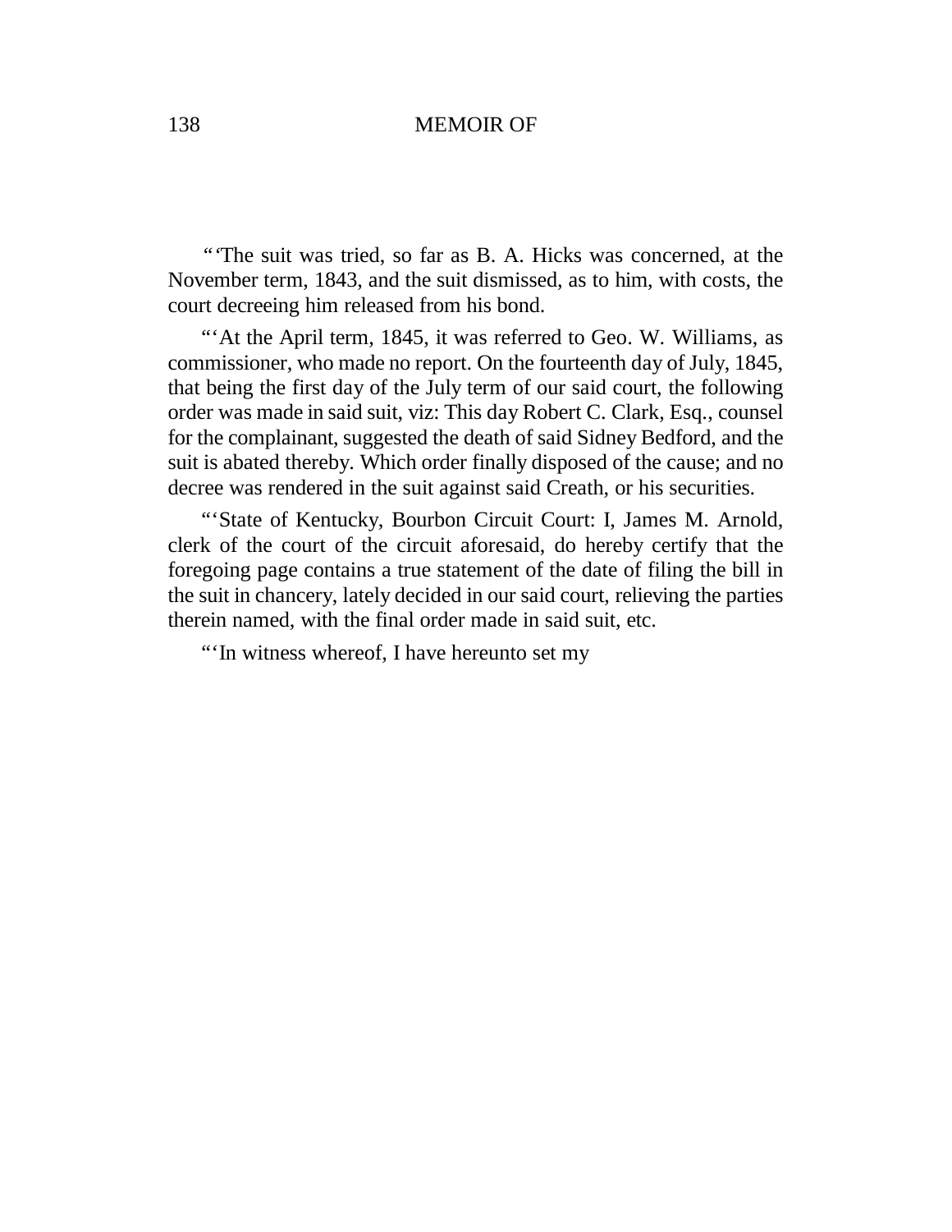"'The suit was tried, so far as B. A. Hicks was concerned, at the November term, 1843, and the suit dismissed, as to him, with costs, the court decreeing him released from his bond.

"'At the April term, 1845, it was referred to Geo. W. Williams, as commissioner, who made no report. On the fourteenth day of July, 1845, that being the first day of the July term of our said court, the following order was made in said suit, viz: This day Robert C. Clark, Esq., counsel for the complainant, suggested the death of said Sidney Bedford, and the suit is abated thereby. Which order finally disposed of the cause; and no decree was rendered in the suit against said Creath, or his securities.

"'State of Kentucky, Bourbon Circuit Court: I, James M. Arnold, clerk of the court of the circuit aforesaid, do hereby certify that the foregoing page contains a true statement of the date of filing the bill in the suit in chancery, lately decided in our said court, relieving the parties therein named, with the final order made in said suit, etc.

"'In witness whereof, I have hereunto set my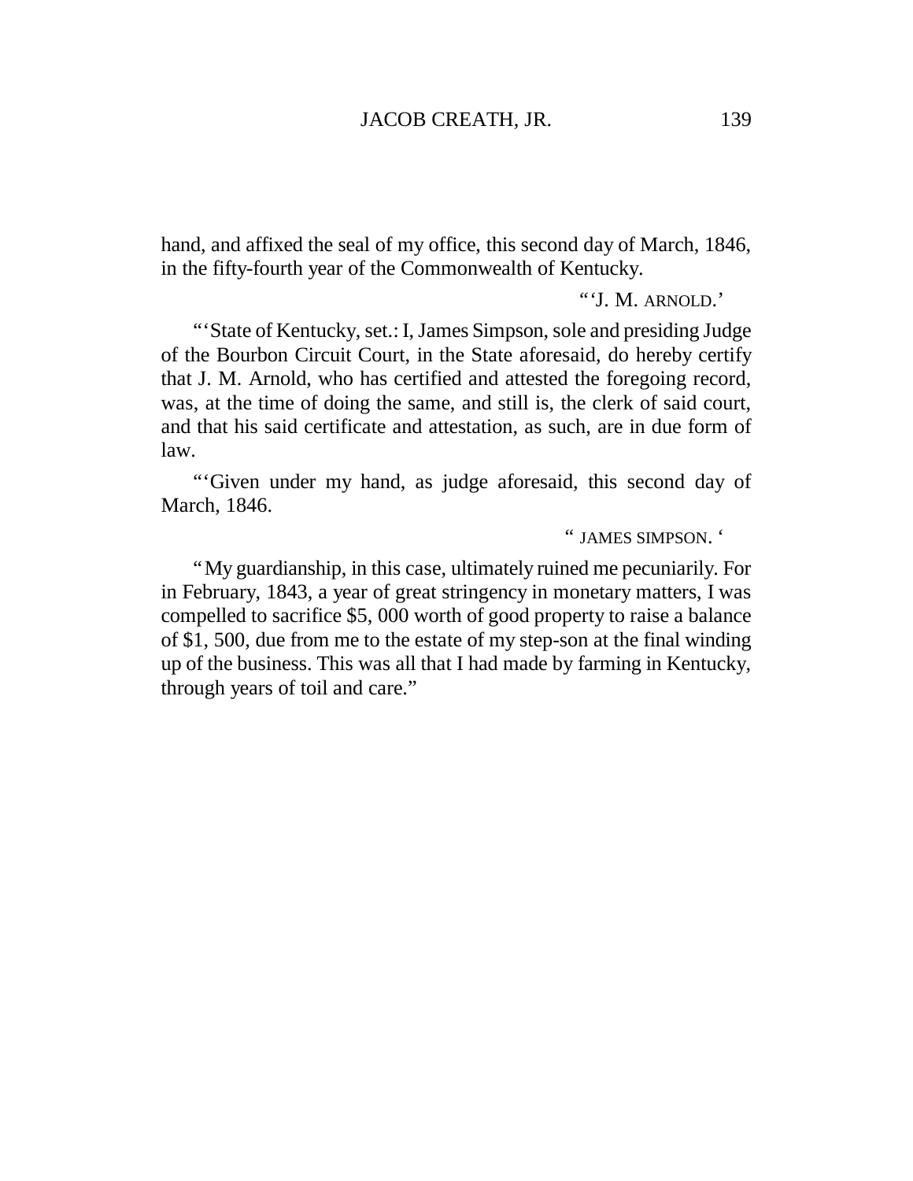hand, and affixed the seal of my office, this second day of March, 1846, in the fifty-fourth year of the Commonwealth of Kentucky.

"'J. M. ARNOLD.'

"'State of Kentucky, set.: I, James Simpson, sole and presiding Judge of the Bourbon Circuit Court, in the State aforesaid, do hereby certify that J. M. Arnold, who has certified and attested the foregoing record, was, at the time of doing the same, and still is, the clerk of said court, and that his said certificate and attestation, as such, are in due form of law.

"'Given under my hand, as judge aforesaid, this second day of March, 1846.

" JAMES SIMPSON. '

"My guardianship, in this case, ultimately ruined me pecuniarily. For in February, 1843, a year of great stringency in monetary matters, I was compelled to sacrifice $5, 000 worth of good property to raise a balance of $1, 500, due from me to the estate of my step-son at the final winding up of the business. This was all that I had made by farming in Kentucky, through years of toil and care."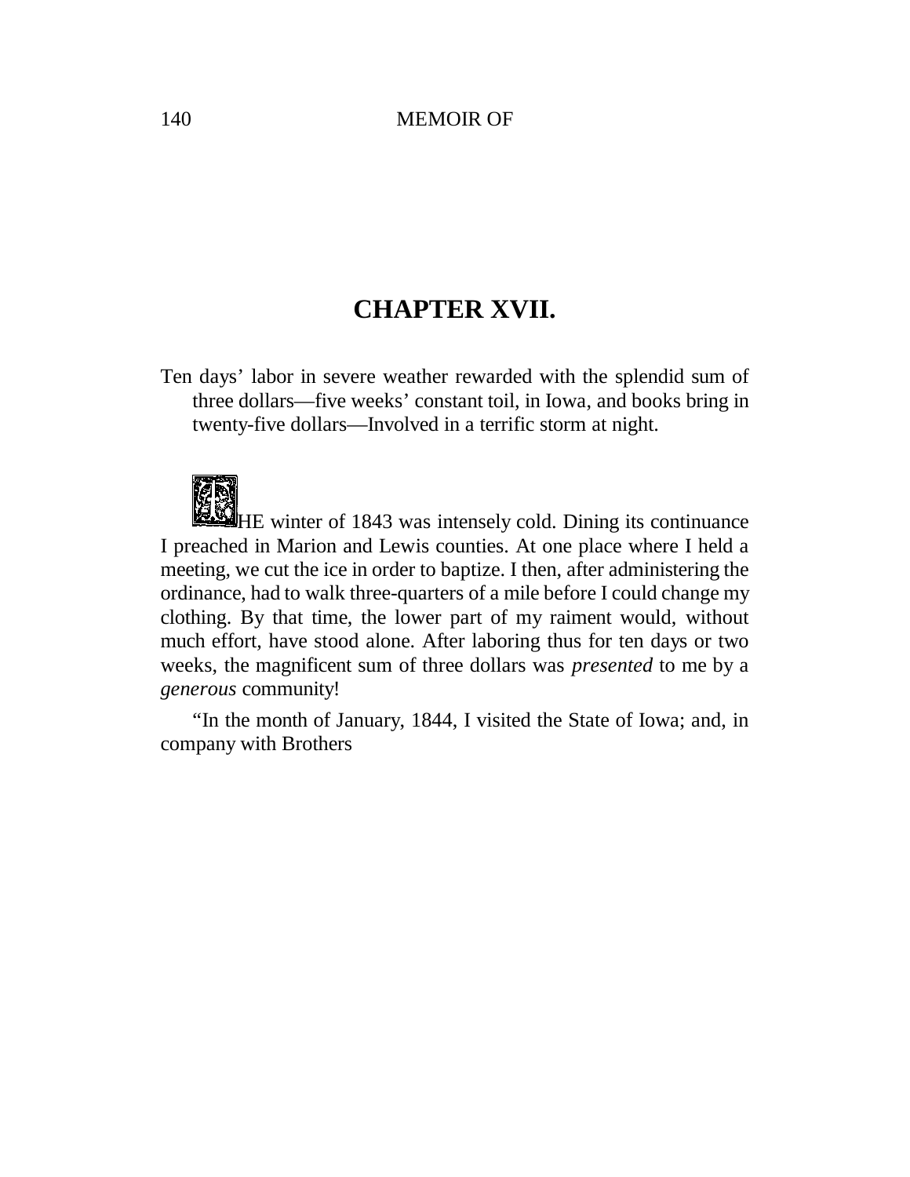# CHAPTER XVII.

Ten days' labor in severe weather rewarded with the splendid sum of three dollars—five weeks' constant toil, in Iowa, and books bring in twenty-five dollars—Involved in a terrific storm at night.

THE winter of 1843 was intensely cold. Dining its continuance I preached in Marion and Lewis counties. At one place where I held a meeting, we cut the ice in order to baptize. I then, after administering the ordinance, had to walk three-quarters of a mile before I could change my clothing. By that time, the lower part of my raiment would, without much effort, have stood alone. After laboring thus for ten days or two weeks, the magnificent sum of three dollars was *presented* to me by a *generous* community!

"In the month of January, 1844, I visited the State of Iowa; and, in company with Brothers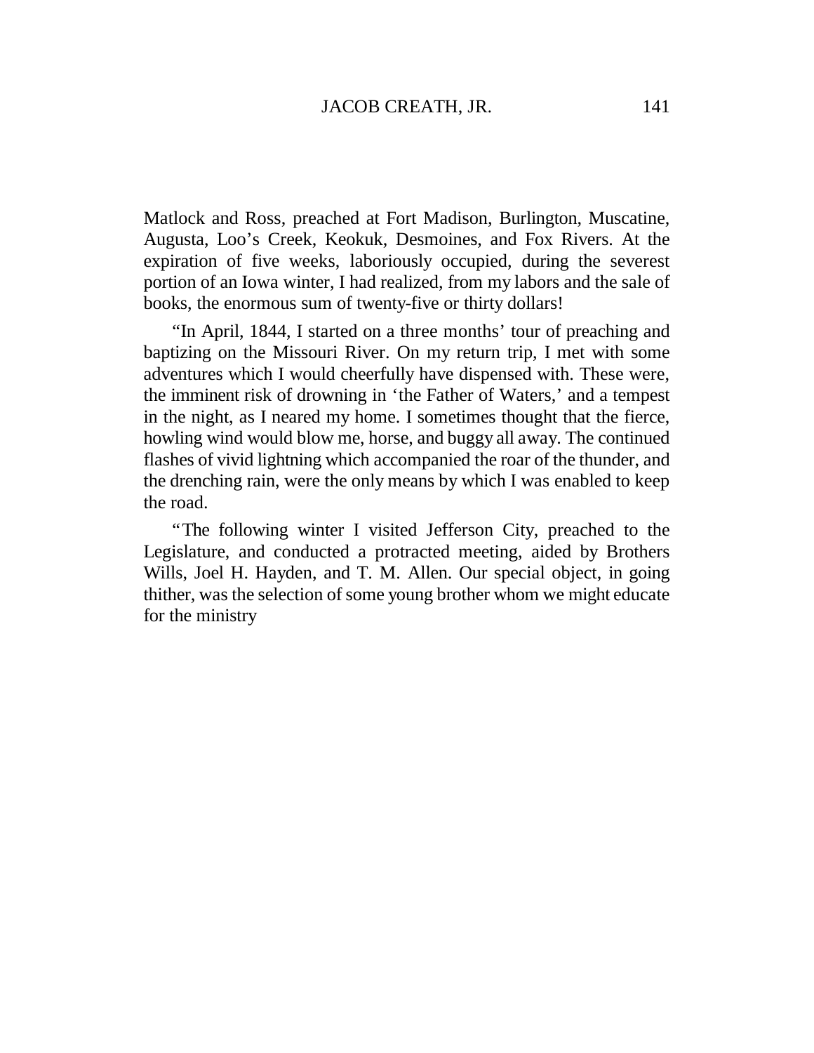Matlock and Ross, preached at Fort Madison, Burlington, Muscatine, Augusta, Loo's Creek, Keokuk, Desmoines, and Fox Rivers. At the expiration of five weeks, laboriously occupied, during the severest portion of an Iowa winter, I had realized, from my labors and the sale of books, the enormous sum of twenty-five or thirty dollars!

"In April, 1844, I started on a three months' tour of preaching and baptizing on the Missouri River. On my return trip, I met with some adventures which I would cheerfully have dispensed with. These were, the imminent risk of drowning in 'the Father of Waters,' and a tempest in the night, as I neared my home. I sometimes thought that the fierce, howling wind would blow me, horse, and buggy all away. The continued flashes of vivid lightning which accompanied the roar of the thunder, and the drenching rain, were the only means by which I was enabled to keep the road.

"The following winter I visited Jefferson City, preached to the Legislature, and conducted a protracted meeting, aided by Brothers Wills, Joel H. Hayden, and T. M. Allen. Our special object, in going thither, was the selection of some young brother whom we might educate for the ministry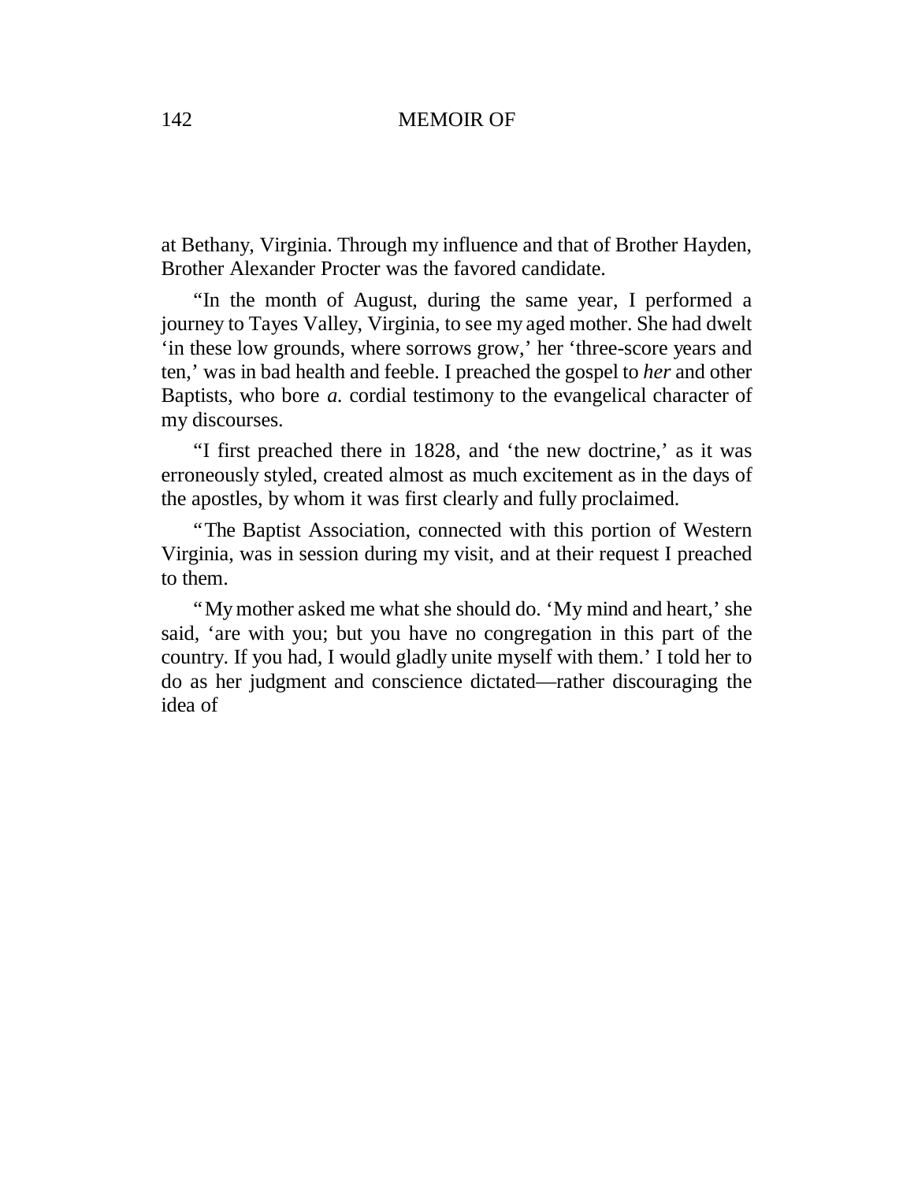at Bethany, Virginia. Through my influence and that of Brother Hayden, Brother Alexander Procter was the favored candidate.

"In the month of August, during the same year, I performed a journey to Tayes Valley, Virginia, to see my aged mother. She had dwelt 'in these low grounds, where sorrows grow,' her 'three-score years and ten,' was in bad health and feeble. I preached the gospel to *her* and other Baptists, who bore *a.* cordial testimony to the evangelical character of my discourses.

"I first preached there in 1828, and 'the new doctrine,' as it was erroneously styled, created almost as much excitement as in the days of the apostles, by whom it was first clearly and fully proclaimed.

"The Baptist Association, connected with this portion of Western Virginia, was in session during my visit, and at their request I preached to them.

"My mother asked me what she should do. 'My mind and heart,' she said, 'are with you; but you have no congregation in this part of the country. If you had, I would gladly unite myself with them.' I told her to do as her judgment and conscience dictated—rather discouraging the idea of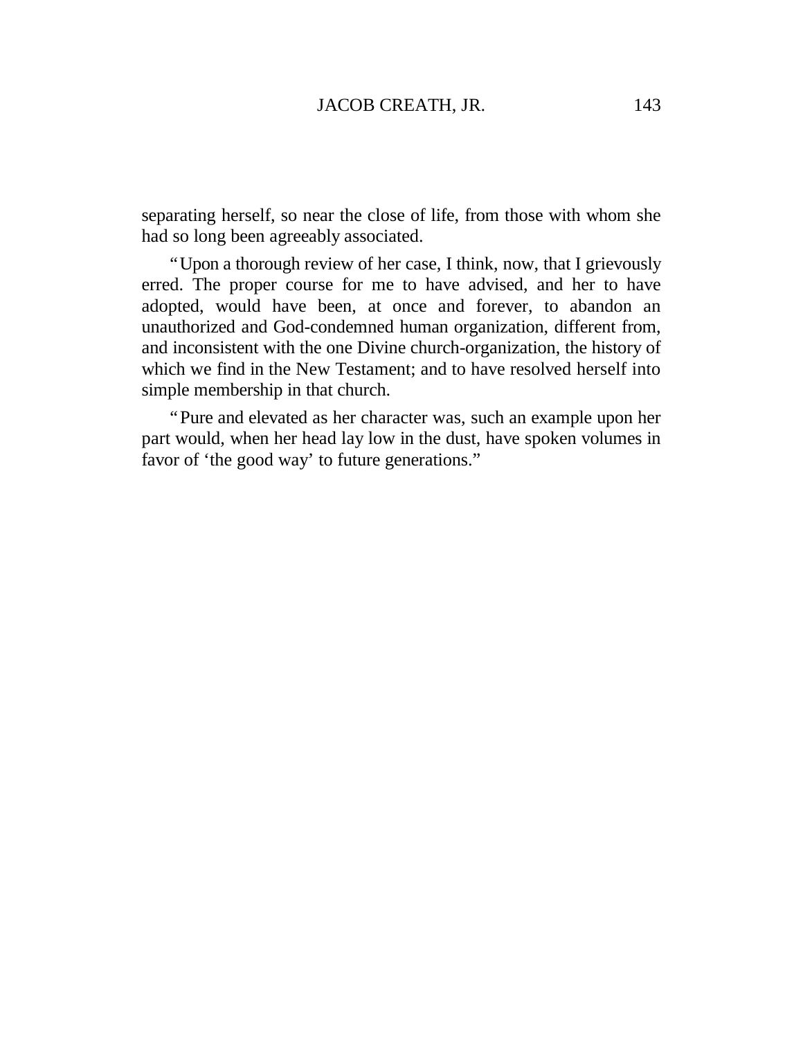separating herself, so near the close of life, from those with whom she had so long been agreeably associated.

"Upon a thorough review of her case, I think, now, that I grievously erred. The proper course for me to have advised, and her to have adopted, would have been, at once and forever, to abandon an unauthorized and God-condemned human organization, different from, and inconsistent with the one Divine church-organization, the history of which we find in the New Testament; and to have resolved herself into simple membership in that church.

"Pure and elevated as her character was, such an example upon her part would, when her head lay low in the dust, have spoken volumes in favor of 'the good way' to future generations."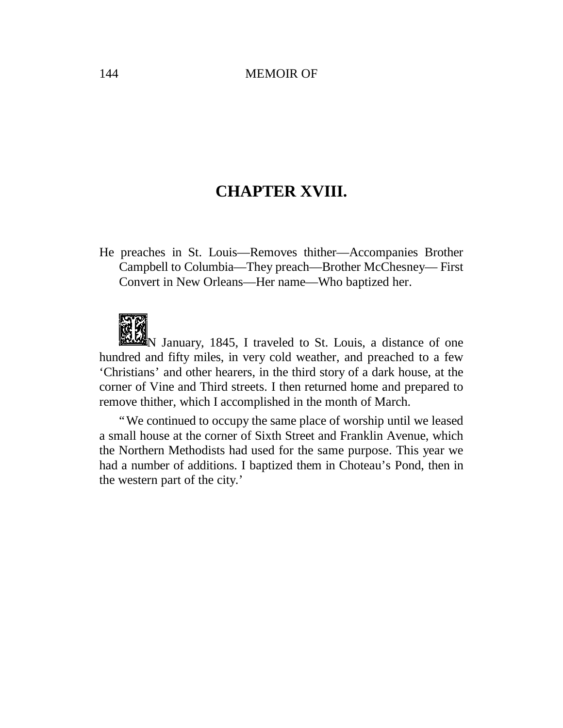## CHAPTER XVIII.

He preaches in St. Louis—Removes thither—Accompanies Brother Campbell to Columbia—They preach—Brother McChesney— First Convert in New Orleans—Her name—Who baptized her.

IN January, 1845, I traveled to St. Louis, a distance of one hundred and fifty miles, in very cold weather, and preached to a few 'Christians' and other hearers, in the third story of a dark house, at the corner of Vine and Third streets. I then returned home and prepared to remove thither, which I accomplished in the month of March.

"We continued to occupy the same place of worship until we leased a small house at the corner of Sixth Street and Franklin Avenue, which the Northern Methodists had used for the same purpose. This year we had a number of additions. I baptized them in Choteau's Pond, then in the western part of the city.'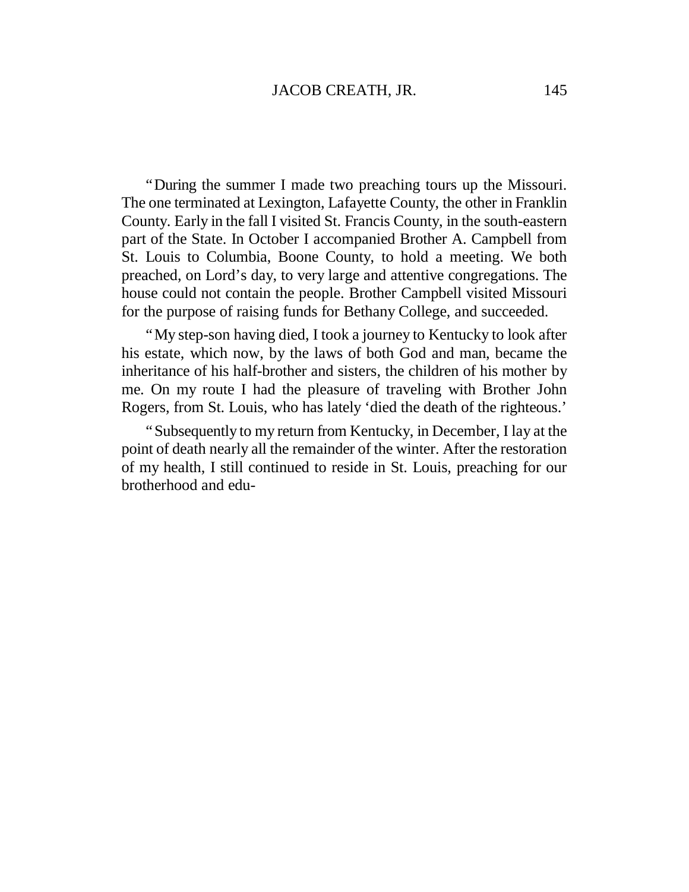"During the summer I made two preaching tours up the Missouri. The one terminated at Lexington, Lafayette County, the other in Franklin County. Early in the fall I visited St. Francis County, in the south-eastern part of the State. In October I accompanied Brother A. Campbell from St. Louis to Columbia, Boone County, to hold a meeting. We both preached, on Lord's day, to very large and attentive congregations. The house could not contain the people. Brother Campbell visited Missouri for the purpose of raising funds for Bethany College, and succeeded.

"My step-son having died, I took a journey to Kentucky to look after his estate, which now, by the laws of both God and man, became the inheritance of his half-brother and sisters, the children of his mother by me. On my route I had the pleasure of traveling with Brother John Rogers, from St. Louis, who has lately 'died the death of the righteous.'

"Subsequently to my return from Kentucky, in December, I lay at the point of death nearly all the remainder of the winter. After the restoration of my health, I still continued to reside in St. Louis, preaching for our brotherhood and edu-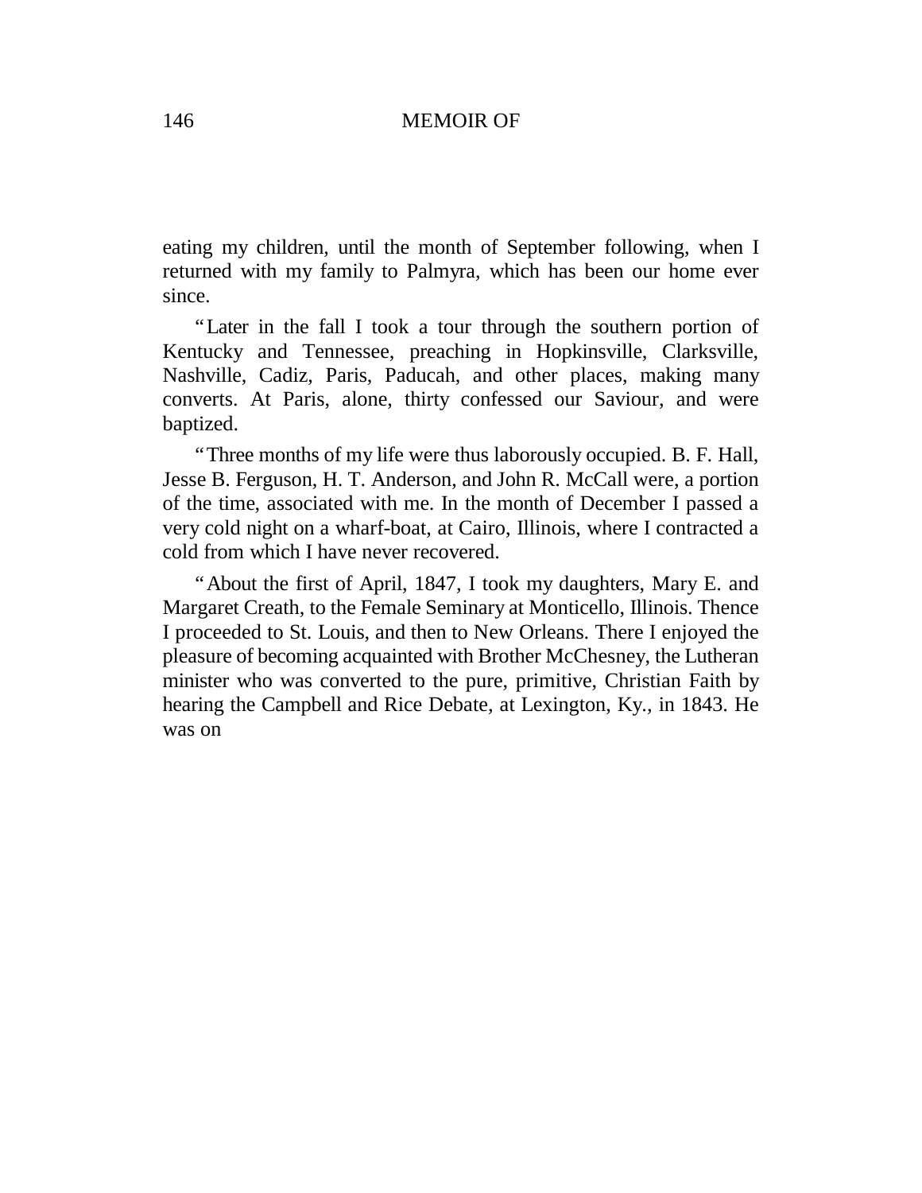eating my children, until the month of September following, when I returned with my family to Palmyra, which has been our home ever since.

"Later in the fall I took a tour through the southern portion of Kentucky and Tennessee, preaching in Hopkinsville, Clarksville, Nashville, Cadiz, Paris, Paducah, and other places, making many converts. At Paris, alone, thirty confessed our Saviour, and were baptized.

"Three months of my life were thus laborously occupied. B. F. Hall, Jesse B. Ferguson, H. T. Anderson, and John R. McCall were, a portion of the time, associated with me. In the month of December I passed a very cold night on a wharf-boat, at Cairo, Illinois, where I contracted a cold from which I have never recovered.

"About the first of April, 1847, I took my daughters, Mary E. and Margaret Creath, to the Female Seminary at Monticello, Illinois. Thence I proceeded to St. Louis, and then to New Orleans. There I enjoyed the pleasure of becoming acquainted with Brother McChesney, the Lutheran minister who was converted to the pure, primitive, Christian Faith by hearing the Campbell and Rice Debate, at Lexington, Ky., in 1843. He was on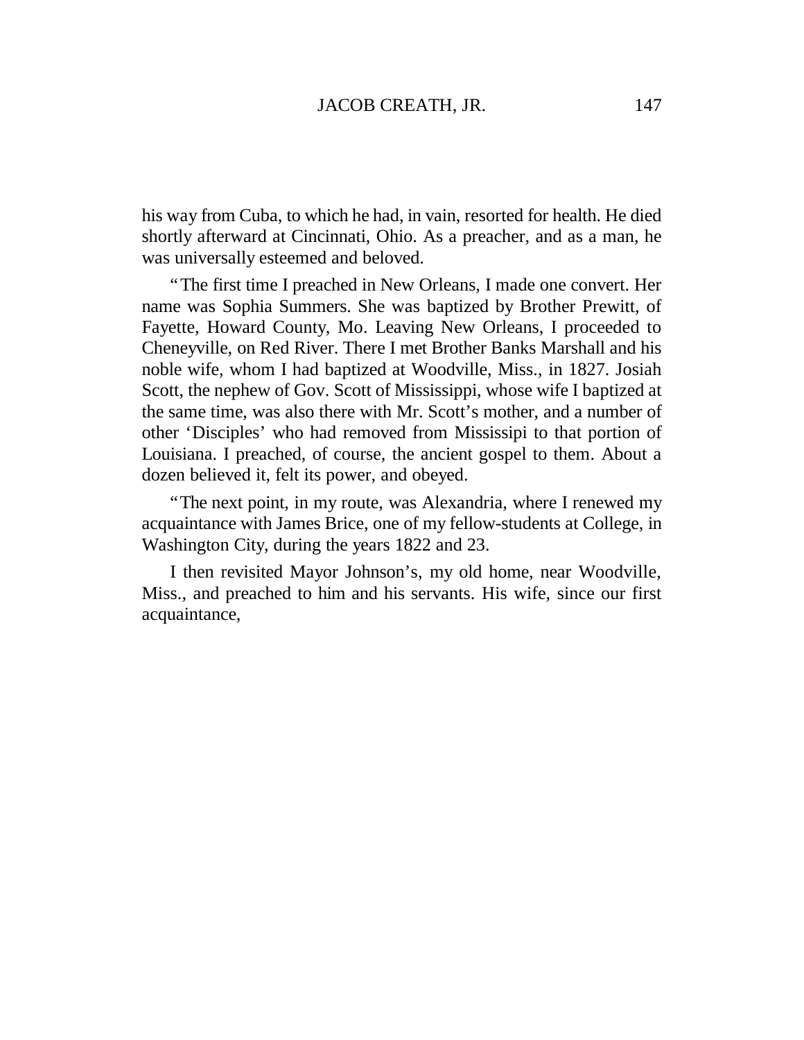his way from Cuba, to which he had, in vain, resorted for health. He died shortly afterward at Cincinnati, Ohio. As a preacher, and as a man, he was universally esteemed and beloved.

"The first time I preached in New Orleans, I made one convert. Her name was Sophia Summers. She was baptized by Brother Prewitt, of Fayette, Howard County, Mo. Leaving New Orleans, I proceeded to Cheneyville, on Red River. There I met Brother Banks Marshall and his noble wife, whom I had baptized at Woodville, Miss., in 1827. Josiah Scott, the nephew of Gov. Scott of Mississippi, whose wife I baptized at the same time, was also there with Mr. Scott's mother, and a number of other 'Disciples' who had removed from Mississipi to that portion of Louisiana. I preached, of course, the ancient gospel to them. About a dozen believed it, felt its power, and obeyed.

"The next point, in my route, was Alexandria, where I renewed my acquaintance with James Brice, one of my fellow-students at College, in Washington City, during the years 1822 and 23.

I then revisited Mayor Johnson's, my old home, near Woodville, Miss., and preached to him and his servants. His wife, since our first acquaintance,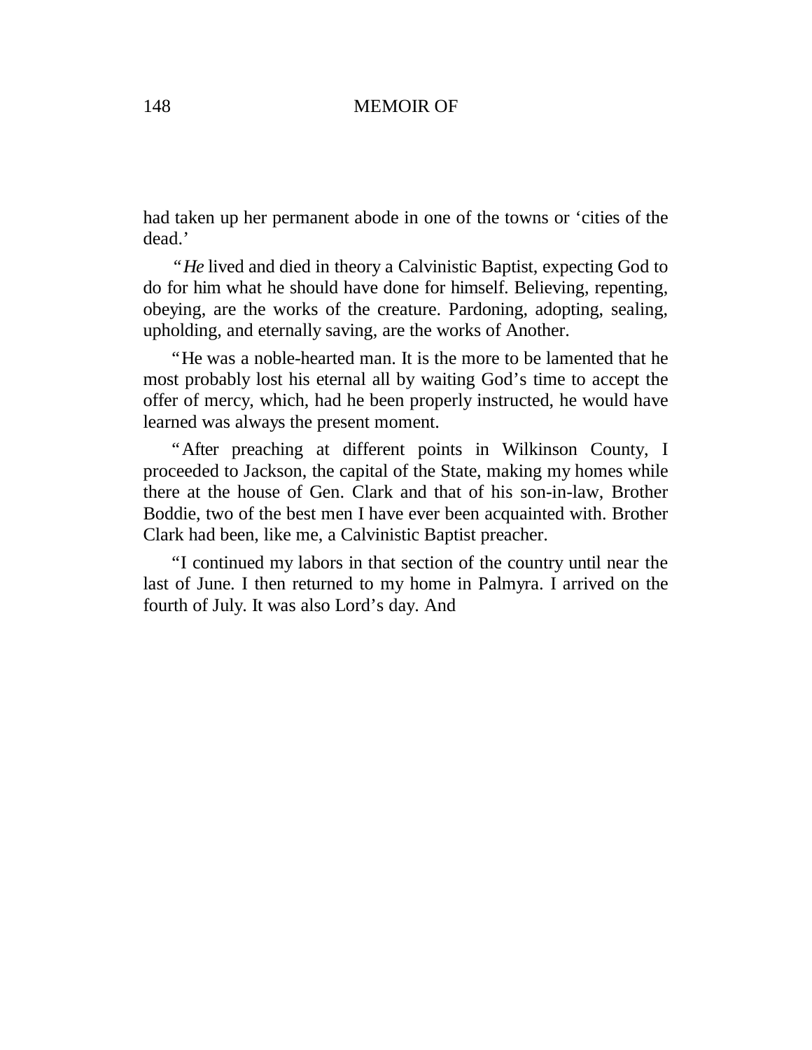had taken up her permanent abode in one of the towns or 'cities of the dead.'

"*He* lived and died in theory a Calvinistic Baptist, expecting God to do for him what he should have done for himself. Believing, repenting, obeying, are the works of the creature. Pardoning, adopting, sealing, upholding, and eternally saving, are the works of Another.

"He was a noble-hearted man. It is the more to be lamented that he most probably lost his eternal all by waiting God's time to accept the offer of mercy, which, had he been properly instructed, he would have learned was always the present moment.

"After preaching at different points in Wilkinson County, I proceeded to Jackson, the capital of the State, making my homes while there at the house of Gen. Clark and that of his son-in-law, Brother Boddie, two of the best men I have ever been acquainted with. Brother Clark had been, like me, a Calvinistic Baptist preacher.

"I continued my labors in that section of the country until near the last of June. I then returned to my home in Palmyra. I arrived on the fourth of July. It was also Lord's day. And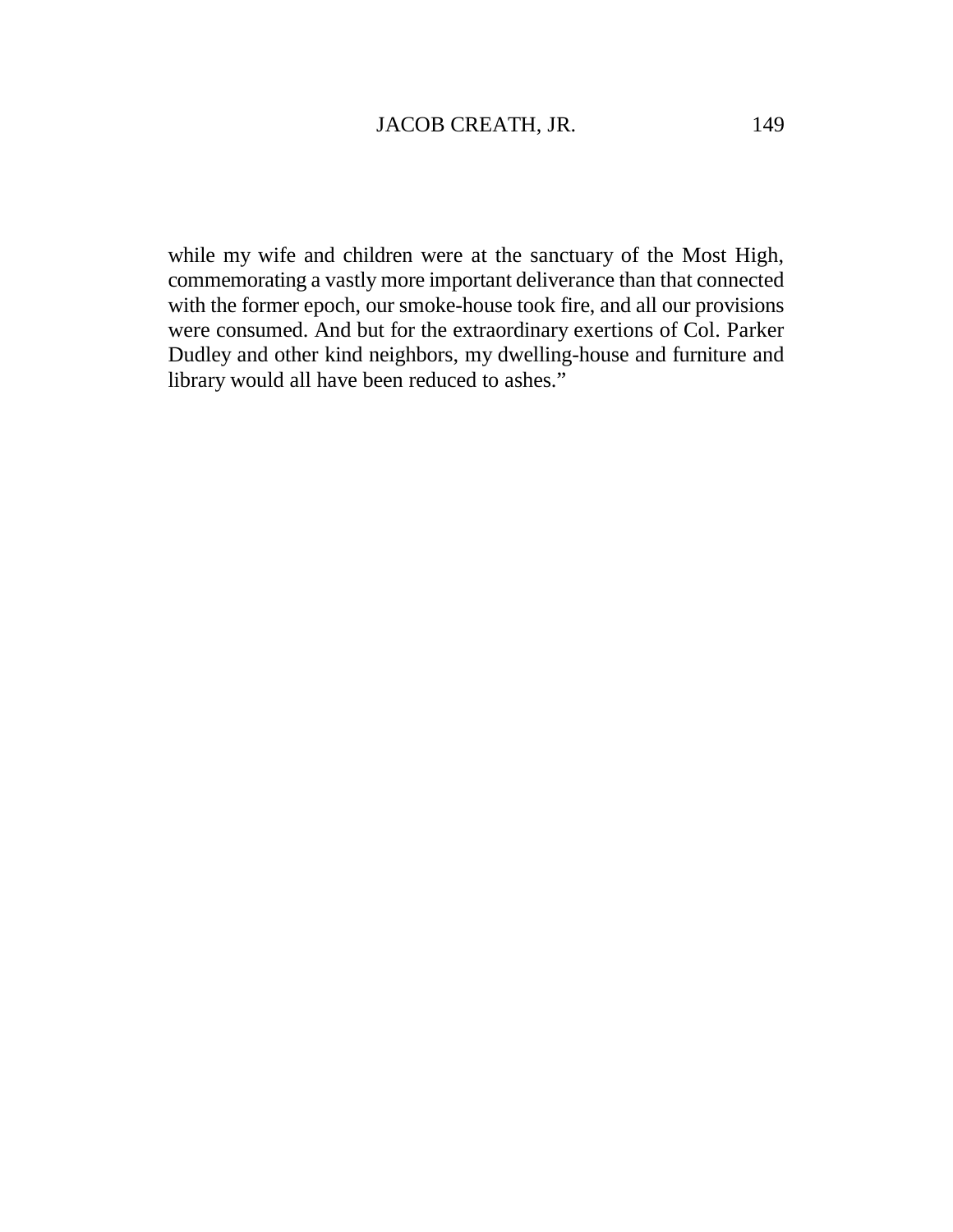while my wife and children were at the sanctuary of the Most High, commemorating a vastly more important deliverance than that connected with the former epoch, our smoke-house took fire, and all our provisions were consumed. And but for the extraordinary exertions of Col. Parker Dudley and other kind neighbors, my dwelling-house and furniture and library would all have been reduced to ashes."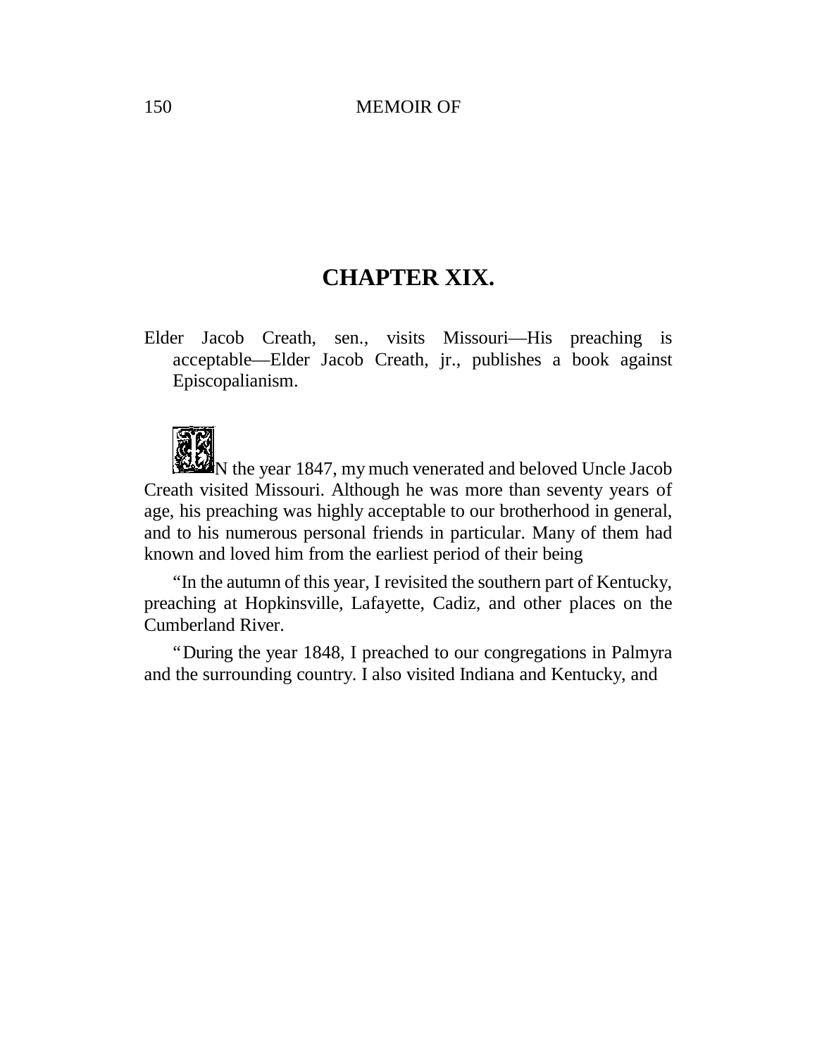## CHAPTER XIX.

Elder Jacob Creath, sen., visits Missouri—His preaching is acceptable—Elder Jacob Creath, jr., publishes a book against Episcopalianism.

IN the year 1847, my much venerated and beloved Uncle Jacob Creath visited Missouri. Although he was more than seventy years of age, his preaching was highly acceptable to our brotherhood in general, and to his numerous personal friends in particular. Many of them had known and loved him from the earliest period of their being

"In the autumn of this year, I revisited the southern part of Kentucky, preaching at Hopkinsville, Lafayette, Cadiz, and other places on the Cumberland River.

"During the year 1848, I preached to our congregations in Palmyra and the surrounding country. I also visited Indiana and Kentucky, and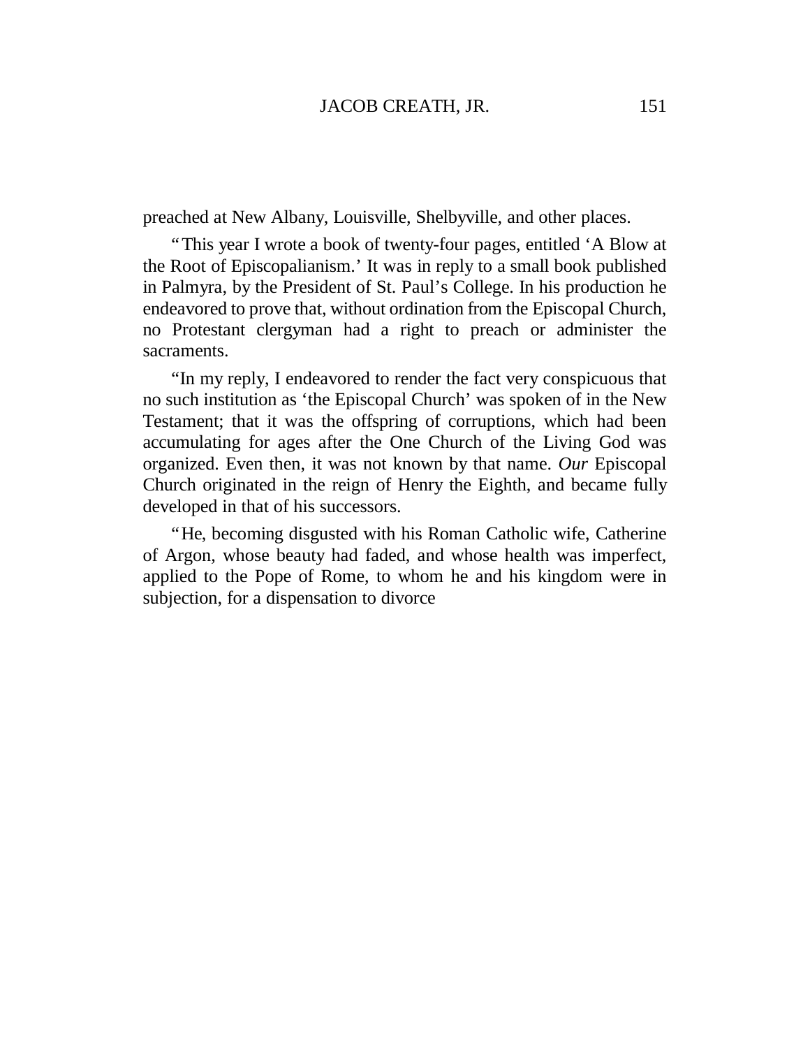preached at New Albany, Louisville, Shelbyville, and other places.

"This year I wrote a book of twenty-four pages, entitled 'A Blow at the Root of Episcopalianism.' It was in reply to a small book published in Palmyra, by the President of St. Paul's College. In his production he endeavored to prove that, without ordination from the Episcopal Church, no Protestant clergyman had a right to preach or administer the sacraments.

"In my reply, I endeavored to render the fact very conspicuous that no such institution as 'the Episcopal Church' was spoken of in the New Testament; that it was the offspring of corruptions, which had been accumulating for ages after the One Church of the Living God was organized. Even then, it was not known by that name. *Our* Episcopal Church originated in the reign of Henry the Eighth, and became fully developed in that of his successors.

"He, becoming disgusted with his Roman Catholic wife, Catherine of Argon, whose beauty had faded, and whose health was imperfect, applied to the Pope of Rome, to whom he and his kingdom were in subjection, for a dispensation to divorce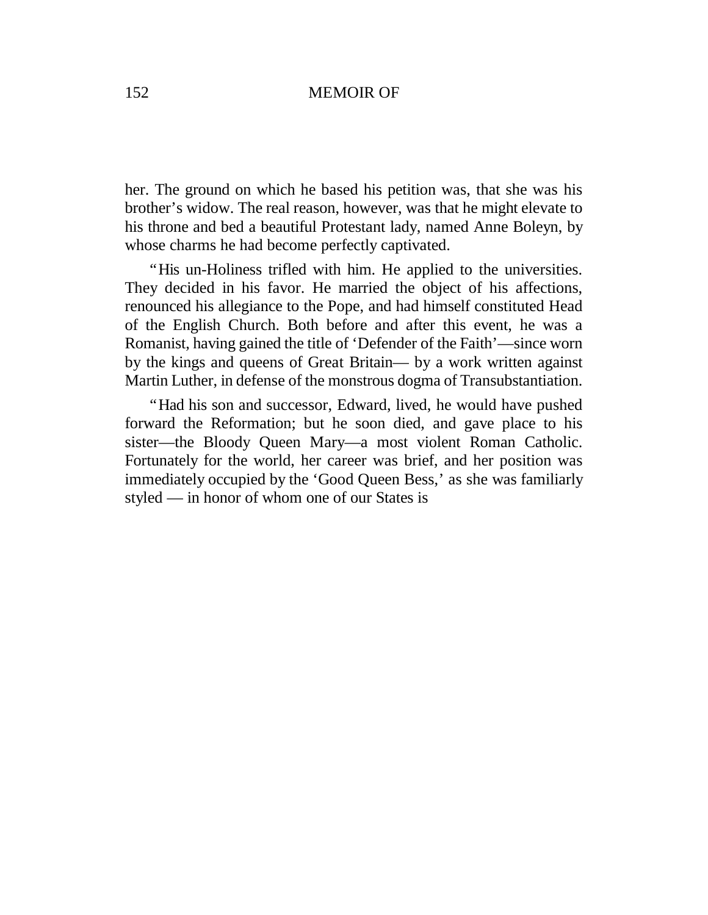her. The ground on which he based his petition was, that she was his brother's widow. The real reason, however, was that he might elevate to his throne and bed a beautiful Protestant lady, named Anne Boleyn, by whose charms he had become perfectly captivated.

"His un-Holiness trifled with him. He applied to the universities. They decided in his favor. He married the object of his affections, renounced his allegiance to the Pope, and had himself constituted Head of the English Church. Both before and after this event, he was a Romanist, having gained the title of 'Defender of the Faith'—since worn by the kings and queens of Great Britain— by a work written against Martin Luther, in defense of the monstrous dogma of Transubstantiation.

"Had his son and successor, Edward, lived, he would have pushed forward the Reformation; but he soon died, and gave place to his sister—the Bloody Queen Mary—a most violent Roman Catholic. Fortunately for the world, her career was brief, and her position was immediately occupied by the 'Good Queen Bess,' as she was familiarly styled — in honor of whom one of our States is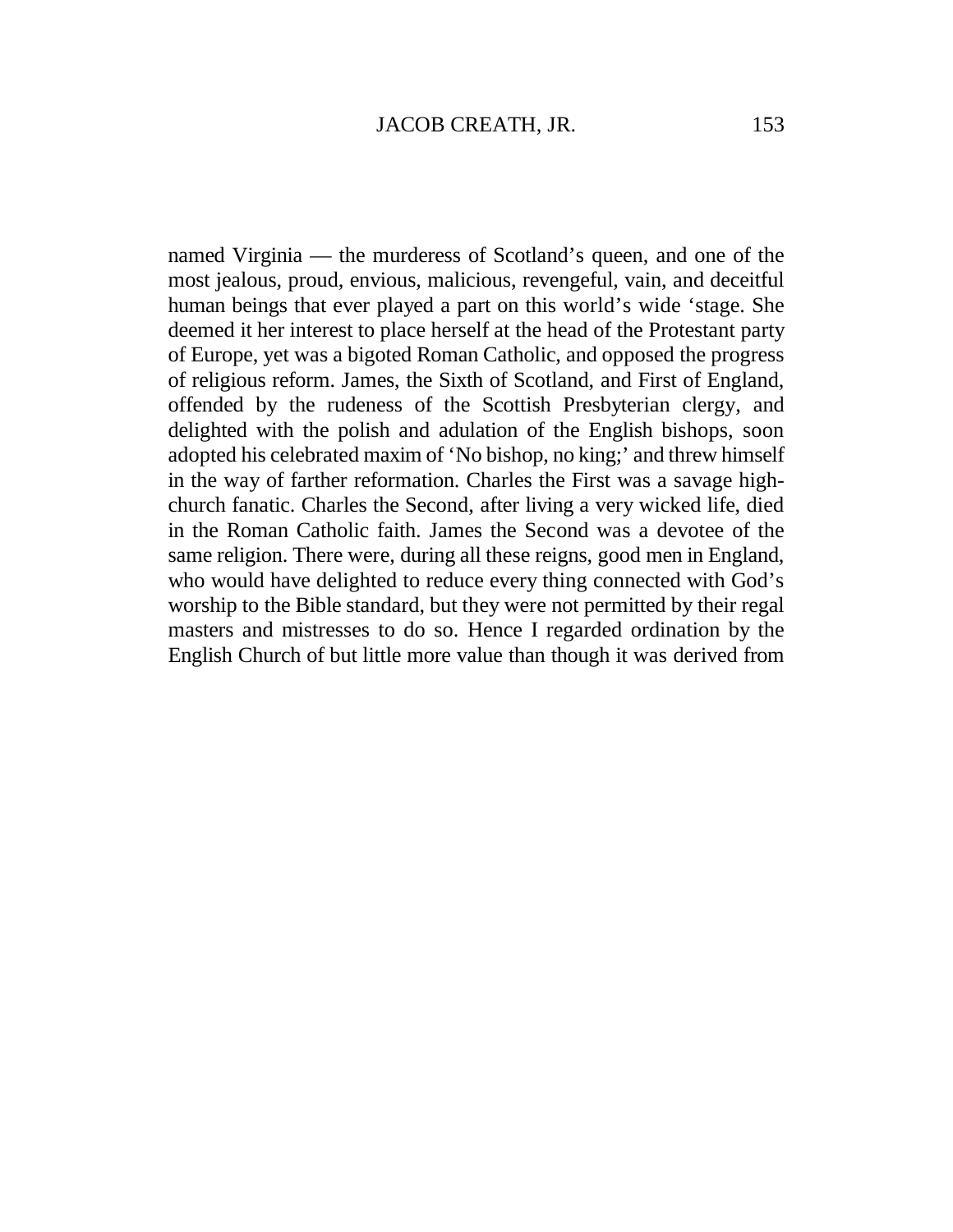named Virginia — the murderess of Scotland's queen, and one of the most jealous, proud, envious, malicious, revengeful, vain, and deceitful human beings that ever played a part on this world's wide 'stage. She deemed it her interest to place herself at the head of the Protestant party of Europe, yet was a bigoted Roman Catholic, and opposed the progress of religious reform. James, the Sixth of Scotland, and First of England, offended by the rudeness of the Scottish Presbyterian clergy, and delighted with the polish and adulation of the English bishops, soon adopted his celebrated maxim of 'No bishop, no king;' and threw himself in the way of farther reformation. Charles the First was a savage high-church fanatic. Charles the Second, after living a very wicked life, died in the Roman Catholic faith. James the Second was a devotee of the same religion. There were, during all these reigns, good men in England, who would have delighted to reduce every thing connected with God's worship to the Bible standard, but they were not permitted by their regal masters and mistresses to do so. Hence I regarded ordination by the English Church of but little more value than though it was derived from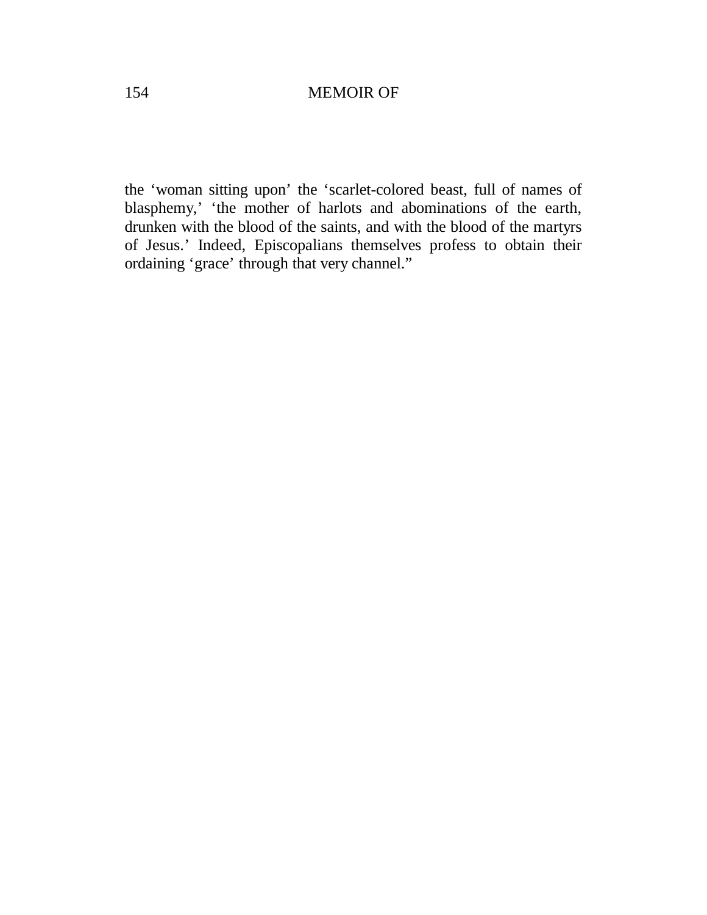the ‘woman sitting upon’ the ‘scarlet-colored beast, full of names of blasphemy,’ ‘the mother of harlots and abominations of the earth, drunken with the blood of the saints, and with the blood of the martyrs of Jesus.’ Indeed, Episcopalians themselves profess to obtain their ordaining ‘grace’ through that very channel.”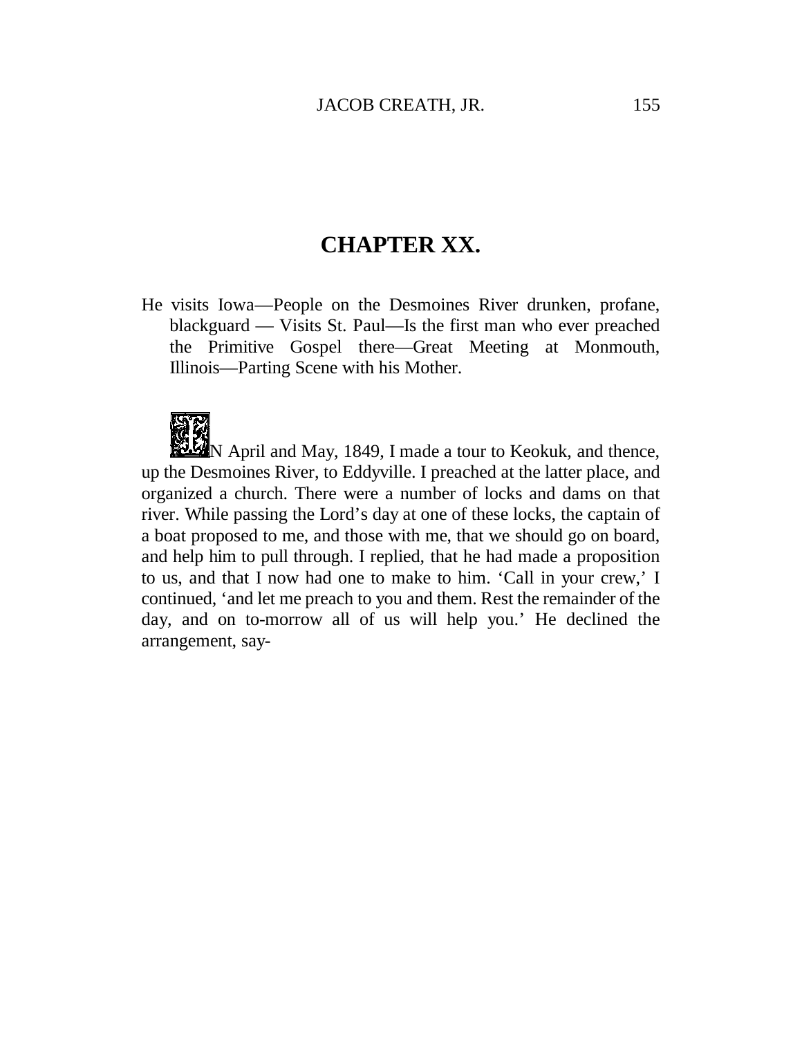# CHAPTER XX.

He visits Iowa—People on the Desmoines River drunken, profane, blackguard — Visits St. Paul—Is the first man who ever preached the Primitive Gospel there—Great Meeting at Monmouth, Illinois—Parting Scene with his Mother.

IN April and May, 1849, I made a tour to Keokuk, and thence, up the Desmoines River, to Eddyville. I preached at the latter place, and organized a church. There were a number of locks and dams on that river. While passing the Lord's day at one of these locks, the captain of a boat proposed to me, and those with me, that we should go on board, and help him to pull through. I replied, that he had made a proposition to us, and that I now had one to make to him. 'Call in your crew,' I continued, 'and let me preach to you and them. Rest the remainder of the day, and on to-morrow all of us will help you.' He declined the arrangement, say-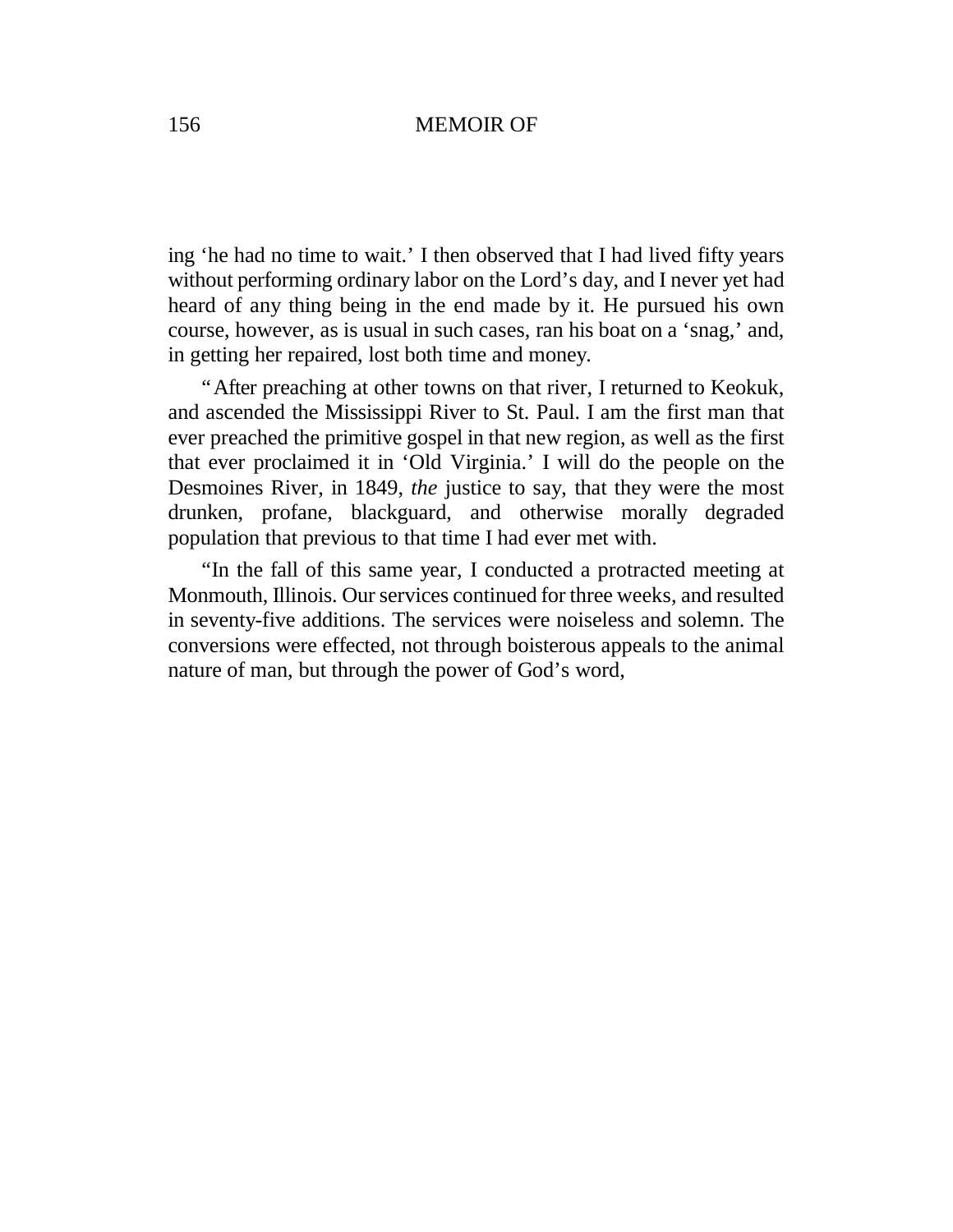ing ‘he had no time to wait.’ I then observed that I had lived fifty years without performing ordinary labor on the Lord’s day, and I never yet had heard of any thing being in the end made by it. He pursued his own course, however, as is usual in such cases, ran his boat on a ‘snag,’ and, in getting her repaired, lost both time and money.

“After preaching at other towns on that river, I returned to Keokuk, and ascended the Mississippi River to St. Paul. I am the first man that ever preached the primitive gospel in that new region, as well as the first that ever proclaimed it in ‘Old Virginia.’ I will do the people on the Desmoines River, in 1849, *the* justice to say, that they were the most drunken, profane, blackguard, and otherwise morally degraded population that previous to that time I had ever met with.

“In the fall of this same year, I conducted a protracted meeting at Monmouth, Illinois. Our services continued for three weeks, and resulted in seventy-five additions. The services were noiseless and solemn. The conversions were effected, not through boisterous appeals to the animal nature of man, but through the power of God’s word,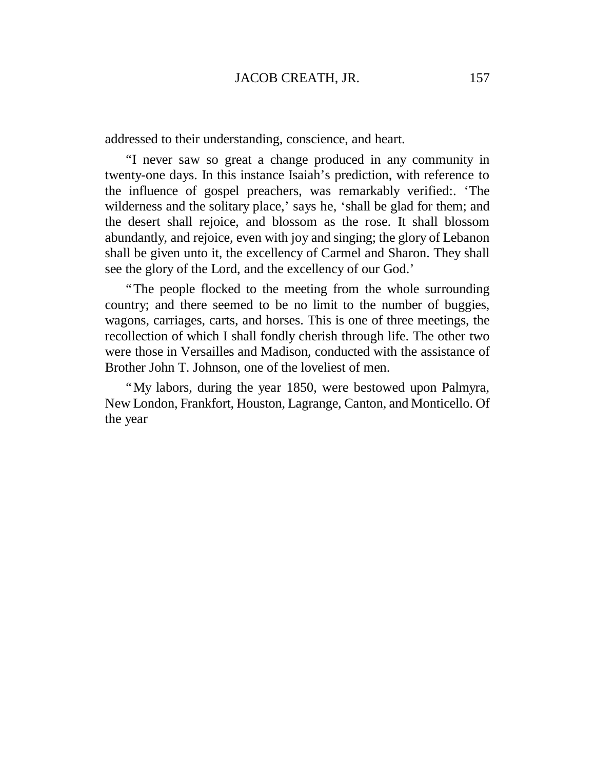addressed to their understanding, conscience, and heart.

"I never saw so great a change produced in any community in twenty-one days. In this instance Isaiah's prediction, with reference to the influence of gospel preachers, was remarkably verified:. 'The wilderness and the solitary place,' says he, 'shall be glad for them; and the desert shall rejoice, and blossom as the rose. It shall blossom abundantly, and rejoice, even with joy and singing; the glory of Lebanon shall be given unto it, the excellency of Carmel and Sharon. They shall see the glory of the Lord, and the excellency of our God.'

"The people flocked to the meeting from the whole surrounding country; and there seemed to be no limit to the number of buggies, wagons, carriages, carts, and horses. This is one of three meetings, the recollection of which I shall fondly cherish through life. The other two were those in Versailles and Madison, conducted with the assistance of Brother John T. Johnson, one of the loveliest of men.

"My labors, during the year 1850, were bestowed upon Palmyra, New London, Frankfort, Houston, Lagrange, Canton, and Monticello. Of the year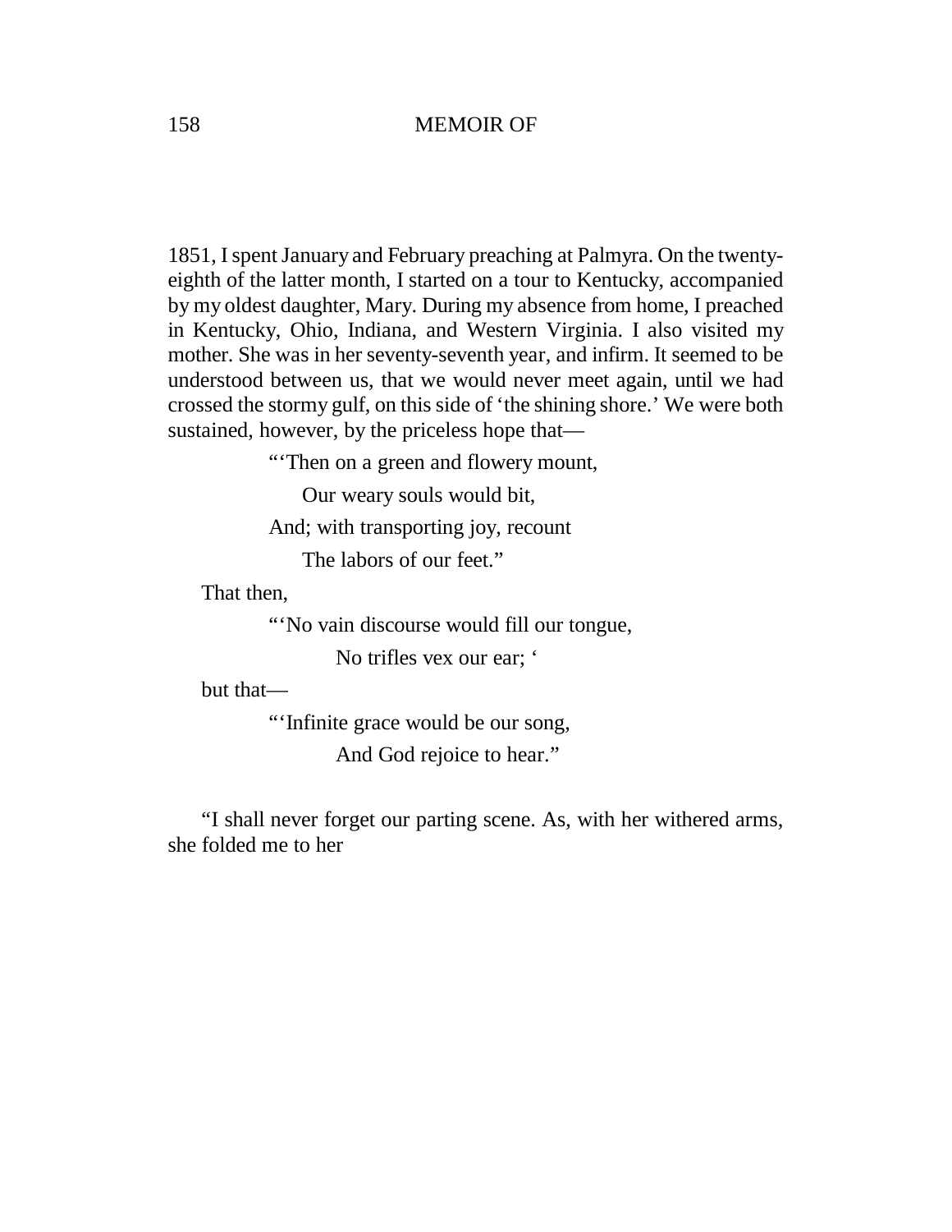1851, I spent January and February preaching at Palmyra. On the twenty-eighth of the latter month, I started on a tour to Kentucky, accompanied by my oldest daughter, Mary. During my absence from home, I preached in Kentucky, Ohio, Indiana, and Western Virginia. I also visited my mother. She was in her seventy-seventh year, and infirm. It seemed to be understood between us, that we would never meet again, until we had crossed the stormy gulf, on this side of 'the shining shore.' We were both sustained, however, by the priceless hope that—

> "'Then on a green and flowery mount,
> Our weary souls would bit,
> And; with transporting joy, recount
> The labors of our feet."

That then,

> "'No vain discourse would fill our tongue,
> No trifles vex our ear; '

but that—

> "'Infinite grace would be our song,
> And God rejoice to hear."

"I shall never forget our parting scene. As, with her withered arms, she folded me to her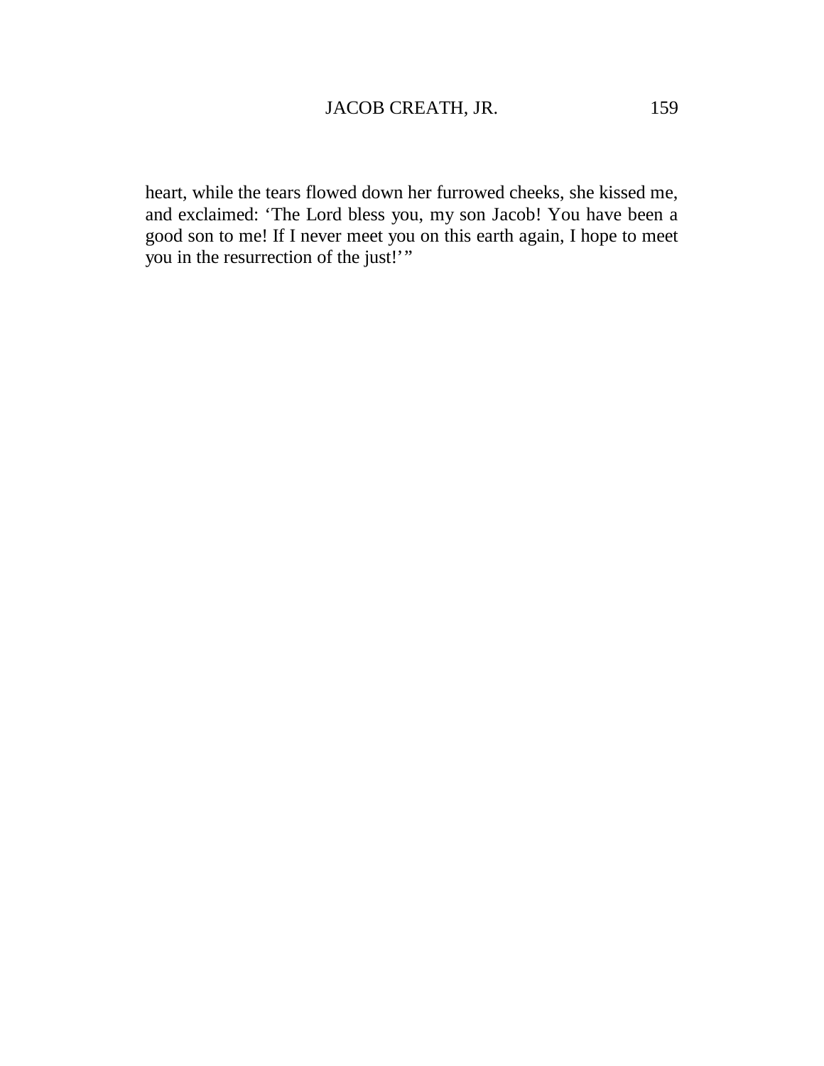heart, while the tears flowed down her furrowed cheeks, she kissed me, and exclaimed: 'The Lord bless you, my son Jacob! You have been a good son to me! If I never meet you on this earth again, I hope to meet you in the resurrection of the just!'"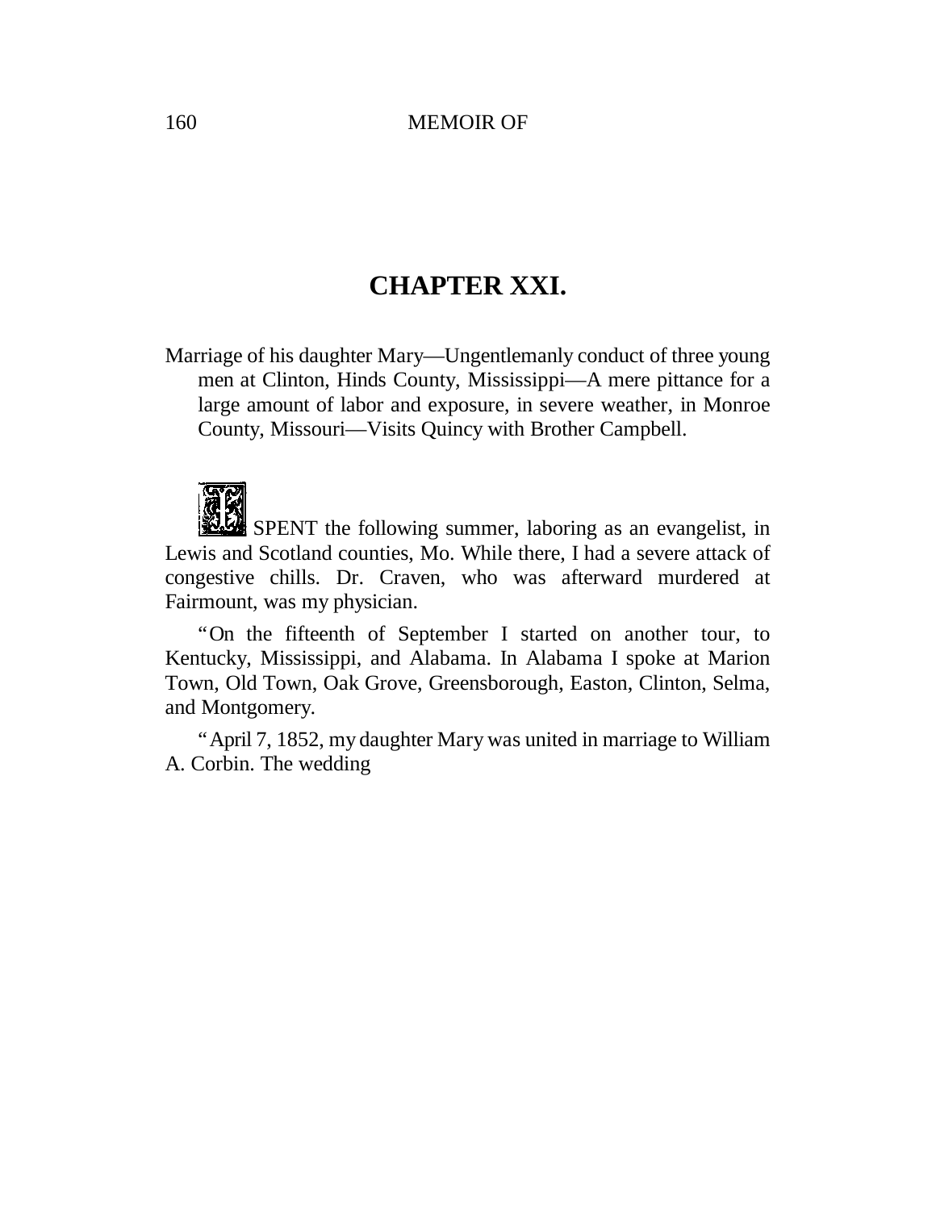# CHAPTER XXI.

Marriage of his daughter Mary—Ungentlemanly conduct of three young men at Clinton, Hinds County, Mississippi—A mere pittance for a large amount of labor and exposure, in severe weather, in Monroe County, Missouri—Visits Quincy with Brother Campbell.

I SPENT the following summer, laboring as an evangelist, in Lewis and Scotland counties, Mo. While there, I had a severe attack of congestive chills. Dr. Craven, who was afterward murdered at Fairmount, was my physician.

"On the fifteenth of September I started on another tour, to Kentucky, Mississippi, and Alabama. In Alabama I spoke at Marion Town, Old Town, Oak Grove, Greensborough, Easton, Clinton, Selma, and Montgomery.

"April 7, 1852, my daughter Mary was united in marriage to William A. Corbin. The wedding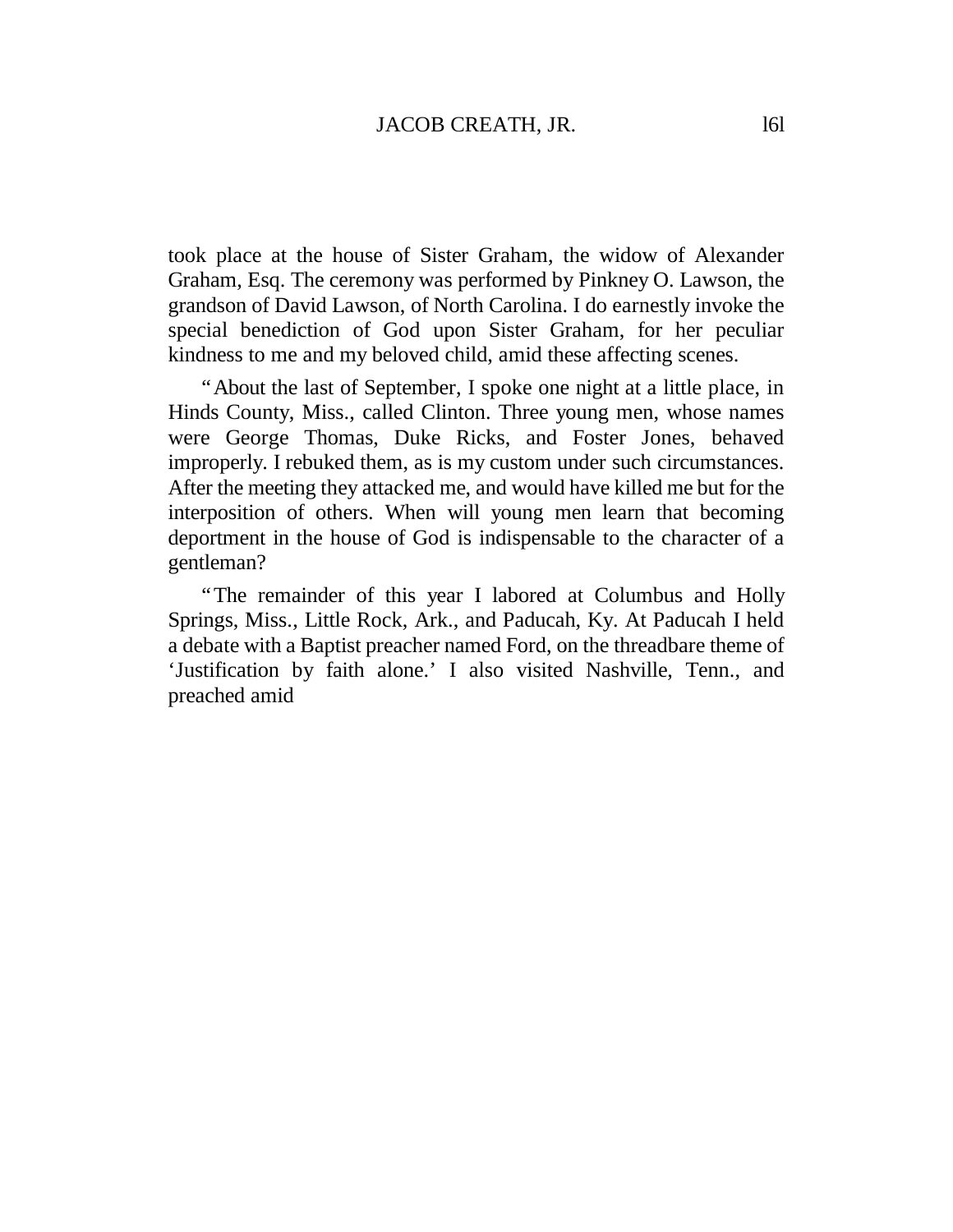took place at the house of Sister Graham, the widow of Alexander Graham, Esq. The ceremony was performed by Pinkney O. Lawson, the grandson of David Lawson, of North Carolina. I do earnestly invoke the special benediction of God upon Sister Graham, for her peculiar kindness to me and my beloved child, amid these affecting scenes.

"About the last of September, I spoke one night at a little place, in Hinds County, Miss., called Clinton. Three young men, whose names were George Thomas, Duke Ricks, and Foster Jones, behaved improperly. I rebuked them, as is my custom under such circumstances. After the meeting they attacked me, and would have killed me but for the interposition of others. When will young men learn that becoming deportment in the house of God is indispensable to the character of a gentleman?

"The remainder of this year I labored at Columbus and Holly Springs, Miss., Little Rock, Ark., and Paducah, Ky. At Paducah I held a debate with a Baptist preacher named Ford, on the threadbare theme of 'Justification by faith alone.' I also visited Nashville, Tenn., and preached amid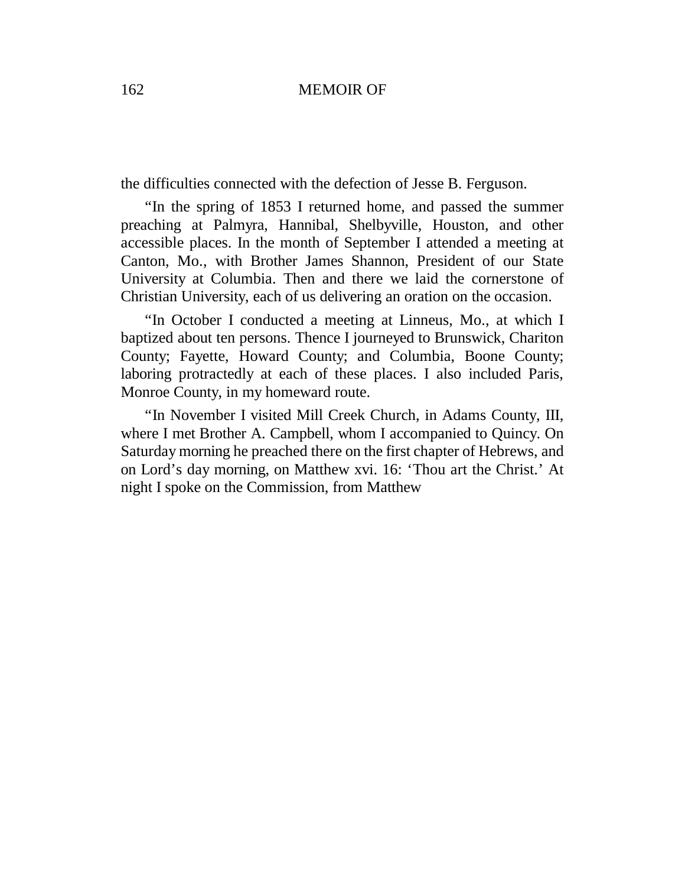the difficulties connected with the defection of Jesse B. Ferguson.

"In the spring of 1853 I returned home, and passed the summer preaching at Palmyra, Hannibal, Shelbyville, Houston, and other accessible places. In the month of September I attended a meeting at Canton, Mo., with Brother James Shannon, President of our State University at Columbia. Then and there we laid the cornerstone of Christian University, each of us delivering an oration on the occasion.

"In October I conducted a meeting at Linneus, Mo., at which I baptized about ten persons. Thence I journeyed to Brunswick, Chariton County; Fayette, Howard County; and Columbia, Boone County; laboring protractedly at each of these places. I also included Paris, Monroe County, in my homeward route.

"In November I visited Mill Creek Church, in Adams County, Ill, where I met Brother A. Campbell, whom I accompanied to Quincy. On Saturday morning he preached there on the first chapter of Hebrews, and on Lord's day morning, on Matthew xvi. 16: 'Thou art the Christ.' At night I spoke on the Commission, from Matthew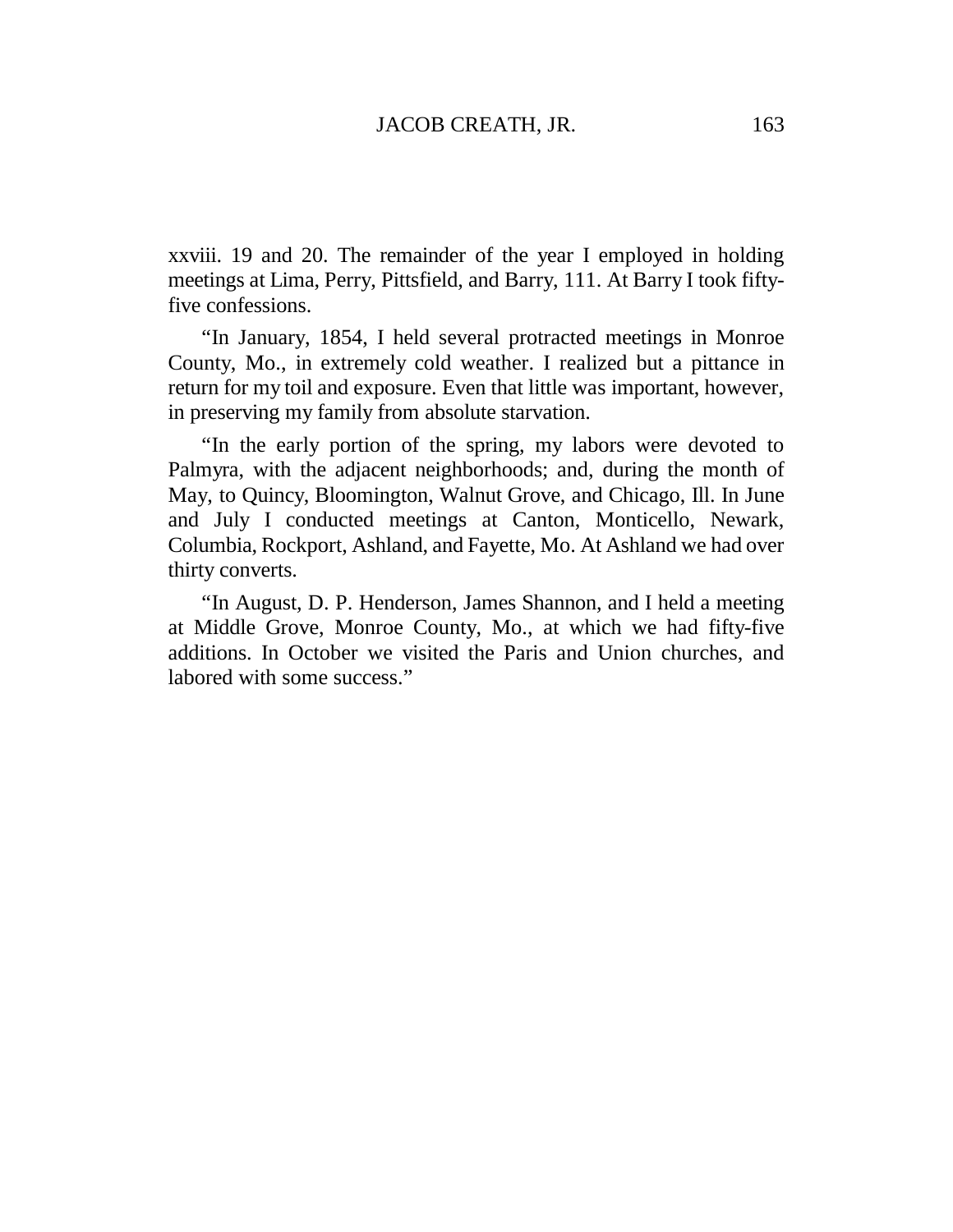xxviii. 19 and 20. The remainder of the year I employed in holding meetings at Lima, Perry, Pittsfield, and Barry, 111. At Barry I took fifty-five confessions.

"In January, 1854, I held several protracted meetings in Monroe County, Mo., in extremely cold weather. I realized but a pittance in return for my toil and exposure. Even that little was important, however, in preserving my family from absolute starvation.

"In the early portion of the spring, my labors were devoted to Palmyra, with the adjacent neighborhoods; and, during the month of May, to Quincy, Bloomington, Walnut Grove, and Chicago, Ill. In June and July I conducted meetings at Canton, Monticello, Newark, Columbia, Rockport, Ashland, and Fayette, Mo. At Ashland we had over thirty converts.

"In August, D. P. Henderson, James Shannon, and I held a meeting at Middle Grove, Monroe County, Mo., at which we had fifty-five additions. In October we visited the Paris and Union churches, and labored with some success."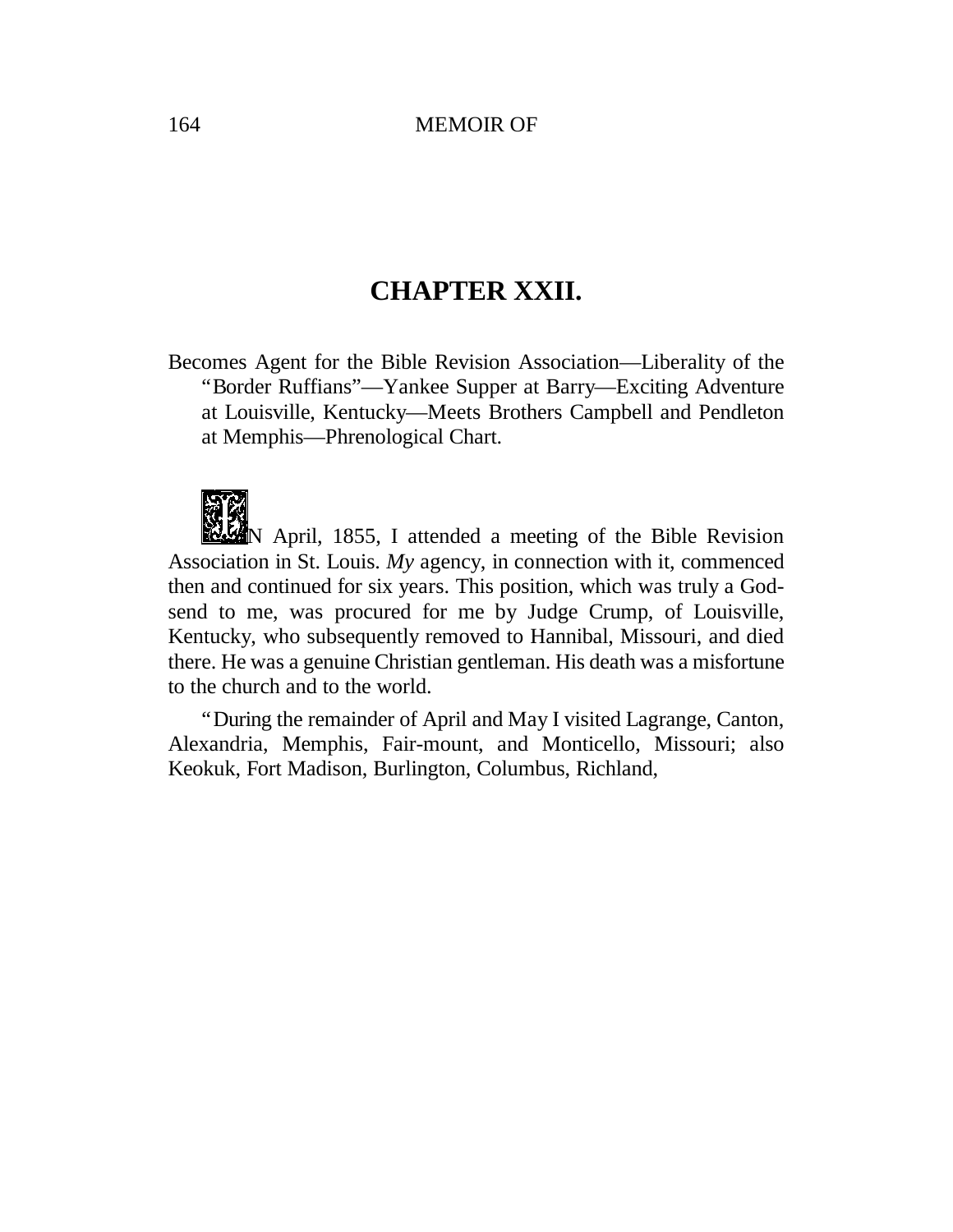## CHAPTER XXII.

Becomes Agent for the Bible Revision Association—Liberality of the "Border Ruffians"—Yankee Supper at Barry—Exciting Adventure at Louisville, Kentucky—Meets Brothers Campbell and Pendleton at Memphis—Phrenological Chart.

IN April, 1855, I attended a meeting of the Bible Revision Association in St. Louis. *My* agency, in connection with it, commenced then and continued for six years. This position, which was truly a God-send to me, was procured for me by Judge Crump, of Louisville, Kentucky, who subsequently removed to Hannibal, Missouri, and died there. He was a genuine Christian gentleman. His death was a misfortune to the church and to the world.

"During the remainder of April and May I visited Lagrange, Canton, Alexandria, Memphis, Fair-mount, and Monticello, Missouri; also Keokuk, Fort Madison, Burlington, Columbus, Richland,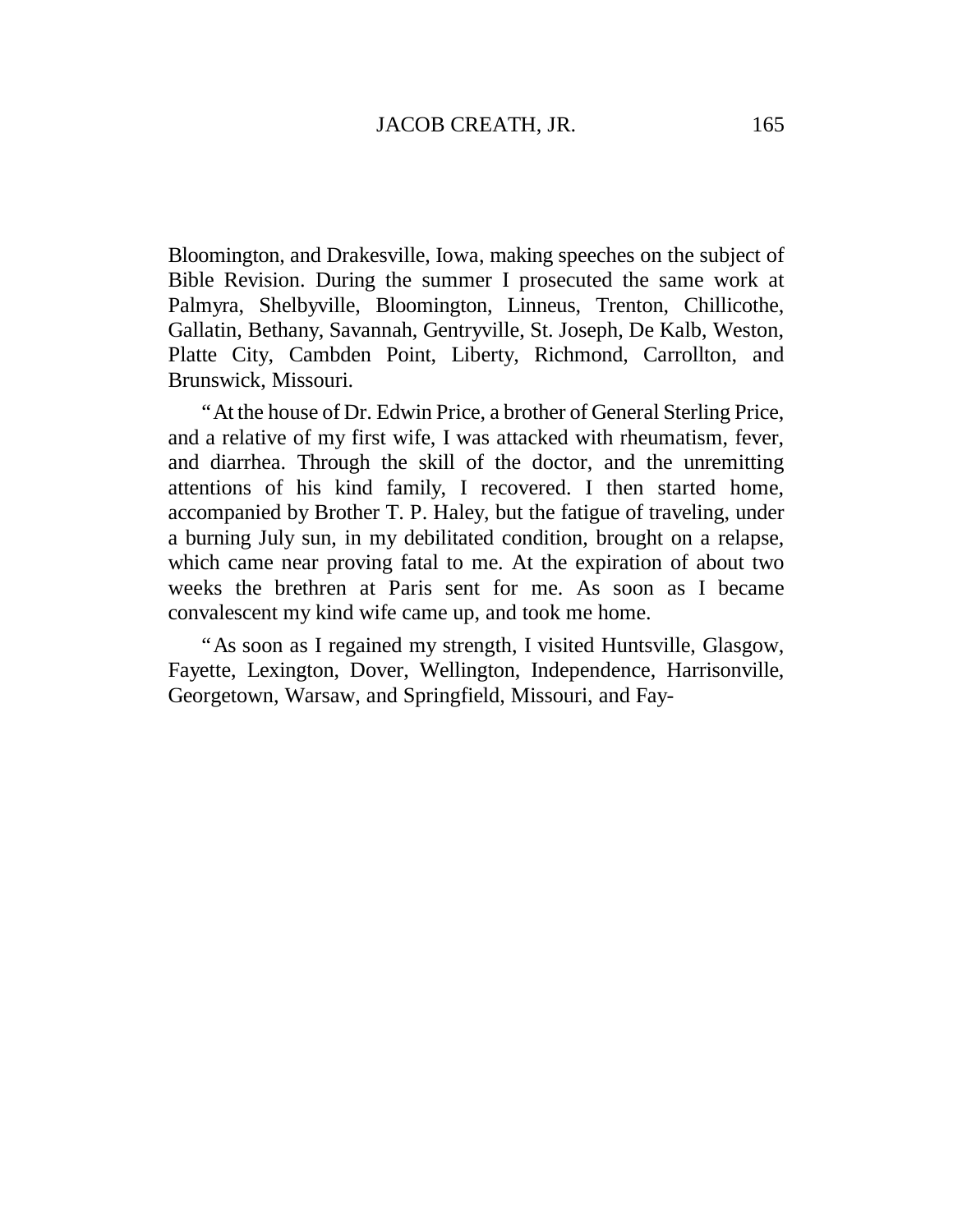Bloomington, and Drakesville, Iowa, making speeches on the subject of Bible Revision. During the summer I prosecuted the same work at Palmyra, Shelbyville, Bloomington, Linneus, Trenton, Chillicothe, Gallatin, Bethany, Savannah, Gentryville, St. Joseph, De Kalb, Weston, Platte City, Cambden Point, Liberty, Richmond, Carrollton, and Brunswick, Missouri.

"At the house of Dr. Edwin Price, a brother of General Sterling Price, and a relative of my first wife, I was attacked with rheumatism, fever, and diarrhea. Through the skill of the doctor, and the unremitting attentions of his kind family, I recovered. I then started home, accompanied by Brother T. P. Haley, but the fatigue of traveling, under a burning July sun, in my debilitated condition, brought on a relapse, which came near proving fatal to me. At the expiration of about two weeks the brethren at Paris sent for me. As soon as I became convalescent my kind wife came up, and took me home.

"As soon as I regained my strength, I visited Huntsville, Glasgow, Fayette, Lexington, Dover, Wellington, Independence, Harrisonville, Georgetown, Warsaw, and Springfield, Missouri, and Fay-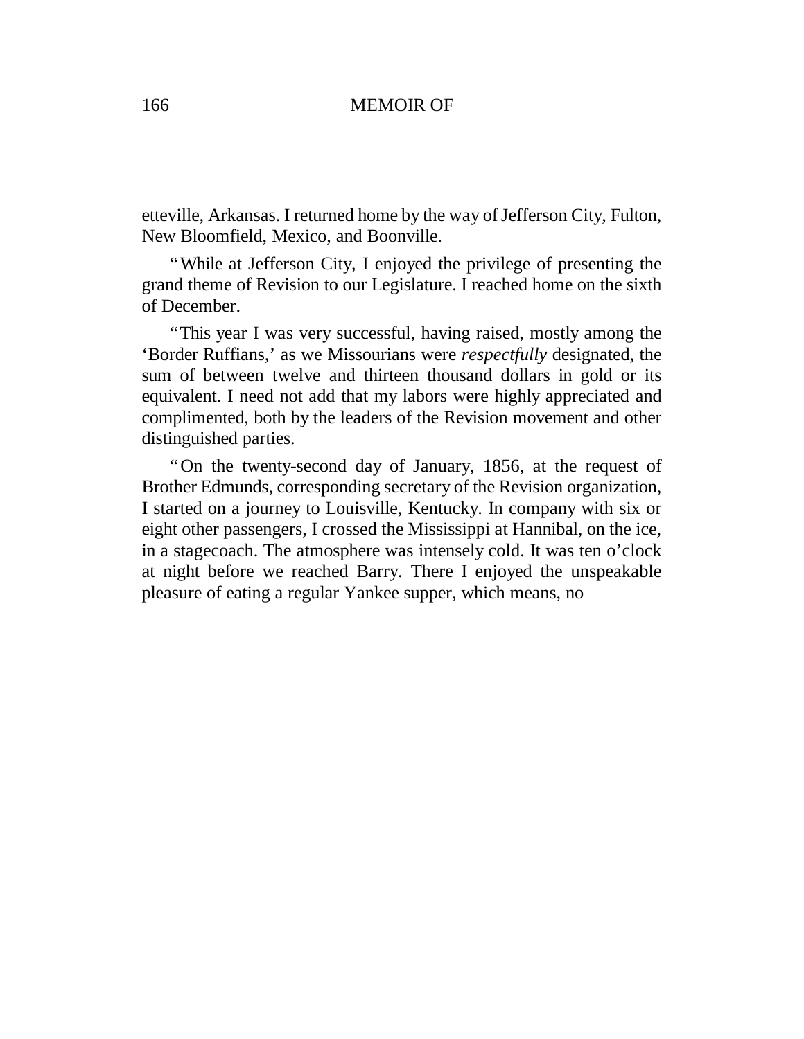etteville, Arkansas. I returned home by the way of Jefferson City, Fulton, New Bloomfield, Mexico, and Boonville.

"While at Jefferson City, I enjoyed the privilege of presenting the grand theme of Revision to our Legislature. I reached home on the sixth of December.

"This year I was very successful, having raised, mostly among the 'Border Ruffians,' as we Missourians were *respectfully* designated, the sum of between twelve and thirteen thousand dollars in gold or its equivalent. I need not add that my labors were highly appreciated and complimented, both by the leaders of the Revision movement and other distinguished parties.

"On the twenty-second day of January, 1856, at the request of Brother Edmunds, corresponding secretary of the Revision organization, I started on a journey to Louisville, Kentucky. In company with six or eight other passengers, I crossed the Mississippi at Hannibal, on the ice, in a stagecoach. The atmosphere was intensely cold. It was ten o'clock at night before we reached Barry. There I enjoyed the unspeakable pleasure of eating a regular Yankee supper, which means, no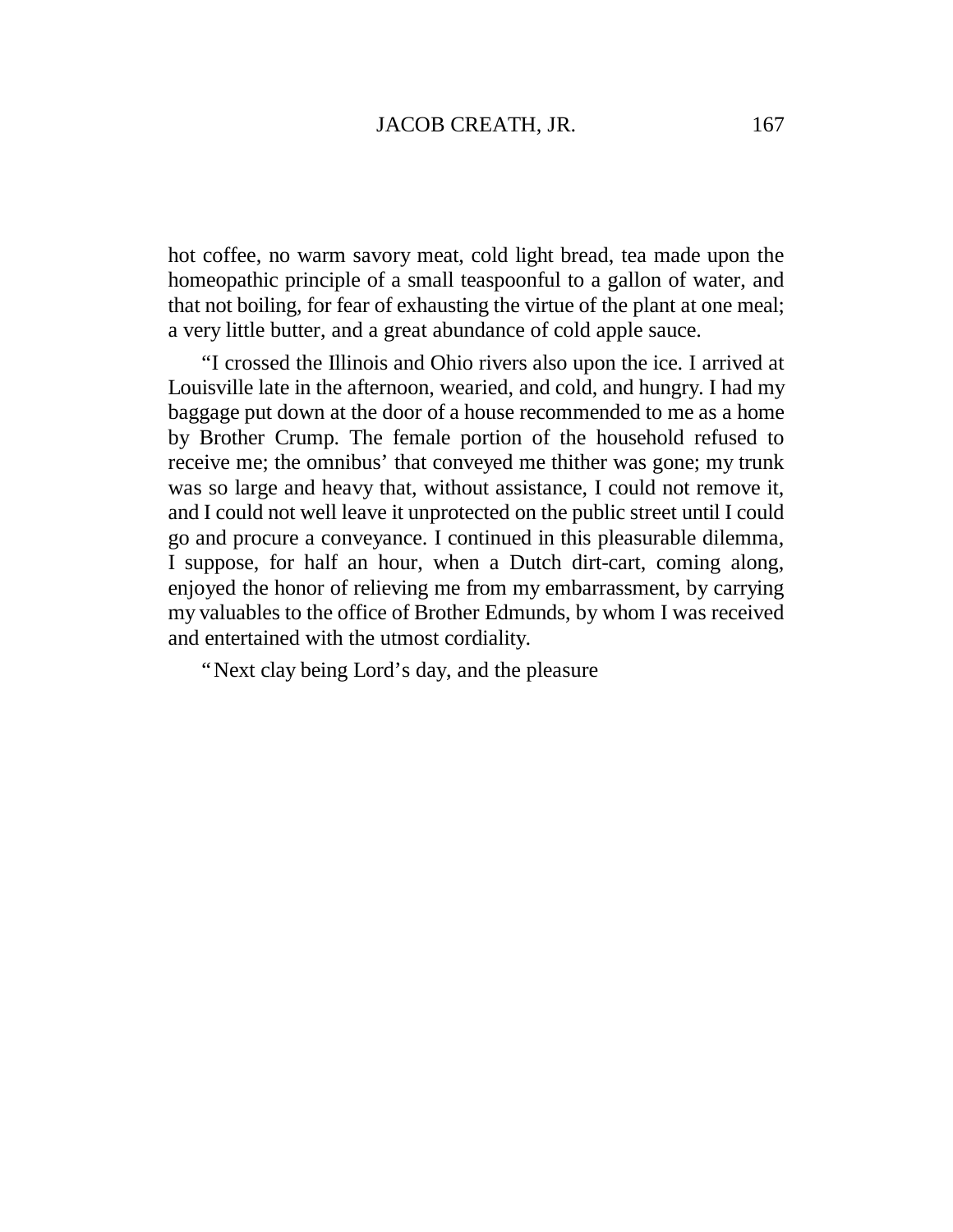hot coffee, no warm savory meat, cold light bread, tea made upon the homeopathic principle of a small teaspoonful to a gallon of water, and that not boiling, for fear of exhausting the virtue of the plant at one meal; a very little butter, and a great abundance of cold apple sauce.

"I crossed the Illinois and Ohio rivers also upon the ice. I arrived at Louisville late in the afternoon, wearied, and cold, and hungry. I had my baggage put down at the door of a house recommended to me as a home by Brother Crump. The female portion of the household refused to receive me; the omnibus' that conveyed me thither was gone; my trunk was so large and heavy that, without assistance, I could not remove it, and I could not well leave it unprotected on the public street until I could go and procure a conveyance. I continued in this pleasurable dilemma, I suppose, for half an hour, when a Dutch dirt-cart, coming along, enjoyed the honor of relieving me from my embarrassment, by carrying my valuables to the office of Brother Edmunds, by whom I was received and entertained with the utmost cordiality.

"Next clay being Lord's day, and the pleasure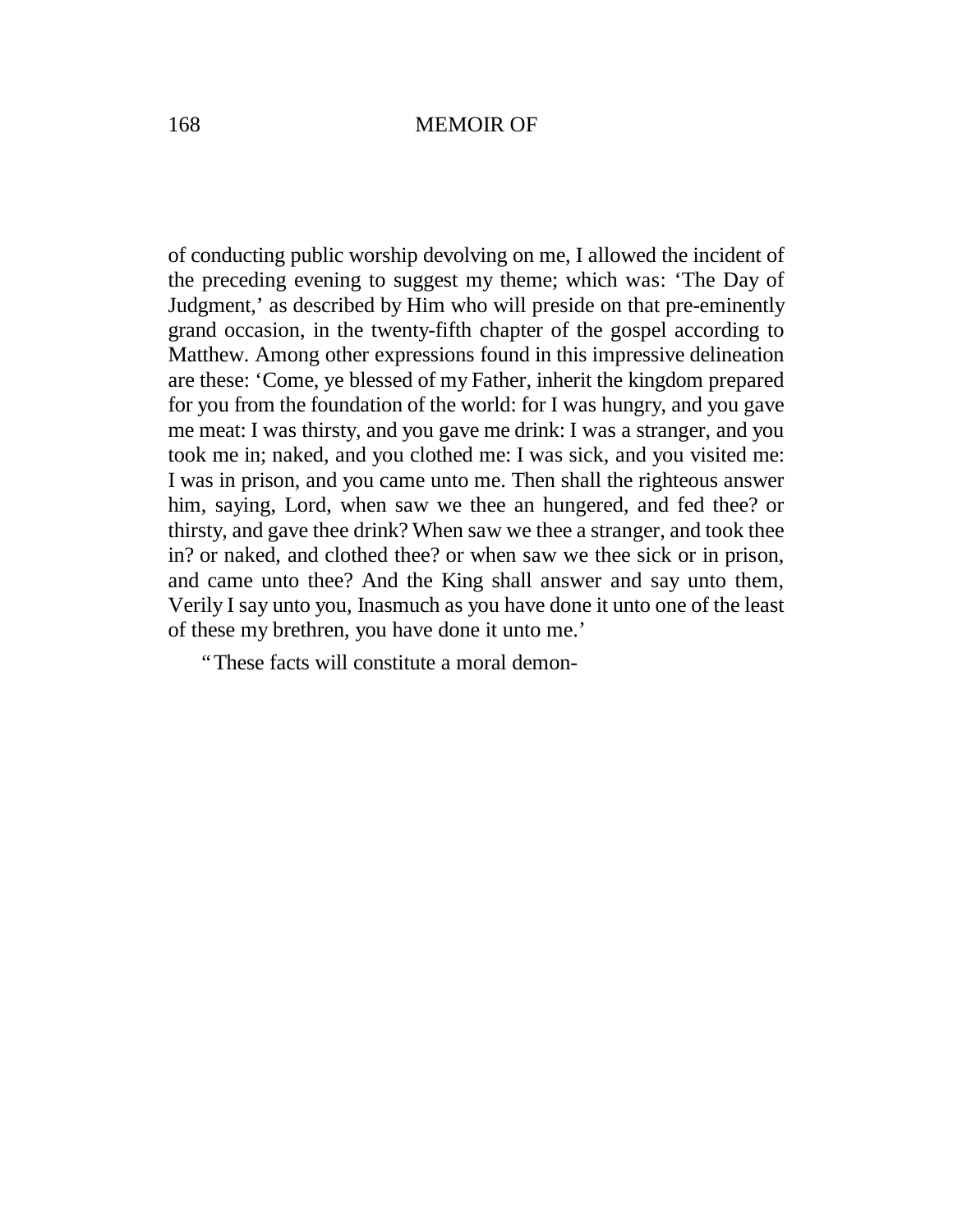of conducting public worship devolving on me, I allowed the incident of the preceding evening to suggest my theme; which was: 'The Day of Judgment,' as described by Him who will preside on that pre-eminently grand occasion, in the twenty-fifth chapter of the gospel according to Matthew. Among other expressions found in this impressive delineation are these: 'Come, ye blessed of my Father, inherit the kingdom prepared for you from the foundation of the world: for I was hungry, and you gave me meat: I was thirsty, and you gave me drink: I was a stranger, and you took me in; naked, and you clothed me: I was sick, and you visited me: I was in prison, and you came unto me. Then shall the righteous answer him, saying, Lord, when saw we thee an hungered, and fed thee? or thirsty, and gave thee drink? When saw we thee a stranger, and took thee in? or naked, and clothed thee? or when saw we thee sick or in prison, and came unto thee? And the King shall answer and say unto them, Verily I say unto you, Inasmuch as you have done it unto one of the least of these my brethren, you have done it unto me.'

"These facts will constitute a moral demon-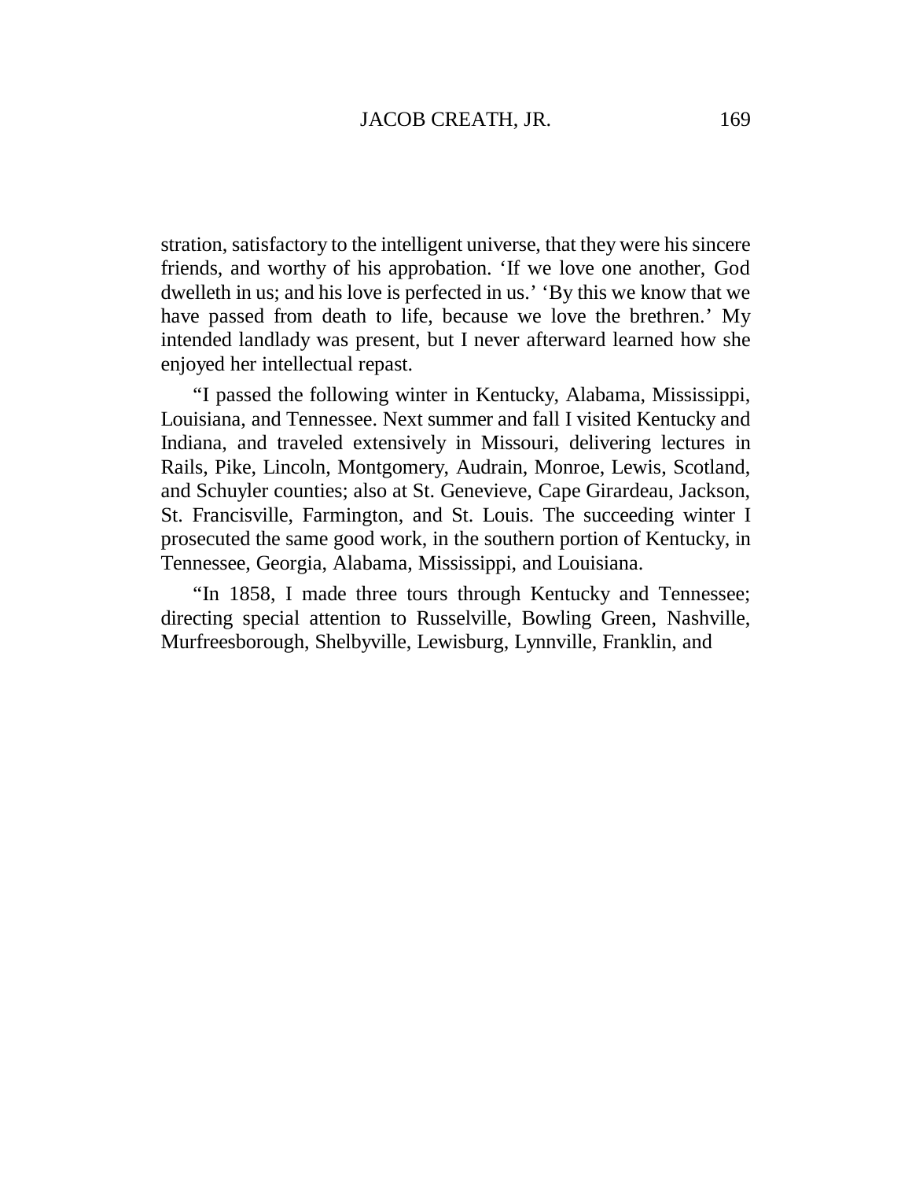stration, satisfactory to the intelligent universe, that they were his sincere friends, and worthy of his approbation. 'If we love one another, God dwelleth in us; and his love is perfected in us.' 'By this we know that we have passed from death to life, because we love the brethren.' My intended landlady was present, but I never afterward learned how she enjoyed her intellectual repast.

"I passed the following winter in Kentucky, Alabama, Mississippi, Louisiana, and Tennessee. Next summer and fall I visited Kentucky and Indiana, and traveled extensively in Missouri, delivering lectures in Rails, Pike, Lincoln, Montgomery, Audrain, Monroe, Lewis, Scotland, and Schuyler counties; also at St. Genevieve, Cape Girardeau, Jackson, St. Francisville, Farmington, and St. Louis. The succeeding winter I prosecuted the same good work, in the southern portion of Kentucky, in Tennessee, Georgia, Alabama, Mississippi, and Louisiana.

"In 1858, I made three tours through Kentucky and Tennessee; directing special attention to Russelville, Bowling Green, Nashville, Murfreesborough, Shelbyville, Lewisburg, Lynnville, Franklin, and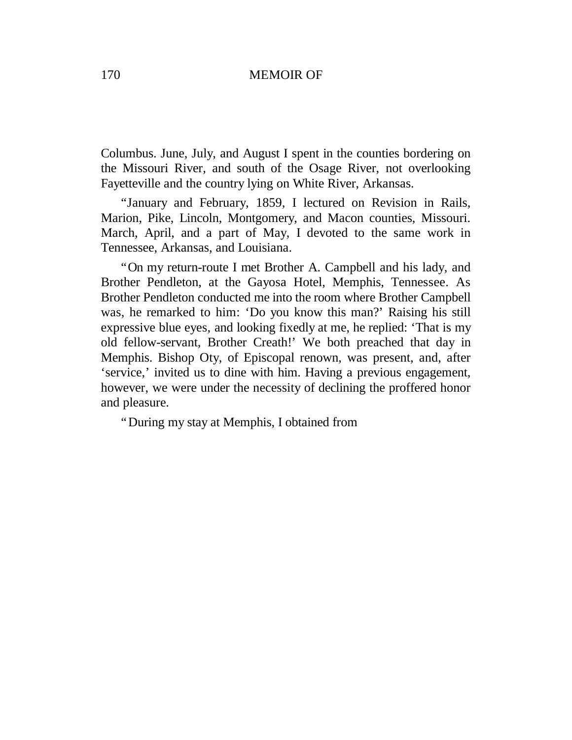Columbus. June, July, and August I spent in the counties bordering on the Missouri River, and south of the Osage River, not overlooking Fayetteville and the country lying on White River, Arkansas.

"January and February, 1859, I lectured on Revision in Rails, Marion, Pike, Lincoln, Montgomery, and Macon counties, Missouri. March, April, and a part of May, I devoted to the same work in Tennessee, Arkansas, and Louisiana.

"On my return-route I met Brother A. Campbell and his lady, and Brother Pendleton, at the Gayosa Hotel, Memphis, Tennessee. As Brother Pendleton conducted me into the room where Brother Campbell was, he remarked to him: 'Do you know this man?' Raising his still expressive blue eyes, and looking fixedly at me, he replied: 'That is my old fellow-servant, Brother Creath!' We both preached that day in Memphis. Bishop Oty, of Episcopal renown, was present, and, after 'service,' invited us to dine with him. Having a previous engagement, however, we were under the necessity of declining the proffered honor and pleasure.

"During my stay at Memphis, I obtained from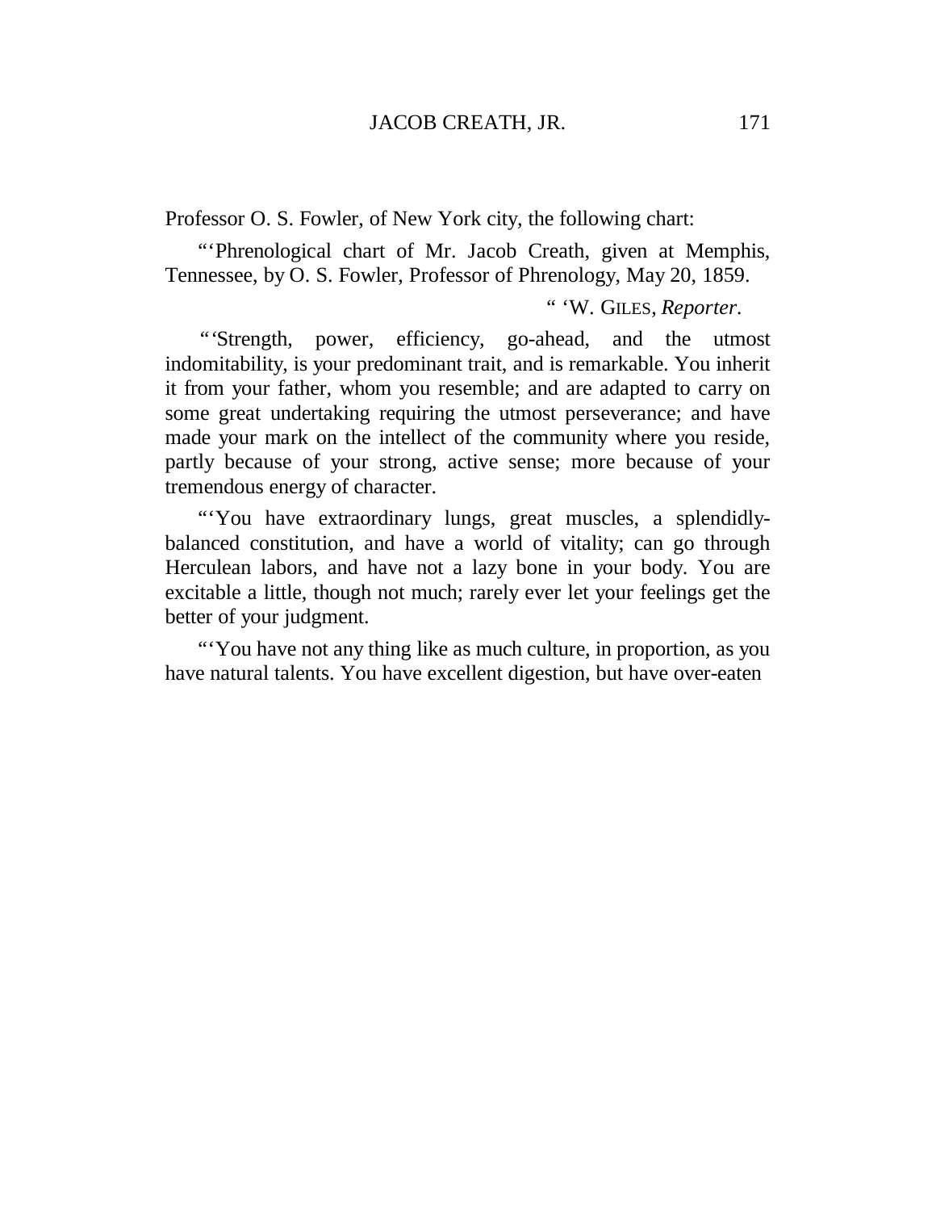Professor O. S. Fowler, of New York city, the following chart:

"'Phrenological chart of Mr. Jacob Creath, given at Memphis, Tennessee, by O. S. Fowler, Professor of Phrenology, May 20, 1859.

" 'W. GILES, *Reporter*.

"'Strength, power, efficiency, go-ahead, and the utmost indomitability, is your predominant trait, and is remarkable. You inherit it from your father, whom you resemble; and are adapted to carry on some great undertaking requiring the utmost perseverance; and have made your mark on the intellect of the community where you reside, partly because of your strong, active sense; more because of your tremendous energy of character.

"'You have extraordinary lungs, great muscles, a splendidly-balanced constitution, and have a world of vitality; can go through Herculean labors, and have not a lazy bone in your body. You are excitable a little, though not much; rarely ever let your feelings get the better of your judgment.

"'You have not any thing like as much culture, in proportion, as you have natural talents. You have excellent digestion, but have over-eaten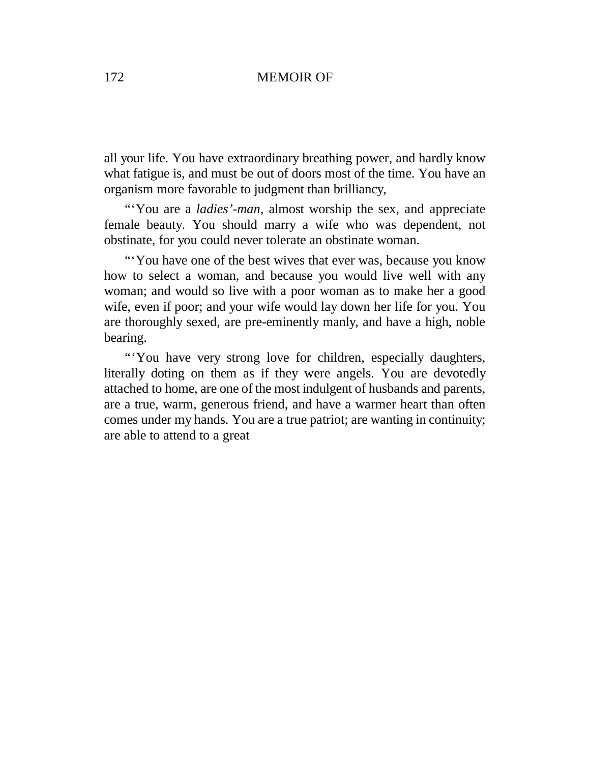all your life. You have extraordinary breathing power, and hardly know what fatigue is, and must be out of doors most of the time. You have an organism more favorable to judgment than brilliancy,

"'You are a *ladies'-man,* almost worship the sex, and appreciate female beauty. You should marry a wife who was dependent, not obstinate, for you could never tolerate an obstinate woman.

"'You have one of the best wives that ever was, because you know how to select a woman, and because you would live well with any woman; and would so live with a poor woman as to make her a good wife, even if poor; and your wife would lay down her life for you. You are thoroughly sexed, are pre-eminently manly, and have a high, noble bearing.

"'You have very strong love for children, especially daughters, literally doting on them as if they were angels. You are devotedly attached to home, are one of the most indulgent of husbands and parents, are a true, warm, generous friend, and have a warmer heart than often comes under my hands. You are a true patriot; are wanting in continuity; are able to attend to a great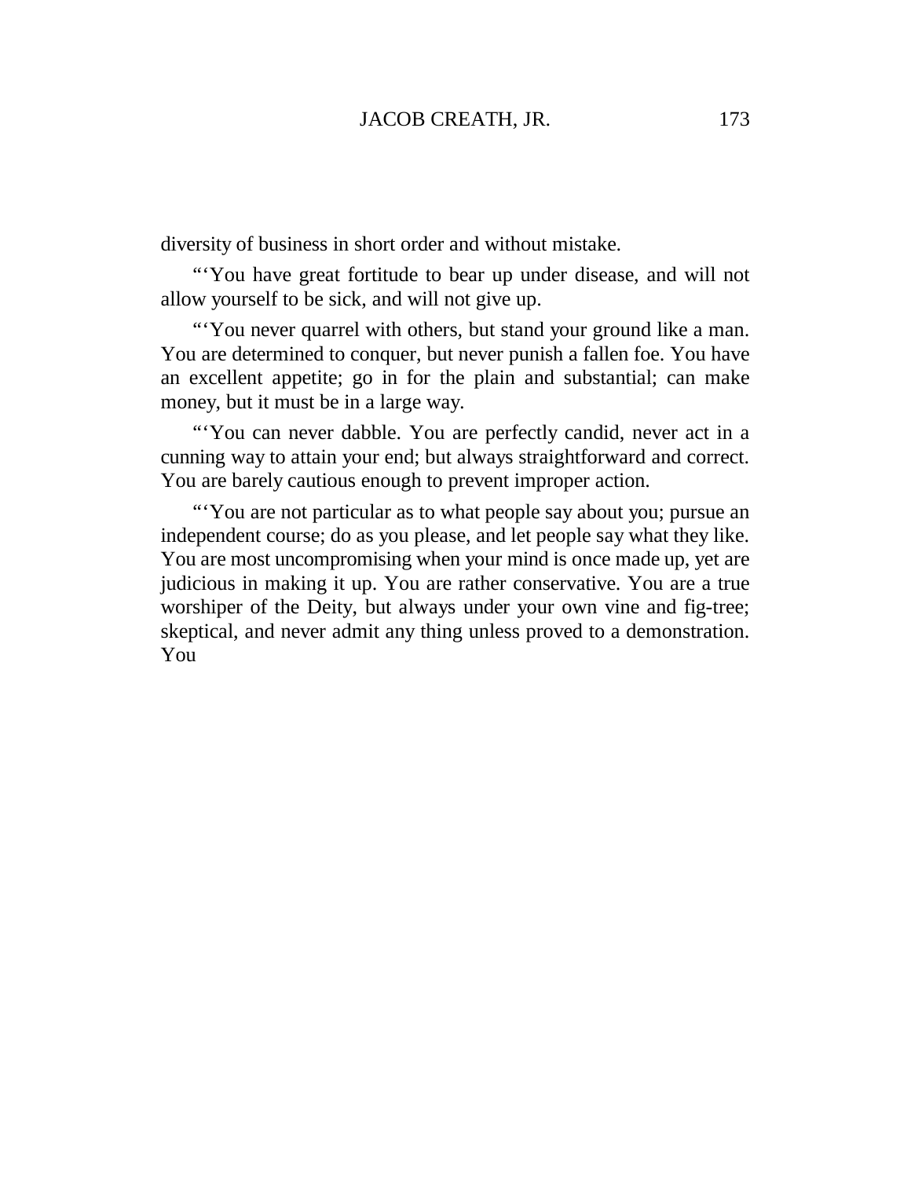diversity of business in short order and without mistake.

"'You have great fortitude to bear up under disease, and will not allow yourself to be sick, and will not give up.

"'You never quarrel with others, but stand your ground like a man. You are determined to conquer, but never punish a fallen foe. You have an excellent appetite; go in for the plain and substantial; can make money, but it must be in a large way.

"'You can never dabble. You are perfectly candid, never act in a cunning way to attain your end; but always straightforward and correct. You are barely cautious enough to prevent improper action.

"'You are not particular as to what people say about you; pursue an independent course; do as you please, and let people say what they like. You are most uncompromising when your mind is once made up, yet are judicious in making it up. You are rather conservative. You are a true worshiper of the Deity, but always under your own vine and fig-tree; skeptical, and never admit any thing unless proved to a demonstration. You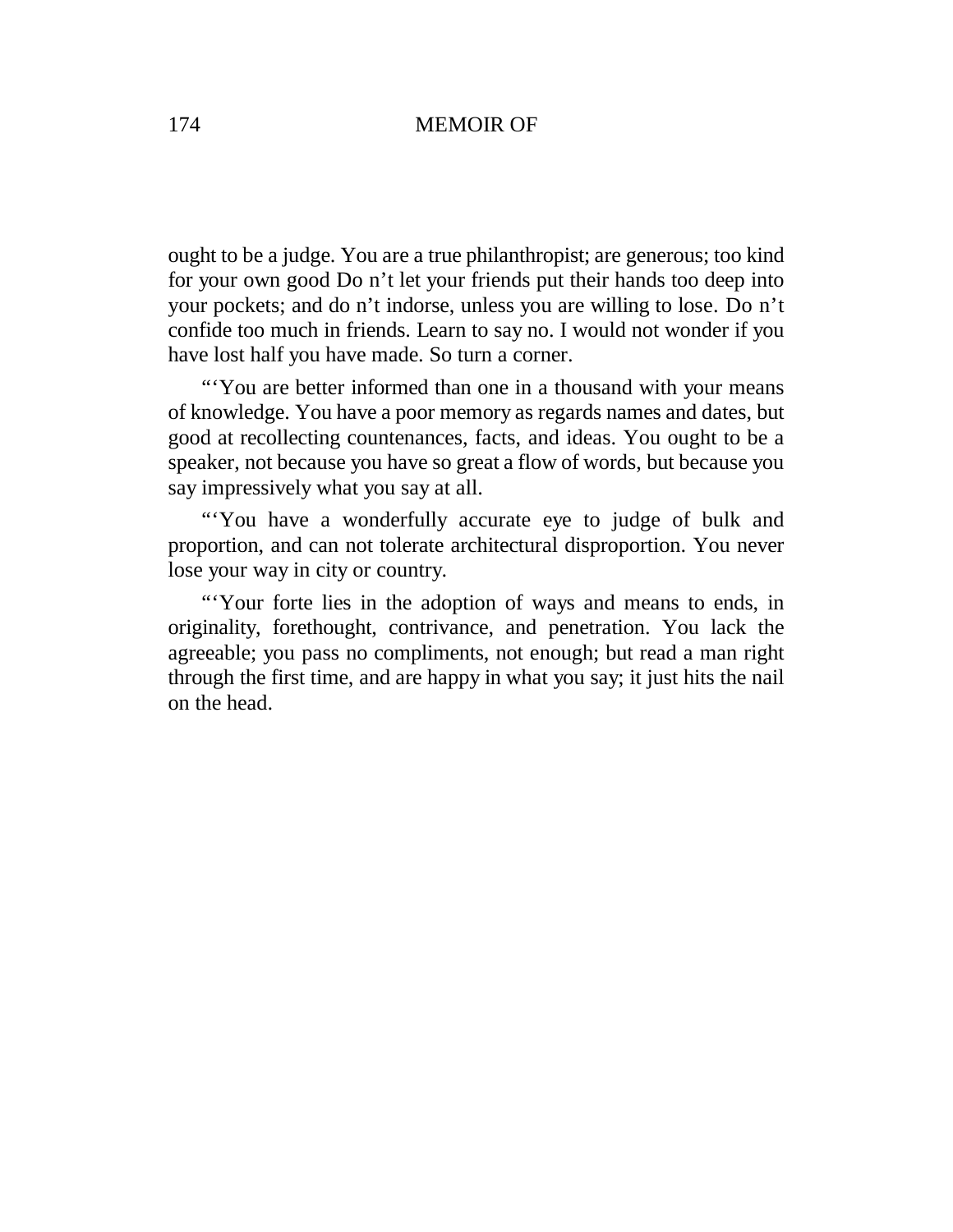ought to be a judge. You are a true philanthropist; are generous; too kind for your own good Do n't let your friends put their hands too deep into your pockets; and do n't indorse, unless you are willing to lose. Do n't confide too much in friends. Learn to say no. I would not wonder if you have lost half you have made. So turn a corner.

"'You are better informed than one in a thousand with your means of knowledge. You have a poor memory as regards names and dates, but good at recollecting countenances, facts, and ideas. You ought to be a speaker, not because you have so great a flow of words, but because you say impressively what you say at all.

"'You have a wonderfully accurate eye to judge of bulk and proportion, and can not tolerate architectural disproportion. You never lose your way in city or country.

"'Your forte lies in the adoption of ways and means to ends, in originality, forethought, contrivance, and penetration. You lack the agreeable; you pass no compliments, not enough; but read a man right through the first time, and are happy in what you say; it just hits the nail on the head.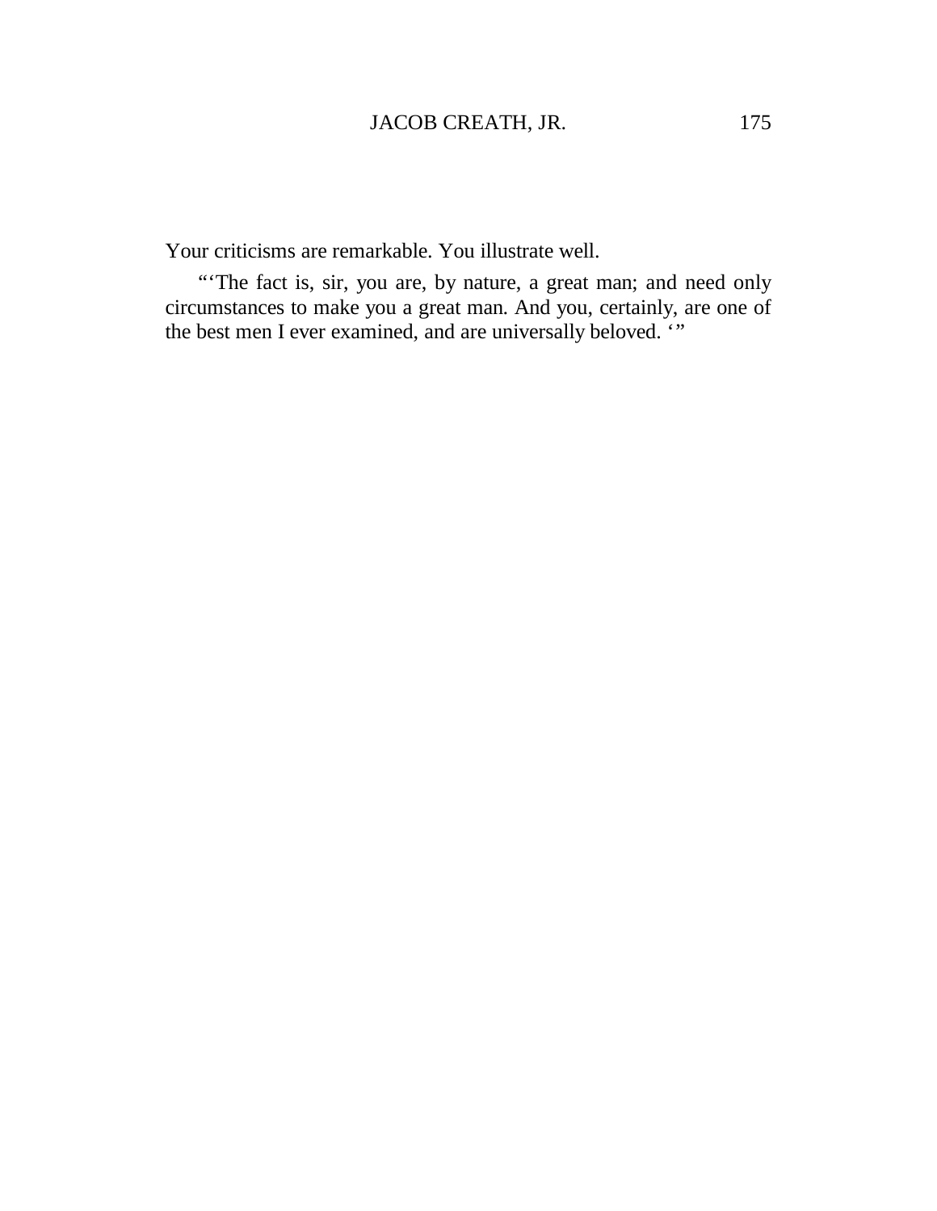Your criticisms are remarkable. You illustrate well.

"'The fact is, sir, you are, by nature, a great man; and need only circumstances to make you a great man. And you, certainly, are one of the best men I ever examined, and are universally beloved. '"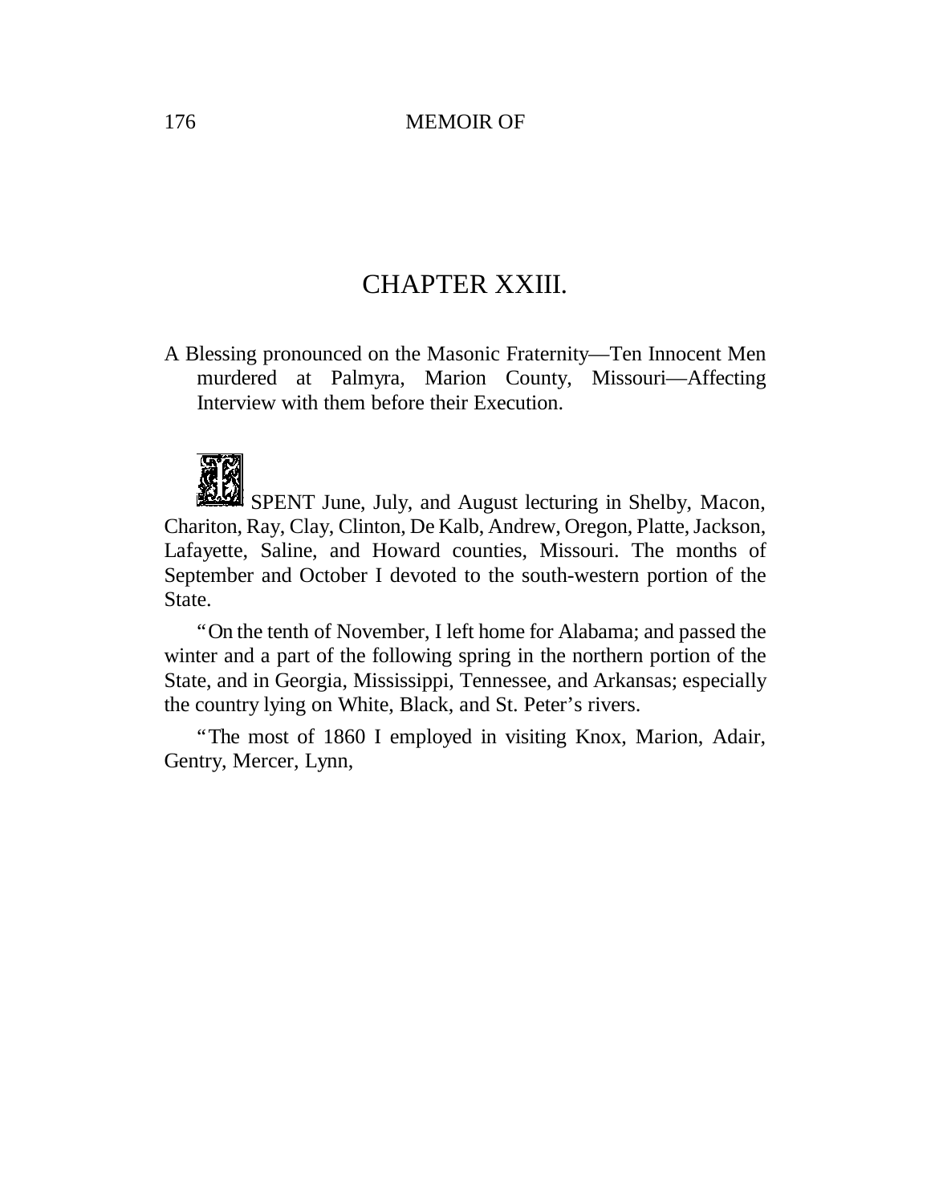# CHAPTER XXIII.

A Blessing pronounced on the Masonic Fraternity—Ten Innocent Men murdered at Palmyra, Marion County, Missouri—Affecting Interview with them before their Execution.

I SPENT June, July, and August lecturing in Shelby, Macon, Chariton, Ray, Clay, Clinton, De Kalb, Andrew, Oregon, Platte, Jackson, Lafayette, Saline, and Howard counties, Missouri. The months of September and October I devoted to the south-western portion of the State.

"On the tenth of November, I left home for Alabama; and passed the winter and a part of the following spring in the northern portion of the State, and in Georgia, Mississippi, Tennessee, and Arkansas; especially the country lying on White, Black, and St. Peter's rivers.

"The most of 1860 I employed in visiting Knox, Marion, Adair, Gentry, Mercer, Lynn,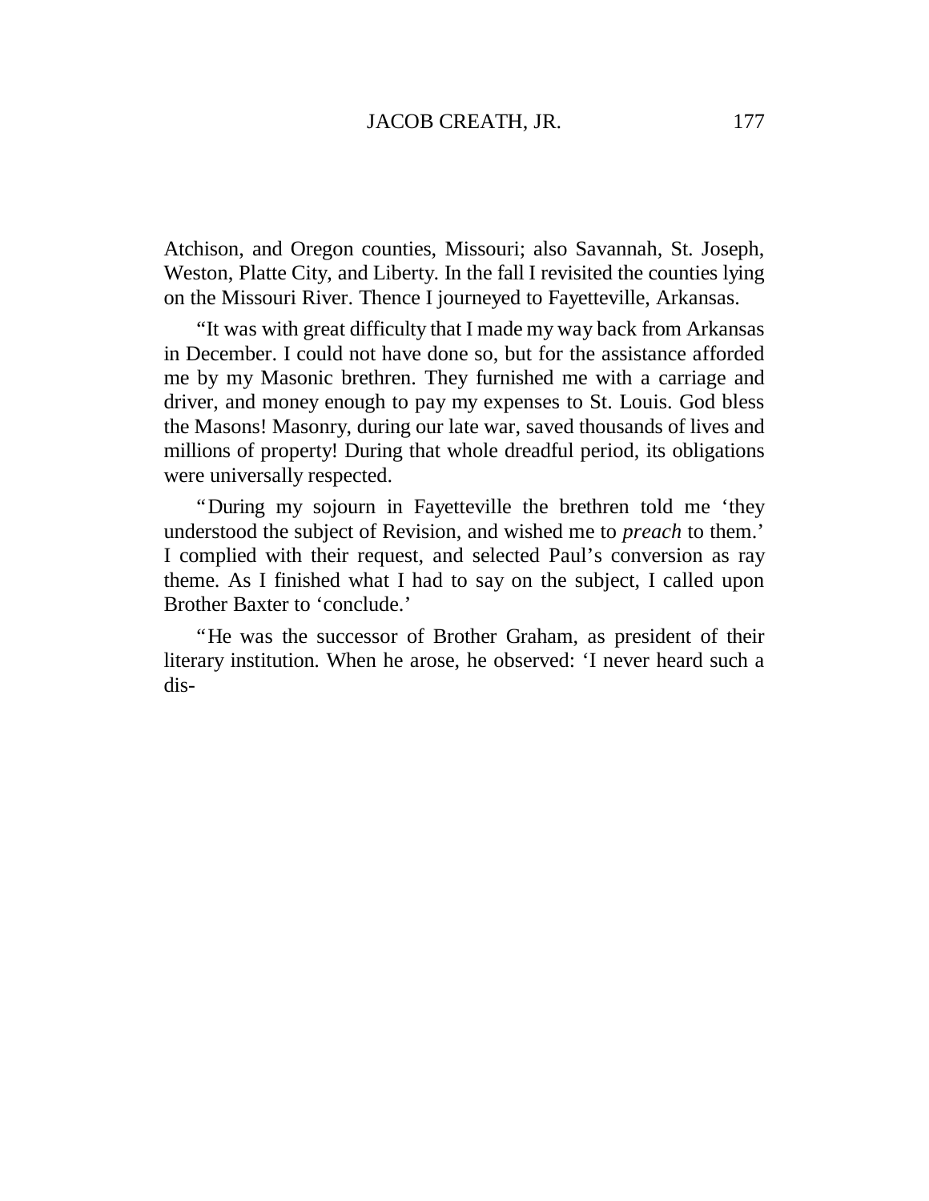Atchison, and Oregon counties, Missouri; also Savannah, St. Joseph, Weston, Platte City, and Liberty. In the fall I revisited the counties lying on the Missouri River. Thence I journeyed to Fayetteville, Arkansas.

"It was with great difficulty that I made my way back from Arkansas in December. I could not have done so, but for the assistance afforded me by my Masonic brethren. They furnished me with a carriage and driver, and money enough to pay my expenses to St. Louis. God bless the Masons! Masonry, during our late war, saved thousands of lives and millions of property! During that whole dreadful period, its obligations were universally respected.

"During my sojourn in Fayetteville the brethren told me 'they understood the subject of Revision, and wished me to *preach* to them.' I complied with their request, and selected Paul's conversion as ray theme. As I finished what I had to say on the subject, I called upon Brother Baxter to 'conclude.'

"He was the successor of Brother Graham, as president of their literary institution. When he arose, he observed: 'I never heard such a dis-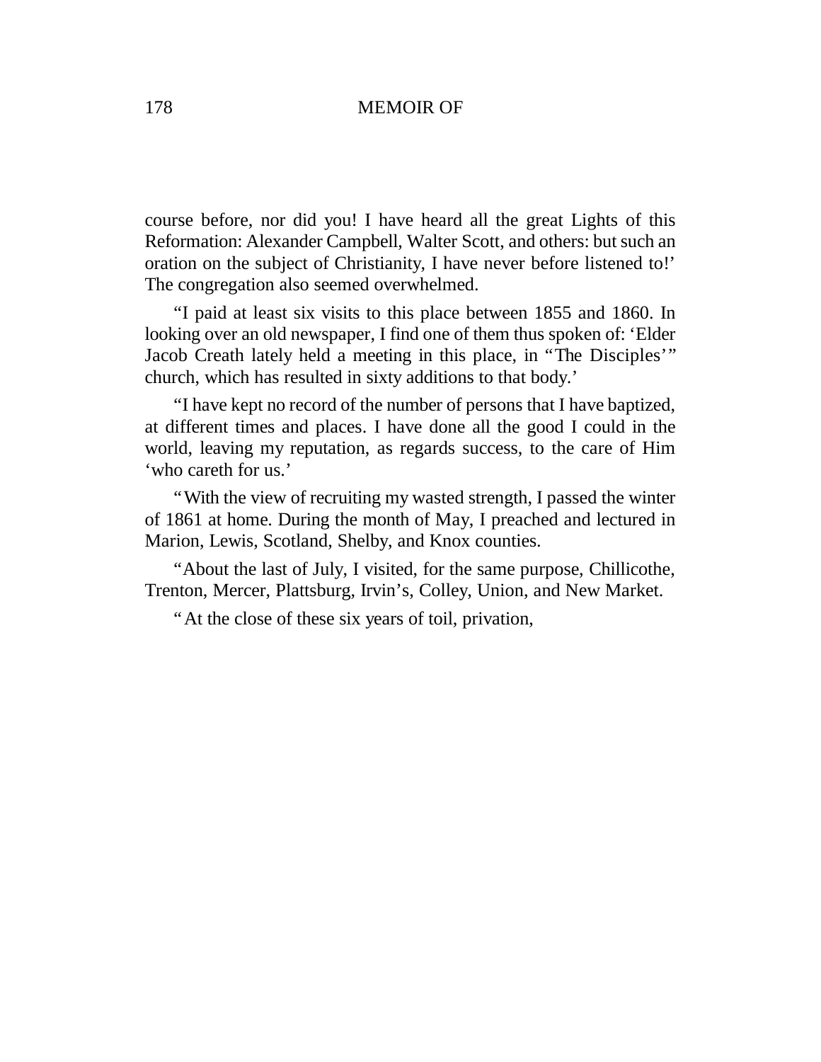course before, nor did you! I have heard all the great Lights of this Reformation: Alexander Campbell, Walter Scott, and others: but such an oration on the subject of Christianity, I have never before listened to!' The congregation also seemed overwhelmed.

"I paid at least six visits to this place between 1855 and 1860. In looking over an old newspaper, I find one of them thus spoken of: 'Elder Jacob Creath lately held a meeting in this place, in "The Disciples'" church, which has resulted in sixty additions to that body.'

"I have kept no record of the number of persons that I have baptized, at different times and places. I have done all the good I could in the world, leaving my reputation, as regards success, to the care of Him 'who careth for us.'

"With the view of recruiting my wasted strength, I passed the winter of 1861 at home. During the month of May, I preached and lectured in Marion, Lewis, Scotland, Shelby, and Knox counties.

"About the last of July, I visited, for the same purpose, Chillicothe, Trenton, Mercer, Plattsburg, Irvin's, Colley, Union, and New Market.

"At the close of these six years of toil, privation,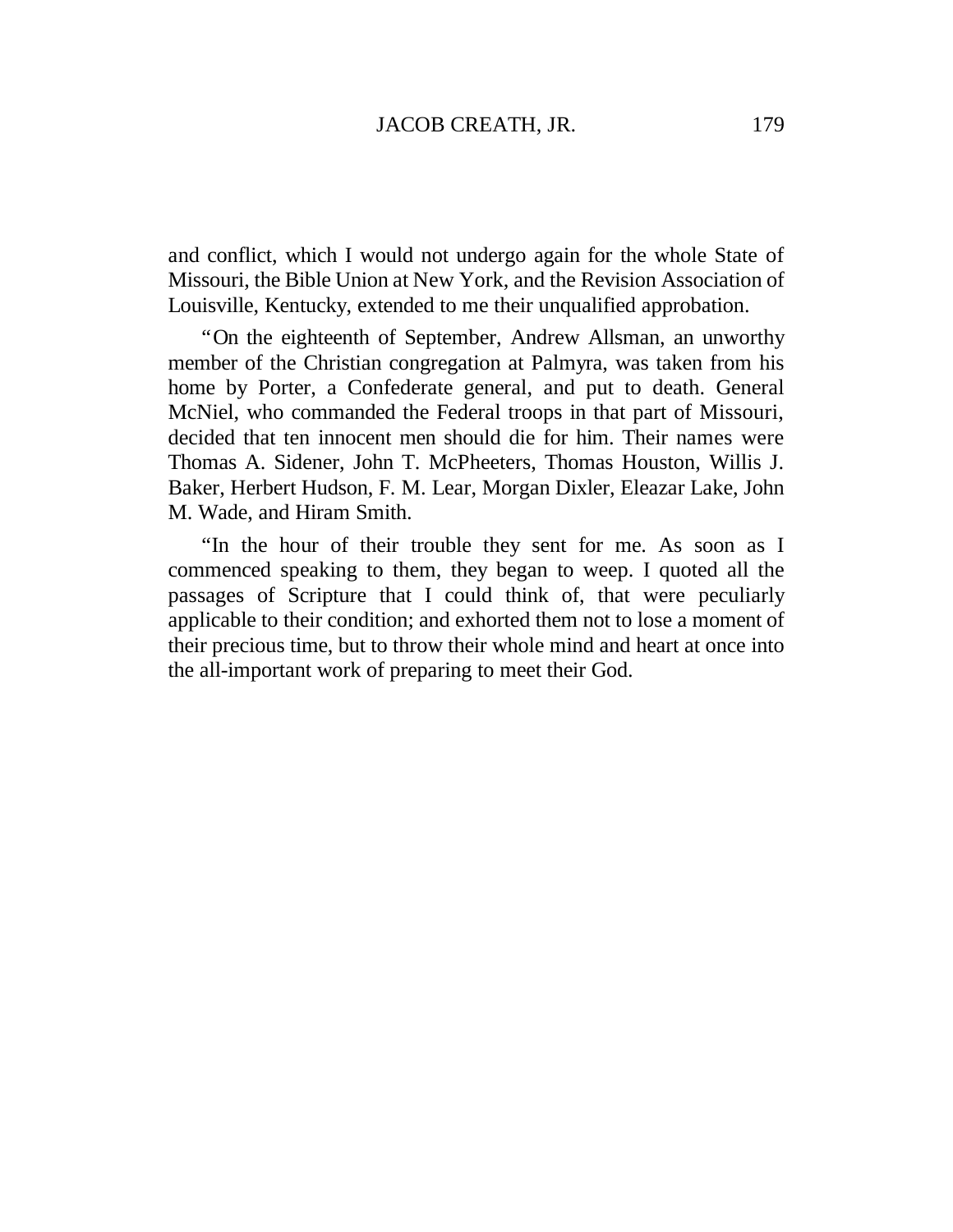and conflict, which I would not undergo again for the whole State of Missouri, the Bible Union at New York, and the Revision Association of Louisville, Kentucky, extended to me their unqualified approbation.

"On the eighteenth of September, Andrew Allsman, an unworthy member of the Christian congregation at Palmyra, was taken from his home by Porter, a Confederate general, and put to death. General McNiel, who commanded the Federal troops in that part of Missouri, decided that ten innocent men should die for him. Their names were Thomas A. Sidener, John T. McPheeters, Thomas Houston, Willis J. Baker, Herbert Hudson, F. M. Lear, Morgan Dixler, Eleazar Lake, John M. Wade, and Hiram Smith.

"In the hour of their trouble they sent for me. As soon as I commenced speaking to them, they began to weep. I quoted all the passages of Scripture that I could think of, that were peculiarly applicable to their condition; and exhorted them not to lose a moment of their precious time, but to throw their whole mind and heart at once into the all-important work of preparing to meet their God.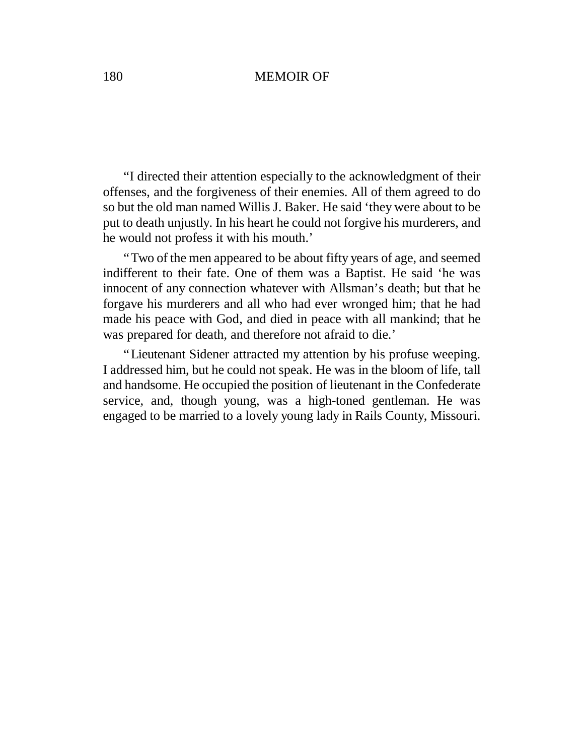"I directed their attention especially to the acknowledgment of their offenses, and the forgiveness of their enemies. All of them agreed to do so but the old man named Willis J. Baker. He said 'they were about to be put to death unjustly. In his heart he could not forgive his murderers, and he would not profess it with his mouth.'

"Two of the men appeared to be about fifty years of age, and seemed indifferent to their fate. One of them was a Baptist. He said 'he was innocent of any connection whatever with Allsman's death; but that he forgave his murderers and all who had ever wronged him; that he had made his peace with God, and died in peace with all mankind; that he was prepared for death, and therefore not afraid to die.'

"Lieutenant Sidener attracted my attention by his profuse weeping. I addressed him, but he could not speak. He was in the bloom of life, tall and handsome. He occupied the position of lieutenant in the Confederate service, and, though young, was a high-toned gentleman. He was engaged to be married to a lovely young lady in Rails County, Missouri.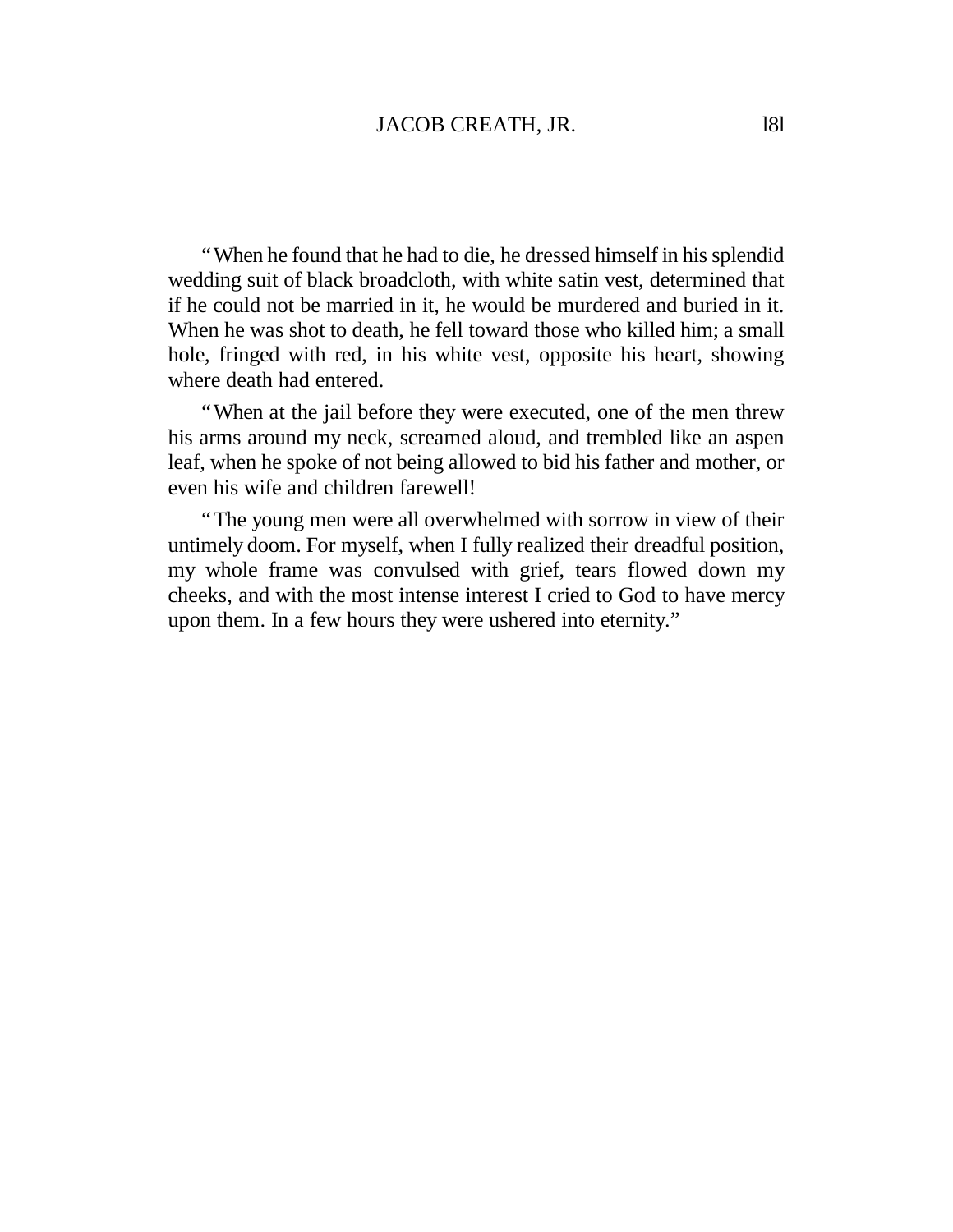"When he found that he had to die, he dressed himself in his splendid wedding suit of black broadcloth, with white satin vest, determined that if he could not be married in it, he would be murdered and buried in it. When he was shot to death, he fell toward those who killed him; a small hole, fringed with red, in his white vest, opposite his heart, showing where death had entered.

"When at the jail before they were executed, one of the men threw his arms around my neck, screamed aloud, and trembled like an aspen leaf, when he spoke of not being allowed to bid his father and mother, or even his wife and children farewell!

"The young men were all overwhelmed with sorrow in view of their untimely doom. For myself, when I fully realized their dreadful position, my whole frame was convulsed with grief, tears flowed down my cheeks, and with the most intense interest I cried to God to have mercy upon them. In a few hours they were ushered into eternity."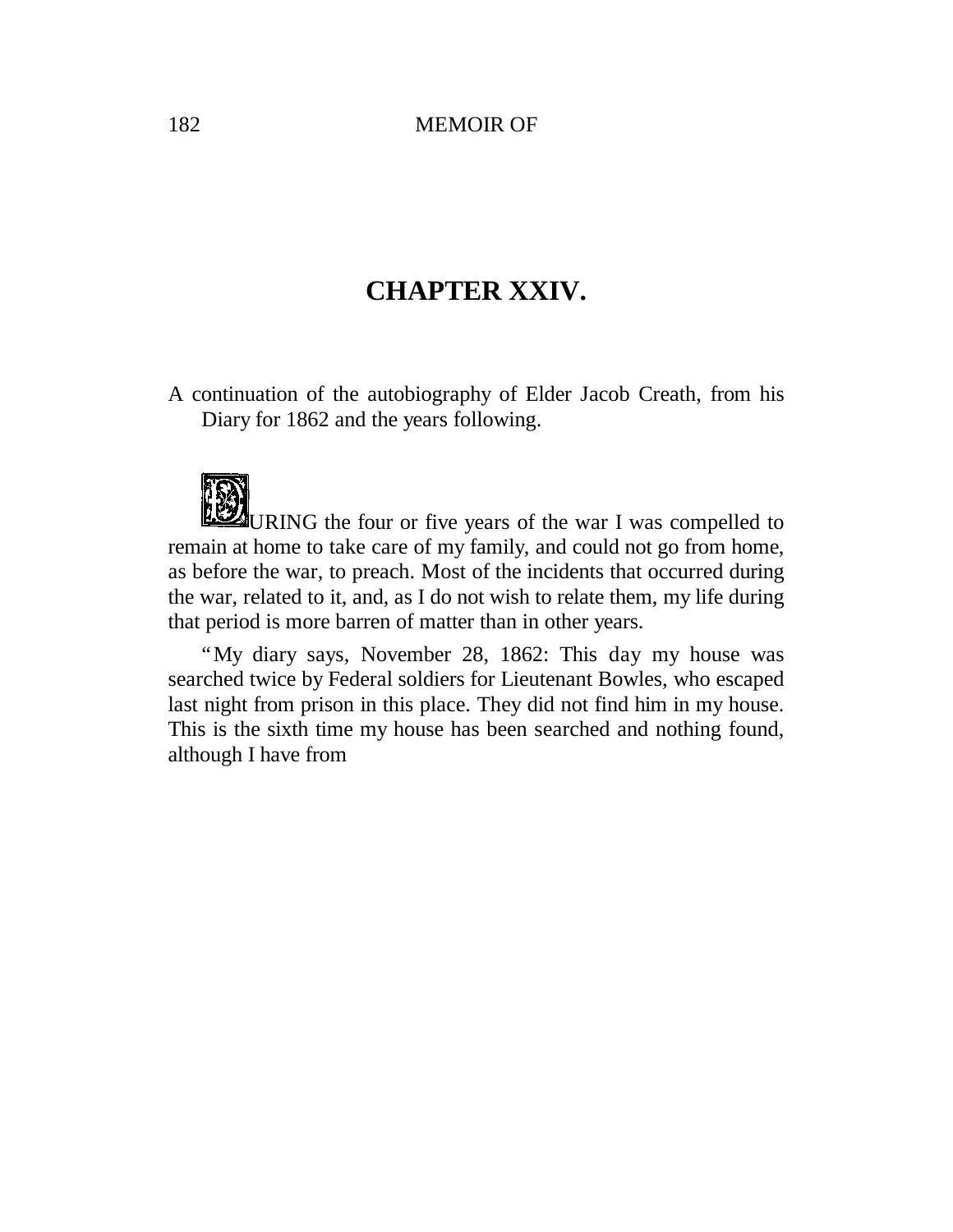## CHAPTER XXIV.

A continuation of the autobiography of Elder Jacob Creath, from his Diary for 1862 and the years following.

DURING the four or five years of the war I was compelled to remain at home to take care of my family, and could not go from home, as before the war, to preach. Most of the incidents that occurred during the war, related to it, and, as I do not wish to relate them, my life during that period is more barren of matter than in other years.

"My diary says, November 28, 1862: This day my house was searched twice by Federal soldiers for Lieutenant Bowles, who escaped last night from prison in this place. They did not find him in my house. This is the sixth time my house has been searched and nothing found, although I have from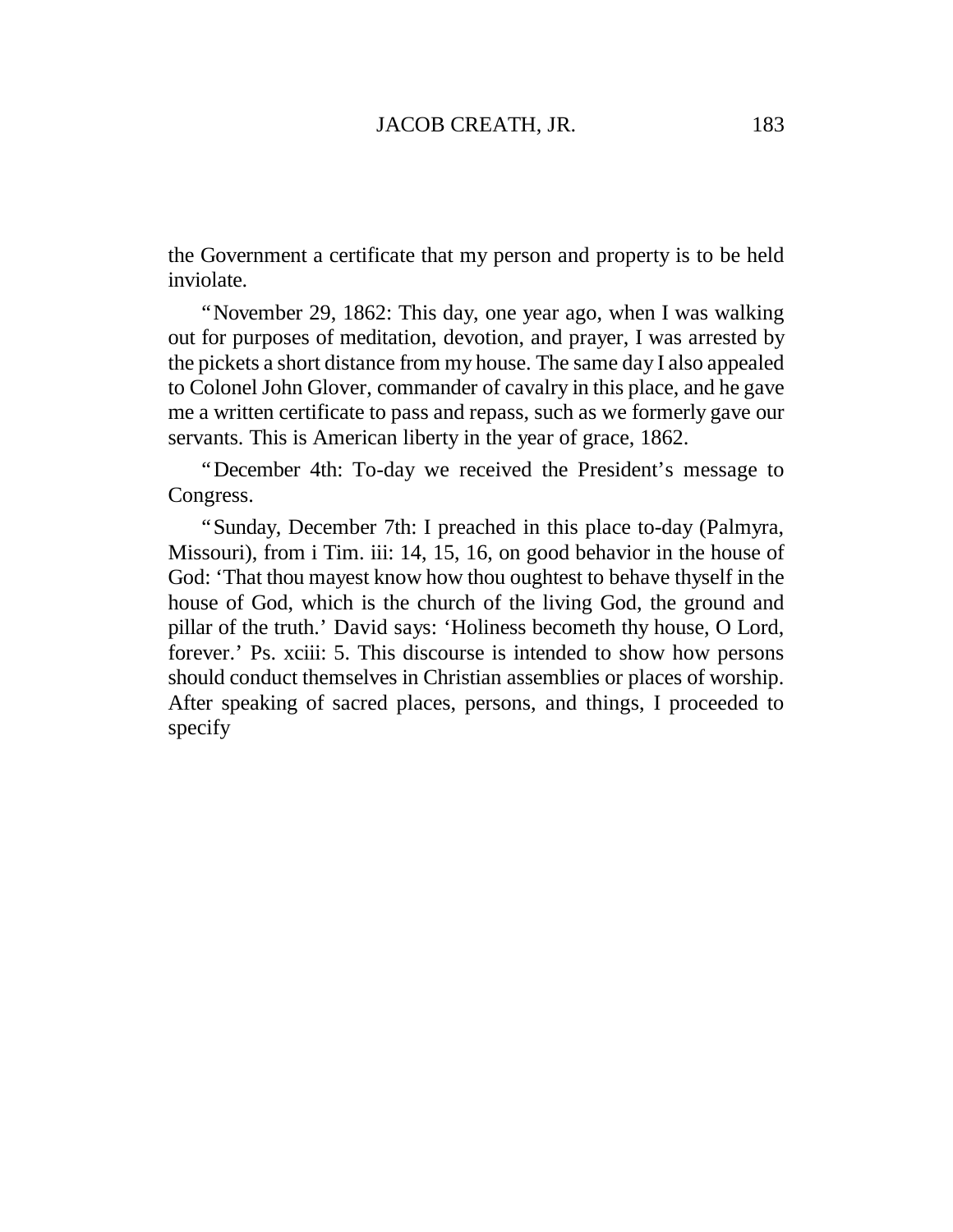the Government a certificate that my person and property is to be held inviolate.

"November 29, 1862: This day, one year ago, when I was walking out for purposes of meditation, devotion, and prayer, I was arrested by the pickets a short distance from my house. The same day I also appealed to Colonel John Glover, commander of cavalry in this place, and he gave me a written certificate to pass and repass, such as we formerly gave our servants. This is American liberty in the year of grace, 1862.

"December 4th: To-day we received the President's message to Congress.

"Sunday, December 7th: I preached in this place to-day (Palmyra, Missouri), from i Tim. iii: 14, 15, 16, on good behavior in the house of God: 'That thou mayest know how thou oughtest to behave thyself in the house of God, which is the church of the living God, the ground and pillar of the truth.' David says: 'Holiness becometh thy house, O Lord, forever.' Ps. xciii: 5. This discourse is intended to show how persons should conduct themselves in Christian assemblies or places of worship. After speaking of sacred places, persons, and things, I proceeded to specify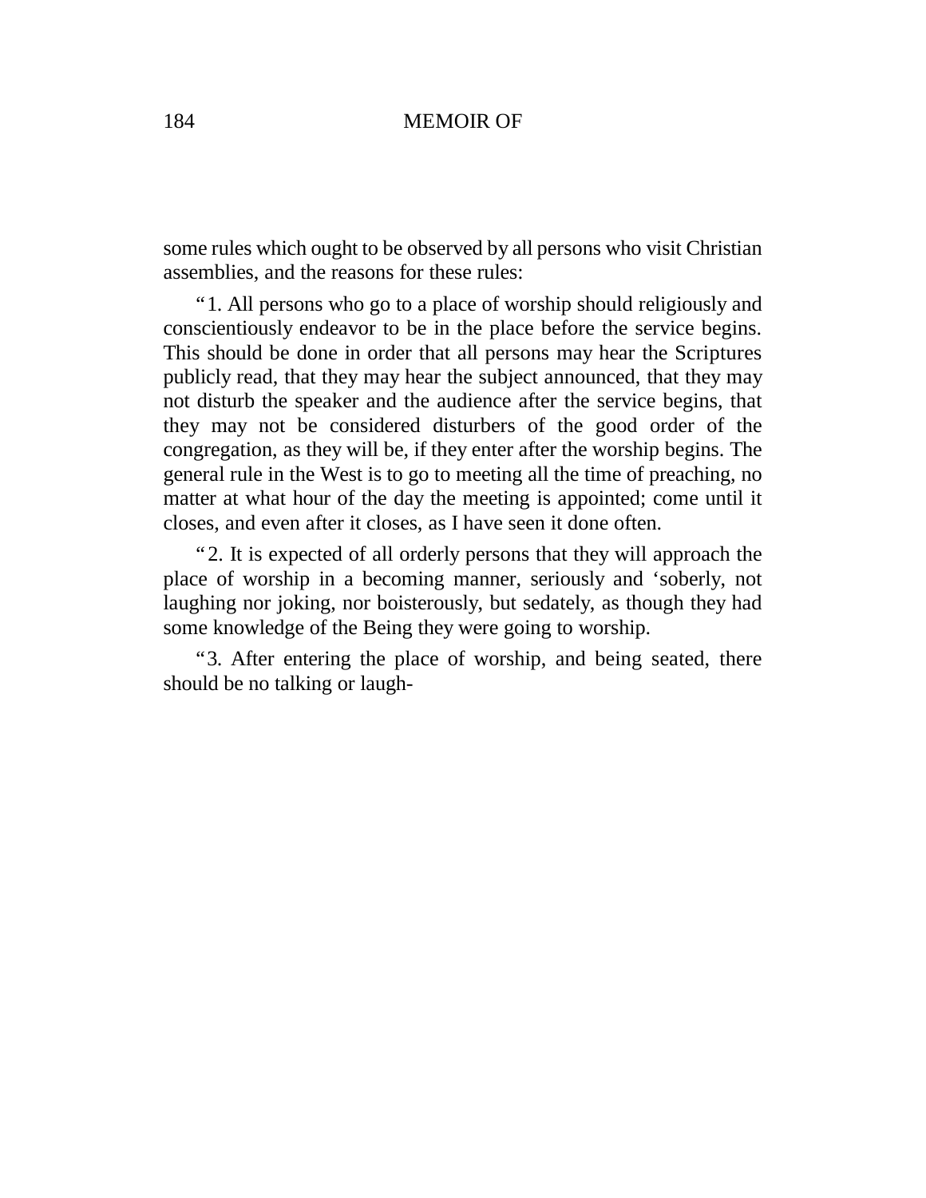some rules which ought to be observed by all persons who visit Christian assemblies, and the reasons for these rules:

"1. All persons who go to a place of worship should religiously and conscientiously endeavor to be in the place before the service begins. This should be done in order that all persons may hear the Scriptures publicly read, that they may hear the subject announced, that they may not disturb the speaker and the audience after the service begins, that they may not be considered disturbers of the good order of the congregation, as they will be, if they enter after the worship begins. The general rule in the West is to go to meeting all the time of preaching, no matter at what hour of the day the meeting is appointed; come until it closes, and even after it closes, as I have seen it done often.

"2. It is expected of all orderly persons that they will approach the place of worship in a becoming manner, seriously and 'soberly, not laughing nor joking, nor boisterously, but sedately, as though they had some knowledge of the Being they were going to worship.

"3. After entering the place of worship, and being seated, there should be no talking or laugh-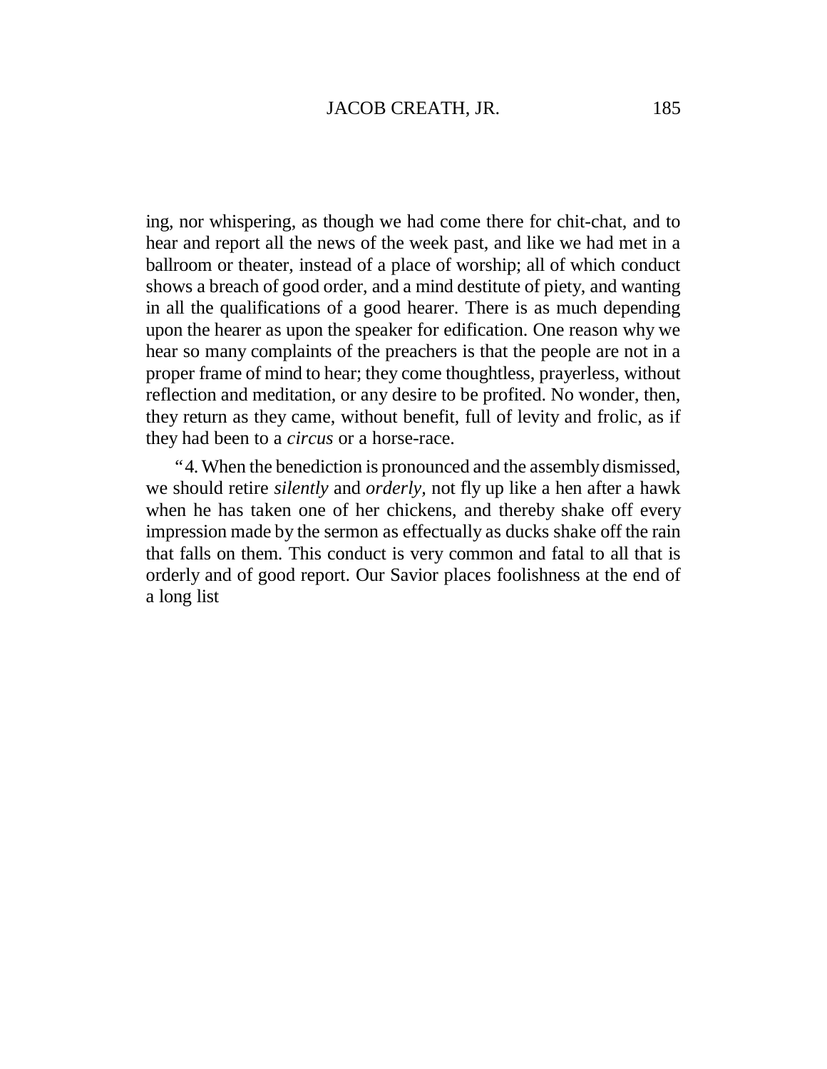ing, nor whispering, as though we had come there for chit-chat, and to hear and report all the news of the week past, and like we had met in a ballroom or theater, instead of a place of worship; all of which conduct shows a breach of good order, and a mind destitute of piety, and wanting in all the qualifications of a good hearer. There is as much depending upon the hearer as upon the speaker for edification. One reason why we hear so many complaints of the preachers is that the people are not in a proper frame of mind to hear; they come thoughtless, prayerless, without reflection and meditation, or any desire to be profited. No wonder, then, they return as they came, without benefit, full of levity and frolic, as if they had been to a *circus* or a horse-race.

"4. When the benediction is pronounced and the assembly dismissed, we should retire *silently* and *orderly,* not fly up like a hen after a hawk when he has taken one of her chickens, and thereby shake off every impression made by the sermon as effectually as ducks shake off the rain that falls on them. This conduct is very common and fatal to all that is orderly and of good report. Our Savior places foolishness at the end of a long list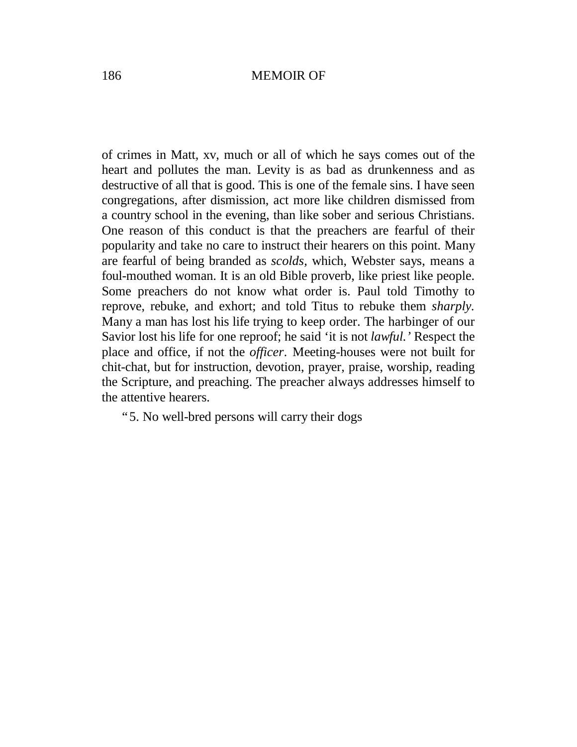of crimes in Matt, xv, much or all of which he says comes out of the heart and pollutes the man. Levity is as bad as drunkenness and as destructive of all that is good. This is one of the female sins. I have seen congregations, after dismission, act more like children dismissed from a country school in the evening, than like sober and serious Christians. One reason of this conduct is that the preachers are fearful of their popularity and take no care to instruct their hearers on this point. Many are fearful of being branded as *scolds,* which, Webster says, means a foul-mouthed woman. It is an old Bible proverb, like priest like people. Some preachers do not know what order is. Paul told Timothy to reprove, rebuke, and exhort; and told Titus to rebuke them *sharply*. Many a man has lost his life trying to keep order. The harbinger of our Savior lost his life for one reproof; he said 'it is not *lawful.'* Respect the place and office, if not the *officer*. Meeting-houses were not built for chit-chat, but for instruction, devotion, prayer, praise, worship, reading the Scripture, and preaching. The preacher always addresses himself to the attentive hearers.

"5. No well-bred persons will carry their dogs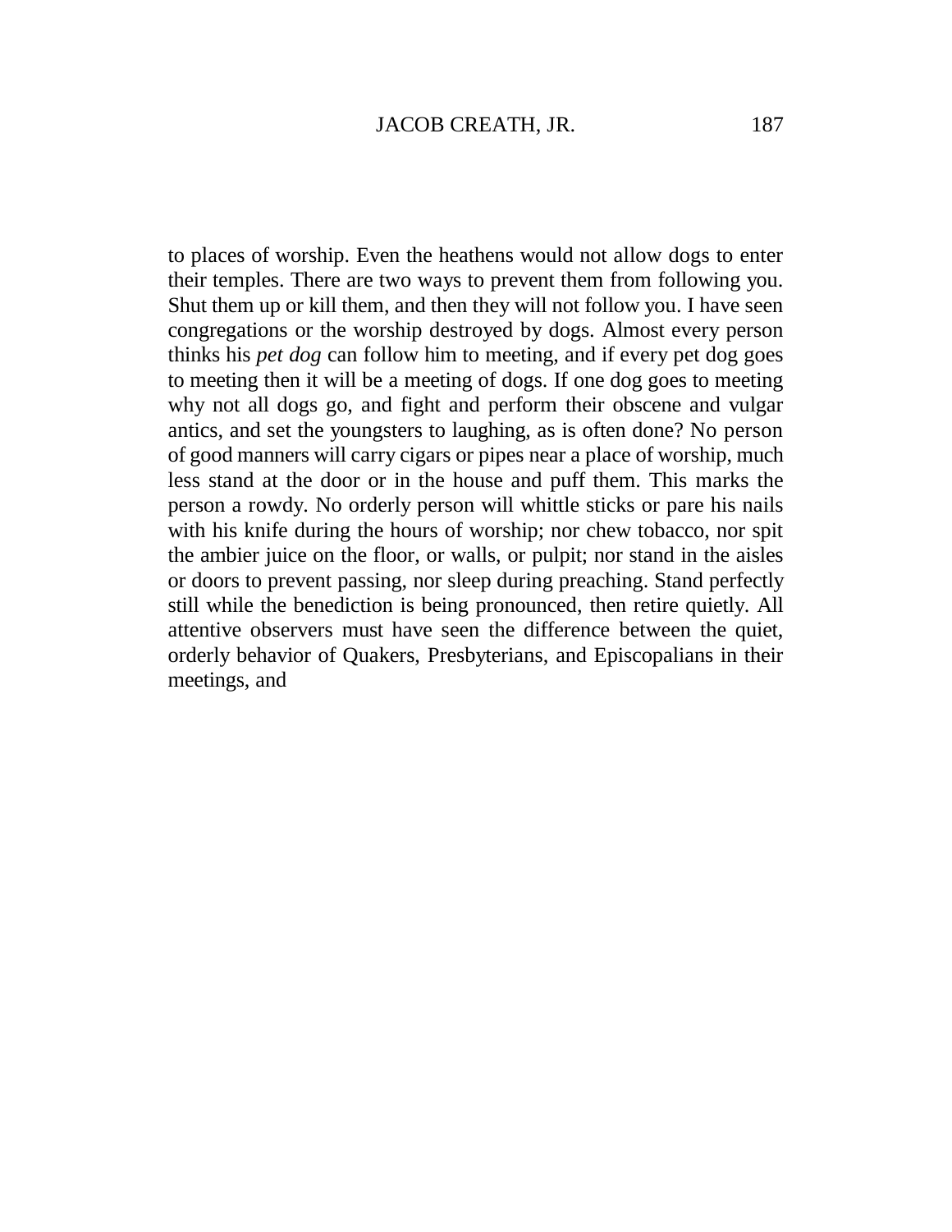to places of worship. Even the heathens would not allow dogs to enter their temples. There are two ways to prevent them from following you. Shut them up or kill them, and then they will not follow you. I have seen congregations or the worship destroyed by dogs. Almost every person thinks his *pet dog* can follow him to meeting, and if every pet dog goes to meeting then it will be a meeting of dogs. If one dog goes to meeting why not all dogs go, and fight and perform their obscene and vulgar antics, and set the youngsters to laughing, as is often done? No person of good manners will carry cigars or pipes near a place of worship, much less stand at the door or in the house and puff them. This marks the person a rowdy. No orderly person will whittle sticks or pare his nails with his knife during the hours of worship; nor chew tobacco, nor spit the ambier juice on the floor, or walls, or pulpit; nor stand in the aisles or doors to prevent passing, nor sleep during preaching. Stand perfectly still while the benediction is being pronounced, then retire quietly. All attentive observers must have seen the difference between the quiet, orderly behavior of Quakers, Presbyterians, and Episcopalians in their meetings, and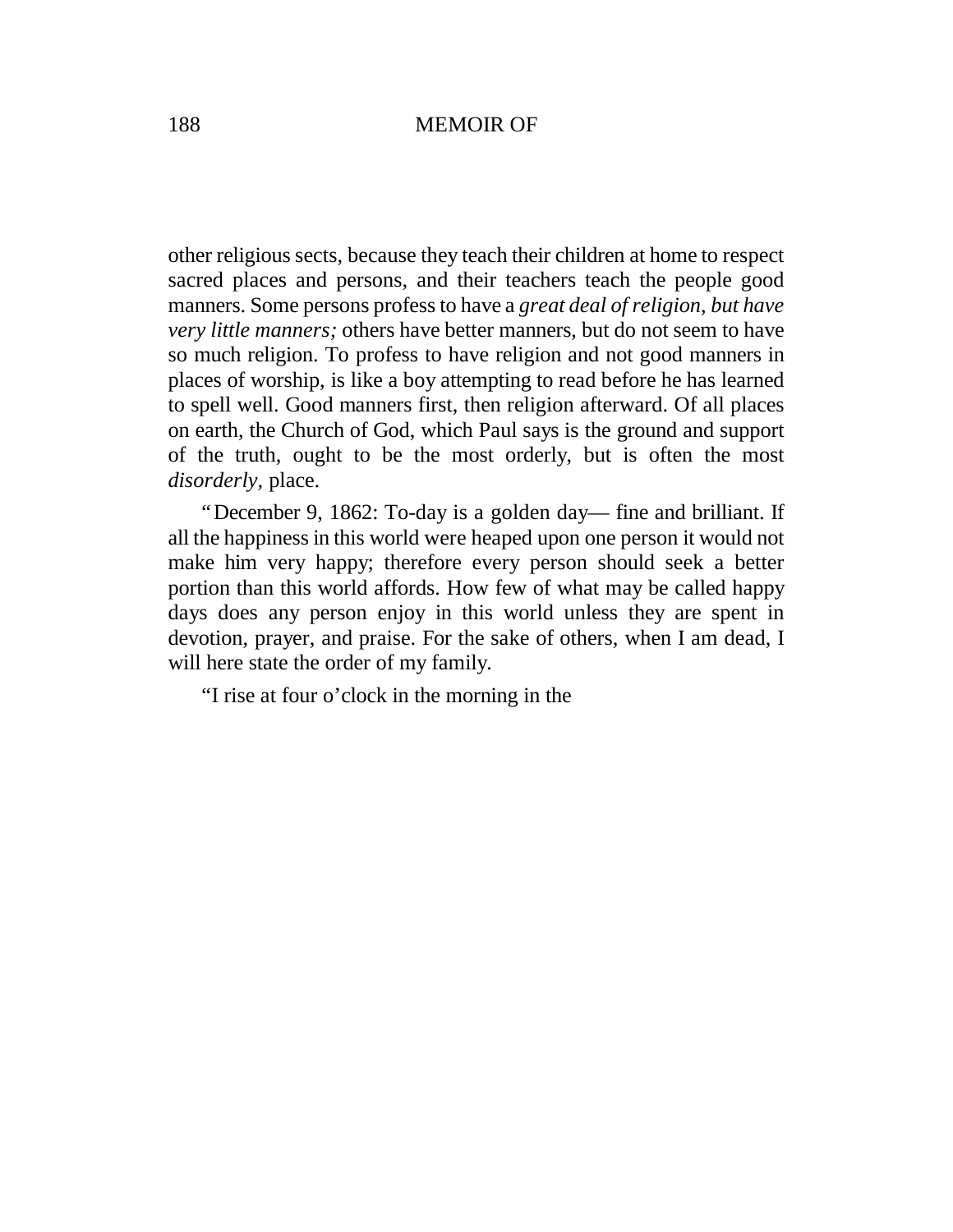other religious sects, because they teach their children at home to respect sacred places and persons, and their teachers teach the people good manners. Some persons profess to have a *great deal of religion, but have very little manners;* others have better manners, but do not seem to have so much religion. To profess to have religion and not good manners in places of worship, is like a boy attempting to read before he has learned to spell well. Good manners first, then religion afterward. Of all places on earth, the Church of God, which Paul says is the ground and support of the truth, ought to be the most orderly, but is often the most *disorderly,* place.

"December 9, 1862: To-day is a golden day— fine and brilliant. If all the happiness in this world were heaped upon one person it would not make him very happy; therefore every person should seek a better portion than this world affords. How few of what may be called happy days does any person enjoy in this world unless they are spent in devotion, prayer, and praise. For the sake of others, when I am dead, I will here state the order of my family.

"I rise at four o'clock in the morning in the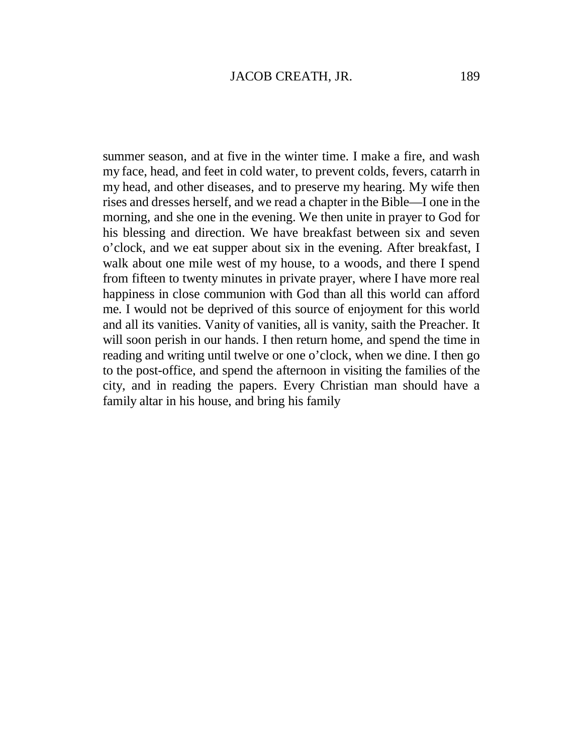summer season, and at five in the winter time. I make a fire, and wash my face, head, and feet in cold water, to prevent colds, fevers, catarrh in my head, and other diseases, and to preserve my hearing. My wife then rises and dresses herself, and we read a chapter in the Bible—I one in the morning, and she one in the evening. We then unite in prayer to God for his blessing and direction. We have breakfast between six and seven o'clock, and we eat supper about six in the evening. After breakfast, I walk about one mile west of my house, to a woods, and there I spend from fifteen to twenty minutes in private prayer, where I have more real happiness in close communion with God than all this world can afford me. I would not be deprived of this source of enjoyment for this world and all its vanities. Vanity of vanities, all is vanity, saith the Preacher. It will soon perish in our hands. I then return home, and spend the time in reading and writing until twelve or one o'clock, when we dine. I then go to the post-office, and spend the afternoon in visiting the families of the city, and in reading the papers. Every Christian man should have a family altar in his house, and bring his family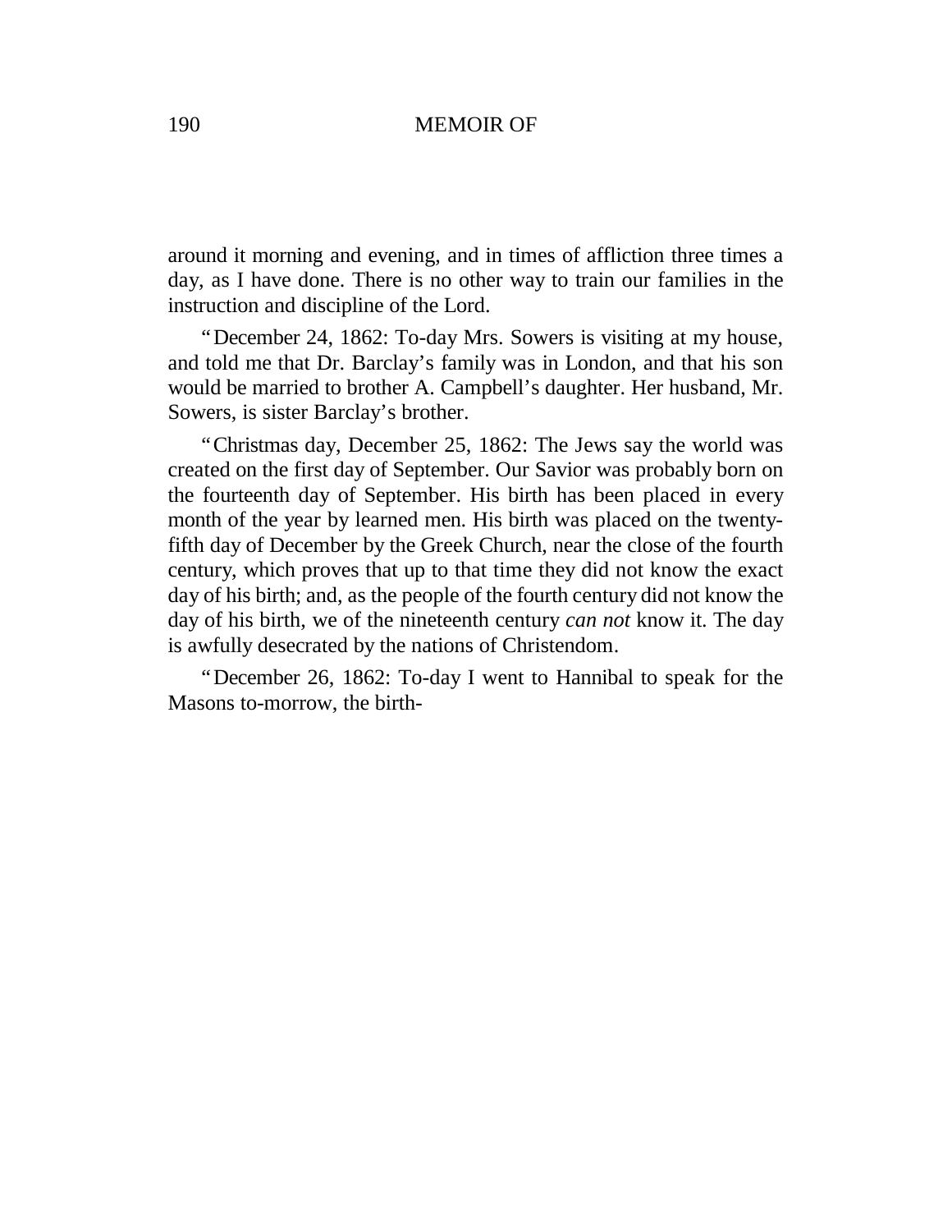around it morning and evening, and in times of affliction three times a day, as I have done. There is no other way to train our families in the instruction and discipline of the Lord.

"December 24, 1862: To-day Mrs. Sowers is visiting at my house, and told me that Dr. Barclay's family was in London, and that his son would be married to brother A. Campbell's daughter. Her husband, Mr. Sowers, is sister Barclay's brother.

"Christmas day, December 25, 1862: The Jews say the world was created on the first day of September. Our Savior was probably born on the fourteenth day of September. His birth has been placed in every month of the year by learned men. His birth was placed on the twenty-fifth day of December by the Greek Church, near the close of the fourth century, which proves that up to that time they did not know the exact day of his birth; and, as the people of the fourth century did not know the day of his birth, we of the nineteenth century *can not* know it. The day is awfully desecrated by the nations of Christendom.

"December 26, 1862: To-day I went to Hannibal to speak for the Masons to-morrow, the birth-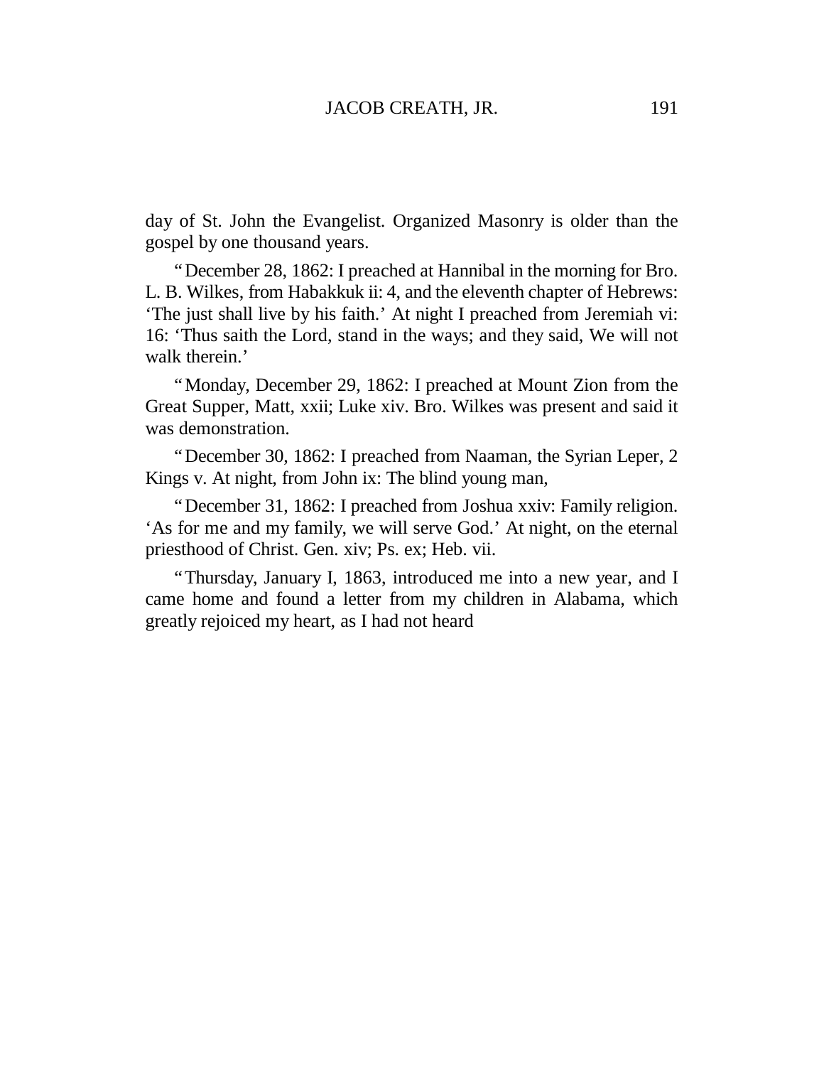day of St. John the Evangelist. Organized Masonry is older than the gospel by one thousand years.

"December 28, 1862: I preached at Hannibal in the morning for Bro. L. B. Wilkes, from Habakkuk ii: 4, and the eleventh chapter of Hebrews: 'The just shall live by his faith.' At night I preached from Jeremiah vi: 16: 'Thus saith the Lord, stand in the ways; and they said, We will not walk therein.'

"Monday, December 29, 1862: I preached at Mount Zion from the Great Supper, Matt, xxii; Luke xiv. Bro. Wilkes was present and said it was demonstration.

"December 30, 1862: I preached from Naaman, the Syrian Leper, 2 Kings v. At night, from John ix: The blind young man,

"December 31, 1862: I preached from Joshua xxiv: Family religion. 'As for me and my family, we will serve God.' At night, on the eternal priesthood of Christ. Gen. xiv; Ps. ex; Heb. vii.

"Thursday, January I, 1863, introduced me into a new year, and I came home and found a letter from my children in Alabama, which greatly rejoiced my heart, as I had not heard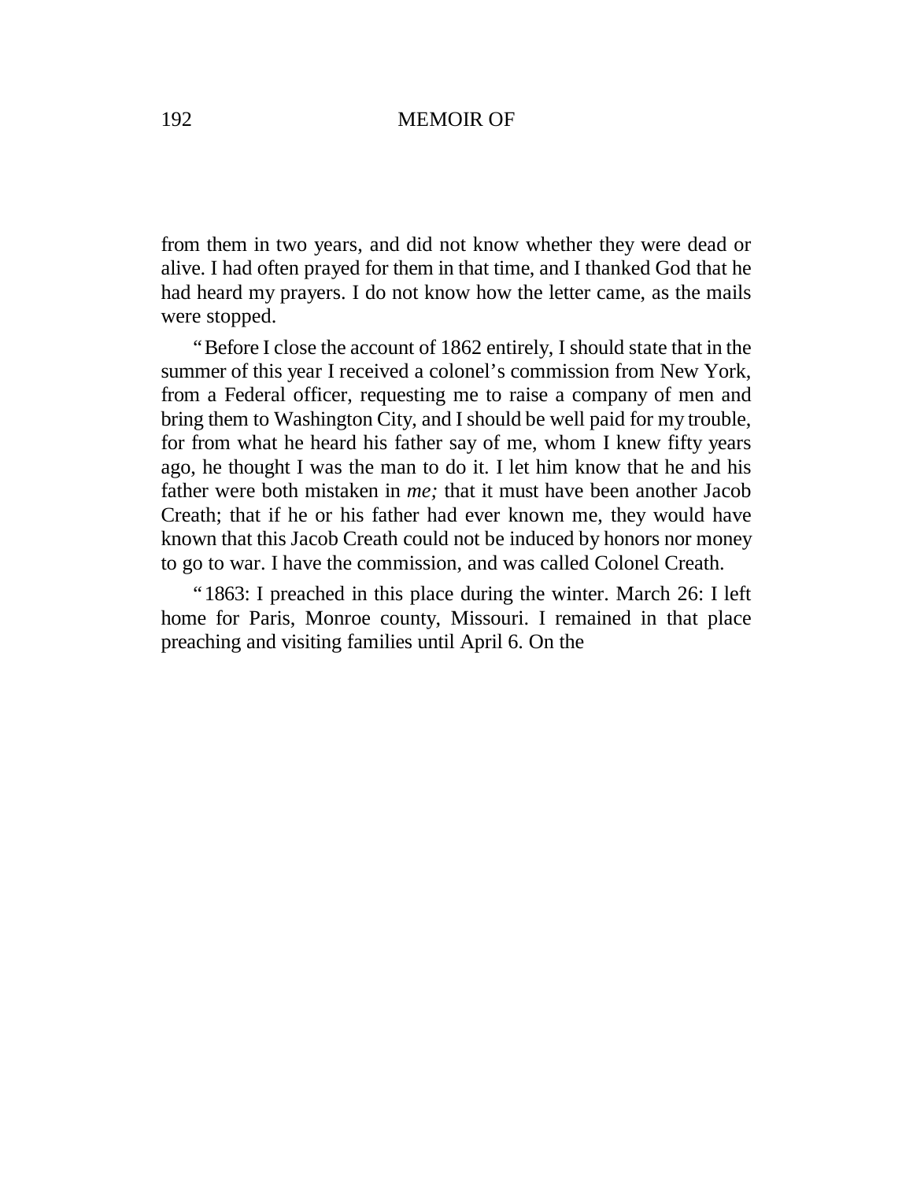from them in two years, and did not know whether they were dead or alive. I had often prayed for them in that time, and I thanked God that he had heard my prayers. I do not know how the letter came, as the mails were stopped.

"Before I close the account of 1862 entirely, I should state that in the summer of this year I received a colonel's commission from New York, from a Federal officer, requesting me to raise a company of men and bring them to Washington City, and I should be well paid for my trouble, for from what he heard his father say of me, whom I knew fifty years ago, he thought I was the man to do it. I let him know that he and his father were both mistaken in *me;* that it must have been another Jacob Creath; that if he or his father had ever known me, they would have known that this Jacob Creath could not be induced by honors nor money to go to war. I have the commission, and was called Colonel Creath.

"1863: I preached in this place during the winter. March 26: I left home for Paris, Monroe county, Missouri. I remained in that place preaching and visiting families until April 6. On the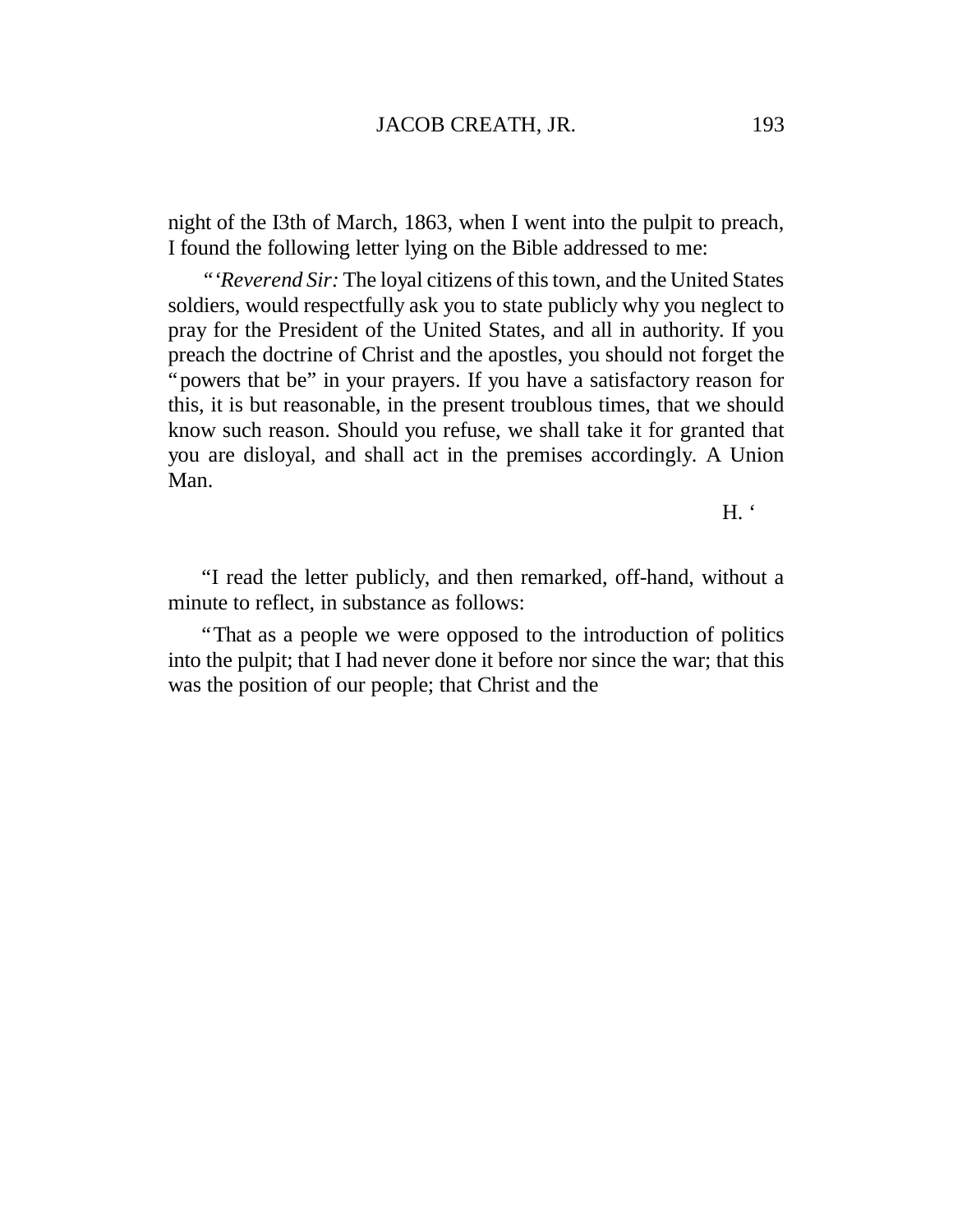night of the I3th of March, 1863, when I went into the pulpit to preach, I found the following letter lying on the Bible addressed to me:

"'*Reverend Sir:* The loyal citizens of this town, and the United States soldiers, would respectfully ask you to state publicly why you neglect to pray for the President of the United States, and all in authority. If you preach the doctrine of Christ and the apostles, you should not forget the "powers that be" in your prayers. If you have a satisfactory reason for this, it is but reasonable, in the present troublous times, that we should know such reason. Should you refuse, we shall take it for granted that you are disloyal, and shall act in the premises accordingly. A Union Man.

H. '

"I read the letter publicly, and then remarked, off-hand, without a minute to reflect, in substance as follows:

"That as a people we were opposed to the introduction of politics into the pulpit; that I had never done it before nor since the war; that this was the position of our people; that Christ and the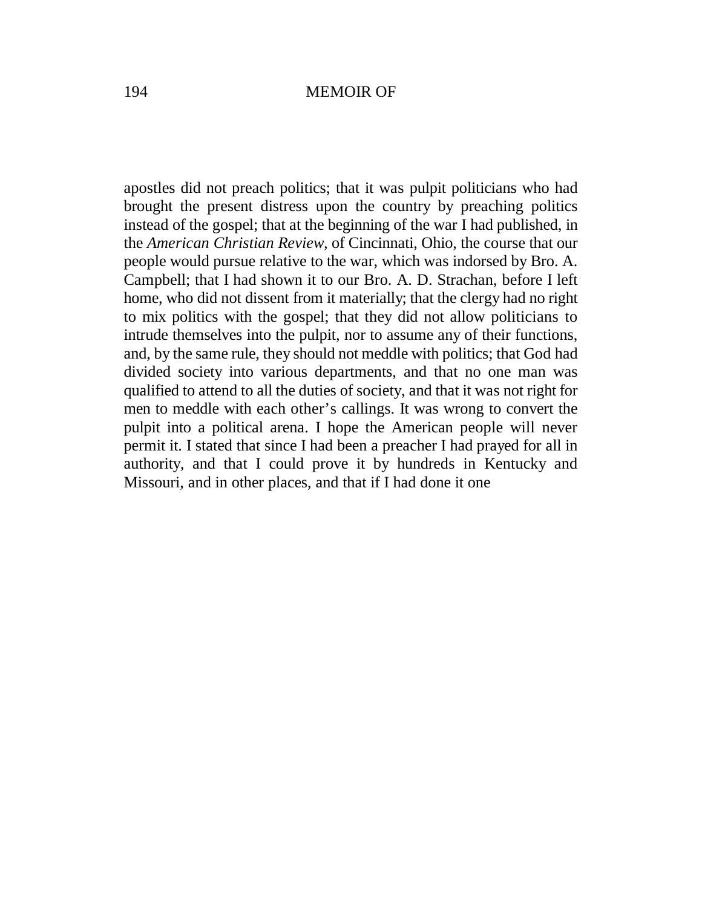apostles did not preach politics; that it was pulpit politicians who had brought the present distress upon the country by preaching politics instead of the gospel; that at the beginning of the war I had published, in the *American Christian Review*, of Cincinnati, Ohio, the course that our people would pursue relative to the war, which was indorsed by Bro. A. Campbell; that I had shown it to our Bro. A. D. Strachan, before I left home, who did not dissent from it materially; that the clergy had no right to mix politics with the gospel; that they did not allow politicians to intrude themselves into the pulpit, nor to assume any of their functions, and, by the same rule, they should not meddle with politics; that God had divided society into various departments, and that no one man was qualified to attend to all the duties of society, and that it was not right for men to meddle with each other's callings. It was wrong to convert the pulpit into a political arena. I hope the American people will never permit it. I stated that since I had been a preacher I had prayed for all in authority, and that I could prove it by hundreds in Kentucky and Missouri, and in other places, and that if I had done it one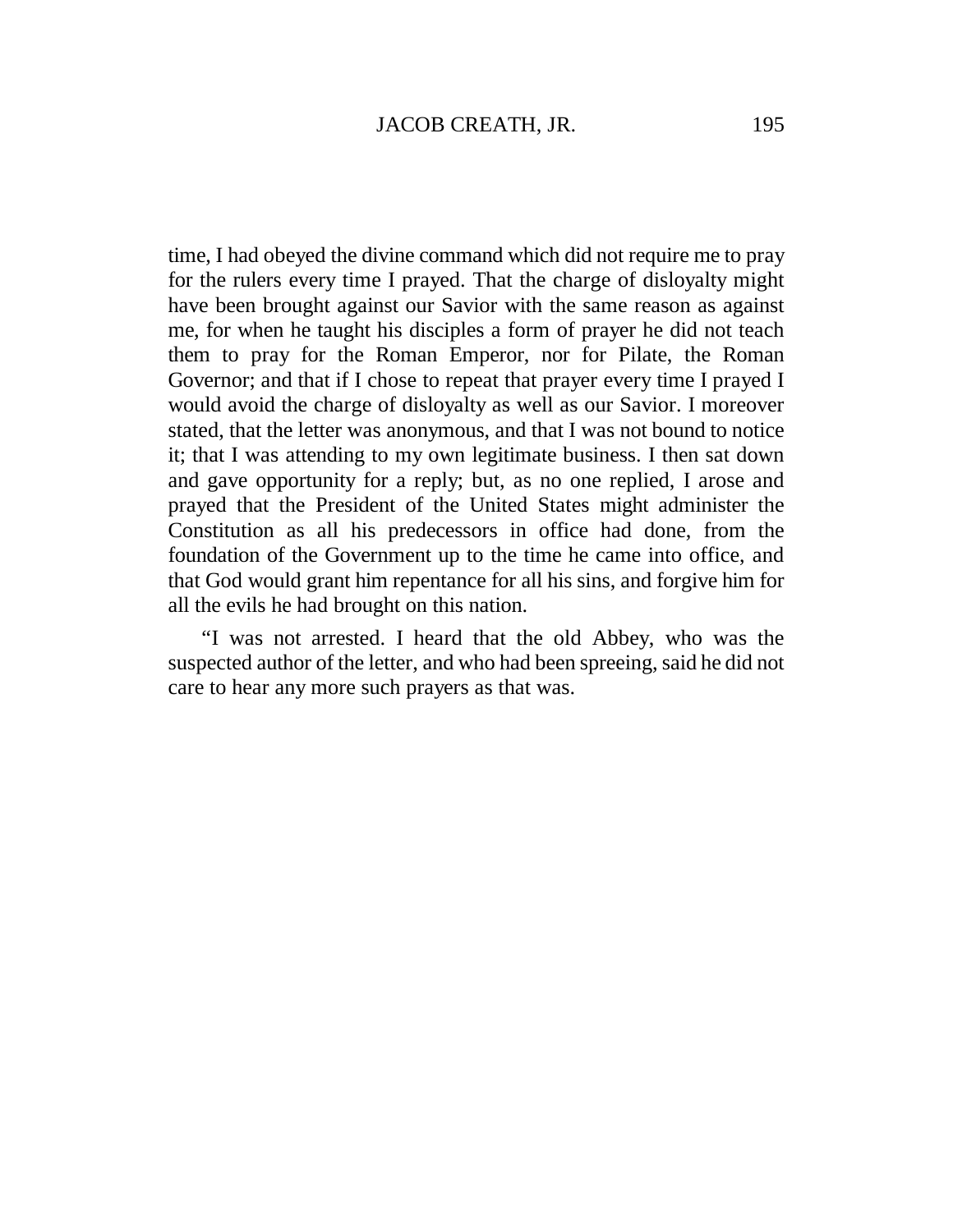time, I had obeyed the divine command which did not require me to pray for the rulers every time I prayed. That the charge of disloyalty might have been brought against our Savior with the same reason as against me, for when he taught his disciples a form of prayer he did not teach them to pray for the Roman Emperor, nor for Pilate, the Roman Governor; and that if I chose to repeat that prayer every time I prayed I would avoid the charge of disloyalty as well as our Savior. I moreover stated, that the letter was anonymous, and that I was not bound to notice it; that I was attending to my own legitimate business. I then sat down and gave opportunity for a reply; but, as no one replied, I arose and prayed that the President of the United States might administer the Constitution as all his predecessors in office had done, from the foundation of the Government up to the time he came into office, and that God would grant him repentance for all his sins, and forgive him for all the evils he had brought on this nation.

"I was not arrested. I heard that the old Abbey, who was the suspected author of the letter, and who had been spreeing, said he did not care to hear any more such prayers as that was.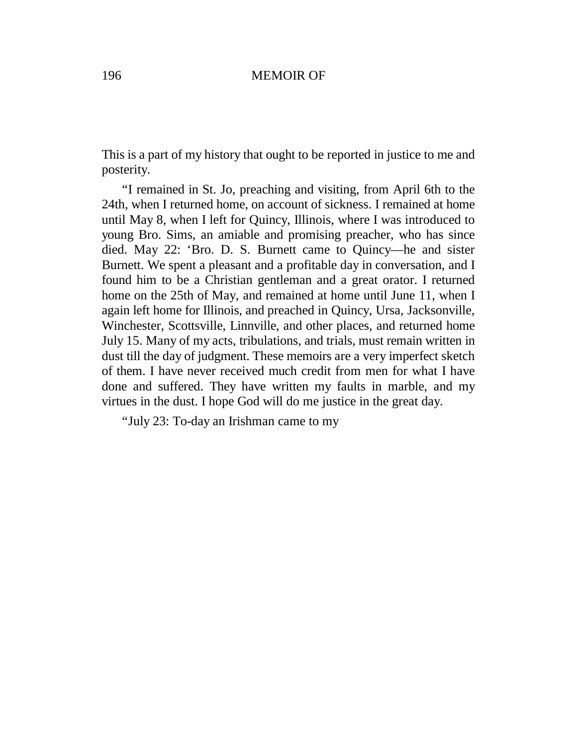This is a part of my history that ought to be reported in justice to me and posterity.

"I remained in St. Jo, preaching and visiting, from April 6th to the 24th, when I returned home, on account of sickness. I remained at home until May 8, when I left for Quincy, Illinois, where I was introduced to young Bro. Sims, an amiable and promising preacher, who has since died. May 22: 'Bro. D. S. Burnett came to Quincy—he and sister Burnett. We spent a pleasant and a profitable day in conversation, and I found him to be a Christian gentleman and a great orator. I returned home on the 25th of May, and remained at home until June 11, when I again left home for Illinois, and preached in Quincy, Ursa, Jacksonville, Winchester, Scottsville, Linnville, and other places, and returned home July 15. Many of my acts, tribulations, and trials, must remain written in dust till the day of judgment. These memoirs are a very imperfect sketch of them. I have never received much credit from men for what I have done and suffered. They have written my faults in marble, and my virtues in the dust. I hope God will do me justice in the great day.

"July 23: To-day an Irishman came to my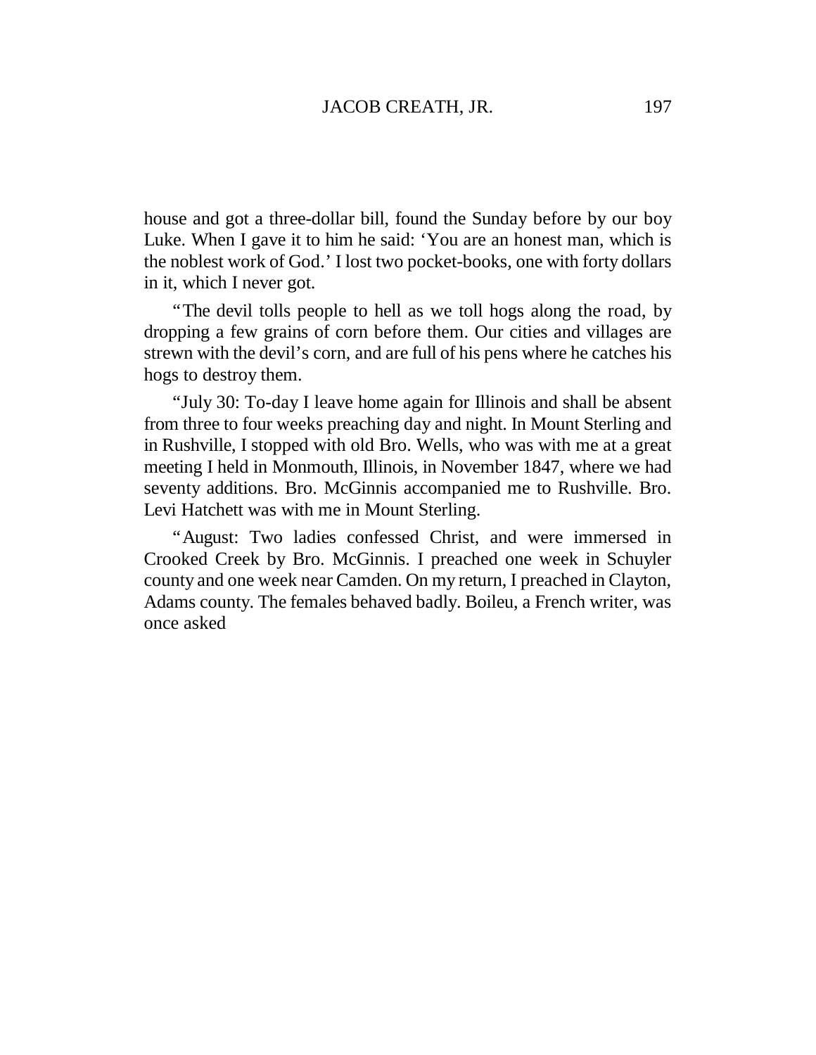house and got a three-dollar bill, found the Sunday before by our boy Luke. When I gave it to him he said: 'You are an honest man, which is the noblest work of God.' I lost two pocket-books, one with forty dollars in it, which I never got.

"The devil tolls people to hell as we toll hogs along the road, by dropping a few grains of corn before them. Our cities and villages are strewn with the devil's corn, and are full of his pens where he catches his hogs to destroy them.

"July 30: To-day I leave home again for Illinois and shall be absent from three to four weeks preaching day and night. In Mount Sterling and in Rushville, I stopped with old Bro. Wells, who was with me at a great meeting I held in Monmouth, Illinois, in November 1847, where we had seventy additions. Bro. McGinnis accompanied me to Rushville. Bro. Levi Hatchett was with me in Mount Sterling.

"August: Two ladies confessed Christ, and were immersed in Crooked Creek by Bro. McGinnis. I preached one week in Schuyler county and one week near Camden. On my return, I preached in Clayton, Adams county. The females behaved badly. Boileu, a French writer, was once asked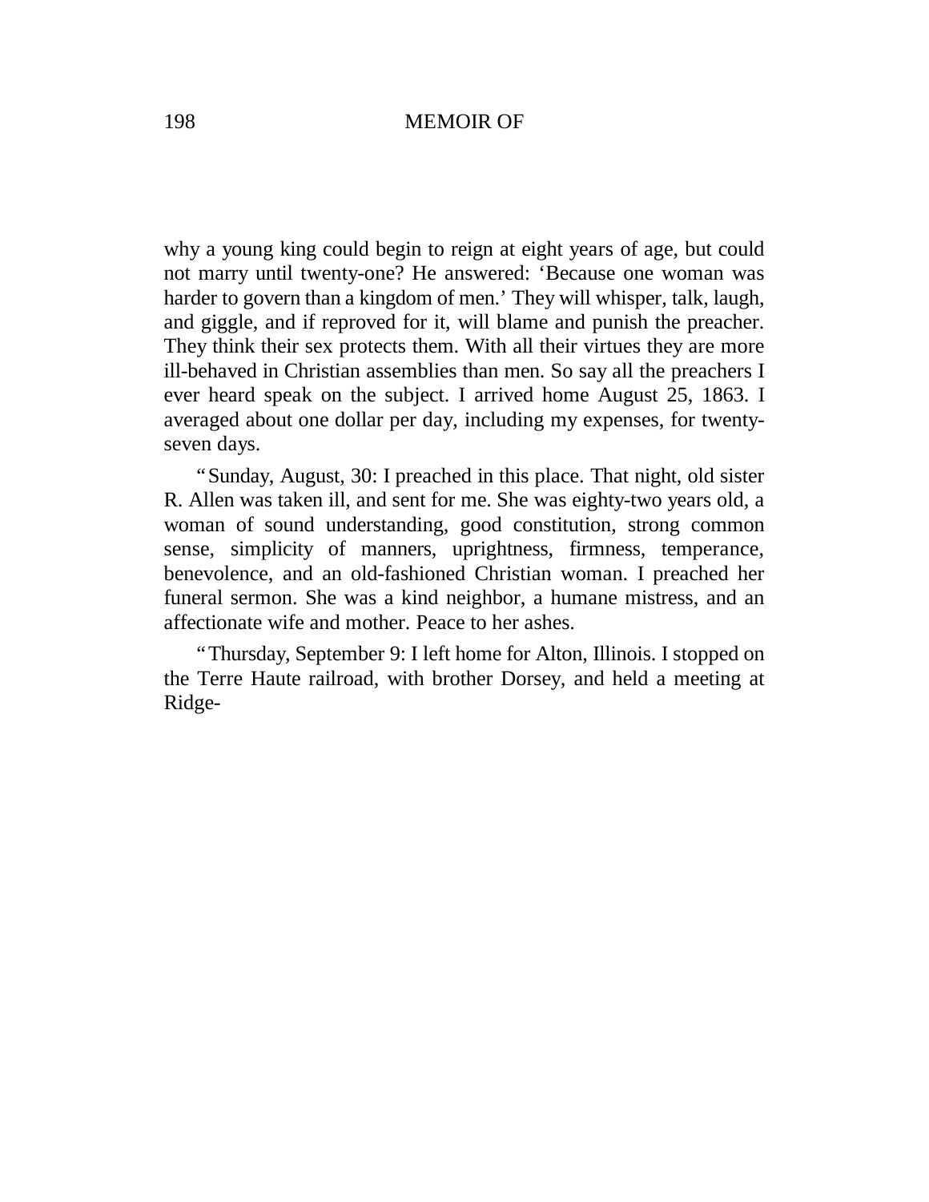why a young king could begin to reign at eight years of age, but could not marry until twenty-one? He answered: ‘Because one woman was harder to govern than a kingdom of men.’ They will whisper, talk, laugh, and giggle, and if reproved for it, will blame and punish the preacher. They think their sex protects them. With all their virtues they are more ill-behaved in Christian assemblies than men. So say all the preachers I ever heard speak on the subject. I arrived home August 25, 1863. I averaged about one dollar per day, including my expenses, for twenty-seven days.

“Sunday, August, 30: I preached in this place. That night, old sister R. Allen was taken ill, and sent for me. She was eighty-two years old, a woman of sound understanding, good constitution, strong common sense, simplicity of manners, uprightness, firmness, temperance, benevolence, and an old-fashioned Christian woman. I preached her funeral sermon. She was a kind neighbor, a humane mistress, and an affectionate wife and mother. Peace to her ashes.

“Thursday, September 9: I left home for Alton, Illinois. I stopped on the Terre Haute railroad, with brother Dorsey, and held a meeting at Ridge-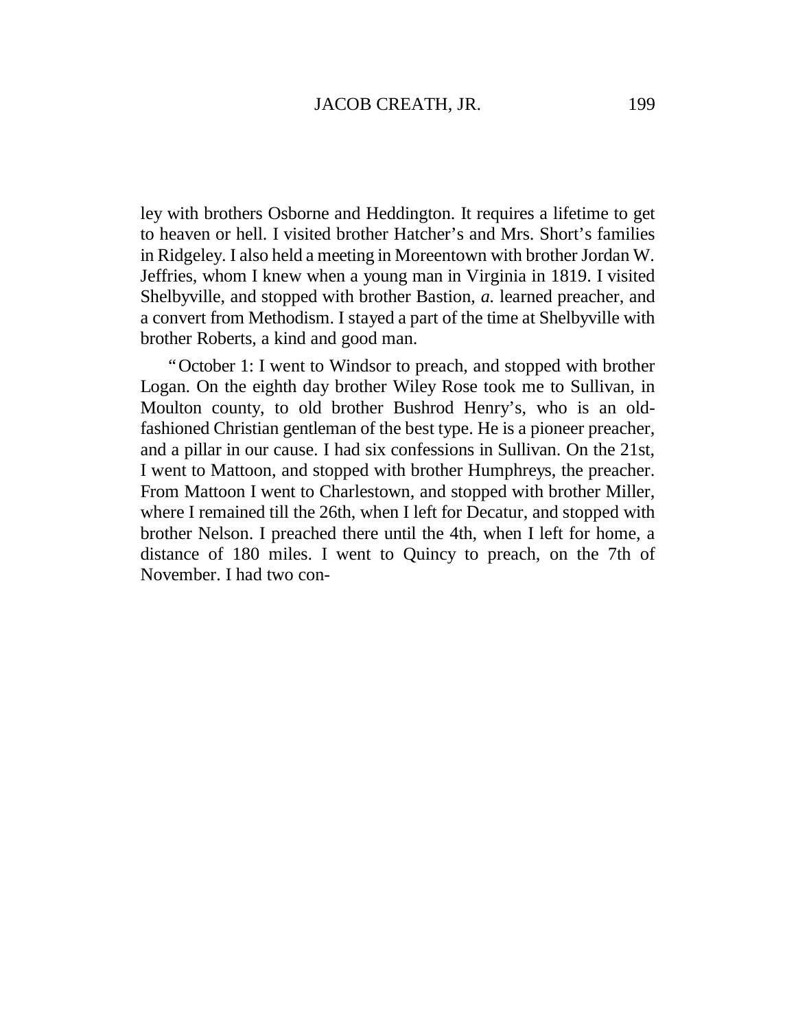ley with brothers Osborne and Heddington. It requires a lifetime to get to heaven or hell. I visited brother Hatcher's and Mrs. Short's families in Ridgeley. I also held a meeting in Moreentown with brother Jordan W. Jeffries, whom I knew when a young man in Virginia in 1819. I visited Shelbyville, and stopped with brother Bastion, *a.* learned preacher, and a convert from Methodism. I stayed a part of the time at Shelbyville with brother Roberts, a kind and good man.

"October 1: I went to Windsor to preach, and stopped with brother Logan. On the eighth day brother Wiley Rose took me to Sullivan, in Moulton county, to old brother Bushrod Henry's, who is an old-fashioned Christian gentleman of the best type. He is a pioneer preacher, and a pillar in our cause. I had six confessions in Sullivan. On the 21st, I went to Mattoon, and stopped with brother Humphreys, the preacher. From Mattoon I went to Charlestown, and stopped with brother Miller, where I remained till the 26th, when I left for Decatur, and stopped with brother Nelson. I preached there until the 4th, when I left for home, a distance of 180 miles. I went to Quincy to preach, on the 7th of November. I had two con-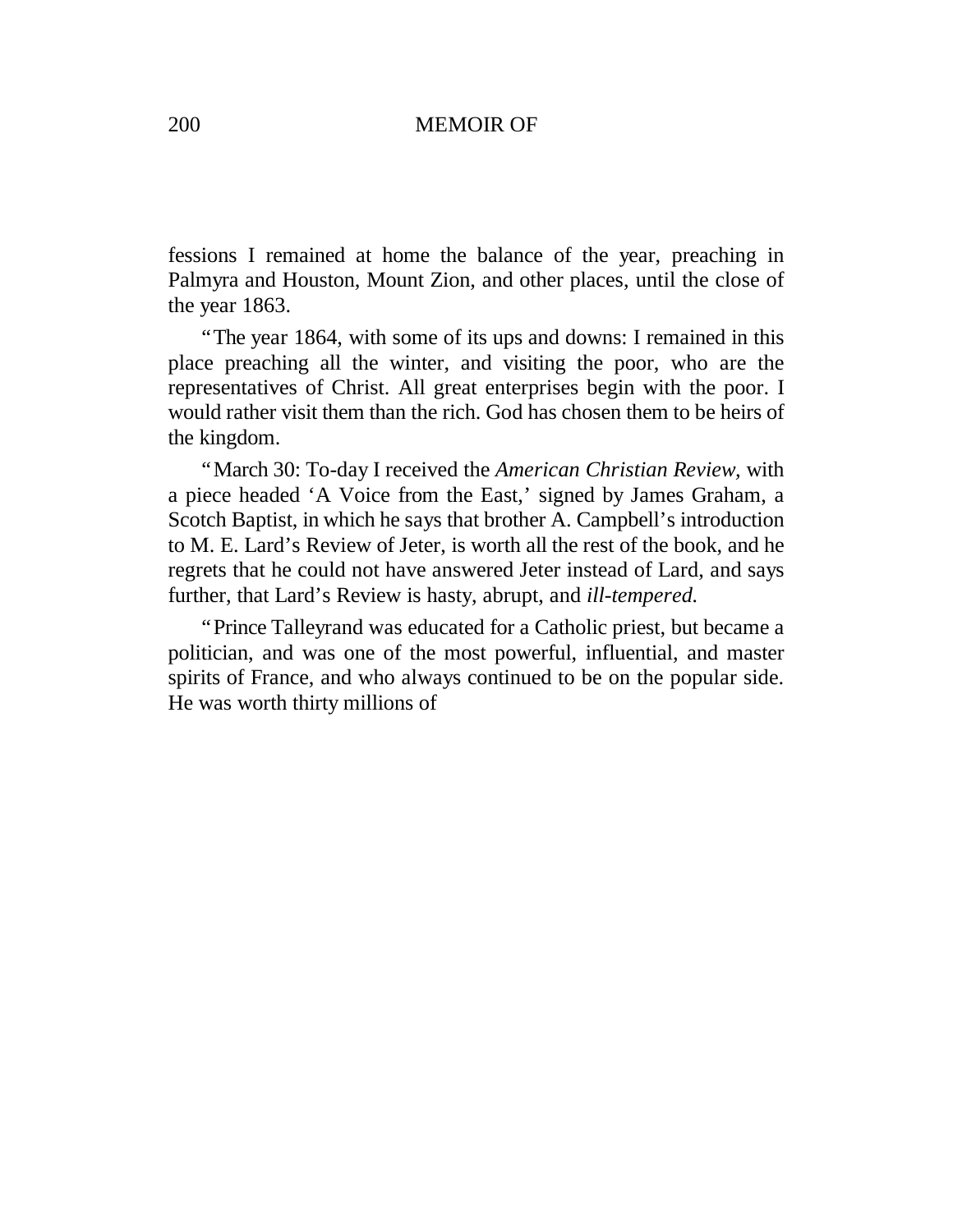fessions I remained at home the balance of the year, preaching in Palmyra and Houston, Mount Zion, and other places, until the close of the year 1863.

"The year 1864, with some of its ups and downs: I remained in this place preaching all the winter, and visiting the poor, who are the representatives of Christ. All great enterprises begin with the poor. I would rather visit them than the rich. God has chosen them to be heirs of the kingdom.

"March 30: To-day I received the *American Christian Review*, with a piece headed 'A Voice from the East,' signed by James Graham, a Scotch Baptist, in which he says that brother A. Campbell's introduction to M. E. Lard's Review of Jeter, is worth all the rest of the book, and he regrets that he could not have answered Jeter instead of Lard, and says further, that Lard's Review is hasty, abrupt, and *ill-tempered.*

"Prince Talleyrand was educated for a Catholic priest, but became a politician, and was one of the most powerful, influential, and master spirits of France, and who always continued to be on the popular side. He was worth thirty millions of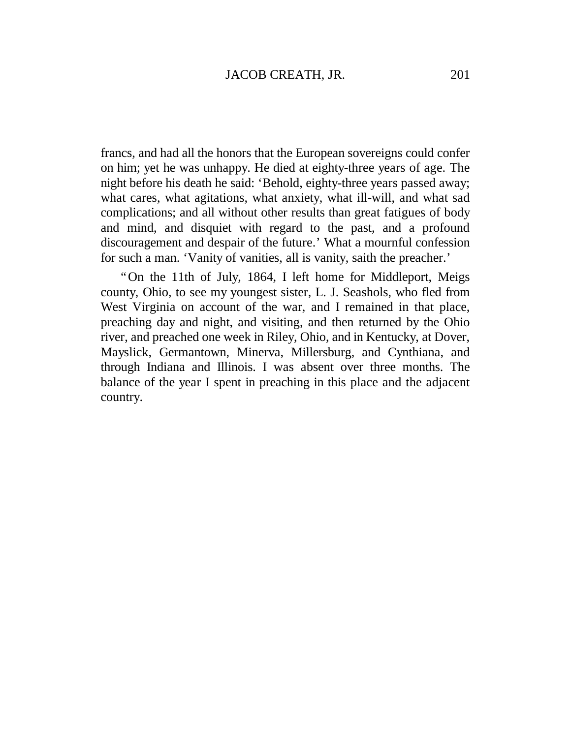francs, and had all the honors that the European sovereigns could confer on him; yet he was unhappy. He died at eighty-three years of age. The night before his death he said: 'Behold, eighty-three years passed away; what cares, what agitations, what anxiety, what ill-will, and what sad complications; and all without other results than great fatigues of body and mind, and disquiet with regard to the past, and a profound discouragement and despair of the future.' What a mournful confession for such a man. 'Vanity of vanities, all is vanity, saith the preacher.'

"On the 11th of July, 1864, I left home for Middleport, Meigs county, Ohio, to see my youngest sister, L. J. Seashols, who fled from West Virginia on account of the war, and I remained in that place, preaching day and night, and visiting, and then returned by the Ohio river, and preached one week in Riley, Ohio, and in Kentucky, at Dover, Mayslick, Germantown, Minerva, Millersburg, and Cynthiana, and through Indiana and Illinois. I was absent over three months. The balance of the year I spent in preaching in this place and the adjacent country.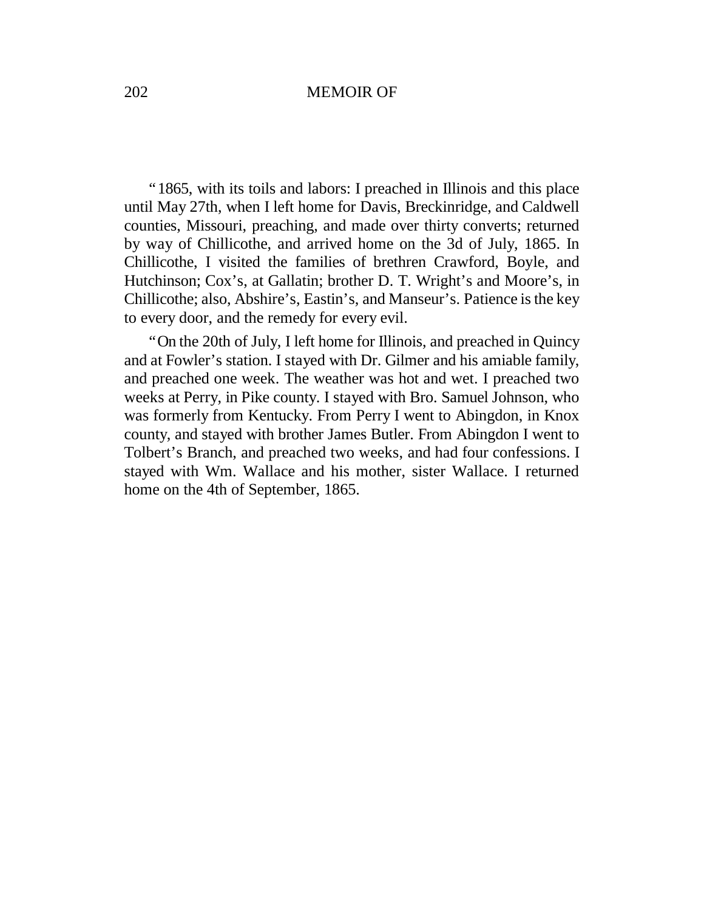"1865, with its toils and labors: I preached in Illinois and this place until May 27th, when I left home for Davis, Breckinridge, and Caldwell counties, Missouri, preaching, and made over thirty converts; returned by way of Chillicothe, and arrived home on the 3d of July, 1865. In Chillicothe, I visited the families of brethren Crawford, Boyle, and Hutchinson; Cox's, at Gallatin; brother D. T. Wright's and Moore's, in Chillicothe; also, Abshire's, Eastin's, and Manseur's. Patience is the key to every door, and the remedy for every evil.

"On the 20th of July, I left home for Illinois, and preached in Quincy and at Fowler's station. I stayed with Dr. Gilmer and his amiable family, and preached one week. The weather was hot and wet. I preached two weeks at Perry, in Pike county. I stayed with Bro. Samuel Johnson, who was formerly from Kentucky. From Perry I went to Abingdon, in Knox county, and stayed with brother James Butler. From Abingdon I went to Tolbert's Branch, and preached two weeks, and had four confessions. I stayed with Wm. Wallace and his mother, sister Wallace. I returned home on the 4th of September, 1865.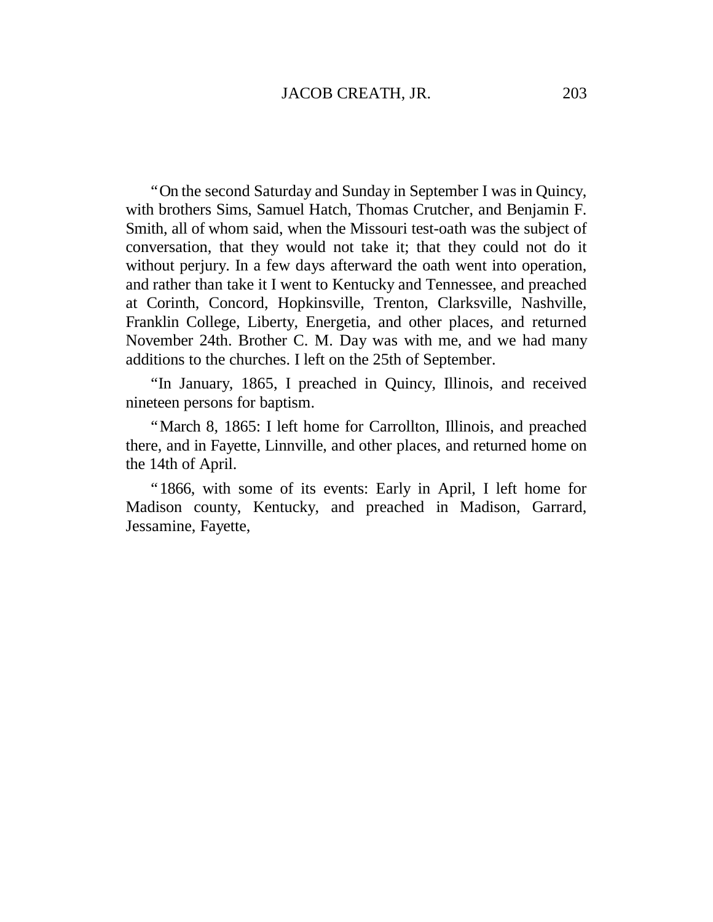"On the second Saturday and Sunday in September I was in Quincy, with brothers Sims, Samuel Hatch, Thomas Crutcher, and Benjamin F. Smith, all of whom said, when the Missouri test-oath was the subject of conversation, that they would not take it; that they could not do it without perjury. In a few days afterward the oath went into operation, and rather than take it I went to Kentucky and Tennessee, and preached at Corinth, Concord, Hopkinsville, Trenton, Clarksville, Nashville, Franklin College, Liberty, Energetia, and other places, and returned November 24th. Brother C. M. Day was with me, and we had many additions to the churches. I left on the 25th of September.

"In January, 1865, I preached in Quincy, Illinois, and received nineteen persons for baptism.

"March 8, 1865: I left home for Carrollton, Illinois, and preached there, and in Fayette, Linnville, and other places, and returned home on the 14th of April.

"1866, with some of its events: Early in April, I left home for Madison county, Kentucky, and preached in Madison, Garrard, Jessamine, Fayette,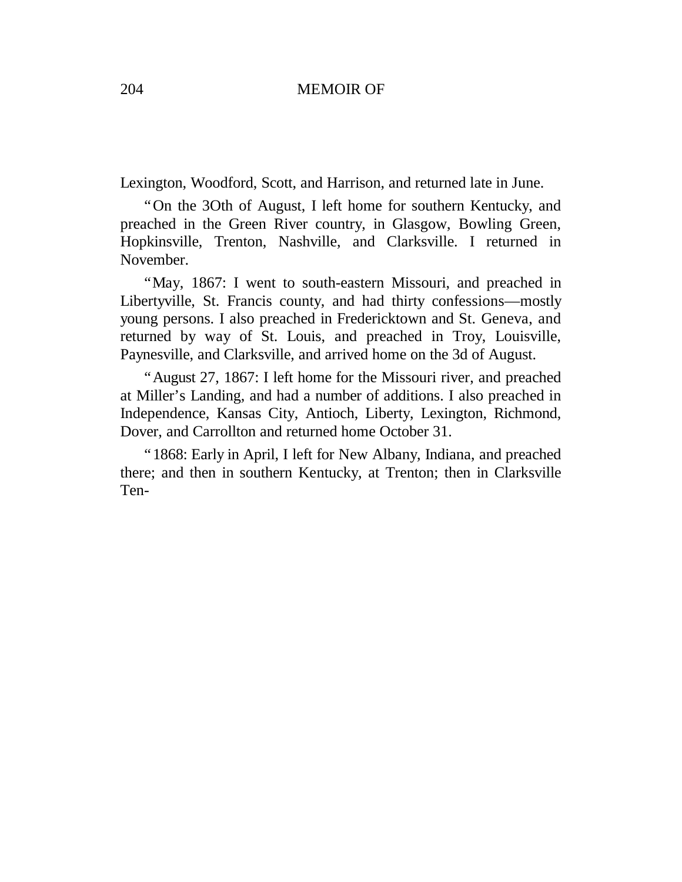Lexington, Woodford, Scott, and Harrison, and returned late in June.

"On the 3Oth of August, I left home for southern Kentucky, and preached in the Green River country, in Glasgow, Bowling Green, Hopkinsville, Trenton, Nashville, and Clarksville. I returned in November.

"May, 1867: I went to south-eastern Missouri, and preached in Libertyville, St. Francis county, and had thirty confessions—mostly young persons. I also preached in Fredericktown and St. Geneva, and returned by way of St. Louis, and preached in Troy, Louisville, Paynesville, and Clarksville, and arrived home on the 3d of August.

"August 27, 1867: I left home for the Missouri river, and preached at Miller's Landing, and had a number of additions. I also preached in Independence, Kansas City, Antioch, Liberty, Lexington, Richmond, Dover, and Carrollton and returned home October 31.

"1868: Early in April, I left for New Albany, Indiana, and preached there; and then in southern Kentucky, at Trenton; then in Clarksville Ten-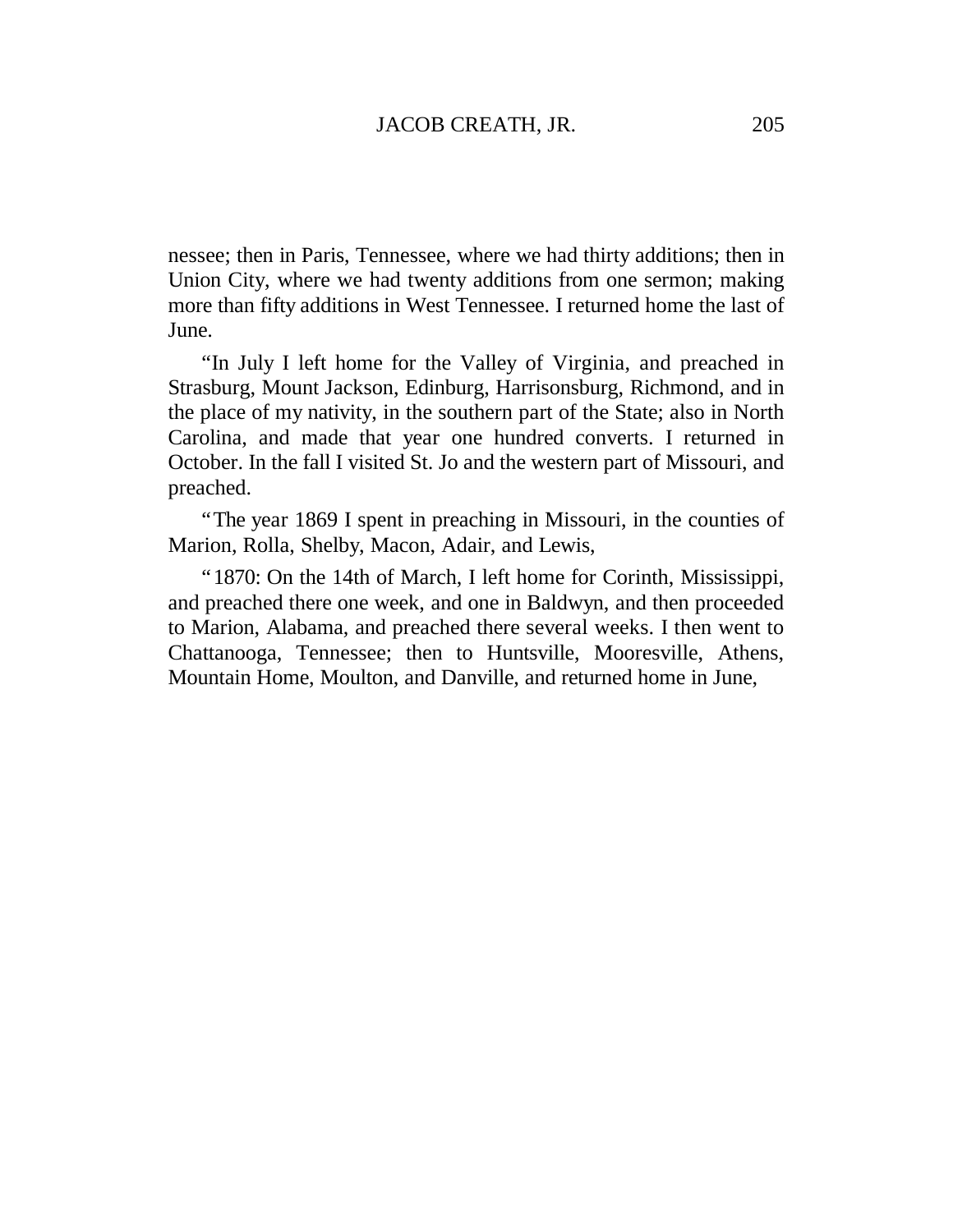nessee; then in Paris, Tennessee, where we had thirty additions; then in Union City, where we had twenty additions from one sermon; making more than fifty additions in West Tennessee. I returned home the last of June.

"In July I left home for the Valley of Virginia, and preached in Strasburg, Mount Jackson, Edinburg, Harrisonsburg, Richmond, and in the place of my nativity, in the southern part of the State; also in North Carolina, and made that year one hundred converts. I returned in October. In the fall I visited St. Jo and the western part of Missouri, and preached.

"The year 1869 I spent in preaching in Missouri, in the counties of Marion, Rolla, Shelby, Macon, Adair, and Lewis,

"1870: On the 14th of March, I left home for Corinth, Mississippi, and preached there one week, and one in Baldwyn, and then proceeded to Marion, Alabama, and preached there several weeks. I then went to Chattanooga, Tennessee; then to Huntsville, Mooresville, Athens, Mountain Home, Moulton, and Danville, and returned home in June,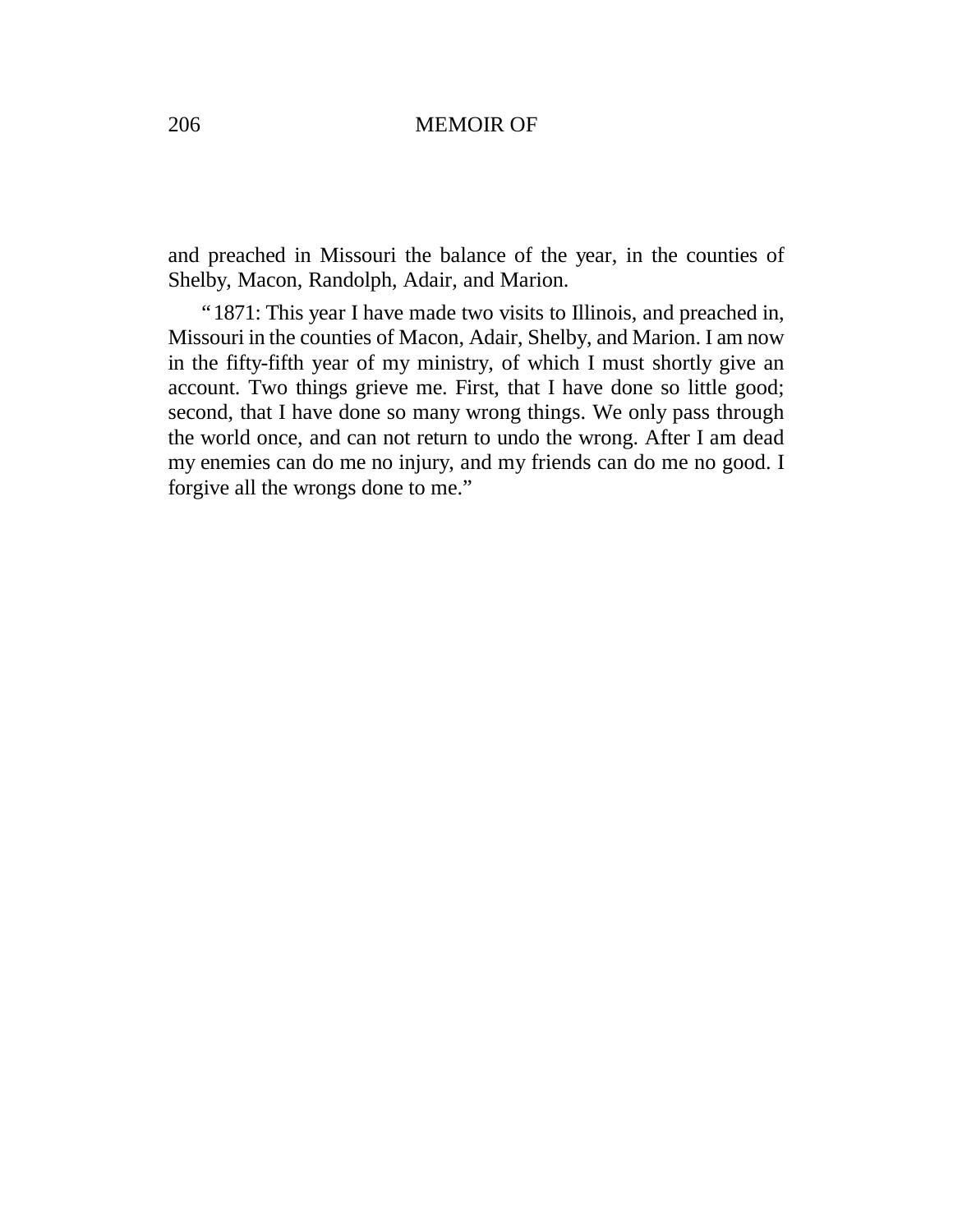and preached in Missouri the balance of the year, in the counties of Shelby, Macon, Randolph, Adair, and Marion.

"1871: This year I have made two visits to Illinois, and preached in, Missouri in the counties of Macon, Adair, Shelby, and Marion. I am now in the fifty-fifth year of my ministry, of which I must shortly give an account. Two things grieve me. First, that I have done so little good; second, that I have done so many wrong things. We only pass through the world once, and can not return to undo the wrong. After I am dead my enemies can do me no injury, and my friends can do me no good. I forgive all the wrongs done to me."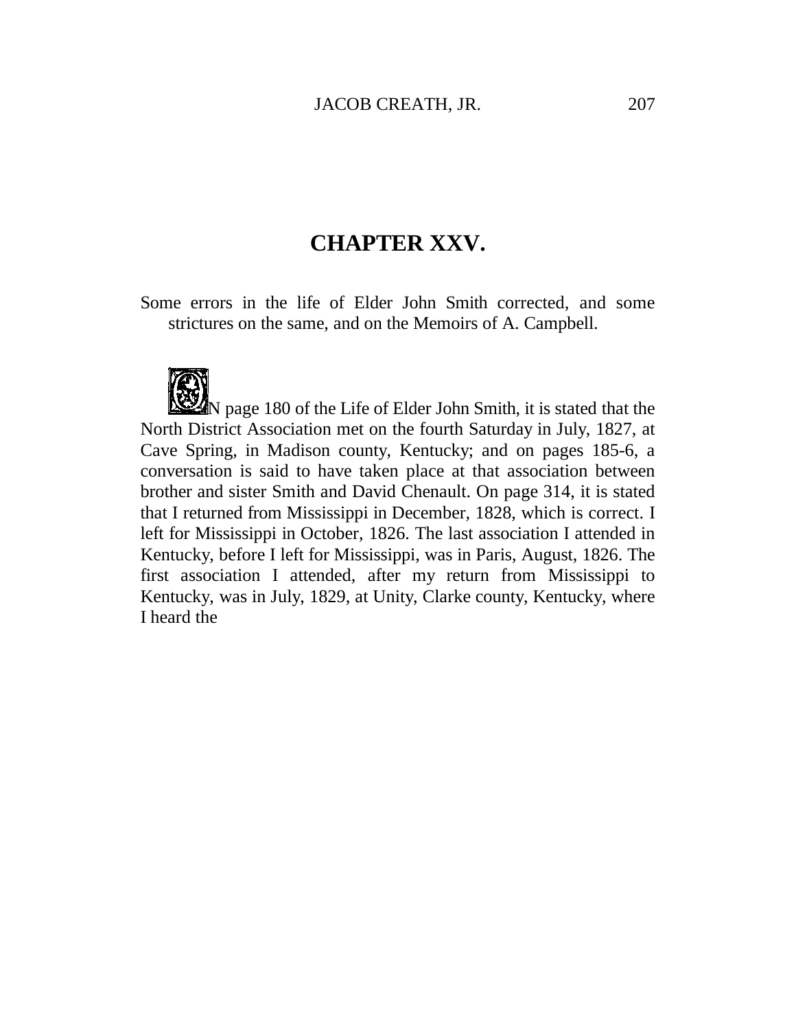# CHAPTER XXV.

Some errors in the life of Elder John Smith corrected, and some strictures on the same, and on the Memoirs of A. Campbell.

ON page 180 of the Life of Elder John Smith, it is stated that the North District Association met on the fourth Saturday in July, 1827, at Cave Spring, in Madison county, Kentucky; and on pages 185-6, a conversation is said to have taken place at that association between brother and sister Smith and David Chenault. On page 314, it is stated that I returned from Mississippi in December, 1828, which is correct. I left for Mississippi in October, 1826. The last association I attended in Kentucky, before I left for Mississippi, was in Paris, August, 1826. The first association I attended, after my return from Mississippi to Kentucky, was in July, 1829, at Unity, Clarke county, Kentucky, where I heard the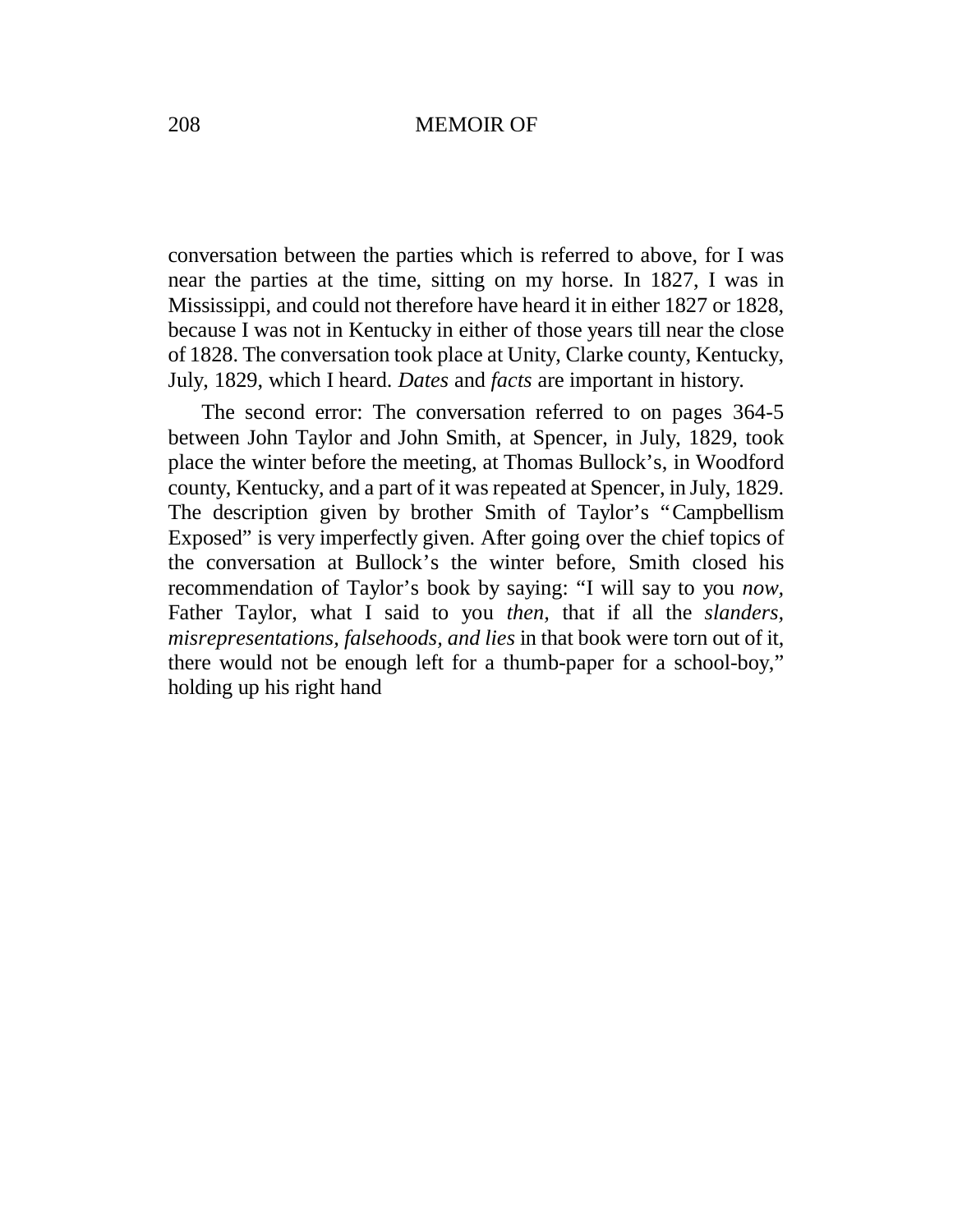conversation between the parties which is referred to above, for I was near the parties at the time, sitting on my horse. In 1827, I was in Mississippi, and could not therefore have heard it in either 1827 or 1828, because I was not in Kentucky in either of those years till near the close of 1828. The conversation took place at Unity, Clarke county, Kentucky, July, 1829, which I heard. *Dates* and *facts* are important in history.

The second error: The conversation referred to on pages 364-5 between John Taylor and John Smith, at Spencer, in July, 1829, took place the winter before the meeting, at Thomas Bullock's, in Woodford county, Kentucky, and a part of it was repeated at Spencer, in July, 1829. The description given by brother Smith of Taylor's "Campbellism Exposed" is very imperfectly given. After going over the chief topics of the conversation at Bullock's the winter before, Smith closed his recommendation of Taylor's book by saying: "I will say to you *now,* Father Taylor, what I said to you *then,* that if all the *slanders, misrepresentations, falsehoods, and lies* in that book were torn out of it, there would not be enough left for a thumb-paper for a school-boy," holding up his right hand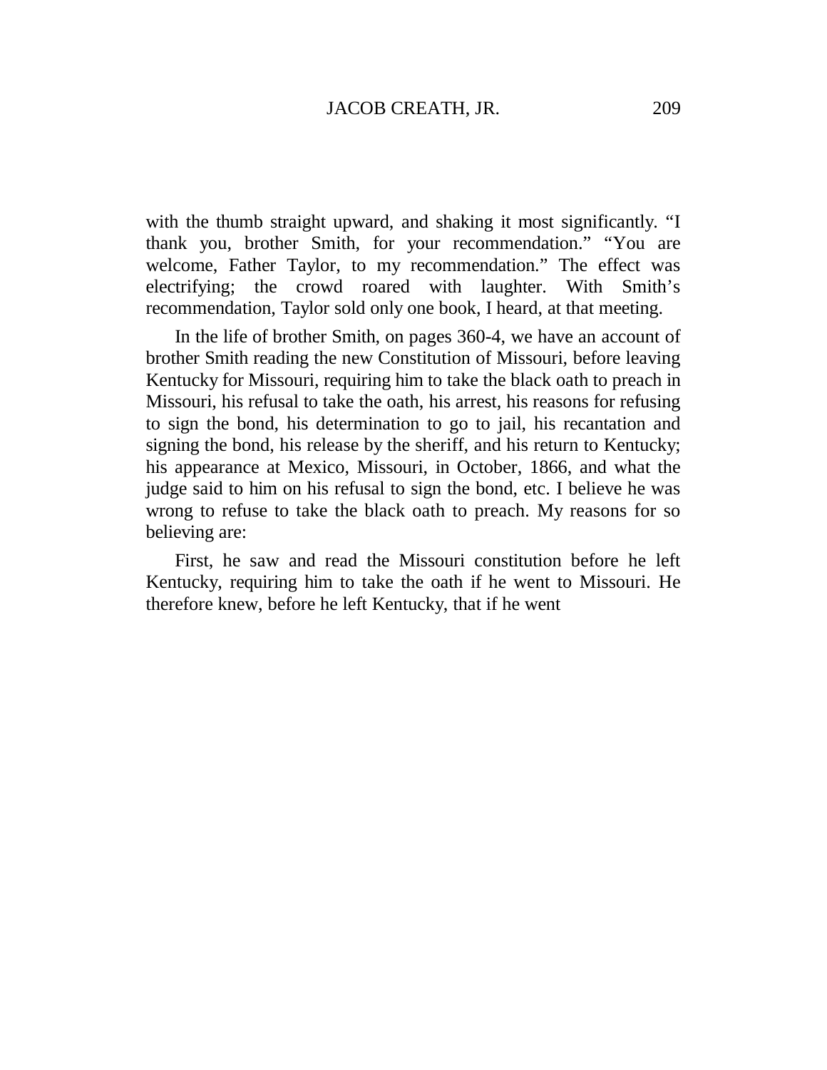with the thumb straight upward, and shaking it most significantly. "I thank you, brother Smith, for your recommendation." "You are welcome, Father Taylor, to my recommendation." The effect was electrifying; the crowd roared with laughter. With Smith's recommendation, Taylor sold only one book, I heard, at that meeting.

In the life of brother Smith, on pages 360-4, we have an account of brother Smith reading the new Constitution of Missouri, before leaving Kentucky for Missouri, requiring him to take the black oath to preach in Missouri, his refusal to take the oath, his arrest, his reasons for refusing to sign the bond, his determination to go to jail, his recantation and signing the bond, his release by the sheriff, and his return to Kentucky; his appearance at Mexico, Missouri, in October, 1866, and what the judge said to him on his refusal to sign the bond, etc. I believe he was wrong to refuse to take the black oath to preach. My reasons for so believing are:

First, he saw and read the Missouri constitution before he left Kentucky, requiring him to take the oath if he went to Missouri. He therefore knew, before he left Kentucky, that if he went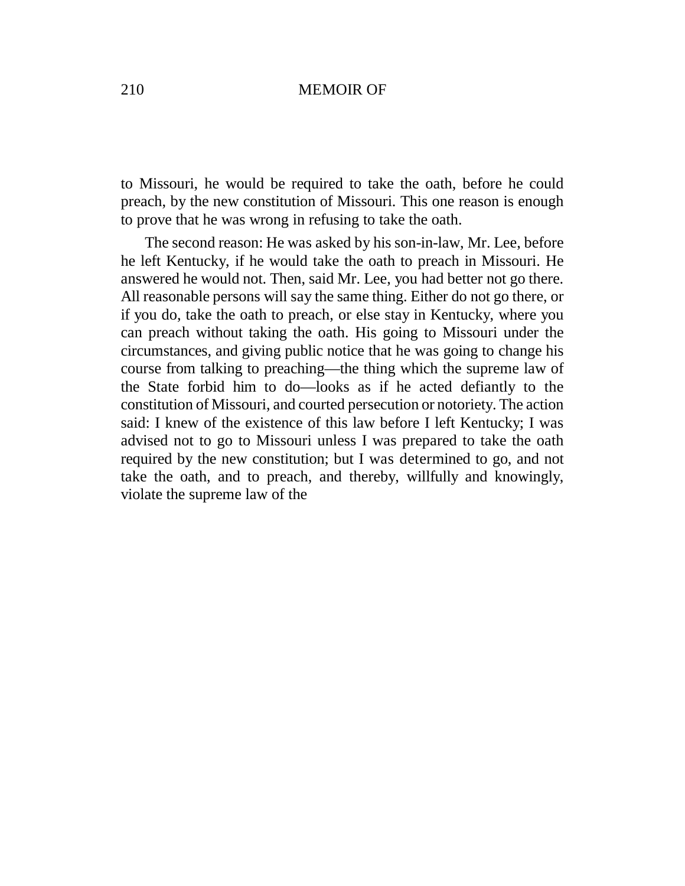to Missouri, he would be required to take the oath, before he could preach, by the new constitution of Missouri. This one reason is enough to prove that he was wrong in refusing to take the oath.

The second reason: He was asked by his son-in-law, Mr. Lee, before he left Kentucky, if he would take the oath to preach in Missouri. He answered he would not. Then, said Mr. Lee, you had better not go there. All reasonable persons will say the same thing. Either do not go there, or if you do, take the oath to preach, or else stay in Kentucky, where you can preach without taking the oath. His going to Missouri under the circumstances, and giving public notice that he was going to change his course from talking to preaching—the thing which the supreme law of the State forbid him to do—looks as if he acted defiantly to the constitution of Missouri, and courted persecution or notoriety. The action said: I knew of the existence of this law before I left Kentucky; I was advised not to go to Missouri unless I was prepared to take the oath required by the new constitution; but I was determined to go, and not take the oath, and to preach, and thereby, willfully and knowingly, violate the supreme law of the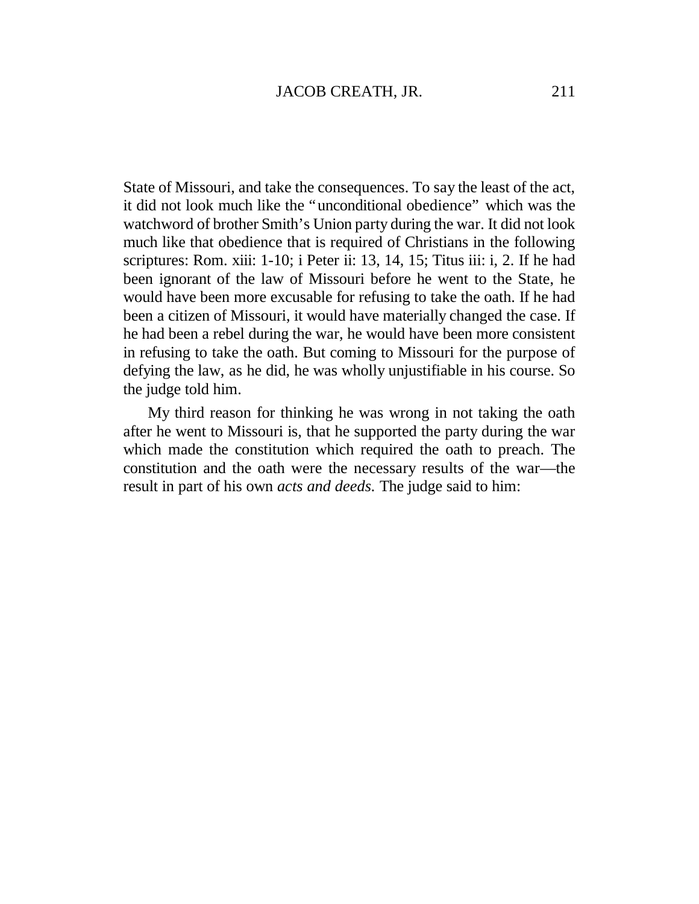State of Missouri, and take the consequences. To say the least of the act, it did not look much like the "unconditional obedience" which was the watchword of brother Smith's Union party during the war. It did not look much like that obedience that is required of Christians in the following scriptures: Rom. xiii: 1-10; i Peter ii: 13, 14, 15; Titus iii: i, 2. If he had been ignorant of the law of Missouri before he went to the State, he would have been more excusable for refusing to take the oath. If he had been a citizen of Missouri, it would have materially changed the case. If he had been a rebel during the war, he would have been more consistent in refusing to take the oath. But coming to Missouri for the purpose of defying the law, as he did, he was wholly unjustifiable in his course. So the judge told him.

My third reason for thinking he was wrong in not taking the oath after he went to Missouri is, that he supported the party during the war which made the constitution which required the oath to preach. The constitution and the oath were the necessary results of the war—the result in part of his own *acts and deeds.* The judge said to him: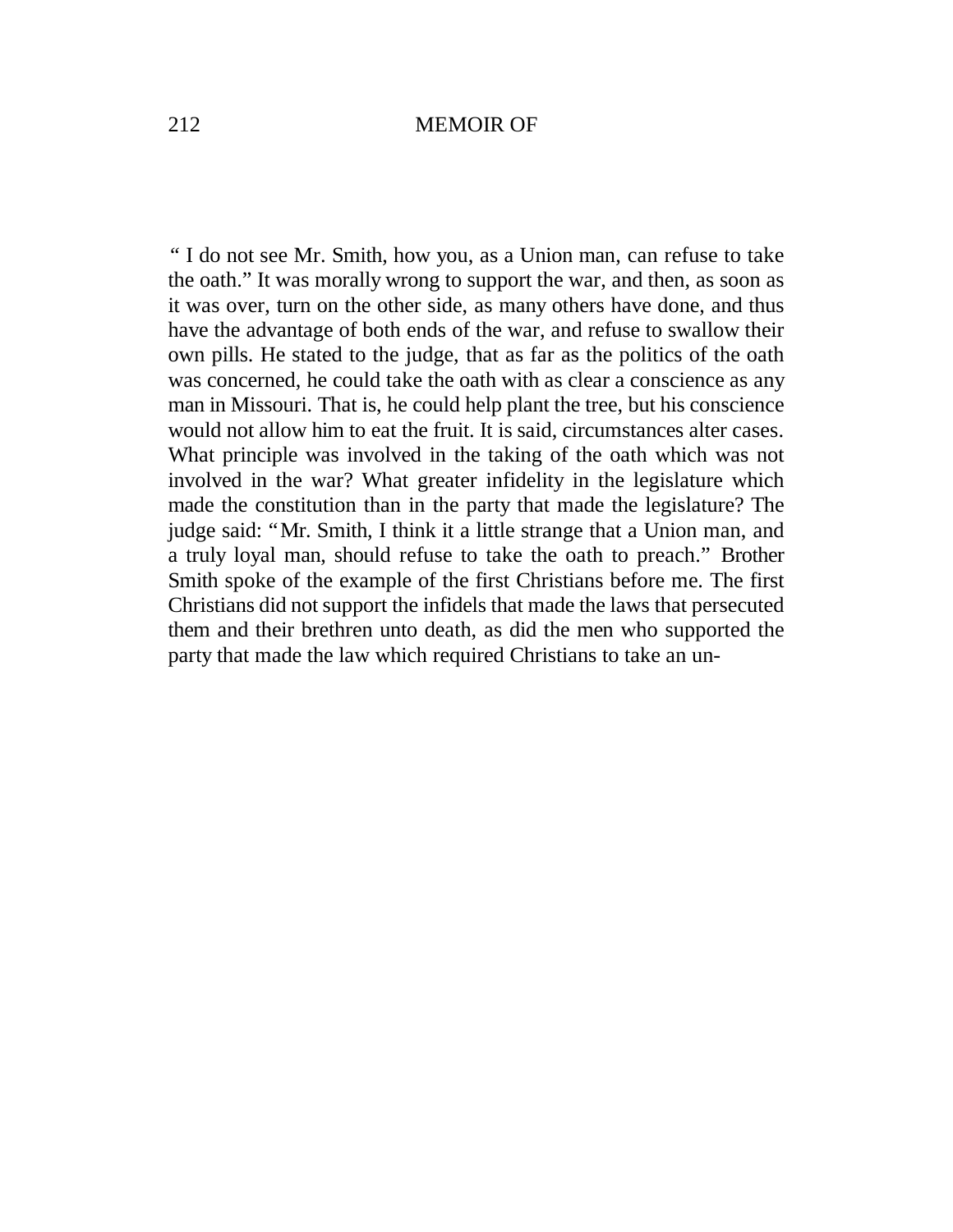" I do not see Mr. Smith, how you, as a Union man, can refuse to take the oath." It was morally wrong to support the war, and then, as soon as it was over, turn on the other side, as many others have done, and thus have the advantage of both ends of the war, and refuse to swallow their own pills. He stated to the judge, that as far as the politics of the oath was concerned, he could take the oath with as clear a conscience as any man in Missouri. That is, he could help plant the tree, but his conscience would not allow him to eat the fruit. It is said, circumstances alter cases. What principle was involved in the taking of the oath which was not involved in the war? What greater infidelity in the legislature which made the constitution than in the party that made the legislature? The judge said: "Mr. Smith, I think it a little strange that a Union man, and a truly loyal man, should refuse to take the oath to preach." Brother Smith spoke of the example of the first Christians before me. The first Christians did not support the infidels that made the laws that persecuted them and their brethren unto death, as did the men who supported the party that made the law which required Christians to take an un-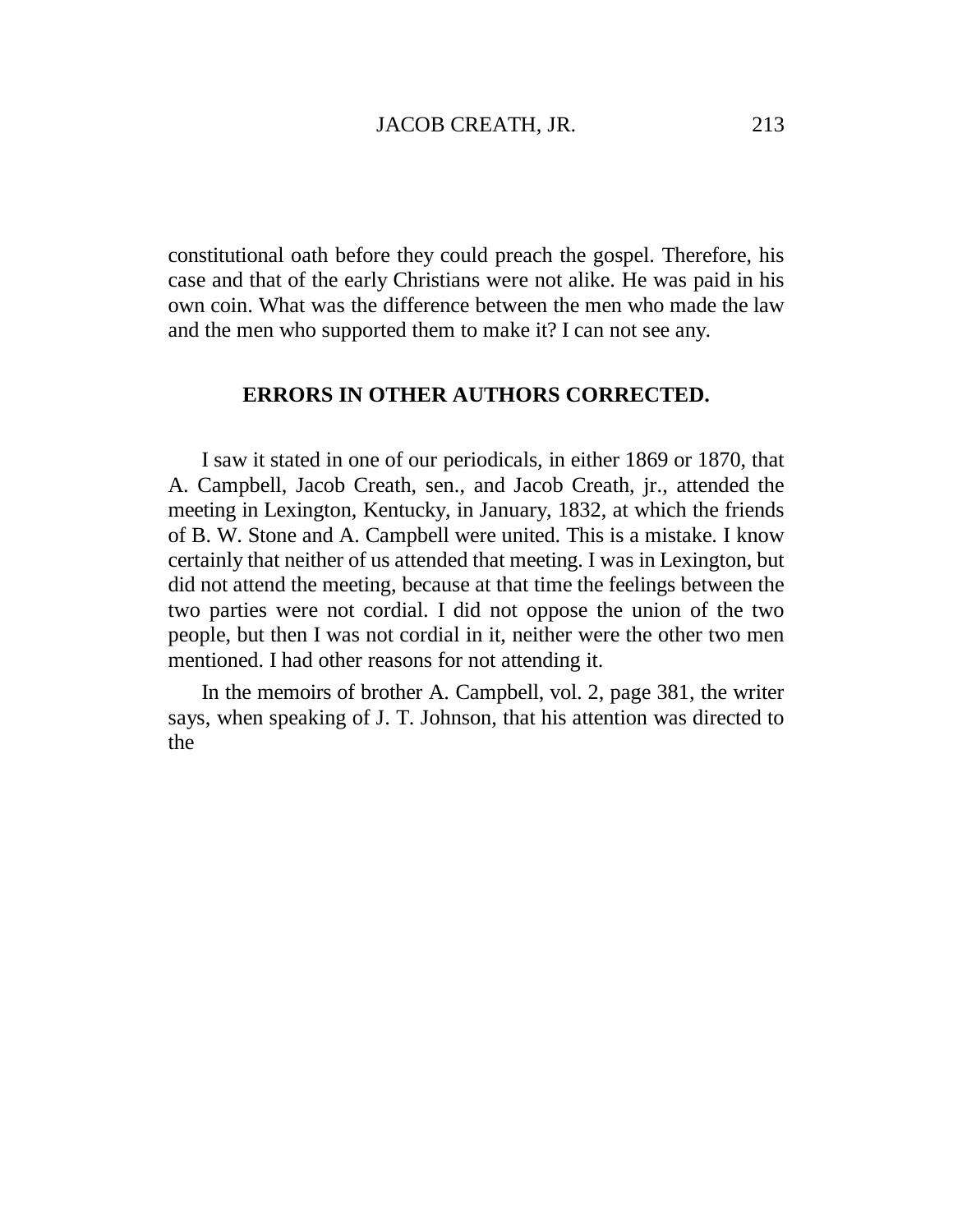constitutional oath before they could preach the gospel. Therefore, his case and that of the early Christians were not alike. He was paid in his own coin. What was the difference between the men who made the law and the men who supported them to make it? I can not see any.

## ERRORS IN OTHER AUTHORS CORRECTED.

I saw it stated in one of our periodicals, in either 1869 or 1870, that A. Campbell, Jacob Creath, sen., and Jacob Creath, jr., attended the meeting in Lexington, Kentucky, in January, 1832, at which the friends of B. W. Stone and A. Campbell were united. This is a mistake. I know certainly that neither of us attended that meeting. I was in Lexington, but did not attend the meeting, because at that time the feelings between the two parties were not cordial. I did not oppose the union of the two people, but then I was not cordial in it, neither were the other two men mentioned. I had other reasons for not attending it.

In the memoirs of brother A. Campbell, vol. 2, page 381, the writer says, when speaking of J. T. Johnson, that his attention was directed to the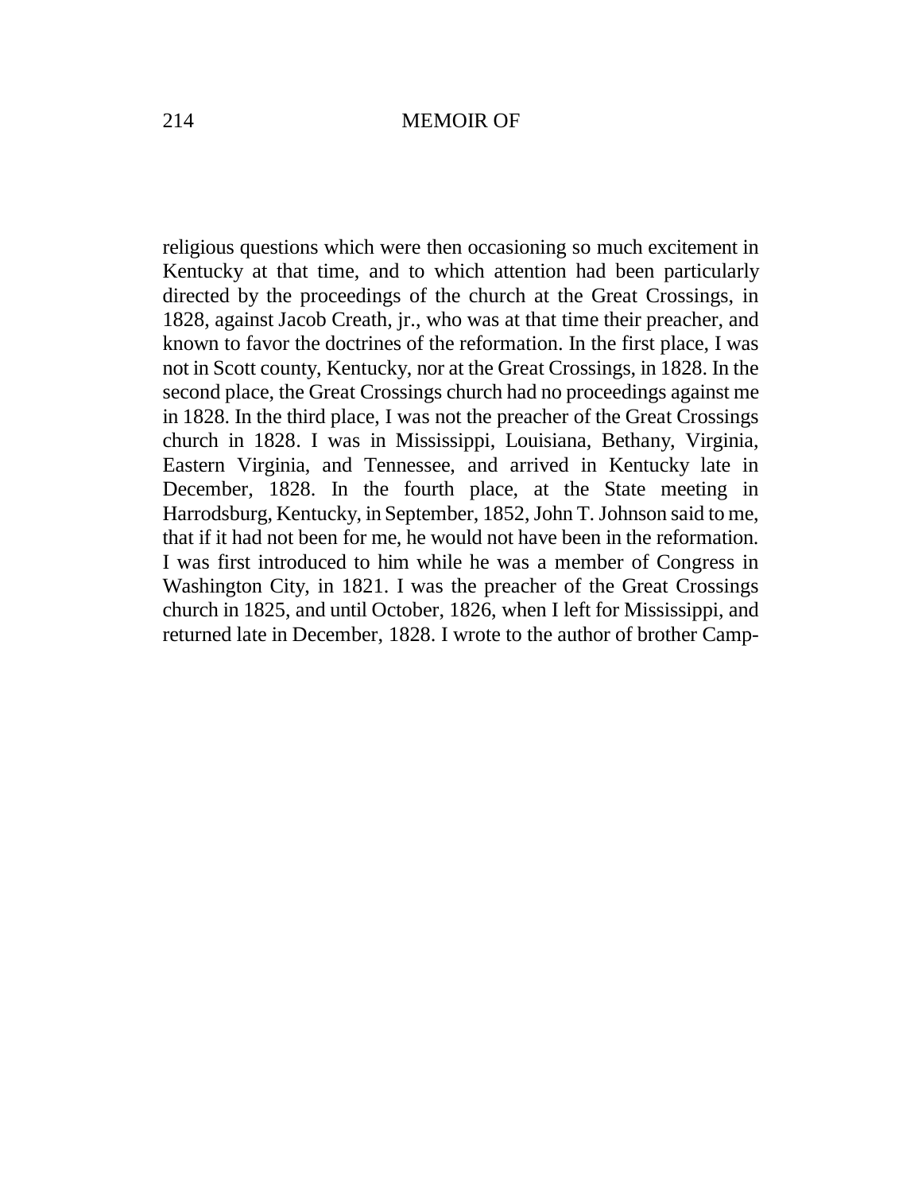religious questions which were then occasioning so much excitement in Kentucky at that time, and to which attention had been particularly directed by the proceedings of the church at the Great Crossings, in 1828, against Jacob Creath, jr., who was at that time their preacher, and known to favor the doctrines of the reformation. In the first place, I was not in Scott county, Kentucky, nor at the Great Crossings, in 1828. In the second place, the Great Crossings church had no proceedings against me in 1828. In the third place, I was not the preacher of the Great Crossings church in 1828. I was in Mississippi, Louisiana, Bethany, Virginia, Eastern Virginia, and Tennessee, and arrived in Kentucky late in December, 1828. In the fourth place, at the State meeting in Harrodsburg, Kentucky, in September, 1852, John T. Johnson said to me, that if it had not been for me, he would not have been in the reformation. I was first introduced to him while he was a member of Congress in Washington City, in 1821. I was the preacher of the Great Crossings church in 1825, and until October, 1826, when I left for Mississippi, and returned late in December, 1828. I wrote to the author of brother Camp-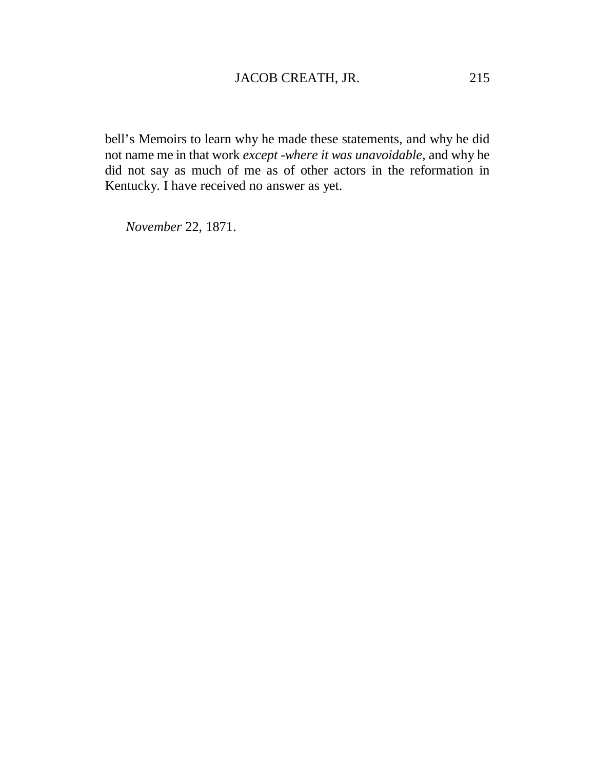bell's Memoirs to learn why he made these statements, and why he did not name me in that work *except -where it was unavoidable,* and why he did not say as much of me as of other actors in the reformation in Kentucky. I have received no answer as yet.

*November* 22, 1871.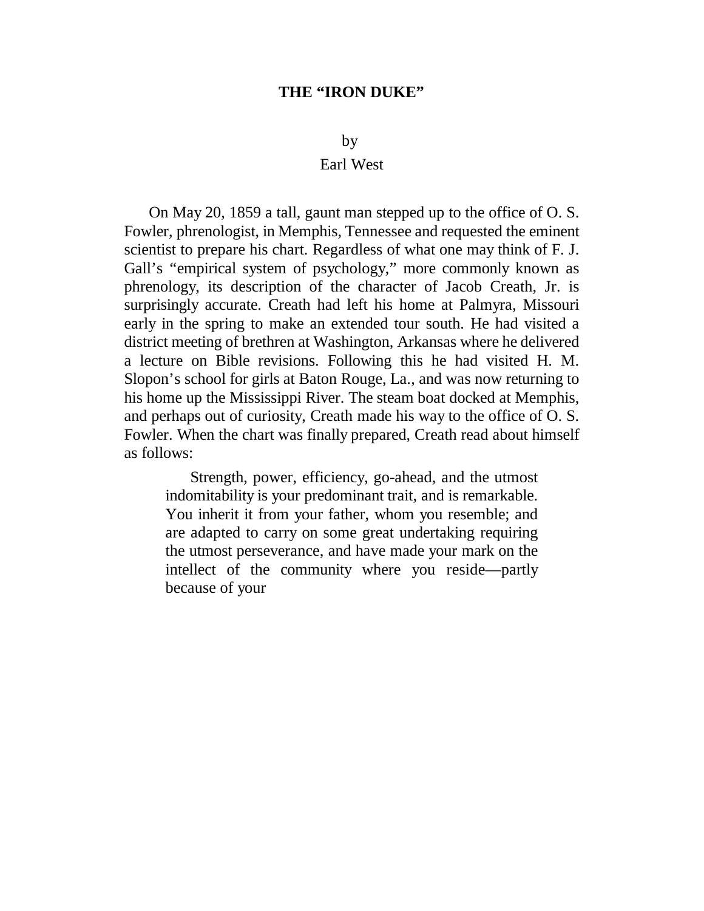# THE "IRON DUKE"

by

Earl West

On May 20, 1859 a tall, gaunt man stepped up to the office of O. S. Fowler, phrenologist, in Memphis, Tennessee and requested the eminent scientist to prepare his chart. Regardless of what one may think of F. J. Gall's "empirical system of psychology," more commonly known as phrenology, its description of the character of Jacob Creath, Jr. is surprisingly accurate. Creath had left his home at Palmyra, Missouri early in the spring to make an extended tour south. He had visited a district meeting of brethren at Washington, Arkansas where he delivered a lecture on Bible revisions. Following this he had visited H. M. Slopon's school for girls at Baton Rouge, La., and was now returning to his home up the Mississippi River. The steam boat docked at Memphis, and perhaps out of curiosity, Creath made his way to the office of O. S. Fowler. When the chart was finally prepared, Creath read about himself as follows:

> Strength, power, efficiency, go-ahead, and the utmost indomitability is your predominant trait, and is remarkable. You inherit it from your father, whom you resemble; and are adapted to carry on some great undertaking requiring the utmost perseverance, and have made your mark on the intellect of the community where you reside—partly because of your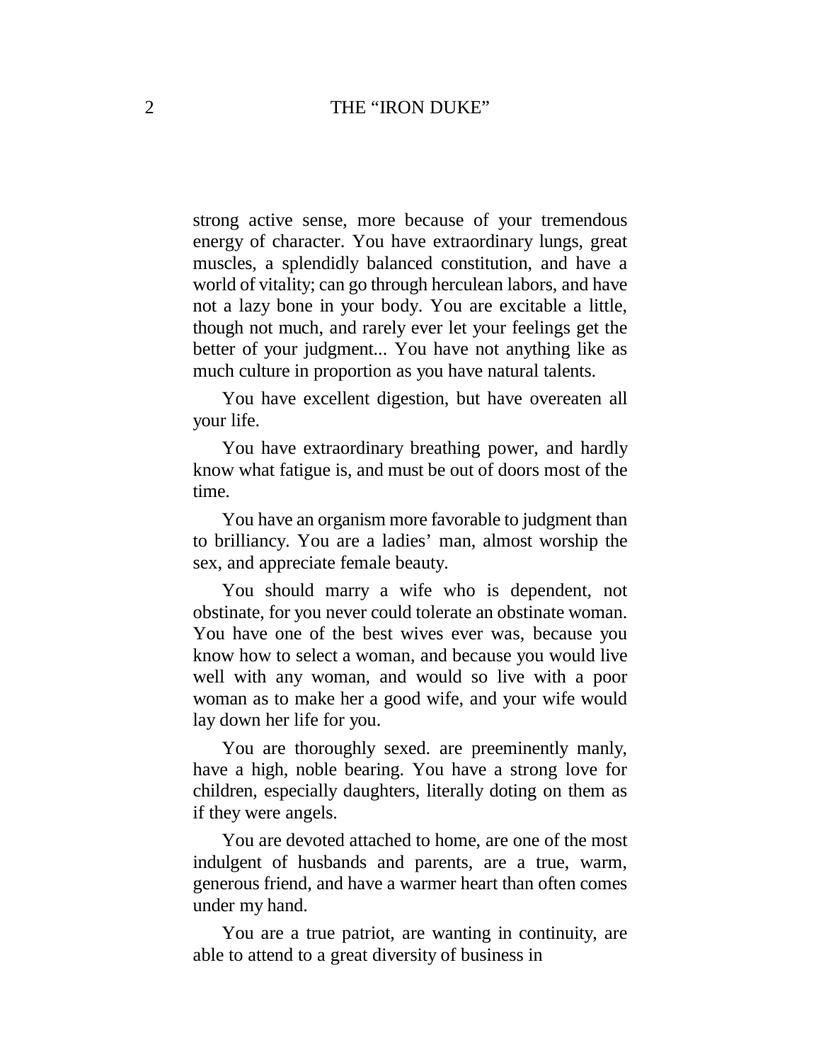strong active sense, more because of your tremendous energy of character. You have extraordinary lungs, great muscles, a splendidly balanced constitution, and have a world of vitality; can go through herculean labors, and have not a lazy bone in your body. You are excitable a little, though not much, and rarely ever let your feelings get the better of your judgment... You have not anything like as much culture in proportion as you have natural talents.

You have excellent digestion, but have overeaten all your life.

You have extraordinary breathing power, and hardly know what fatigue is, and must be out of doors most of the time.

You have an organism more favorable to judgment than to brilliancy. You are a ladies' man, almost worship the sex, and appreciate female beauty.

You should marry a wife who is dependent, not obstinate, for you never could tolerate an obstinate woman. You have one of the best wives ever was, because you know how to select a woman, and because you would live well with any woman, and would so live with a poor woman as to make her a good wife, and your wife would lay down her life for you.

You are thoroughly sexed. are preeminently manly, have a high, noble bearing. You have a strong love for children, especially daughters, literally doting on them as if they were angels.

You are devoted attached to home, are one of the most indulgent of husbands and parents, are a true, warm, generous friend, and have a warmer heart than often comes under my hand.

You are a true patriot, are wanting in continuity, are able to attend to a great diversity of business in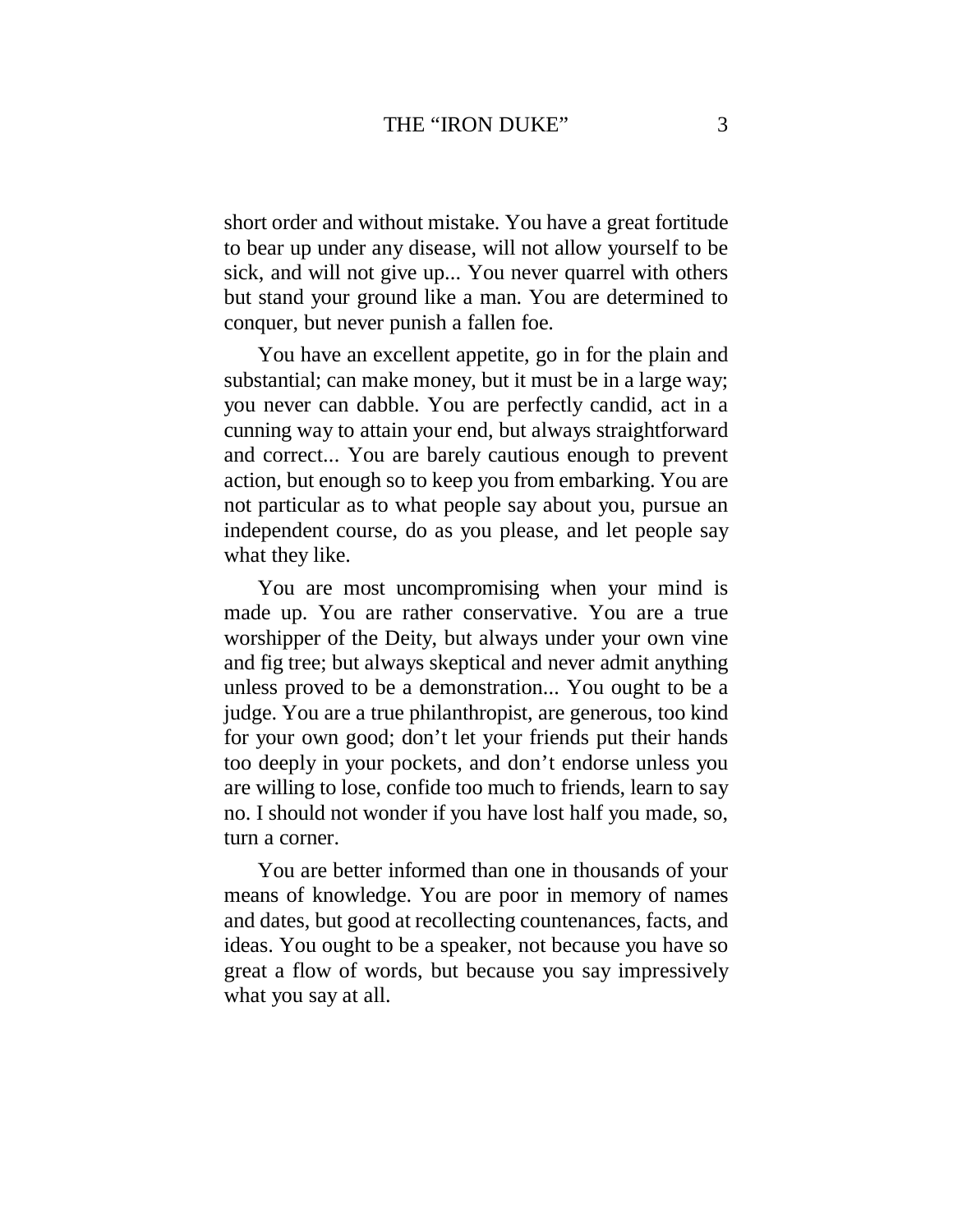short order and without mistake. You have a great fortitude to bear up under any disease, will not allow yourself to be sick, and will not give up... You never quarrel with others but stand your ground like a man. You are determined to conquer, but never punish a fallen foe.

You have an excellent appetite, go in for the plain and substantial; can make money, but it must be in a large way; you never can dabble. You are perfectly candid, act in a cunning way to attain your end, but always straightforward and correct... You are barely cautious enough to prevent action, but enough so to keep you from embarking. You are not particular as to what people say about you, pursue an independent course, do as you please, and let people say what they like.

You are most uncompromising when your mind is made up. You are rather conservative. You are a true worshipper of the Deity, but always under your own vine and fig tree; but always skeptical and never admit anything unless proved to be a demonstration... You ought to be a judge. You are a true philanthropist, are generous, too kind for your own good; don't let your friends put their hands too deeply in your pockets, and don't endorse unless you are willing to lose, confide too much to friends, learn to say no. I should not wonder if you have lost half you made, so, turn a corner.

You are better informed than one in thousands of your means of knowledge. You are poor in memory of names and dates, but good at recollecting countenances, facts, and ideas. You ought to be a speaker, not because you have so great a flow of words, but because you say impressively what you say at all.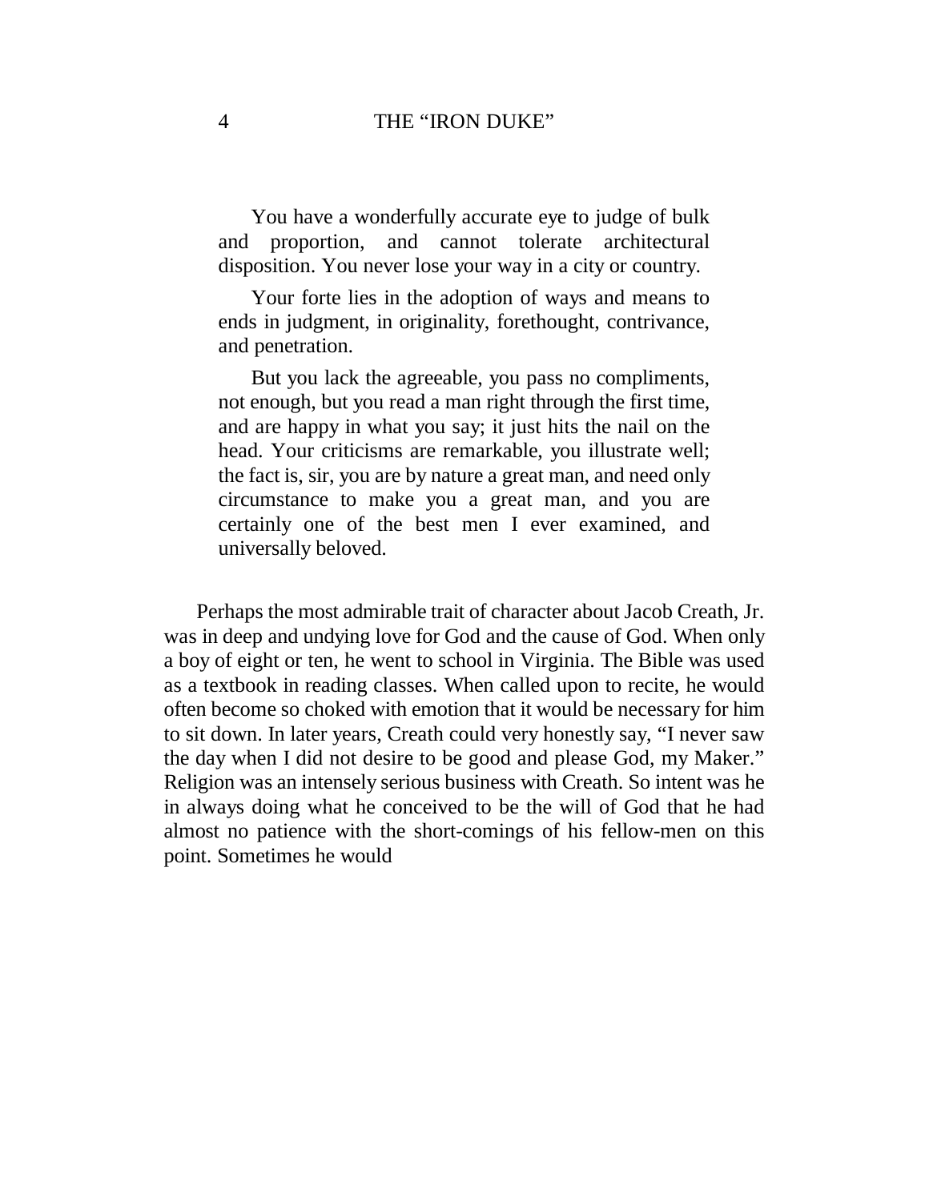> You have a wonderfully accurate eye to judge of bulk and proportion, and cannot tolerate architectural disposition. You never lose your way in a city or country.
>
> Your forte lies in the adoption of ways and means to ends in judgment, in originality, forethought, contrivance, and penetration.
>
> But you lack the agreeable, you pass no compliments, not enough, but you read a man right through the first time, and are happy in what you say; it just hits the nail on the head. Your criticisms are remarkable, you illustrate well; the fact is, sir, you are by nature a great man, and need only circumstance to make you a great man, and you are certainly one of the best men I ever examined, and universally beloved.

Perhaps the most admirable trait of character about Jacob Creath, Jr. was in deep and undying love for God and the cause of God. When only a boy of eight or ten, he went to school in Virginia. The Bible was used as a textbook in reading classes. When called upon to recite, he would often become so choked with emotion that it would be necessary for him to sit down. In later years, Creath could very honestly say, "I never saw the day when I did not desire to be good and please God, my Maker." Religion was an intensely serious business with Creath. So intent was he in always doing what he conceived to be the will of God that he had almost no patience with the short-comings of his fellow-men on this point. Sometimes he would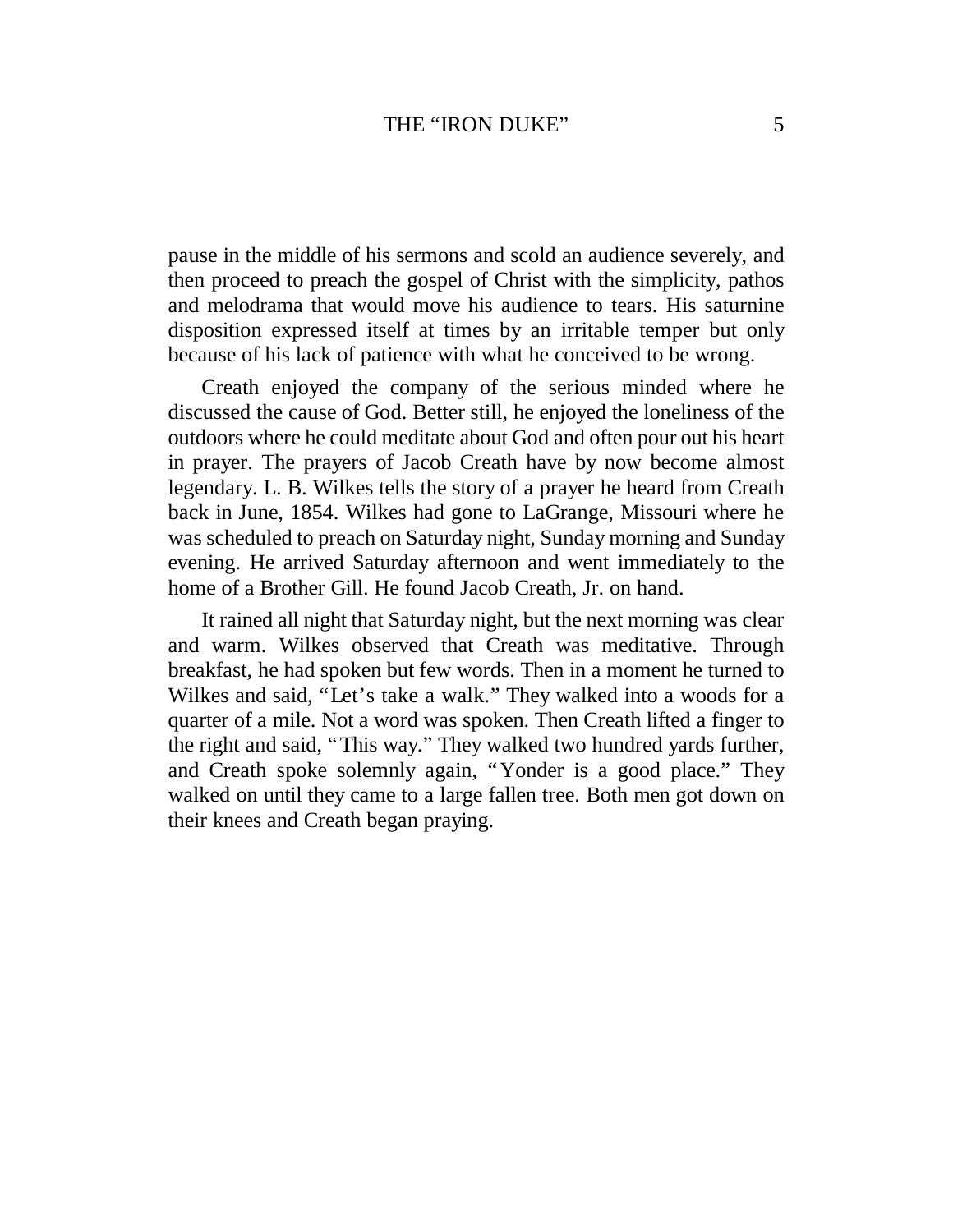pause in the middle of his sermons and scold an audience severely, and then proceed to preach the gospel of Christ with the simplicity, pathos and melodrama that would move his audience to tears. His saturnine disposition expressed itself at times by an irritable temper but only because of his lack of patience with what he conceived to be wrong.

Creath enjoyed the company of the serious minded where he discussed the cause of God. Better still, he enjoyed the loneliness of the outdoors where he could meditate about God and often pour out his heart in prayer. The prayers of Jacob Creath have by now become almost legendary. L. B. Wilkes tells the story of a prayer he heard from Creath back in June, 1854. Wilkes had gone to LaGrange, Missouri where he was scheduled to preach on Saturday night, Sunday morning and Sunday evening. He arrived Saturday afternoon and went immediately to the home of a Brother Gill. He found Jacob Creath, Jr. on hand.

It rained all night that Saturday night, but the next morning was clear and warm. Wilkes observed that Creath was meditative. Through breakfast, he had spoken but few words. Then in a moment he turned to Wilkes and said, "Let's take a walk." They walked into a woods for a quarter of a mile. Not a word was spoken. Then Creath lifted a finger to the right and said, "This way." They walked two hundred yards further, and Creath spoke solemnly again, "Yonder is a good place." They walked on until they came to a large fallen tree. Both men got down on their knees and Creath began praying.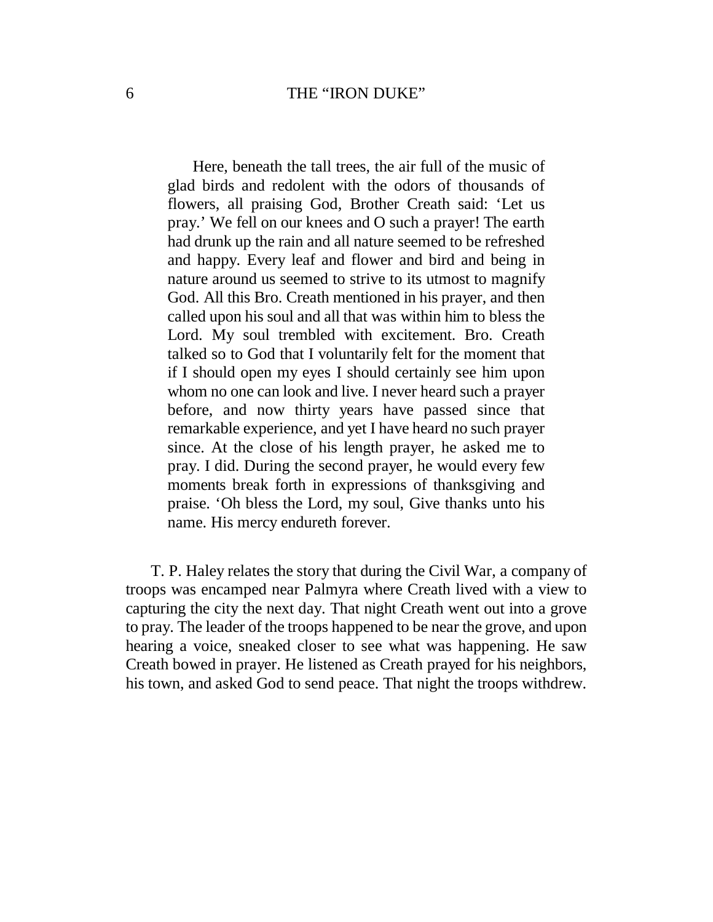> Here, beneath the tall trees, the air full of the music of glad birds and redolent with the odors of thousands of flowers, all praising God, Brother Creath said: 'Let us pray.' We fell on our knees and O such a prayer! The earth had drunk up the rain and all nature seemed to be refreshed and happy. Every leaf and flower and bird and being in nature around us seemed to strive to its utmost to magnify God. All this Bro. Creath mentioned in his prayer, and then called upon his soul and all that was within him to bless the Lord. My soul trembled with excitement. Bro. Creath talked so to God that I voluntarily felt for the moment that if I should open my eyes I should certainly see him upon whom no one can look and live. I never heard such a prayer before, and now thirty years have passed since that remarkable experience, and yet I have heard no such prayer since. At the close of his length prayer, he asked me to pray. I did. During the second prayer, he would every few moments break forth in expressions of thanksgiving and praise. 'Oh bless the Lord, my soul, Give thanks unto his name. His mercy endureth forever.

T. P. Haley relates the story that during the Civil War, a company of troops was encamped near Palmyra where Creath lived with a view to capturing the city the next day. That night Creath went out into a grove to pray. The leader of the troops happened to be near the grove, and upon hearing a voice, sneaked closer to see what was happening. He saw Creath bowed in prayer. He listened as Creath prayed for his neighbors, his town, and asked God to send peace. That night the troops withdrew.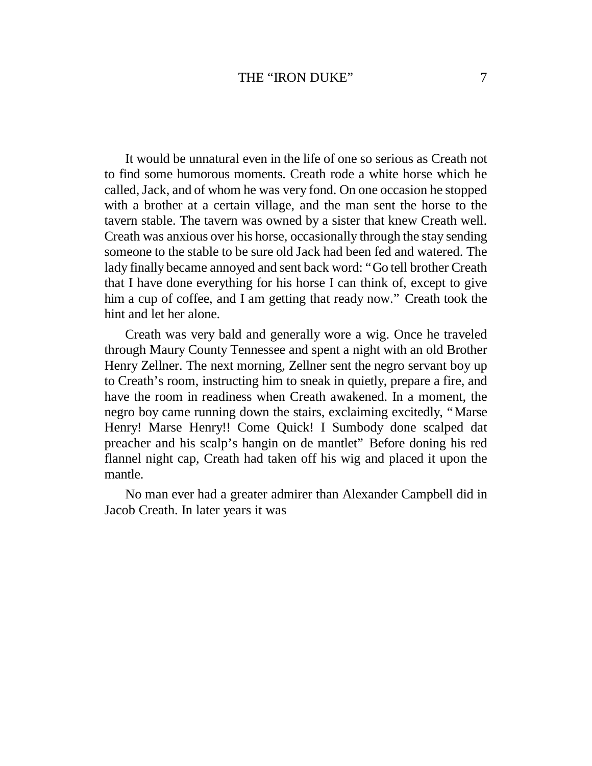It would be unnatural even in the life of one so serious as Creath not to find some humorous moments. Creath rode a white horse which he called, Jack, and of whom he was very fond. On one occasion he stopped with a brother at a certain village, and the man sent the horse to the tavern stable. The tavern was owned by a sister that knew Creath well. Creath was anxious over his horse, occasionally through the stay sending someone to the stable to be sure old Jack had been fed and watered. The lady finally became annoyed and sent back word: "Go tell brother Creath that I have done everything for his horse I can think of, except to give him a cup of coffee, and I am getting that ready now." Creath took the hint and let her alone.

Creath was very bald and generally wore a wig. Once he traveled through Maury County Tennessee and spent a night with an old Brother Henry Zellner. The next morning, Zellner sent the negro servant boy up to Creath's room, instructing him to sneak in quietly, prepare a fire, and have the room in readiness when Creath awakened. In a moment, the negro boy came running down the stairs, exclaiming excitedly, "Marse Henry! Marse Henry!! Come Quick! I Sumbody done scalped dat preacher and his scalp's hangin on de mantlet" Before doning his red flannel night cap, Creath had taken off his wig and placed it upon the mantle.

No man ever had a greater admirer than Alexander Campbell did in Jacob Creath. In later years it was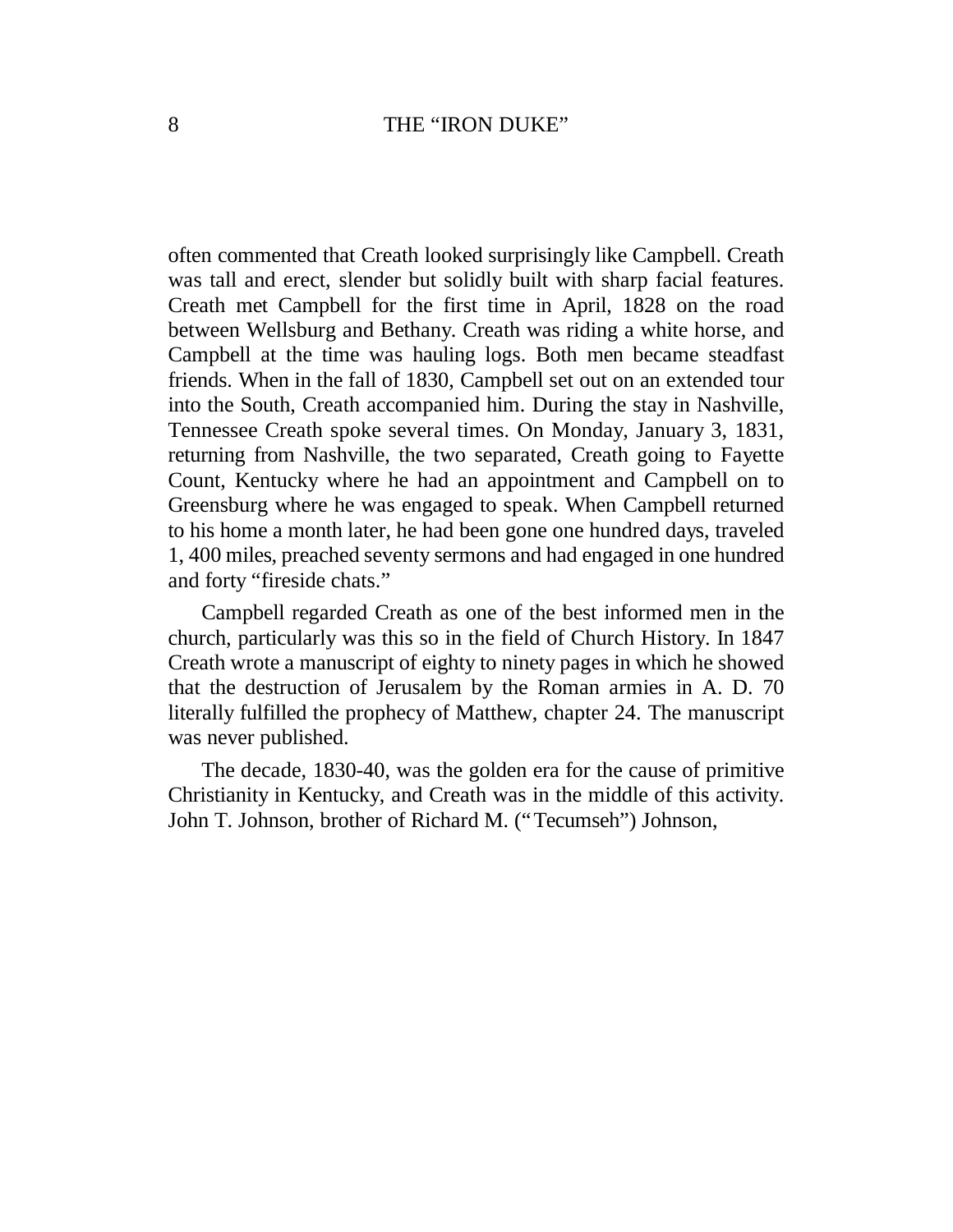often commented that Creath looked surprisingly like Campbell. Creath was tall and erect, slender but solidly built with sharp facial features. Creath met Campbell for the first time in April, 1828 on the road between Wellsburg and Bethany. Creath was riding a white horse, and Campbell at the time was hauling logs. Both men became steadfast friends. When in the fall of 1830, Campbell set out on an extended tour into the South, Creath accompanied him. During the stay in Nashville, Tennessee Creath spoke several times. On Monday, January 3, 1831, returning from Nashville, the two separated, Creath going to Fayette Count, Kentucky where he had an appointment and Campbell on to Greensburg where he was engaged to speak. When Campbell returned to his home a month later, he had been gone one hundred days, traveled 1, 400 miles, preached seventy sermons and had engaged in one hundred and forty "fireside chats."

Campbell regarded Creath as one of the best informed men in the church, particularly was this so in the field of Church History. In 1847 Creath wrote a manuscript of eighty to ninety pages in which he showed that the destruction of Jerusalem by the Roman armies in A. D. 70 literally fulfilled the prophecy of Matthew, chapter 24. The manuscript was never published.

The decade, 1830-40, was the golden era for the cause of primitive Christianity in Kentucky, and Creath was in the middle of this activity. John T. Johnson, brother of Richard M. ("Tecumseh") Johnson,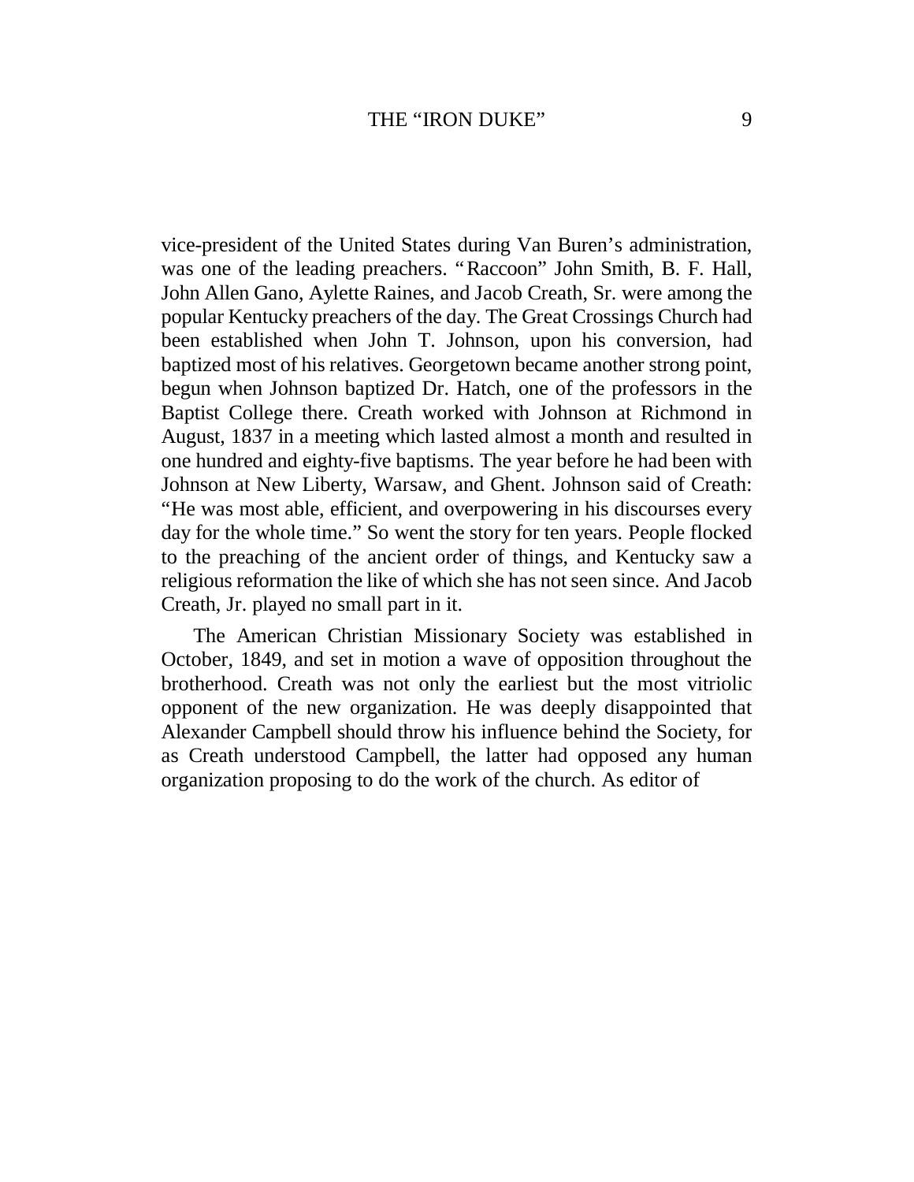vice-president of the United States during Van Buren's administration, was one of the leading preachers. "Raccoon" John Smith, B. F. Hall, John Allen Gano, Aylette Raines, and Jacob Creath, Sr. were among the popular Kentucky preachers of the day. The Great Crossings Church had been established when John T. Johnson, upon his conversion, had baptized most of his relatives. Georgetown became another strong point, begun when Johnson baptized Dr. Hatch, one of the professors in the Baptist College there. Creath worked with Johnson at Richmond in August, 1837 in a meeting which lasted almost a month and resulted in one hundred and eighty-five baptisms. The year before he had been with Johnson at New Liberty, Warsaw, and Ghent. Johnson said of Creath: "He was most able, efficient, and overpowering in his discourses every day for the whole time." So went the story for ten years. People flocked to the preaching of the ancient order of things, and Kentucky saw a religious reformation the like of which she has not seen since. And Jacob Creath, Jr. played no small part in it.

The American Christian Missionary Society was established in October, 1849, and set in motion a wave of opposition throughout the brotherhood. Creath was not only the earliest but the most vitriolic opponent of the new organization. He was deeply disappointed that Alexander Campbell should throw his influence behind the Society, for as Creath understood Campbell, the latter had opposed any human organization proposing to do the work of the church. As editor of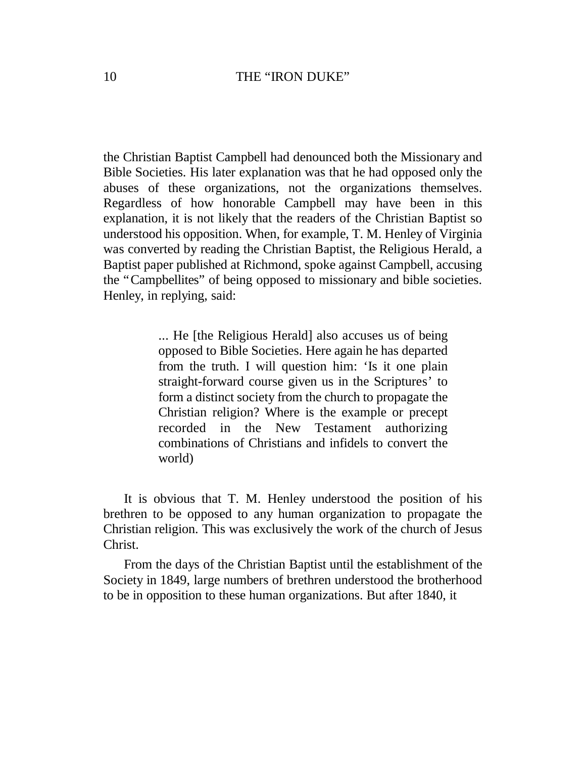the Christian Baptist Campbell had denounced both the Missionary and Bible Societies. His later explanation was that he had opposed only the abuses of these organizations, not the organizations themselves. Regardless of how honorable Campbell may have been in this explanation, it is not likely that the readers of the Christian Baptist so understood his opposition. When, for example, T. M. Henley of Virginia was converted by reading the Christian Baptist, the Religious Herald, a Baptist paper published at Richmond, spoke against Campbell, accusing the "Campbellites" of being opposed to missionary and bible societies. Henley, in replying, said:

> ... He [the Religious Herald] also accuses us of being opposed to Bible Societies. Here again he has departed from the truth. I will question him: 'Is it one plain straight-forward course given us in the Scriptures' to form a distinct society from the church to propagate the Christian religion? Where is the example or precept recorded in the New Testament authorizing combinations of Christians and infidels to convert the world)

It is obvious that T. M. Henley understood the position of his brethren to be opposed to any human organization to propagate the Christian religion. This was exclusively the work of the church of Jesus Christ.

From the days of the Christian Baptist until the establishment of the Society in 1849, large numbers of brethren understood the brotherhood to be in opposition to these human organizations. But after 1840, it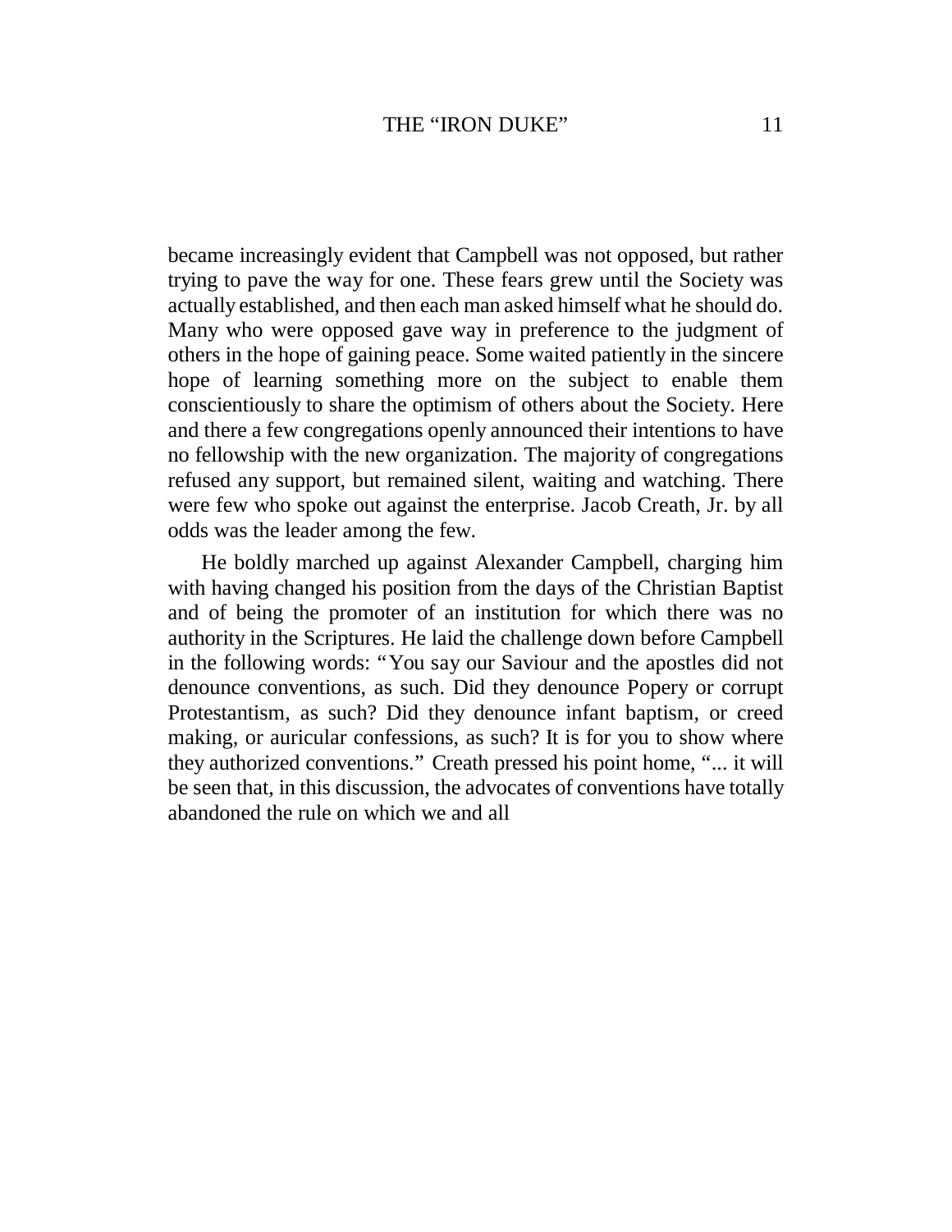became increasingly evident that Campbell was not opposed, but rather trying to pave the way for one. These fears grew until the Society was actually established, and then each man asked himself what he should do. Many who were opposed gave way in preference to the judgment of others in the hope of gaining peace. Some waited patiently in the sincere hope of learning something more on the subject to enable them conscientiously to share the optimism of others about the Society. Here and there a few congregations openly announced their intentions to have no fellowship with the new organization. The majority of congregations refused any support, but remained silent, waiting and watching. There were few who spoke out against the enterprise. Jacob Creath, Jr. by all odds was the leader among the few.

He boldly marched up against Alexander Campbell, charging him with having changed his position from the days of the Christian Baptist and of being the promoter of an institution for which there was no authority in the Scriptures. He laid the challenge down before Campbell in the following words: "You say our Saviour and the apostles did not denounce conventions, as such. Did they denounce Popery or corrupt Protestantism, as such? Did they denounce infant baptism, or creed making, or auricular confessions, as such? It is for you to show where they authorized conventions." Creath pressed his point home, "... it will be seen that, in this discussion, the advocates of conventions have totally abandoned the rule on which we and all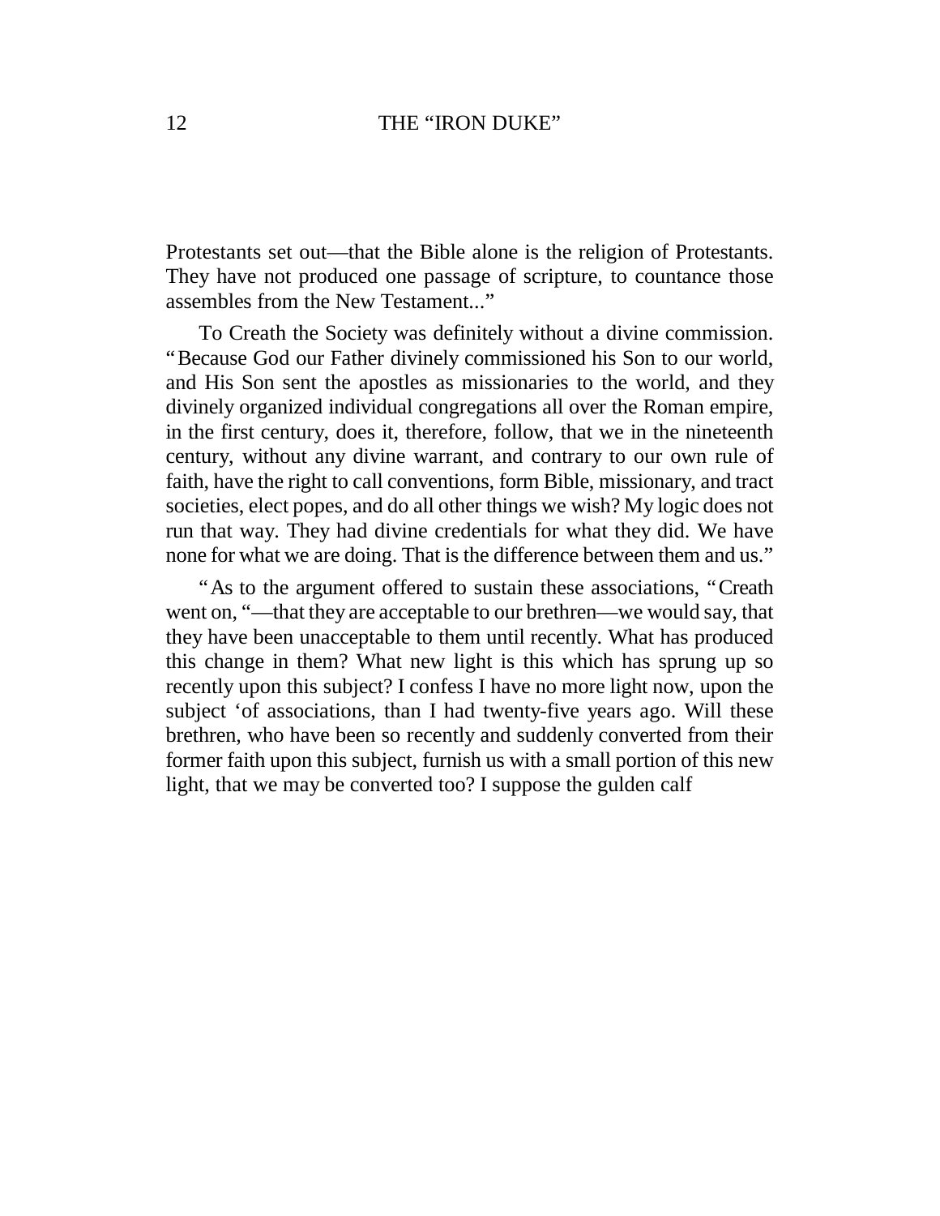Protestants set out—that the Bible alone is the religion of Protestants. They have not produced one passage of scripture, to countance those assembles from the New Testament..."

To Creath the Society was definitely without a divine commission. "Because God our Father divinely commissioned his Son to our world, and His Son sent the apostles as missionaries to the world, and they divinely organized individual congregations all over the Roman empire, in the first century, does it, therefore, follow, that we in the nineteenth century, without any divine warrant, and contrary to our own rule of faith, have the right to call conventions, form Bible, missionary, and tract societies, elect popes, and do all other things we wish? My logic does not run that way. They had divine credentials for what they did. We have none for what we are doing. That is the difference between them and us."

"As to the argument offered to sustain these associations, "Creath went on, "—that they are acceptable to our brethren—we would say, that they have been unacceptable to them until recently. What has produced this change in them? What new light is this which has sprung up so recently upon this subject? I confess I have no more light now, upon the subject 'of associations, than I had twenty-five years ago. Will these brethren, who have been so recently and suddenly converted from their former faith upon this subject, furnish us with a small portion of this new light, that we may be converted too? I suppose the gulden calf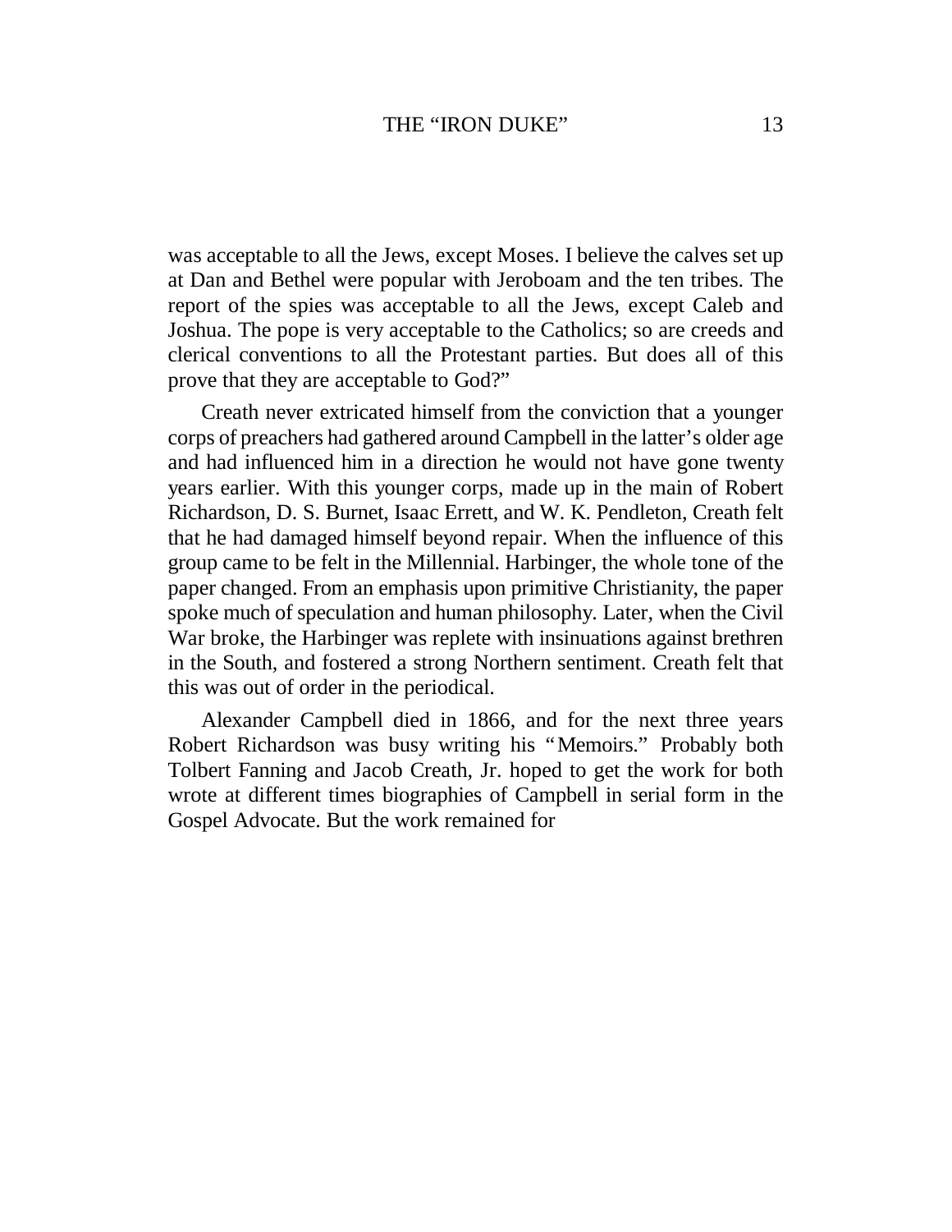was acceptable to all the Jews, except Moses. I believe the calves set up at Dan and Bethel were popular with Jeroboam and the ten tribes. The report of the spies was acceptable to all the Jews, except Caleb and Joshua. The pope is very acceptable to the Catholics; so are creeds and clerical conventions to all the Protestant parties. But does all of this prove that they are acceptable to God?"

Creath never extricated himself from the conviction that a younger corps of preachers had gathered around Campbell in the latter's older age and had influenced him in a direction he would not have gone twenty years earlier. With this younger corps, made up in the main of Robert Richardson, D. S. Burnet, Isaac Errett, and W. K. Pendleton, Creath felt that he had damaged himself beyond repair. When the influence of this group came to be felt in the Millennial. Harbinger, the whole tone of the paper changed. From an emphasis upon primitive Christianity, the paper spoke much of speculation and human philosophy. Later, when the Civil War broke, the Harbinger was replete with insinuations against brethren in the South, and fostered a strong Northern sentiment. Creath felt that this was out of order in the periodical.

Alexander Campbell died in 1866, and for the next three years Robert Richardson was busy writing his "Memoirs." Probably both Tolbert Fanning and Jacob Creath, Jr. hoped to get the work for both wrote at different times biographies of Campbell in serial form in the Gospel Advocate. But the work remained for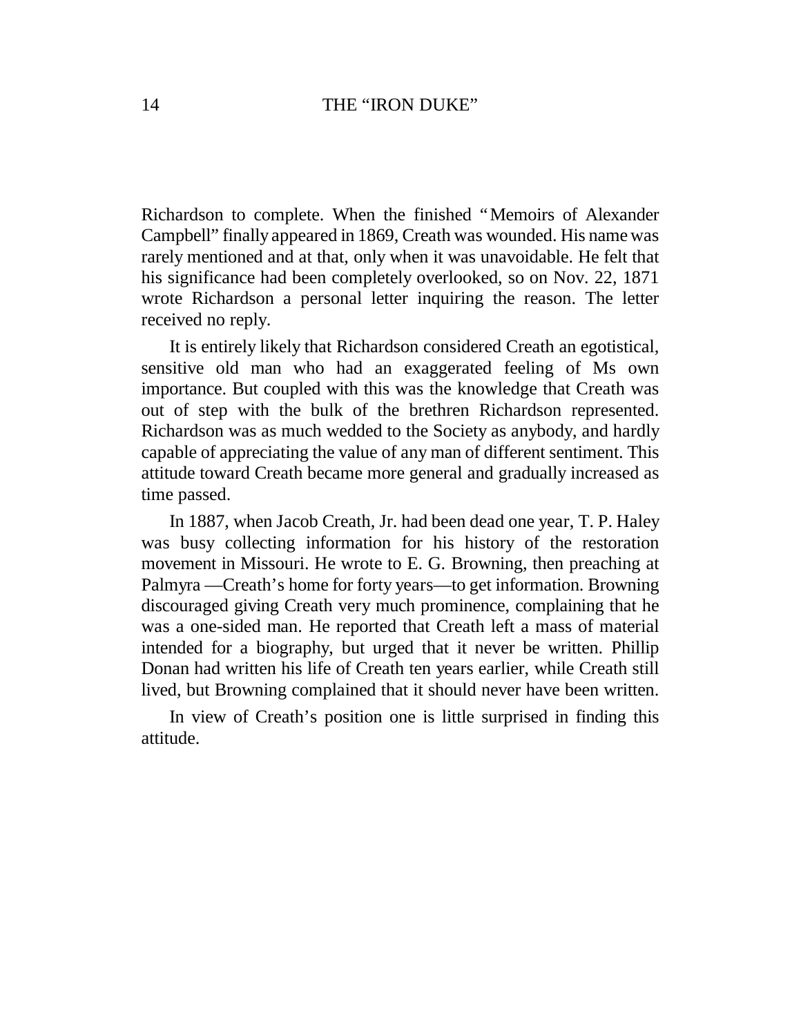Richardson to complete. When the finished "Memoirs of Alexander Campbell" finally appeared in 1869, Creath was wounded. His name was rarely mentioned and at that, only when it was unavoidable. He felt that his significance had been completely overlooked, so on Nov. 22, 1871 wrote Richardson a personal letter inquiring the reason. The letter received no reply.

It is entirely likely that Richardson considered Creath an egotistical, sensitive old man who had an exaggerated feeling of Ms own importance. But coupled with this was the knowledge that Creath was out of step with the bulk of the brethren Richardson represented. Richardson was as much wedded to the Society as anybody, and hardly capable of appreciating the value of any man of different sentiment. This attitude toward Creath became more general and gradually increased as time passed.

In 1887, when Jacob Creath, Jr. had been dead one year, T. P. Haley was busy collecting information for his history of the restoration movement in Missouri. He wrote to E. G. Browning, then preaching at Palmyra —Creath's home for forty years—to get information. Browning discouraged giving Creath very much prominence, complaining that he was a one-sided man. He reported that Creath left a mass of material intended for a biography, but urged that it never be written. Phillip Donan had written his life of Creath ten years earlier, while Creath still lived, but Browning complained that it should never have been written.

In view of Creath's position one is little surprised in finding this attitude.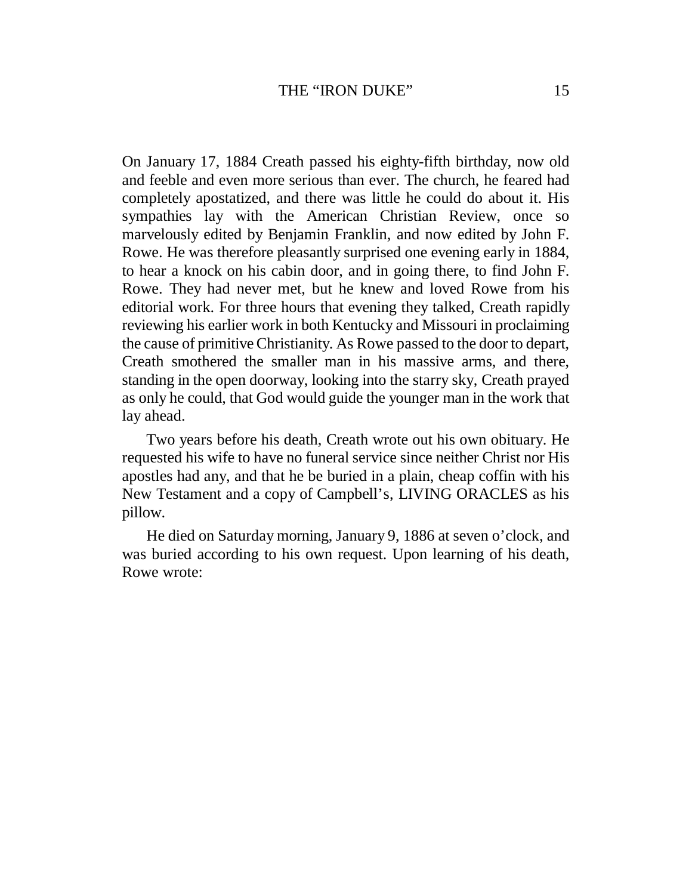On January 17, 1884 Creath passed his eighty-fifth birthday, now old and feeble and even more serious than ever. The church, he feared had completely apostatized, and there was little he could do about it. His sympathies lay with the American Christian Review, once so marvelously edited by Benjamin Franklin, and now edited by John F. Rowe. He was therefore pleasantly surprised one evening early in 1884, to hear a knock on his cabin door, and in going there, to find John F. Rowe. They had never met, but he knew and loved Rowe from his editorial work. For three hours that evening they talked, Creath rapidly reviewing his earlier work in both Kentucky and Missouri in proclaiming the cause of primitive Christianity. As Rowe passed to the door to depart, Creath smothered the smaller man in his massive arms, and there, standing in the open doorway, looking into the starry sky, Creath prayed as only he could, that God would guide the younger man in the work that lay ahead.

Two years before his death, Creath wrote out his own obituary. He requested his wife to have no funeral service since neither Christ nor His apostles had any, and that he be buried in a plain, cheap coffin with his New Testament and a copy of Campbell's, LIVING ORACLES as his pillow.

He died on Saturday morning, January 9, 1886 at seven o'clock, and was buried according to his own request. Upon learning of his death, Rowe wrote: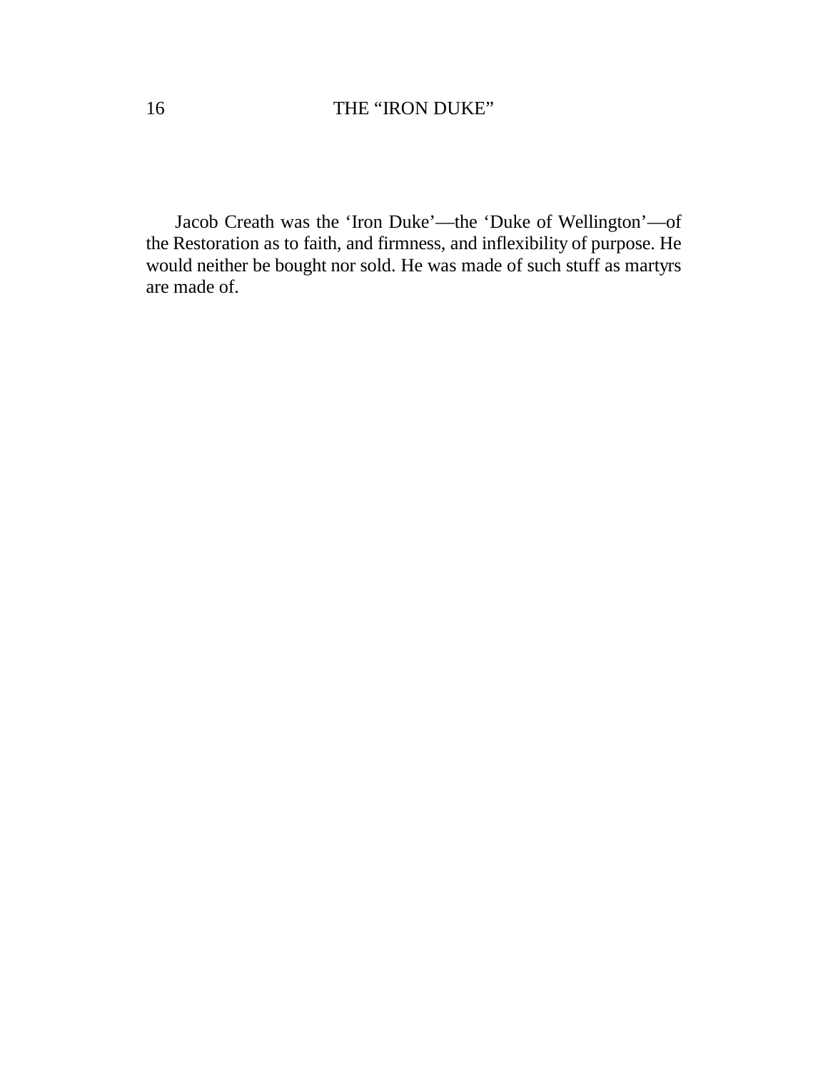Jacob Creath was the ‘Iron Duke’—the ‘Duke of Wellington’—of the Restoration as to faith, and firmness, and inflexibility of purpose. He would neither be bought nor sold. He was made of such stuff as martyrs are made of.